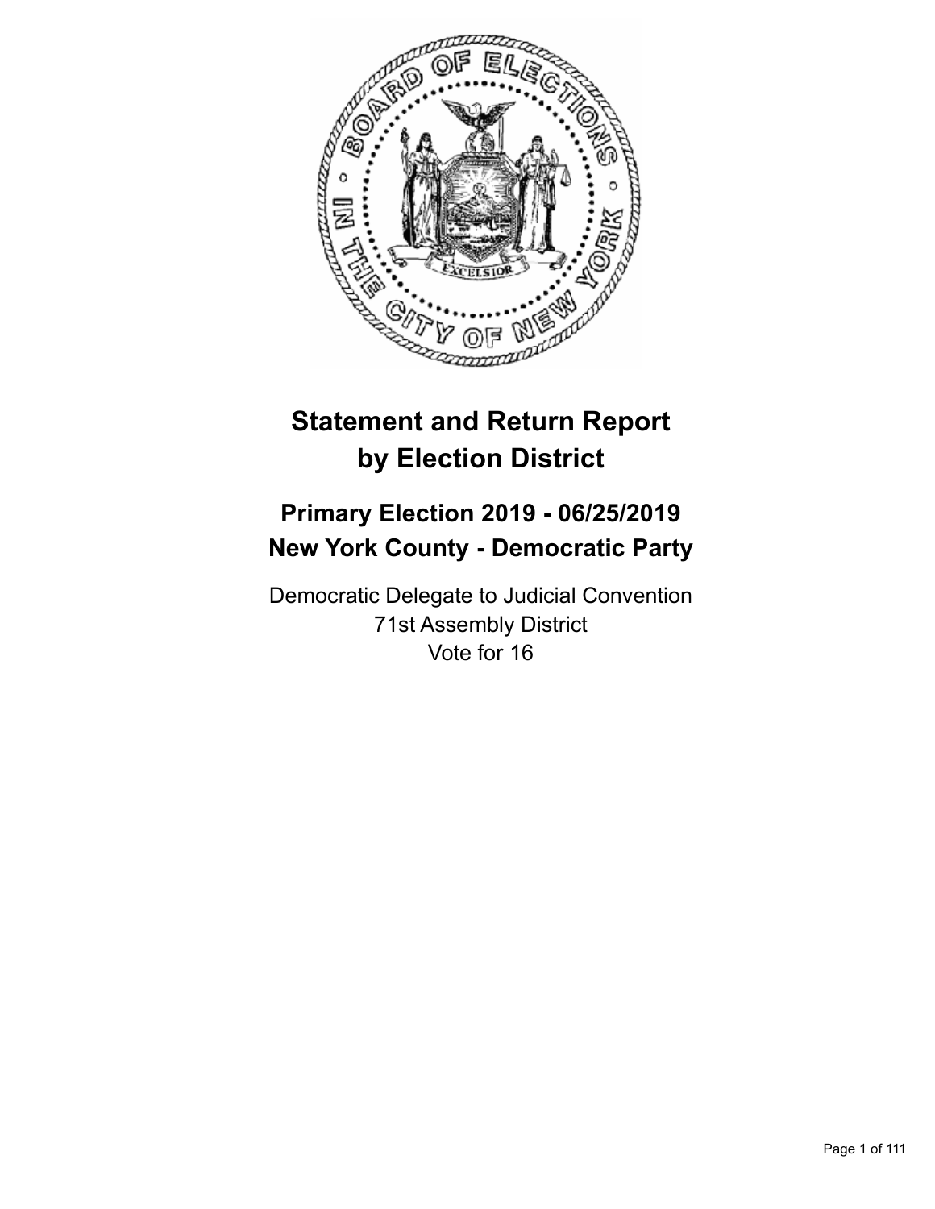# Statement and Return Report by Election District

## Primary Election 2019 - 06/25/2019
## New York County - Democratic Party

Democratic Delegate to Judicial Convention
71st Assembly District
Vote for 16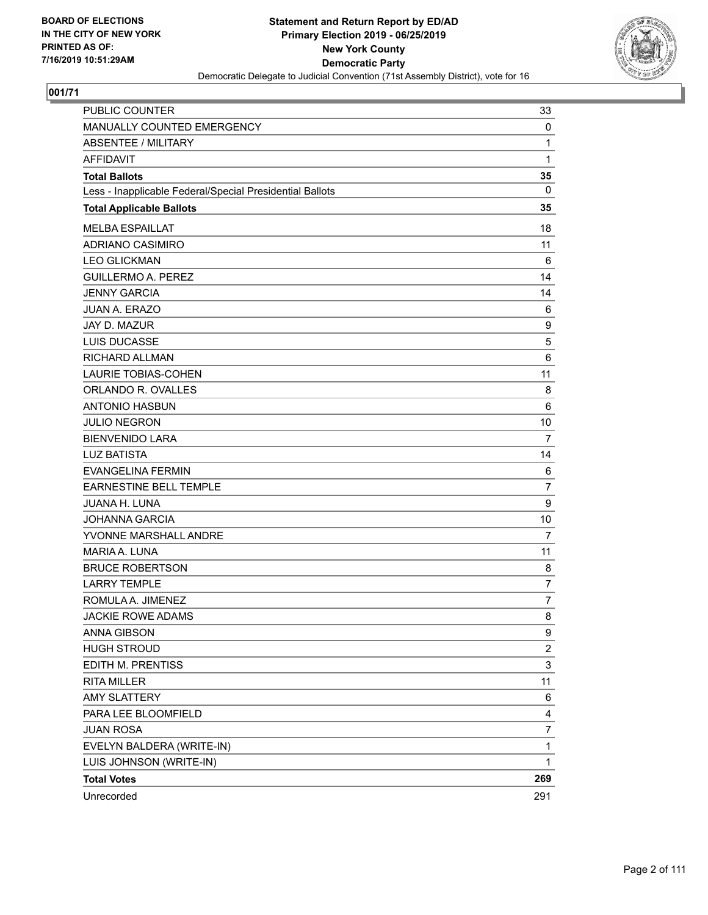BOARD OF ELECTIONS
IN THE CITY OF NEW YORK
PRINTED AS OF:
7/16/2019 10:51:29AM

**Statement and Return Report by ED/AD**
**Primary Election 2019 - 06/25/2019**
**New York County**
**Democratic Party**
Democratic Delegate to Judicial Convention (71st Assembly District), vote for 16

## 001/71

| | |
|---|---|
| PUBLIC COUNTER | 33 |
| MANUALLY COUNTED EMERGENCY | 0 |
| ABSENTEE / MILITARY | 1 |
| AFFIDAVIT | 1 |
| **Total Ballots** | **35** |
| Less - Inapplicable Federal/Special Presidential Ballots | 0 |
| **Total Applicable Ballots** | **35** |
| MELBA ESPAILLAT | 18 |
| ADRIANO CASIMIRO | 11 |
| LEO GLICKMAN | 6 |
| GUILLERMO A. PEREZ | 14 |
| JENNY GARCIA | 14 |
| JUAN A. ERAZO | 6 |
| JAY D. MAZUR | 9 |
| LUIS DUCASSE | 5 |
| RICHARD ALLMAN | 6 |
| LAURIE TOBIAS-COHEN | 11 |
| ORLANDO R. OVALLES | 8 |
| ANTONIO HASBUN | 6 |
| JULIO NEGRON | 10 |
| BIENVENIDO LARA | 7 |
| LUZ BATISTA | 14 |
| EVANGELINA FERMIN | 6 |
| EARNESTINE BELL TEMPLE | 7 |
| JUANA H. LUNA | 9 |
| JOHANNA GARCIA | 10 |
| YVONNE MARSHALL ANDRE | 7 |
| MARIA A. LUNA | 11 |
| BRUCE ROBERTSON | 8 |
| LARRY TEMPLE | 7 |
| ROMULA A. JIMENEZ | 7 |
| JACKIE ROWE ADAMS | 8 |
| ANNA GIBSON | 9 |
| HUGH STROUD | 2 |
| EDITH M. PRENTISS | 3 |
| RITA MILLER | 11 |
| AMY SLATTERY | 6 |
| PARA LEE BLOOMFIELD | 4 |
| JUAN ROSA | 7 |
| EVELYN BALDERA (WRITE-IN) | 1 |
| LUIS JOHNSON (WRITE-IN) | 1 |
| **Total Votes** | **269** |
| Unrecorded | 291 |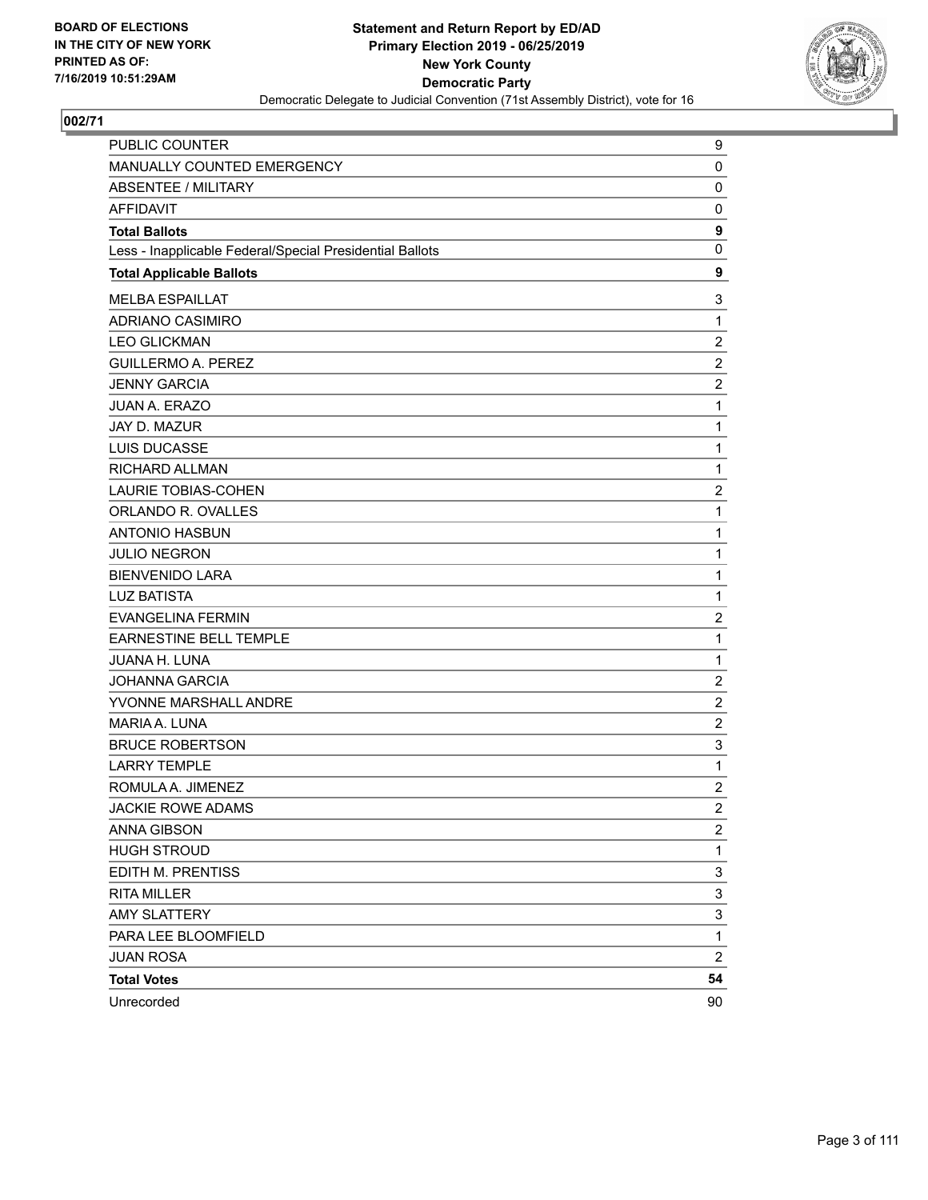BOARD OF ELECTIONS
IN THE CITY OF NEW YORK
PRINTED AS OF:
7/16/2019 10:51:29AM

**Statement and Return Report by ED/AD**
**Primary Election 2019 - 06/25/2019**
**New York County**
**Democratic Party**
Democratic Delegate to Judicial Convention (71st Assembly District), vote for 16

## 002/71

| | |
|---|---|
| PUBLIC COUNTER | 9 |
| MANUALLY COUNTED EMERGENCY | 0 |
| ABSENTEE / MILITARY | 0 |
| AFFIDAVIT | 0 |
| **Total Ballots** | **9** |
| Less - Inapplicable Federal/Special Presidential Ballots | 0 |
| **Total Applicable Ballots** | **9** |
| MELBA ESPAILLAT | 3 |
| ADRIANO CASIMIRO | 1 |
| LEO GLICKMAN | 2 |
| GUILLERMO A. PEREZ | 2 |
| JENNY GARCIA | 2 |
| JUAN A. ERAZO | 1 |
| JAY D. MAZUR | 1 |
| LUIS DUCASSE | 1 |
| RICHARD ALLMAN | 1 |
| LAURIE TOBIAS-COHEN | 2 |
| ORLANDO R. OVALLES | 1 |
| ANTONIO HASBUN | 1 |
| JULIO NEGRON | 1 |
| BIENVENIDO LARA | 1 |
| LUZ BATISTA | 1 |
| EVANGELINA FERMIN | 2 |
| EARNESTINE BELL TEMPLE | 1 |
| JUANA H. LUNA | 1 |
| JOHANNA GARCIA | 2 |
| YVONNE MARSHALL ANDRE | 2 |
| MARIA A. LUNA | 2 |
| BRUCE ROBERTSON | 3 |
| LARRY TEMPLE | 1 |
| ROMULA A. JIMENEZ | 2 |
| JACKIE ROWE ADAMS | 2 |
| ANNA GIBSON | 2 |
| HUGH STROUD | 1 |
| EDITH M. PRENTISS | 3 |
| RITA MILLER | 3 |
| AMY SLATTERY | 3 |
| PARA LEE BLOOMFIELD | 1 |
| JUAN ROSA | 2 |
| **Total Votes** | **54** |
| Unrecorded | 90 |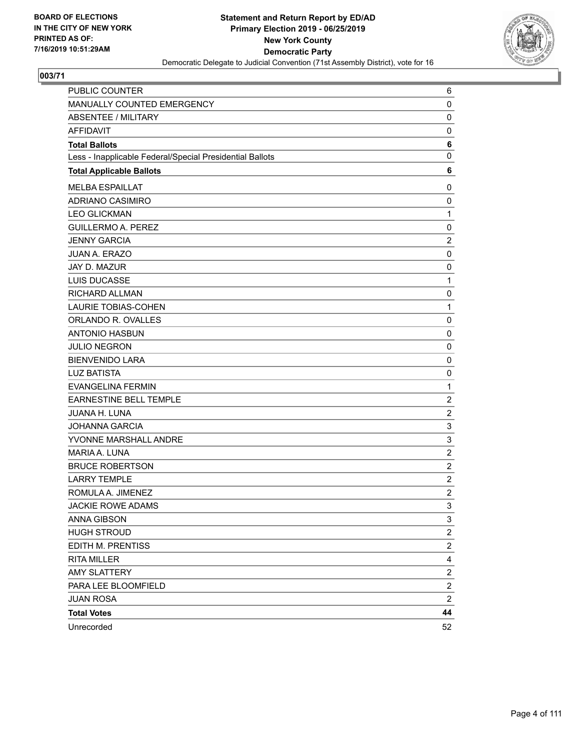BOARD OF ELECTIONS
IN THE CITY OF NEW YORK
PRINTED AS OF:
7/16/2019 10:51:29AM

**Statement and Return Report by ED/AD**
**Primary Election 2019 - 06/25/2019**
**New York County**
**Democratic Party**
Democratic Delegate to Judicial Convention (71st Assembly District), vote for 16

## 003/71

| | |
|---|---|
| PUBLIC COUNTER | 6 |
| MANUALLY COUNTED EMERGENCY | 0 |
| ABSENTEE / MILITARY | 0 |
| AFFIDAVIT | 0 |
| **Total Ballots** | **6** |
| Less - Inapplicable Federal/Special Presidential Ballots | 0 |
| **Total Applicable Ballots** | **6** |
| MELBA ESPAILLAT | 0 |
| ADRIANO CASIMIRO | 0 |
| LEO GLICKMAN | 1 |
| GUILLERMO A. PEREZ | 0 |
| JENNY GARCIA | 2 |
| JUAN A. ERAZO | 0 |
| JAY D. MAZUR | 0 |
| LUIS DUCASSE | 1 |
| RICHARD ALLMAN | 0 |
| LAURIE TOBIAS-COHEN | 1 |
| ORLANDO R. OVALLES | 0 |
| ANTONIO HASBUN | 0 |
| JULIO NEGRON | 0 |
| BIENVENIDO LARA | 0 |
| LUZ BATISTA | 0 |
| EVANGELINA FERMIN | 1 |
| EARNESTINE BELL TEMPLE | 2 |
| JUANA H. LUNA | 2 |
| JOHANNA GARCIA | 3 |
| YVONNE MARSHALL ANDRE | 3 |
| MARIA A. LUNA | 2 |
| BRUCE ROBERTSON | 2 |
| LARRY TEMPLE | 2 |
| ROMULA A. JIMENEZ | 2 |
| JACKIE ROWE ADAMS | 3 |
| ANNA GIBSON | 3 |
| HUGH STROUD | 2 |
| EDITH M. PRENTISS | 2 |
| RITA MILLER | 4 |
| AMY SLATTERY | 2 |
| PARA LEE BLOOMFIELD | 2 |
| JUAN ROSA | 2 |
| **Total Votes** | **44** |
| Unrecorded | 52 |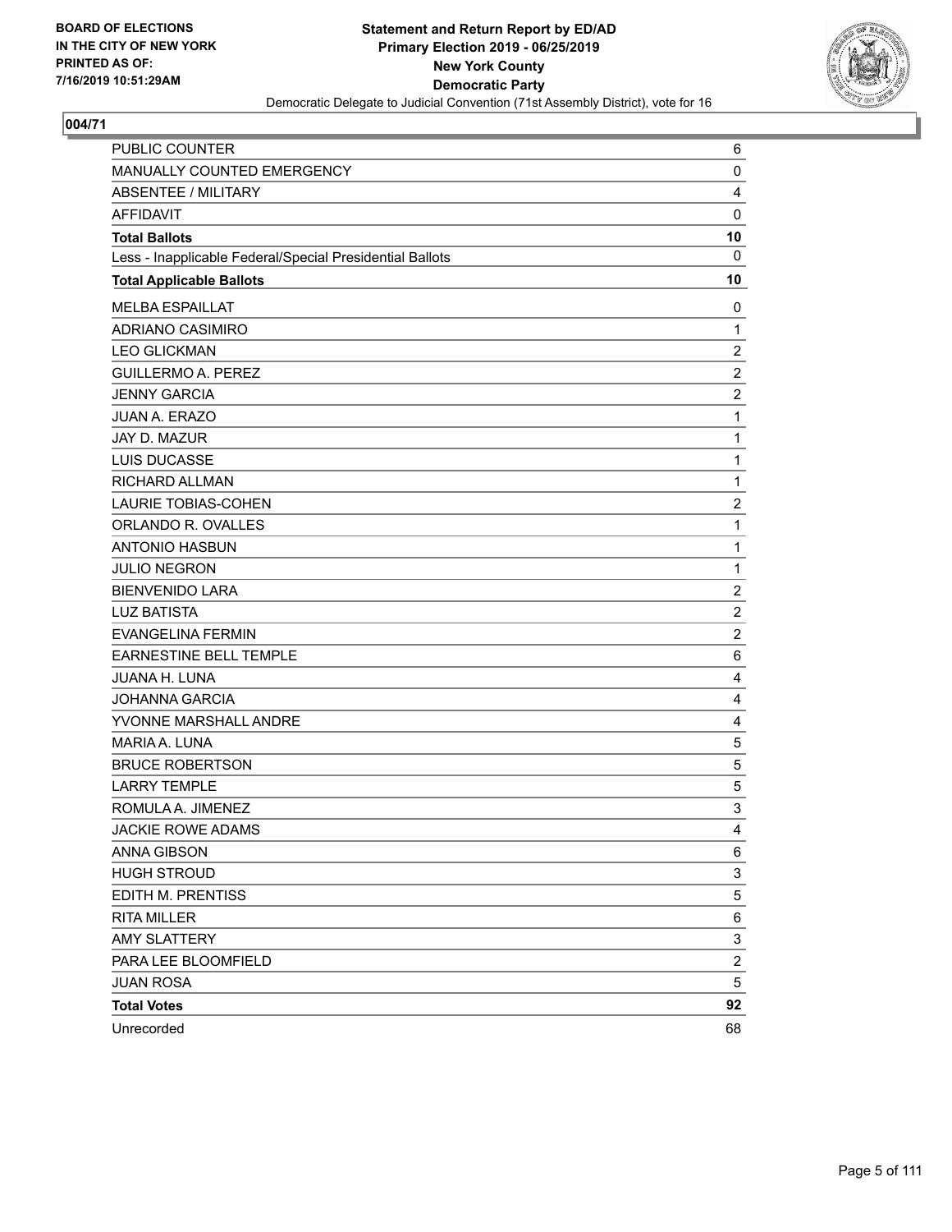**BOARD OF ELECTIONS IN THE CITY OF NEW YORK PRINTED AS OF: 7/16/2019 10:51:29AM**

**Statement and Return Report by ED/AD**
**Primary Election 2019 - 06/25/2019**
**New York County**
**Democratic Party**
Democratic Delegate to Judicial Convention (71st Assembly District), vote for 16

## 004/71

| | |
|---|---|
| PUBLIC COUNTER | 6 |
| MANUALLY COUNTED EMERGENCY | 0 |
| ABSENTEE / MILITARY | 4 |
| AFFIDAVIT | 0 |
| **Total Ballots** | **10** |
| Less - Inapplicable Federal/Special Presidential Ballots | 0 |
| **Total Applicable Ballots** | **10** |
| MELBA ESPAILLAT | 0 |
| ADRIANO CASIMIRO | 1 |
| LEO GLICKMAN | 2 |
| GUILLERMO A. PEREZ | 2 |
| JENNY GARCIA | 2 |
| JUAN A. ERAZO | 1 |
| JAY D. MAZUR | 1 |
| LUIS DUCASSE | 1 |
| RICHARD ALLMAN | 1 |
| LAURIE TOBIAS-COHEN | 2 |
| ORLANDO R. OVALLES | 1 |
| ANTONIO HASBUN | 1 |
| JULIO NEGRON | 1 |
| BIENVENIDO LARA | 2 |
| LUZ BATISTA | 2 |
| EVANGELINA FERMIN | 2 |
| EARNESTINE BELL TEMPLE | 6 |
| JUANA H. LUNA | 4 |
| JOHANNA GARCIA | 4 |
| YVONNE MARSHALL ANDRE | 4 |
| MARIA A. LUNA | 5 |
| BRUCE ROBERTSON | 5 |
| LARRY TEMPLE | 5 |
| ROMULA A. JIMENEZ | 3 |
| JACKIE ROWE ADAMS | 4 |
| ANNA GIBSON | 6 |
| HUGH STROUD | 3 |
| EDITH M. PRENTISS | 5 |
| RITA MILLER | 6 |
| AMY SLATTERY | 3 |
| PARA LEE BLOOMFIELD | 2 |
| JUAN ROSA | 5 |
| **Total Votes** | **92** |
| Unrecorded | 68 |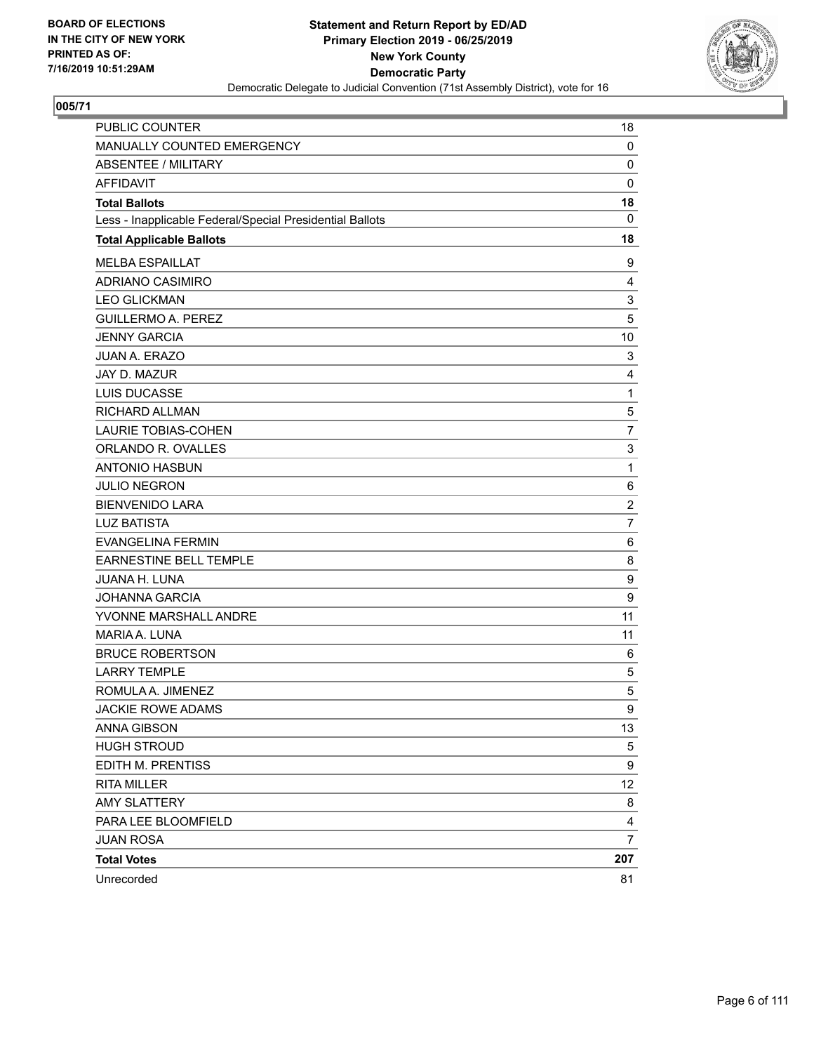BOARD OF ELECTIONS
IN THE CITY OF NEW YORK
PRINTED AS OF:
7/16/2019 10:51:29AM

**Statement and Return Report by ED/AD**
**Primary Election 2019 - 06/25/2019**
**New York County**
**Democratic Party**
Democratic Delegate to Judicial Convention (71st Assembly District), vote for 16

## 005/71

| | |
|---|---|
| PUBLIC COUNTER | 18 |
| MANUALLY COUNTED EMERGENCY | 0 |
| ABSENTEE / MILITARY | 0 |
| AFFIDAVIT | 0 |
| **Total Ballots** | **18** |
| Less - Inapplicable Federal/Special Presidential Ballots | 0 |
| **Total Applicable Ballots** | **18** |
| MELBA ESPAILLAT | 9 |
| ADRIANO CASIMIRO | 4 |
| LEO GLICKMAN | 3 |
| GUILLERMO A. PEREZ | 5 |
| JENNY GARCIA | 10 |
| JUAN A. ERAZO | 3 |
| JAY D. MAZUR | 4 |
| LUIS DUCASSE | 1 |
| RICHARD ALLMAN | 5 |
| LAURIE TOBIAS-COHEN | 7 |
| ORLANDO R. OVALLES | 3 |
| ANTONIO HASBUN | 1 |
| JULIO NEGRON | 6 |
| BIENVENIDO LARA | 2 |
| LUZ BATISTA | 7 |
| EVANGELINA FERMIN | 6 |
| EARNESTINE BELL TEMPLE | 8 |
| JUANA H. LUNA | 9 |
| JOHANNA GARCIA | 9 |
| YVONNE MARSHALL ANDRE | 11 |
| MARIA A. LUNA | 11 |
| BRUCE ROBERTSON | 6 |
| LARRY TEMPLE | 5 |
| ROMULA A. JIMENEZ | 5 |
| JACKIE ROWE ADAMS | 9 |
| ANNA GIBSON | 13 |
| HUGH STROUD | 5 |
| EDITH M. PRENTISS | 9 |
| RITA MILLER | 12 |
| AMY SLATTERY | 8 |
| PARA LEE BLOOMFIELD | 4 |
| JUAN ROSA | 7 |
| **Total Votes** | **207** |
| Unrecorded | 81 |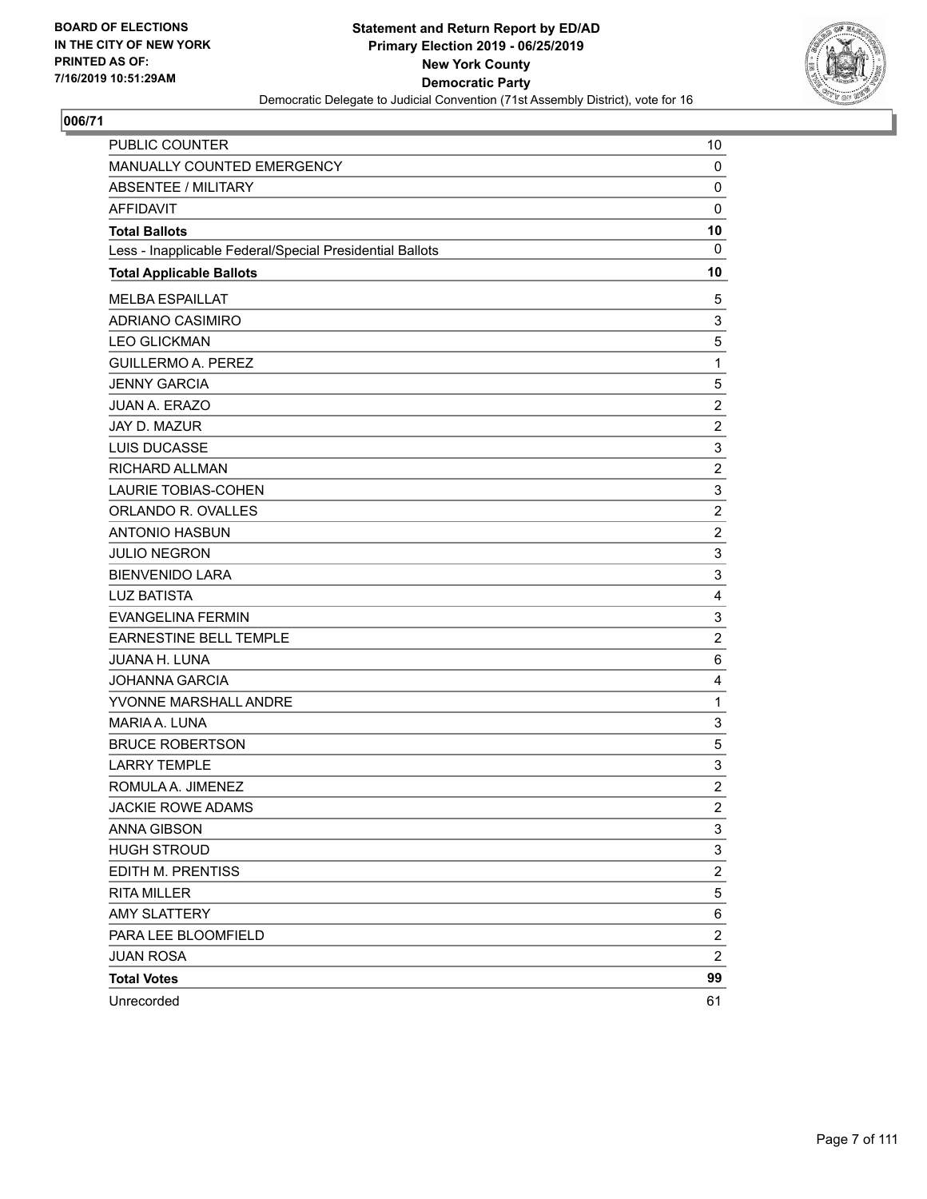BOARD OF ELECTIONS
IN THE CITY OF NEW YORK
PRINTED AS OF:
7/16/2019 10:51:29AM

**Statement and Return Report by ED/AD**
**Primary Election 2019 - 06/25/2019**
**New York County**
**Democratic Party**
Democratic Delegate to Judicial Convention (71st Assembly District), vote for 16

## 006/71

| | |
|---|---|
| PUBLIC COUNTER | 10 |
| MANUALLY COUNTED EMERGENCY | 0 |
| ABSENTEE / MILITARY | 0 |
| AFFIDAVIT | 0 |
| **Total Ballots** | **10** |
| Less - Inapplicable Federal/Special Presidential Ballots | 0 |
| **Total Applicable Ballots** | **10** |
| MELBA ESPAILLAT | 5 |
| ADRIANO CASIMIRO | 3 |
| LEO GLICKMAN | 5 |
| GUILLERMO A. PEREZ | 1 |
| JENNY GARCIA | 5 |
| JUAN A. ERAZO | 2 |
| JAY D. MAZUR | 2 |
| LUIS DUCASSE | 3 |
| RICHARD ALLMAN | 2 |
| LAURIE TOBIAS-COHEN | 3 |
| ORLANDO R. OVALLES | 2 |
| ANTONIO HASBUN | 2 |
| JULIO NEGRON | 3 |
| BIENVENIDO LARA | 3 |
| LUZ BATISTA | 4 |
| EVANGELINA FERMIN | 3 |
| EARNESTINE BELL TEMPLE | 2 |
| JUANA H. LUNA | 6 |
| JOHANNA GARCIA | 4 |
| YVONNE MARSHALL ANDRE | 1 |
| MARIA A. LUNA | 3 |
| BRUCE ROBERTSON | 5 |
| LARRY TEMPLE | 3 |
| ROMULA A. JIMENEZ | 2 |
| JACKIE ROWE ADAMS | 2 |
| ANNA GIBSON | 3 |
| HUGH STROUD | 3 |
| EDITH M. PRENTISS | 2 |
| RITA MILLER | 5 |
| AMY SLATTERY | 6 |
| PARA LEE BLOOMFIELD | 2 |
| JUAN ROSA | 2 |
| **Total Votes** | **99** |
| Unrecorded | 61 |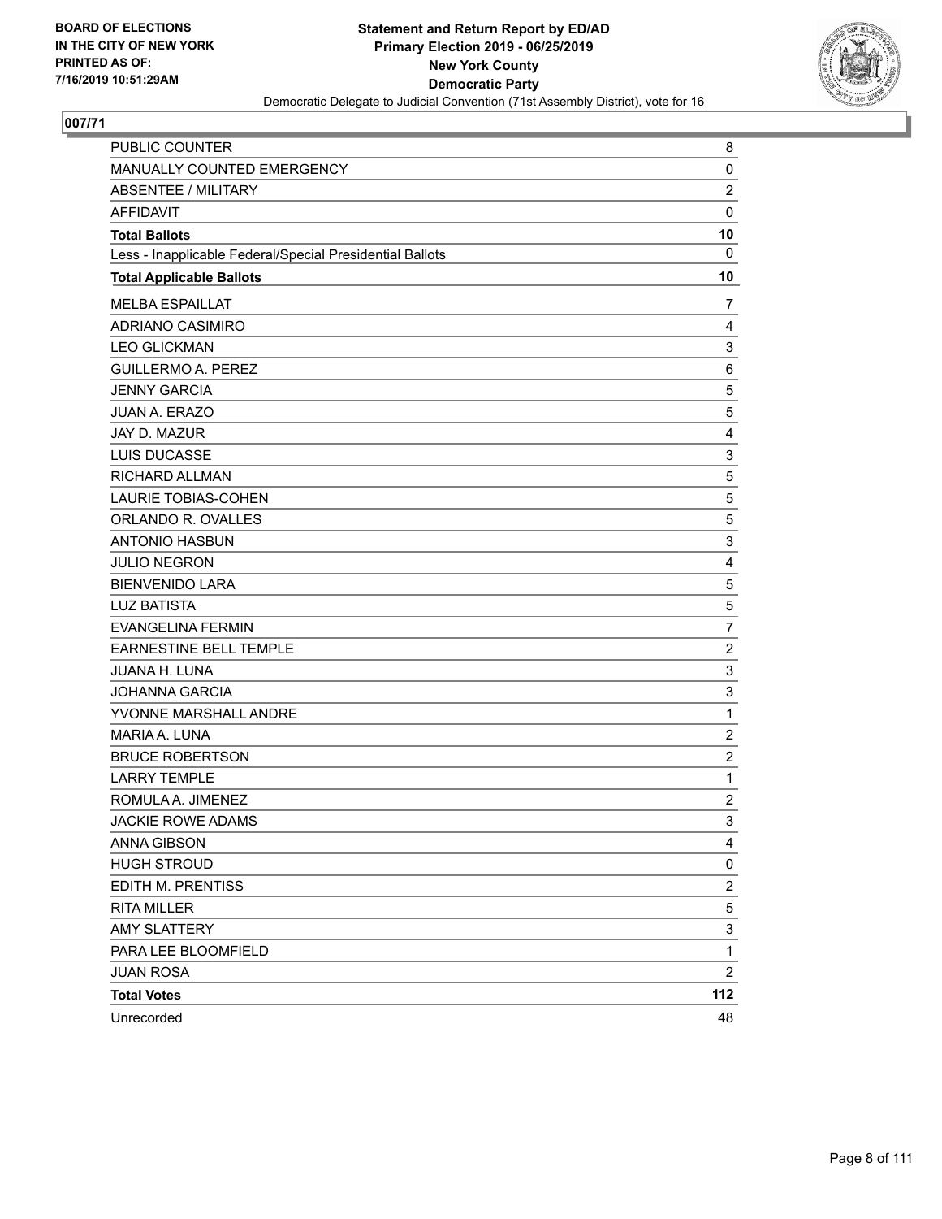**BOARD OF ELECTIONS IN THE CITY OF NEW YORK PRINTED AS OF: 7/16/2019 10:51:29AM**

**Statement and Return Report by ED/AD Primary Election 2019 - 06/25/2019 New York County Democratic Party**

Democratic Delegate to Judicial Convention (71st Assembly District), vote for 16

## 007/71

| | |
|---|---|
| PUBLIC COUNTER | 8 |
| MANUALLY COUNTED EMERGENCY | 0 |
| ABSENTEE / MILITARY | 2 |
| AFFIDAVIT | 0 |
| **Total Ballots** | **10** |
| Less - Inapplicable Federal/Special Presidential Ballots | 0 |
| **Total Applicable Ballots** | **10** |
| MELBA ESPAILLAT | 7 |
| ADRIANO CASIMIRO | 4 |
| LEO GLICKMAN | 3 |
| GUILLERMO A. PEREZ | 6 |
| JENNY GARCIA | 5 |
| JUAN A. ERAZO | 5 |
| JAY D. MAZUR | 4 |
| LUIS DUCASSE | 3 |
| RICHARD ALLMAN | 5 |
| LAURIE TOBIAS-COHEN | 5 |
| ORLANDO R. OVALLES | 5 |
| ANTONIO HASBUN | 3 |
| JULIO NEGRON | 4 |
| BIENVENIDO LARA | 5 |
| LUZ BATISTA | 5 |
| EVANGELINA FERMIN | 7 |
| EARNESTINE BELL TEMPLE | 2 |
| JUANA H. LUNA | 3 |
| JOHANNA GARCIA | 3 |
| YVONNE MARSHALL ANDRE | 1 |
| MARIA A. LUNA | 2 |
| BRUCE ROBERTSON | 2 |
| LARRY TEMPLE | 1 |
| ROMULA A. JIMENEZ | 2 |
| JACKIE ROWE ADAMS | 3 |
| ANNA GIBSON | 4 |
| HUGH STROUD | 0 |
| EDITH M. PRENTISS | 2 |
| RITA MILLER | 5 |
| AMY SLATTERY | 3 |
| PARA LEE BLOOMFIELD | 1 |
| JUAN ROSA | 2 |
| **Total Votes** | **112** |
| Unrecorded | 48 |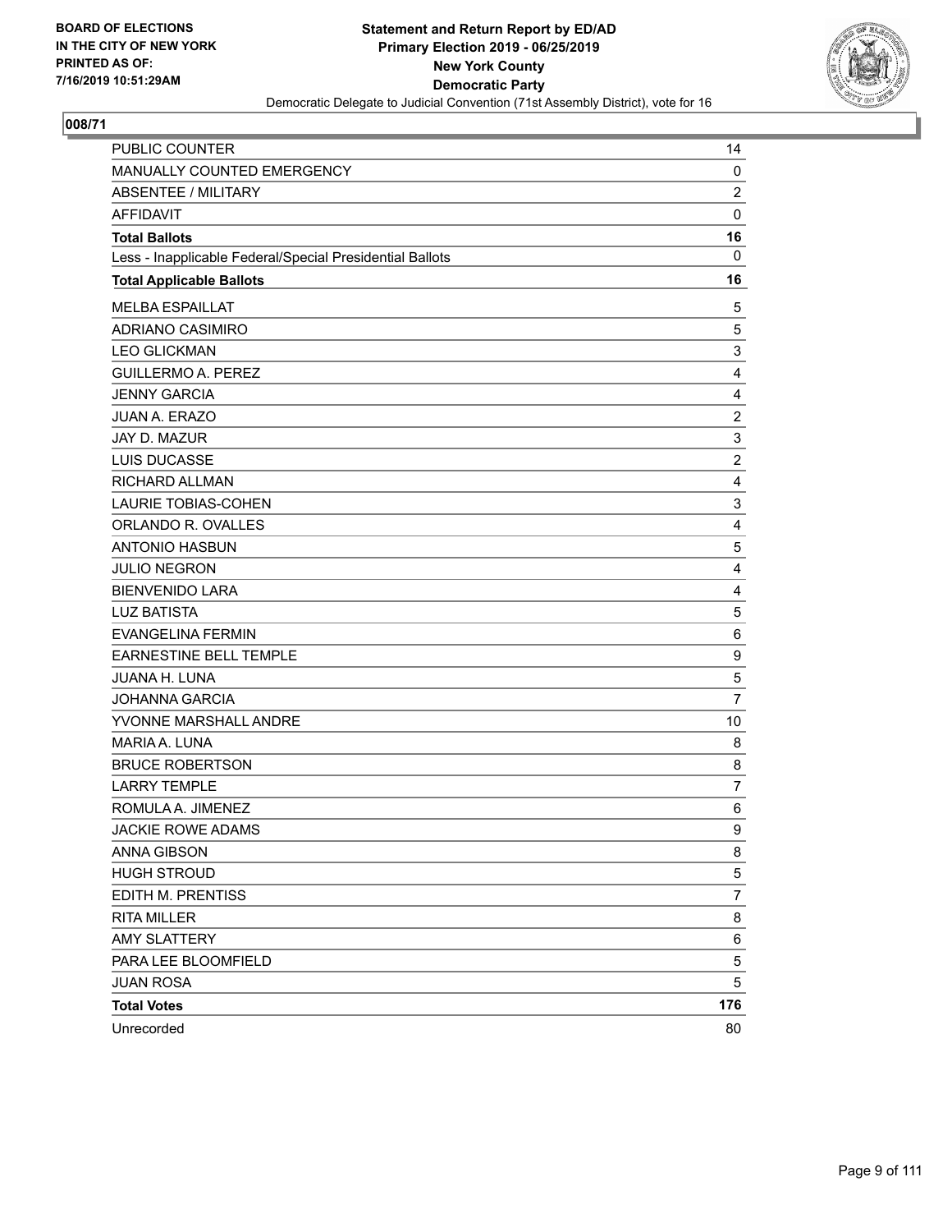BOARD OF ELECTIONS
IN THE CITY OF NEW YORK
PRINTED AS OF:
7/16/2019 10:51:29AM

**Statement and Return Report by ED/AD**
**Primary Election 2019 - 06/25/2019**
**New York County**
**Democratic Party**
Democratic Delegate to Judicial Convention (71st Assembly District), vote for 16

## 008/71

| | |
|---|---|
| PUBLIC COUNTER | 14 |
| MANUALLY COUNTED EMERGENCY | 0 |
| ABSENTEE / MILITARY | 2 |
| AFFIDAVIT | 0 |
| **Total Ballots** | **16** |
| Less - Inapplicable Federal/Special Presidential Ballots | 0 |
| **Total Applicable Ballots** | **16** |
| MELBA ESPAILLAT | 5 |
| ADRIANO CASIMIRO | 5 |
| LEO GLICKMAN | 3 |
| GUILLERMO A. PEREZ | 4 |
| JENNY GARCIA | 4 |
| JUAN A. ERAZO | 2 |
| JAY D. MAZUR | 3 |
| LUIS DUCASSE | 2 |
| RICHARD ALLMAN | 4 |
| LAURIE TOBIAS-COHEN | 3 |
| ORLANDO R. OVALLES | 4 |
| ANTONIO HASBUN | 5 |
| JULIO NEGRON | 4 |
| BIENVENIDO LARA | 4 |
| LUZ BATISTA | 5 |
| EVANGELINA FERMIN | 6 |
| EARNESTINE BELL TEMPLE | 9 |
| JUANA H. LUNA | 5 |
| JOHANNA GARCIA | 7 |
| YVONNE MARSHALL ANDRE | 10 |
| MARIA A. LUNA | 8 |
| BRUCE ROBERTSON | 8 |
| LARRY TEMPLE | 7 |
| ROMULA A. JIMENEZ | 6 |
| JACKIE ROWE ADAMS | 9 |
| ANNA GIBSON | 8 |
| HUGH STROUD | 5 |
| EDITH M. PRENTISS | 7 |
| RITA MILLER | 8 |
| AMY SLATTERY | 6 |
| PARA LEE BLOOMFIELD | 5 |
| JUAN ROSA | 5 |
| **Total Votes** | **176** |
| Unrecorded | 80 |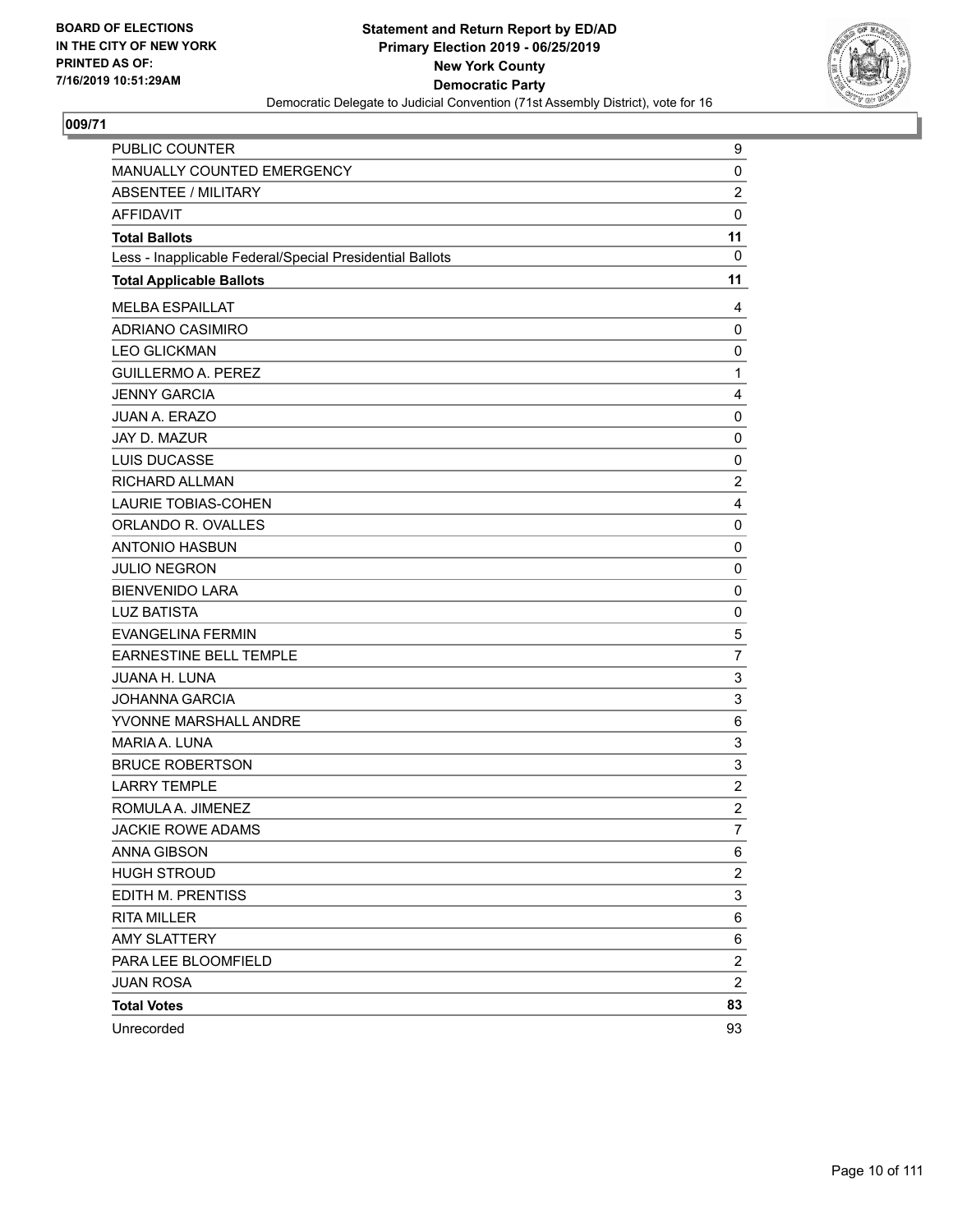BOARD OF ELECTIONS
IN THE CITY OF NEW YORK
PRINTED AS OF:
7/16/2019 10:51:29AM

**Statement and Return Report by ED/AD**
**Primary Election 2019 - 06/25/2019**
**New York County**
**Democratic Party**
Democratic Delegate to Judicial Convention (71st Assembly District), vote for 16

## 009/71

| | |
|---|---|
| PUBLIC COUNTER | 9 |
| MANUALLY COUNTED EMERGENCY | 0 |
| ABSENTEE / MILITARY | 2 |
| AFFIDAVIT | 0 |
| **Total Ballots** | **11** |
| Less - Inapplicable Federal/Special Presidential Ballots | 0 |
| **Total Applicable Ballots** | **11** |
| MELBA ESPAILLAT | 4 |
| ADRIANO CASIMIRO | 0 |
| LEO GLICKMAN | 0 |
| GUILLERMO A. PEREZ | 1 |
| JENNY GARCIA | 4 |
| JUAN A. ERAZO | 0 |
| JAY D. MAZUR | 0 |
| LUIS DUCASSE | 0 |
| RICHARD ALLMAN | 2 |
| LAURIE TOBIAS-COHEN | 4 |
| ORLANDO R. OVALLES | 0 |
| ANTONIO HASBUN | 0 |
| JULIO NEGRON | 0 |
| BIENVENIDO LARA | 0 |
| LUZ BATISTA | 0 |
| EVANGELINA FERMIN | 5 |
| EARNESTINE BELL TEMPLE | 7 |
| JUANA H. LUNA | 3 |
| JOHANNA GARCIA | 3 |
| YVONNE MARSHALL ANDRE | 6 |
| MARIA A. LUNA | 3 |
| BRUCE ROBERTSON | 3 |
| LARRY TEMPLE | 2 |
| ROMULA A. JIMENEZ | 2 |
| JACKIE ROWE ADAMS | 7 |
| ANNA GIBSON | 6 |
| HUGH STROUD | 2 |
| EDITH M. PRENTISS | 3 |
| RITA MILLER | 6 |
| AMY SLATTERY | 6 |
| PARA LEE BLOOMFIELD | 2 |
| JUAN ROSA | 2 |
| **Total Votes** | **83** |
| Unrecorded | 93 |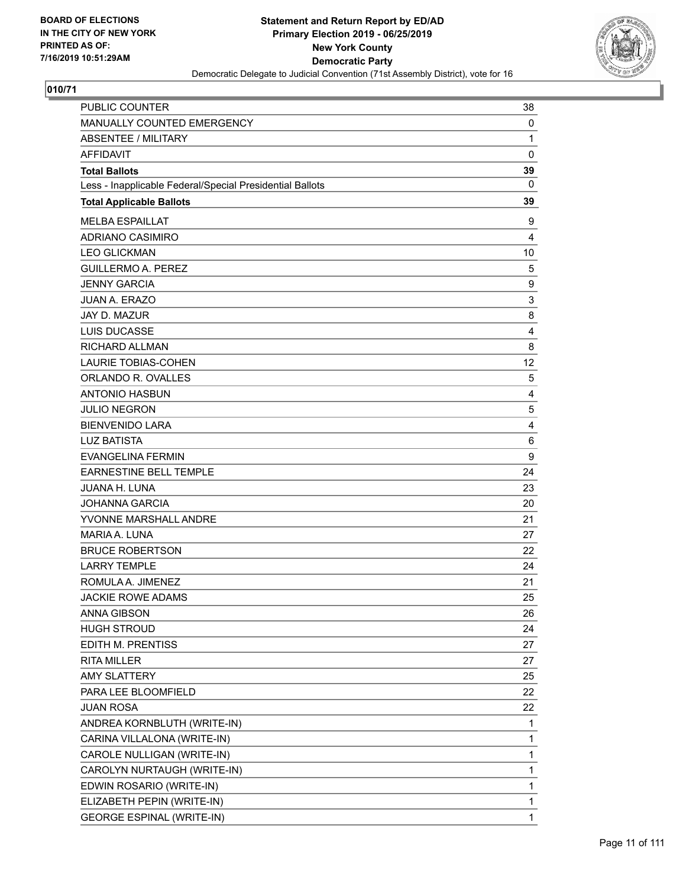BOARD OF ELECTIONS
IN THE CITY OF NEW YORK
PRINTED AS OF:
7/16/2019 10:51:29AM

**Statement and Return Report by ED/AD**
**Primary Election 2019 - 06/25/2019**
**New York County**
**Democratic Party**
Democratic Delegate to Judicial Convention (71st Assembly District), vote for 16

**010/71**

| | |
|---|---|
| PUBLIC COUNTER | 38 |
| MANUALLY COUNTED EMERGENCY | 0 |
| ABSENTEE / MILITARY | 1 |
| AFFIDAVIT | 0 |
| **Total Ballots** | **39** |
| Less - Inapplicable Federal/Special Presidential Ballots | 0 |
| **Total Applicable Ballots** | **39** |
| MELBA ESPAILLAT | 9 |
| ADRIANO CASIMIRO | 4 |
| LEO GLICKMAN | 10 |
| GUILLERMO A. PEREZ | 5 |
| JENNY GARCIA | 9 |
| JUAN A. ERAZO | 3 |
| JAY D. MAZUR | 8 |
| LUIS DUCASSE | 4 |
| RICHARD ALLMAN | 8 |
| LAURIE TOBIAS-COHEN | 12 |
| ORLANDO R. OVALLES | 5 |
| ANTONIO HASBUN | 4 |
| JULIO NEGRON | 5 |
| BIENVENIDO LARA | 4 |
| LUZ BATISTA | 6 |
| EVANGELINA FERMIN | 9 |
| EARNESTINE BELL TEMPLE | 24 |
| JUANA H. LUNA | 23 |
| JOHANNA GARCIA | 20 |
| YVONNE MARSHALL ANDRE | 21 |
| MARIA A. LUNA | 27 |
| BRUCE ROBERTSON | 22 |
| LARRY TEMPLE | 24 |
| ROMULA A. JIMENEZ | 21 |
| JACKIE ROWE ADAMS | 25 |
| ANNA GIBSON | 26 |
| HUGH STROUD | 24 |
| EDITH M. PRENTISS | 27 |
| RITA MILLER | 27 |
| AMY SLATTERY | 25 |
| PARA LEE BLOOMFIELD | 22 |
| JUAN ROSA | 22 |
| ANDREA KORNBLUTH (WRITE-IN) | 1 |
| CARINA VILLALONA (WRITE-IN) | 1 |
| CAROLE NULLIGAN (WRITE-IN) | 1 |
| CAROLYN NURTAUGH (WRITE-IN) | 1 |
| EDWIN ROSARIO (WRITE-IN) | 1 |
| ELIZABETH PEPIN (WRITE-IN) | 1 |
| GEORGE ESPINAL (WRITE-IN) | 1 |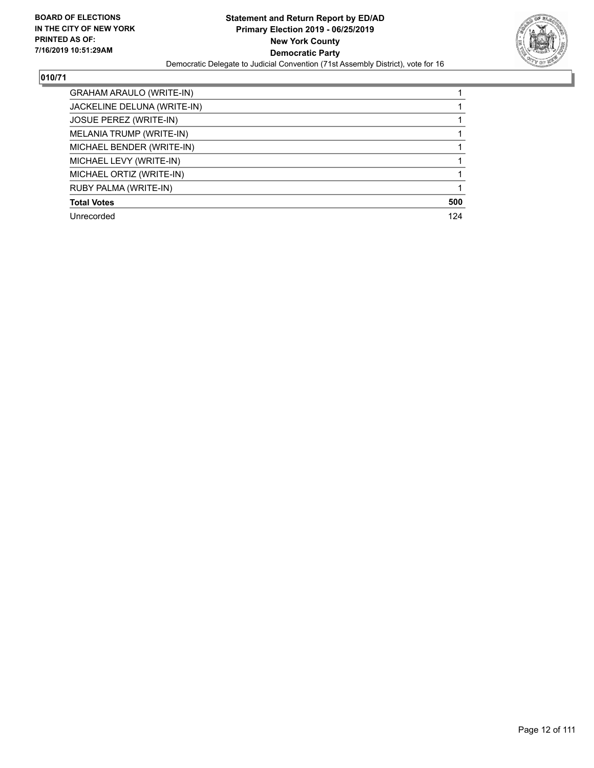**BOARD OF ELECTIONS IN THE CITY OF NEW YORK PRINTED AS OF: 7/16/2019 10:51:29AM**

**Statement and Return Report by ED/AD Primary Election 2019 - 06/25/2019 New York County Democratic Party**

Democratic Delegate to Judicial Convention (71st Assembly District), vote for 16

**010/71**

| | |
|---|---|
| GRAHAM ARAULO (WRITE-IN) | 1 |
| JACKELINE DELUNA (WRITE-IN) | 1 |
| JOSUE PEREZ (WRITE-IN) | 1 |
| MELANIA TRUMP (WRITE-IN) | 1 |
| MICHAEL BENDER (WRITE-IN) | 1 |
| MICHAEL LEVY (WRITE-IN) | 1 |
| MICHAEL ORTIZ (WRITE-IN) | 1 |
| RUBY PALMA (WRITE-IN) | 1 |
| **Total Votes** | **500** |
| Unrecorded | 124 |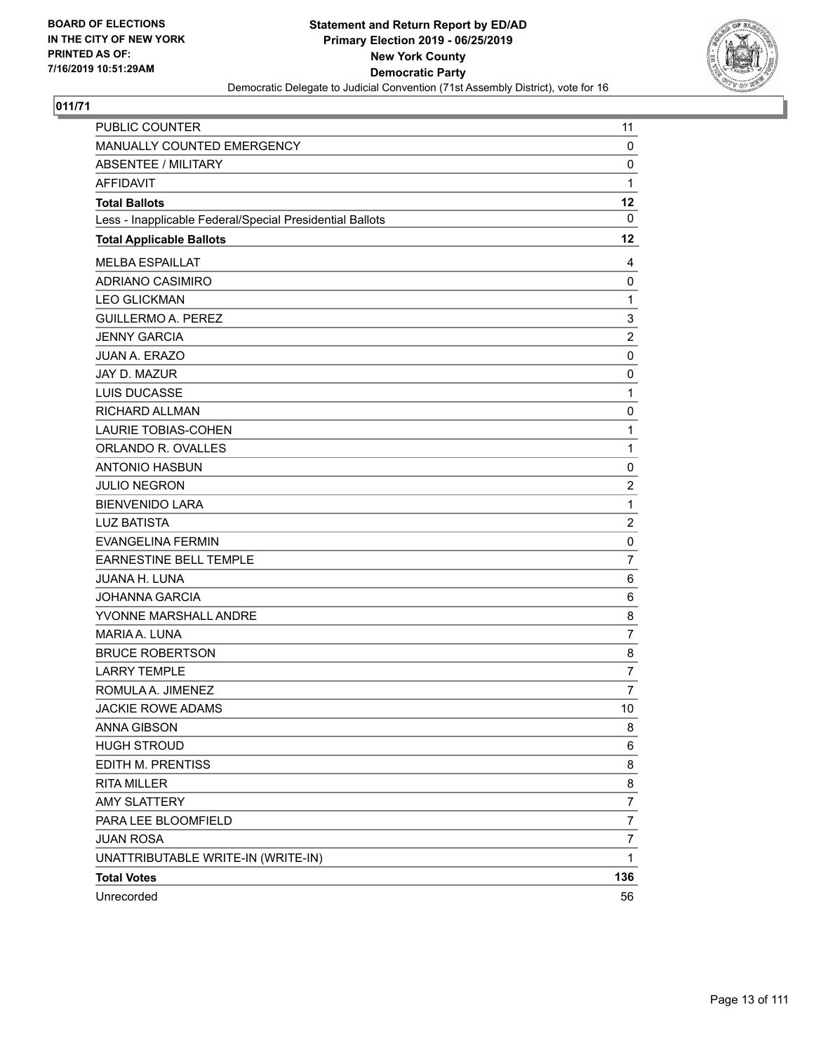BOARD OF ELECTIONS
IN THE CITY OF NEW YORK
PRINTED AS OF:
7/16/2019 10:51:29AM

**Statement and Return Report by ED/AD**
**Primary Election 2019 - 06/25/2019**
**New York County**
**Democratic Party**
Democratic Delegate to Judicial Convention (71st Assembly District), vote for 16

## 011/71

| | |
|---|---|
| PUBLIC COUNTER | 11 |
| MANUALLY COUNTED EMERGENCY | 0 |
| ABSENTEE / MILITARY | 0 |
| AFFIDAVIT | 1 |
| **Total Ballots** | **12** |
| Less - Inapplicable Federal/Special Presidential Ballots | 0 |
| **Total Applicable Ballots** | **12** |
| MELBA ESPAILLAT | 4 |
| ADRIANO CASIMIRO | 0 |
| LEO GLICKMAN | 1 |
| GUILLERMO A. PEREZ | 3 |
| JENNY GARCIA | 2 |
| JUAN A. ERAZO | 0 |
| JAY D. MAZUR | 0 |
| LUIS DUCASSE | 1 |
| RICHARD ALLMAN | 0 |
| LAURIE TOBIAS-COHEN | 1 |
| ORLANDO R. OVALLES | 1 |
| ANTONIO HASBUN | 0 |
| JULIO NEGRON | 2 |
| BIENVENIDO LARA | 1 |
| LUZ BATISTA | 2 |
| EVANGELINA FERMIN | 0 |
| EARNESTINE BELL TEMPLE | 7 |
| JUANA H. LUNA | 6 |
| JOHANNA GARCIA | 6 |
| YVONNE MARSHALL ANDRE | 8 |
| MARIA A. LUNA | 7 |
| BRUCE ROBERTSON | 8 |
| LARRY TEMPLE | 7 |
| ROMULA A. JIMENEZ | 7 |
| JACKIE ROWE ADAMS | 10 |
| ANNA GIBSON | 8 |
| HUGH STROUD | 6 |
| EDITH M. PRENTISS | 8 |
| RITA MILLER | 8 |
| AMY SLATTERY | 7 |
| PARA LEE BLOOMFIELD | 7 |
| JUAN ROSA | 7 |
| UNATTRIBUTABLE WRITE-IN (WRITE-IN) | 1 |
| **Total Votes** | **136** |
| Unrecorded | 56 |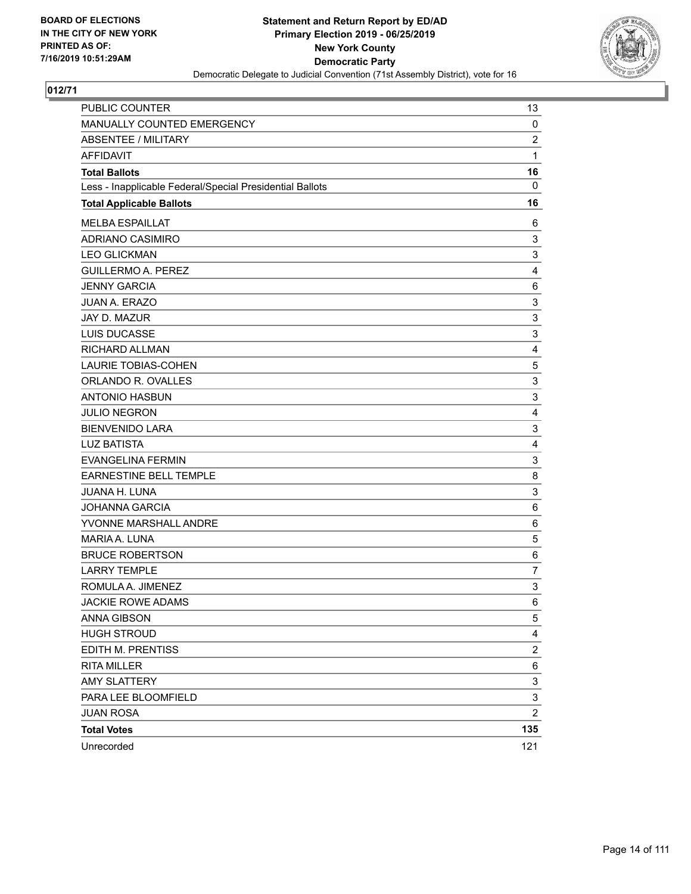BOARD OF ELECTIONS
IN THE CITY OF NEW YORK
PRINTED AS OF:
7/16/2019 10:51:29AM

**Statement and Return Report by ED/AD**
**Primary Election 2019 - 06/25/2019**
**New York County**
**Democratic Party**
Democratic Delegate to Judicial Convention (71st Assembly District), vote for 16

## 012/71

| | |
|---|---|
| PUBLIC COUNTER | 13 |
| MANUALLY COUNTED EMERGENCY | 0 |
| ABSENTEE / MILITARY | 2 |
| AFFIDAVIT | 1 |
| **Total Ballots** | **16** |
| Less - Inapplicable Federal/Special Presidential Ballots | 0 |
| **Total Applicable Ballots** | **16** |
| MELBA ESPAILLAT | 6 |
| ADRIANO CASIMIRO | 3 |
| LEO GLICKMAN | 3 |
| GUILLERMO A. PEREZ | 4 |
| JENNY GARCIA | 6 |
| JUAN A. ERAZO | 3 |
| JAY D. MAZUR | 3 |
| LUIS DUCASSE | 3 |
| RICHARD ALLMAN | 4 |
| LAURIE TOBIAS-COHEN | 5 |
| ORLANDO R. OVALLES | 3 |
| ANTONIO HASBUN | 3 |
| JULIO NEGRON | 4 |
| BIENVENIDO LARA | 3 |
| LUZ BATISTA | 4 |
| EVANGELINA FERMIN | 3 |
| EARNESTINE BELL TEMPLE | 8 |
| JUANA H. LUNA | 3 |
| JOHANNA GARCIA | 6 |
| YVONNE MARSHALL ANDRE | 6 |
| MARIA A. LUNA | 5 |
| BRUCE ROBERTSON | 6 |
| LARRY TEMPLE | 7 |
| ROMULA A. JIMENEZ | 3 |
| JACKIE ROWE ADAMS | 6 |
| ANNA GIBSON | 5 |
| HUGH STROUD | 4 |
| EDITH M. PRENTISS | 2 |
| RITA MILLER | 6 |
| AMY SLATTERY | 3 |
| PARA LEE BLOOMFIELD | 3 |
| JUAN ROSA | 2 |
| **Total Votes** | **135** |
| Unrecorded | 121 |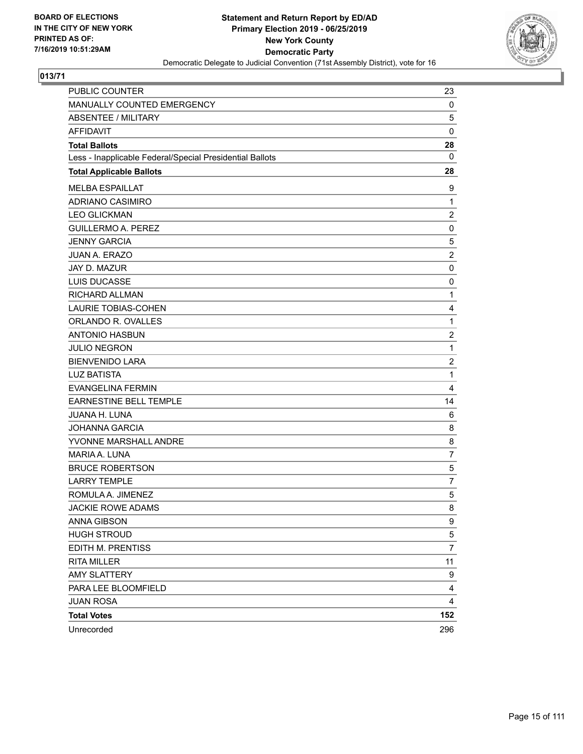**BOARD OF ELECTIONS IN THE CITY OF NEW YORK PRINTED AS OF: 7/16/2019 10:51:29AM**

**Statement and Return Report by ED/AD**
**Primary Election 2019 - 06/25/2019**
**New York County**
**Democratic Party**
Democratic Delegate to Judicial Convention (71st Assembly District), vote for 16

## 013/71

| | |
|---|---|
| PUBLIC COUNTER | 23 |
| MANUALLY COUNTED EMERGENCY | 0 |
| ABSENTEE / MILITARY | 5 |
| AFFIDAVIT | 0 |
| **Total Ballots** | **28** |
| Less - Inapplicable Federal/Special Presidential Ballots | 0 |
| **Total Applicable Ballots** | **28** |
| MELBA ESPAILLAT | 9 |
| ADRIANO CASIMIRO | 1 |
| LEO GLICKMAN | 2 |
| GUILLERMO A. PEREZ | 0 |
| JENNY GARCIA | 5 |
| JUAN A. ERAZO | 2 |
| JAY D. MAZUR | 0 |
| LUIS DUCASSE | 0 |
| RICHARD ALLMAN | 1 |
| LAURIE TOBIAS-COHEN | 4 |
| ORLANDO R. OVALLES | 1 |
| ANTONIO HASBUN | 2 |
| JULIO NEGRON | 1 |
| BIENVENIDO LARA | 2 |
| LUZ BATISTA | 1 |
| EVANGELINA FERMIN | 4 |
| EARNESTINE BELL TEMPLE | 14 |
| JUANA H. LUNA | 6 |
| JOHANNA GARCIA | 8 |
| YVONNE MARSHALL ANDRE | 8 |
| MARIA A. LUNA | 7 |
| BRUCE ROBERTSON | 5 |
| LARRY TEMPLE | 7 |
| ROMULA A. JIMENEZ | 5 |
| JACKIE ROWE ADAMS | 8 |
| ANNA GIBSON | 9 |
| HUGH STROUD | 5 |
| EDITH M. PRENTISS | 7 |
| RITA MILLER | 11 |
| AMY SLATTERY | 9 |
| PARA LEE BLOOMFIELD | 4 |
| JUAN ROSA | 4 |
| **Total Votes** | **152** |
| Unrecorded | 296 |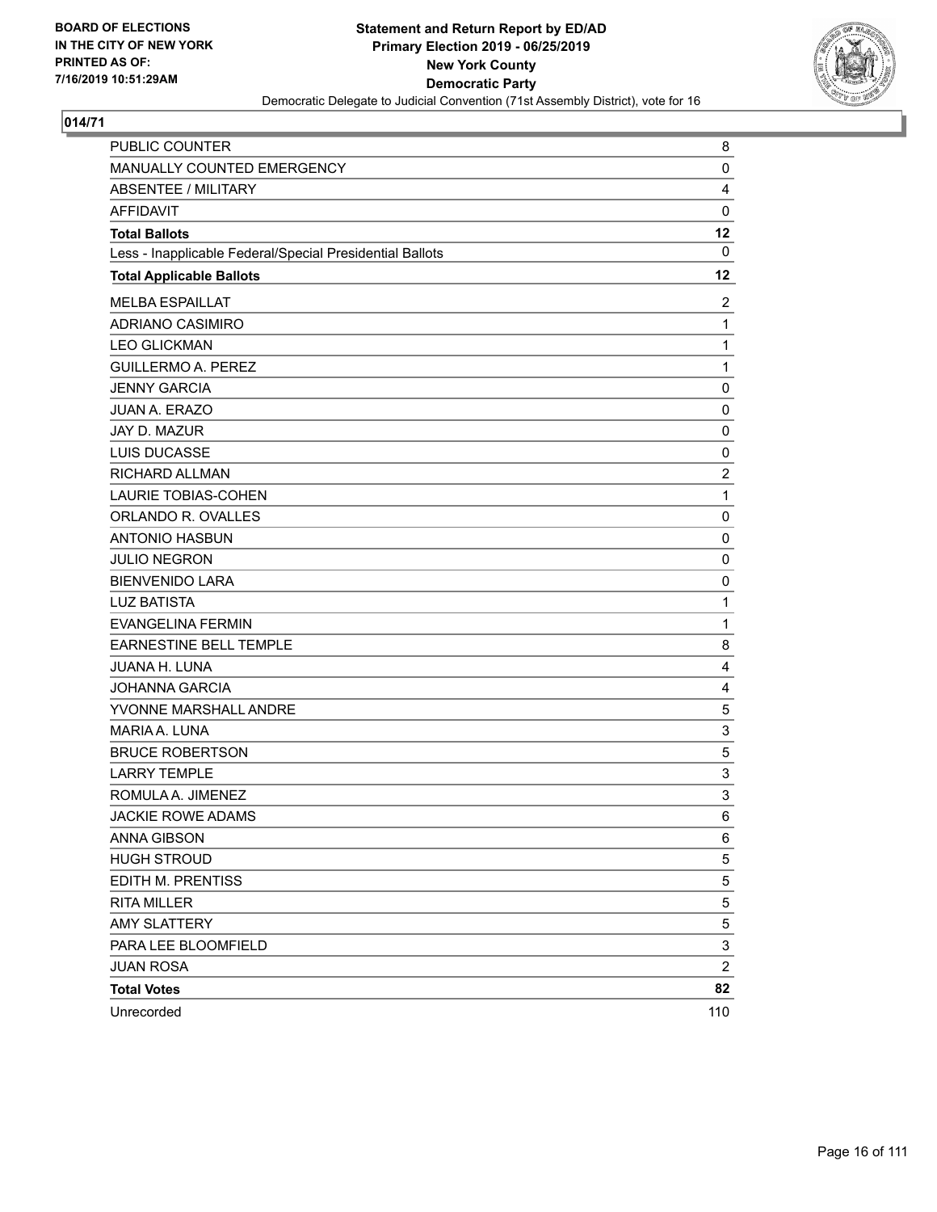**BOARD OF ELECTIONS IN THE CITY OF NEW YORK PRINTED AS OF: 7/16/2019 10:51:29AM**

# Statement and Return Report by ED/AD
## Primary Election 2019 - 06/25/2019
## New York County
## Democratic Party
### Democratic Delegate to Judicial Convention (71st Assembly District), vote for 16

**014/71**

| | |
|---|---|
| PUBLIC COUNTER | 8 |
| MANUALLY COUNTED EMERGENCY | 0 |
| ABSENTEE / MILITARY | 4 |
| AFFIDAVIT | 0 |
| **Total Ballots** | **12** |
| Less - Inapplicable Federal/Special Presidential Ballots | 0 |
| **Total Applicable Ballots** | **12** |
| MELBA ESPAILLAT | 2 |
| ADRIANO CASIMIRO | 1 |
| LEO GLICKMAN | 1 |
| GUILLERMO A. PEREZ | 1 |
| JENNY GARCIA | 0 |
| JUAN A. ERAZO | 0 |
| JAY D. MAZUR | 0 |
| LUIS DUCASSE | 0 |
| RICHARD ALLMAN | 2 |
| LAURIE TOBIAS-COHEN | 1 |
| ORLANDO R. OVALLES | 0 |
| ANTONIO HASBUN | 0 |
| JULIO NEGRON | 0 |
| BIENVENIDO LARA | 0 |
| LUZ BATISTA | 1 |
| EVANGELINA FERMIN | 1 |
| EARNESTINE BELL TEMPLE | 8 |
| JUANA H. LUNA | 4 |
| JOHANNA GARCIA | 4 |
| YVONNE MARSHALL ANDRE | 5 |
| MARIA A. LUNA | 3 |
| BRUCE ROBERTSON | 5 |
| LARRY TEMPLE | 3 |
| ROMULA A. JIMENEZ | 3 |
| JACKIE ROWE ADAMS | 6 |
| ANNA GIBSON | 6 |
| HUGH STROUD | 5 |
| EDITH M. PRENTISS | 5 |
| RITA MILLER | 5 |
| AMY SLATTERY | 5 |
| PARA LEE BLOOMFIELD | 3 |
| JUAN ROSA | 2 |
| **Total Votes** | **82** |
| Unrecorded | 110 |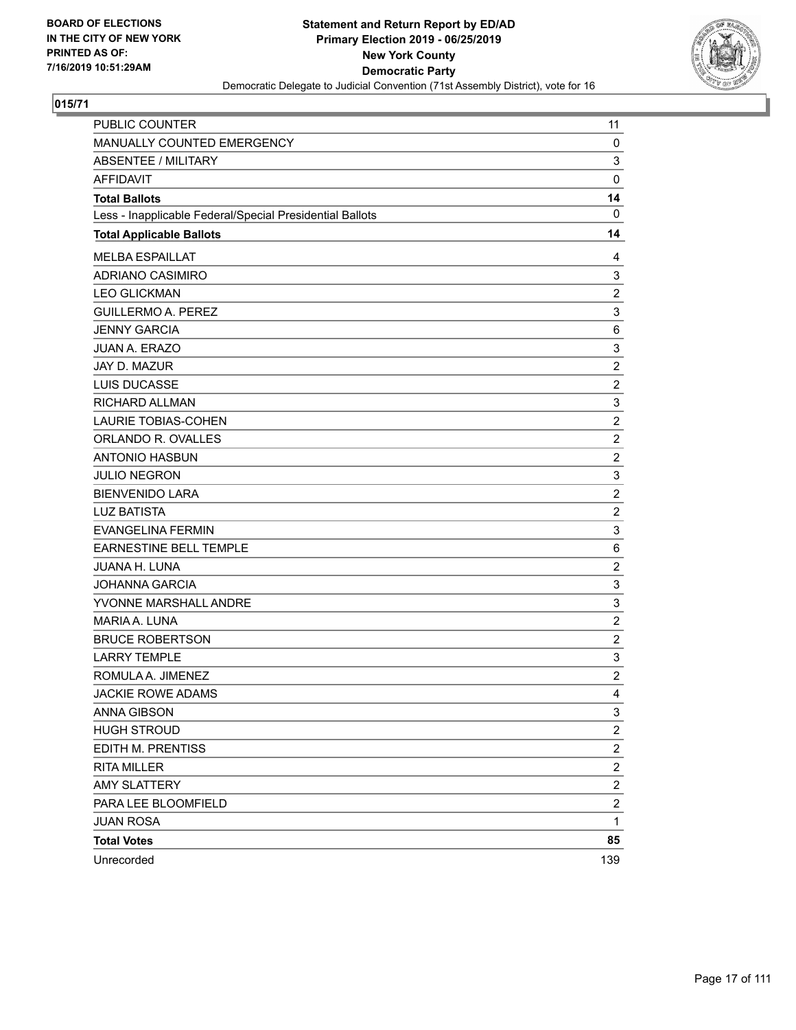**Statement and Return Report by ED/AD**
**Primary Election 2019 - 06/25/2019**
**New York County**
**Democratic Party**
Democratic Delegate to Judicial Convention (71st Assembly District), vote for 16

BOARD OF ELECTIONS
IN THE CITY OF NEW YORK
PRINTED AS OF:
7/16/2019 10:51:29AM

## 015/71

| | |
|---|---|
| PUBLIC COUNTER | 11 |
| MANUALLY COUNTED EMERGENCY | 0 |
| ABSENTEE / MILITARY | 3 |
| AFFIDAVIT | 0 |
| **Total Ballots** | **14** |
| Less - Inapplicable Federal/Special Presidential Ballots | 0 |
| **Total Applicable Ballots** | **14** |
| MELBA ESPAILLAT | 4 |
| ADRIANO CASIMIRO | 3 |
| LEO GLICKMAN | 2 |
| GUILLERMO A. PEREZ | 3 |
| JENNY GARCIA | 6 |
| JUAN A. ERAZO | 3 |
| JAY D. MAZUR | 2 |
| LUIS DUCASSE | 2 |
| RICHARD ALLMAN | 3 |
| LAURIE TOBIAS-COHEN | 2 |
| ORLANDO R. OVALLES | 2 |
| ANTONIO HASBUN | 2 |
| JULIO NEGRON | 3 |
| BIENVENIDO LARA | 2 |
| LUZ BATISTA | 2 |
| EVANGELINA FERMIN | 3 |
| EARNESTINE BELL TEMPLE | 6 |
| JUANA H. LUNA | 2 |
| JOHANNA GARCIA | 3 |
| YVONNE MARSHALL ANDRE | 3 |
| MARIA A. LUNA | 2 |
| BRUCE ROBERTSON | 2 |
| LARRY TEMPLE | 3 |
| ROMULA A. JIMENEZ | 2 |
| JACKIE ROWE ADAMS | 4 |
| ANNA GIBSON | 3 |
| HUGH STROUD | 2 |
| EDITH M. PRENTISS | 2 |
| RITA MILLER | 2 |
| AMY SLATTERY | 2 |
| PARA LEE BLOOMFIELD | 2 |
| JUAN ROSA | 1 |
| **Total Votes** | **85** |
| Unrecorded | 139 |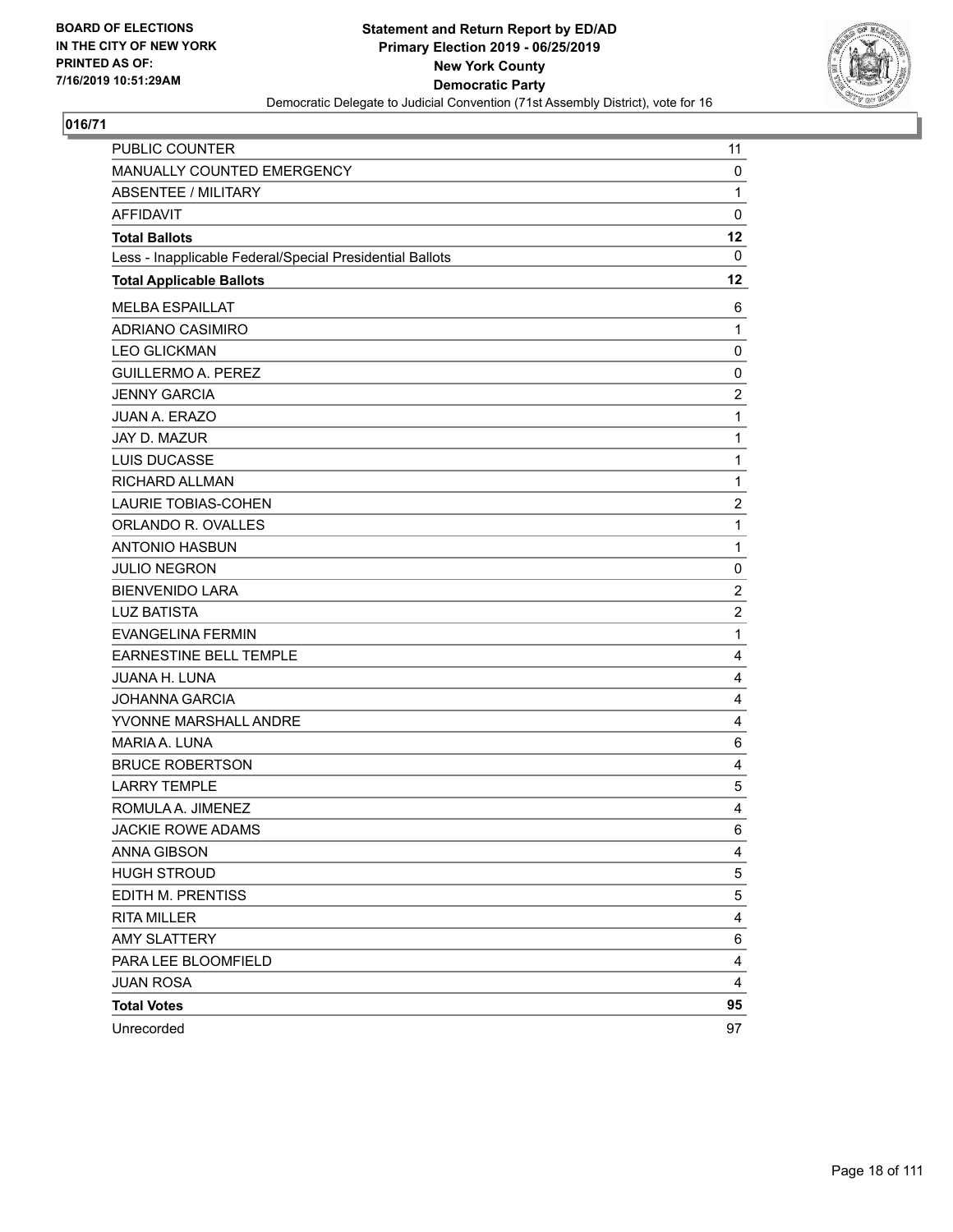BOARD OF ELECTIONS
IN THE CITY OF NEW YORK
PRINTED AS OF:
7/16/2019 10:51:29AM

**Statement and Return Report by ED/AD**
**Primary Election 2019 - 06/25/2019**
**New York County**
**Democratic Party**
Democratic Delegate to Judicial Convention (71st Assembly District), vote for 16

## 016/71

| | |
|---|---|
| PUBLIC COUNTER | 11 |
| MANUALLY COUNTED EMERGENCY | 0 |
| ABSENTEE / MILITARY | 1 |
| AFFIDAVIT | 0 |
| **Total Ballots** | **12** |
| Less - Inapplicable Federal/Special Presidential Ballots | 0 |
| **Total Applicable Ballots** | **12** |
| MELBA ESPAILLAT | 6 |
| ADRIANO CASIMIRO | 1 |
| LEO GLICKMAN | 0 |
| GUILLERMO A. PEREZ | 0 |
| JENNY GARCIA | 2 |
| JUAN A. ERAZO | 1 |
| JAY D. MAZUR | 1 |
| LUIS DUCASSE | 1 |
| RICHARD ALLMAN | 1 |
| LAURIE TOBIAS-COHEN | 2 |
| ORLANDO R. OVALLES | 1 |
| ANTONIO HASBUN | 1 |
| JULIO NEGRON | 0 |
| BIENVENIDO LARA | 2 |
| LUZ BATISTA | 2 |
| EVANGELINA FERMIN | 1 |
| EARNESTINE BELL TEMPLE | 4 |
| JUANA H. LUNA | 4 |
| JOHANNA GARCIA | 4 |
| YVONNE MARSHALL ANDRE | 4 |
| MARIA A. LUNA | 6 |
| BRUCE ROBERTSON | 4 |
| LARRY TEMPLE | 5 |
| ROMULA A. JIMENEZ | 4 |
| JACKIE ROWE ADAMS | 6 |
| ANNA GIBSON | 4 |
| HUGH STROUD | 5 |
| EDITH M. PRENTISS | 5 |
| RITA MILLER | 4 |
| AMY SLATTERY | 6 |
| PARA LEE BLOOMFIELD | 4 |
| JUAN ROSA | 4 |
| **Total Votes** | **95** |
| Unrecorded | 97 |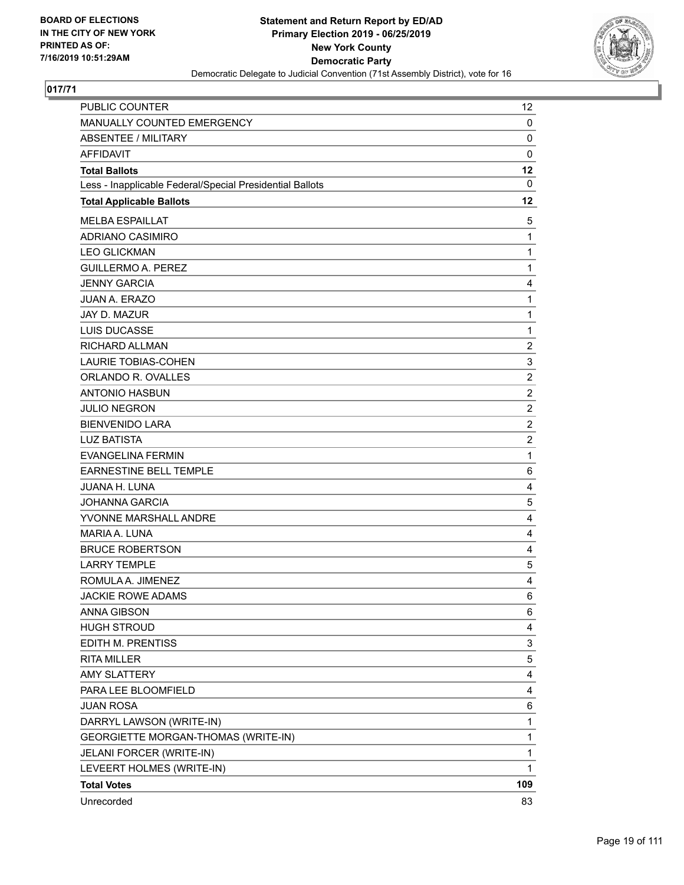**BOARD OF ELECTIONS IN THE CITY OF NEW YORK PRINTED AS OF: 7/16/2019 10:51:29AM**

**Statement and Return Report by ED/AD**
**Primary Election 2019 - 06/25/2019**
**New York County**
**Democratic Party**
Democratic Delegate to Judicial Convention (71st Assembly District), vote for 16

## 017/71

| | |
|---|---|
| PUBLIC COUNTER | 12 |
| MANUALLY COUNTED EMERGENCY | 0 |
| ABSENTEE / MILITARY | 0 |
| AFFIDAVIT | 0 |
| **Total Ballots** | **12** |
| Less - Inapplicable Federal/Special Presidential Ballots | 0 |
| **Total Applicable Ballots** | **12** |
| MELBA ESPAILLAT | 5 |
| ADRIANO CASIMIRO | 1 |
| LEO GLICKMAN | 1 |
| GUILLERMO A. PEREZ | 1 |
| JENNY GARCIA | 4 |
| JUAN A. ERAZO | 1 |
| JAY D. MAZUR | 1 |
| LUIS DUCASSE | 1 |
| RICHARD ALLMAN | 2 |
| LAURIE TOBIAS-COHEN | 3 |
| ORLANDO R. OVALLES | 2 |
| ANTONIO HASBUN | 2 |
| JULIO NEGRON | 2 |
| BIENVENIDO LARA | 2 |
| LUZ BATISTA | 2 |
| EVANGELINA FERMIN | 1 |
| EARNESTINE BELL TEMPLE | 6 |
| JUANA H. LUNA | 4 |
| JOHANNA GARCIA | 5 |
| YVONNE MARSHALL ANDRE | 4 |
| MARIA A. LUNA | 4 |
| BRUCE ROBERTSON | 4 |
| LARRY TEMPLE | 5 |
| ROMULA A. JIMENEZ | 4 |
| JACKIE ROWE ADAMS | 6 |
| ANNA GIBSON | 6 |
| HUGH STROUD | 4 |
| EDITH M. PRENTISS | 3 |
| RITA MILLER | 5 |
| AMY SLATTERY | 4 |
| PARA LEE BLOOMFIELD | 4 |
| JUAN ROSA | 6 |
| DARRYL LAWSON (WRITE-IN) | 1 |
| GEORGIETTE MORGAN-THOMAS (WRITE-IN) | 1 |
| JELANI FORCER (WRITE-IN) | 1 |
| LEVEERT HOLMES (WRITE-IN) | 1 |
| **Total Votes** | **109** |
| Unrecorded | 83 |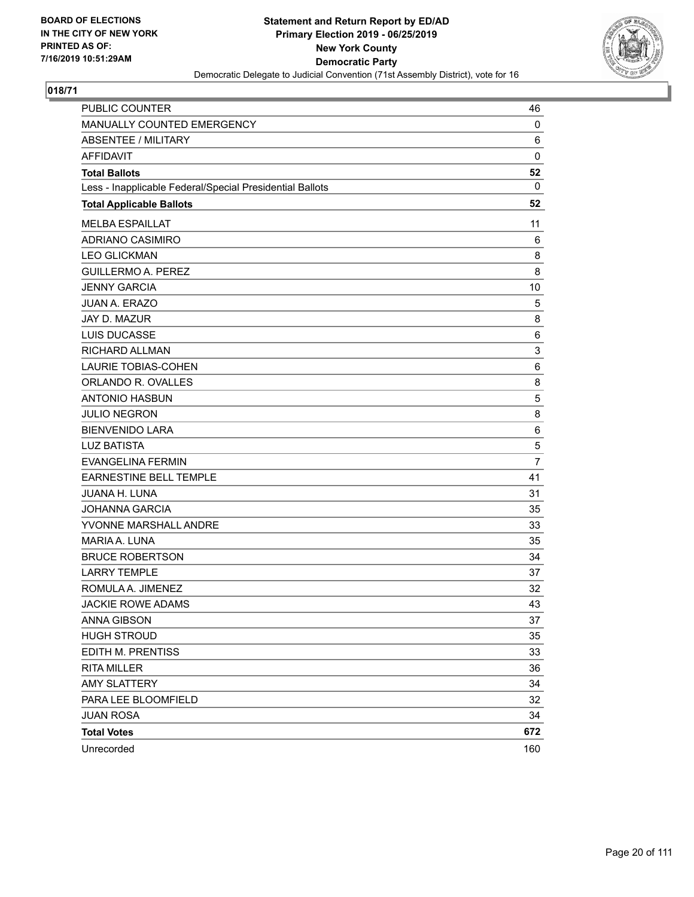BOARD OF ELECTIONS
IN THE CITY OF NEW YORK
PRINTED AS OF:
7/16/2019 10:51:29AM

**Statement and Return Report by ED/AD**
**Primary Election 2019 - 06/25/2019**
**New York County**
**Democratic Party**
Democratic Delegate to Judicial Convention (71st Assembly District), vote for 16

## 018/71

| | |
|---|---|
| PUBLIC COUNTER | 46 |
| MANUALLY COUNTED EMERGENCY | 0 |
| ABSENTEE / MILITARY | 6 |
| AFFIDAVIT | 0 |
| **Total Ballots** | **52** |
| Less - Inapplicable Federal/Special Presidential Ballots | 0 |
| **Total Applicable Ballots** | **52** |
| MELBA ESPAILLAT | 11 |
| ADRIANO CASIMIRO | 6 |
| LEO GLICKMAN | 8 |
| GUILLERMO A. PEREZ | 8 |
| JENNY GARCIA | 10 |
| JUAN A. ERAZO | 5 |
| JAY D. MAZUR | 8 |
| LUIS DUCASSE | 6 |
| RICHARD ALLMAN | 3 |
| LAURIE TOBIAS-COHEN | 6 |
| ORLANDO R. OVALLES | 8 |
| ANTONIO HASBUN | 5 |
| JULIO NEGRON | 8 |
| BIENVENIDO LARA | 6 |
| LUZ BATISTA | 5 |
| EVANGELINA FERMIN | 7 |
| EARNESTINE BELL TEMPLE | 41 |
| JUANA H. LUNA | 31 |
| JOHANNA GARCIA | 35 |
| YVONNE MARSHALL ANDRE | 33 |
| MARIA A. LUNA | 35 |
| BRUCE ROBERTSON | 34 |
| LARRY TEMPLE | 37 |
| ROMULA A. JIMENEZ | 32 |
| JACKIE ROWE ADAMS | 43 |
| ANNA GIBSON | 37 |
| HUGH STROUD | 35 |
| EDITH M. PRENTISS | 33 |
| RITA MILLER | 36 |
| AMY SLATTERY | 34 |
| PARA LEE BLOOMFIELD | 32 |
| JUAN ROSA | 34 |
| **Total Votes** | **672** |
| Unrecorded | 160 |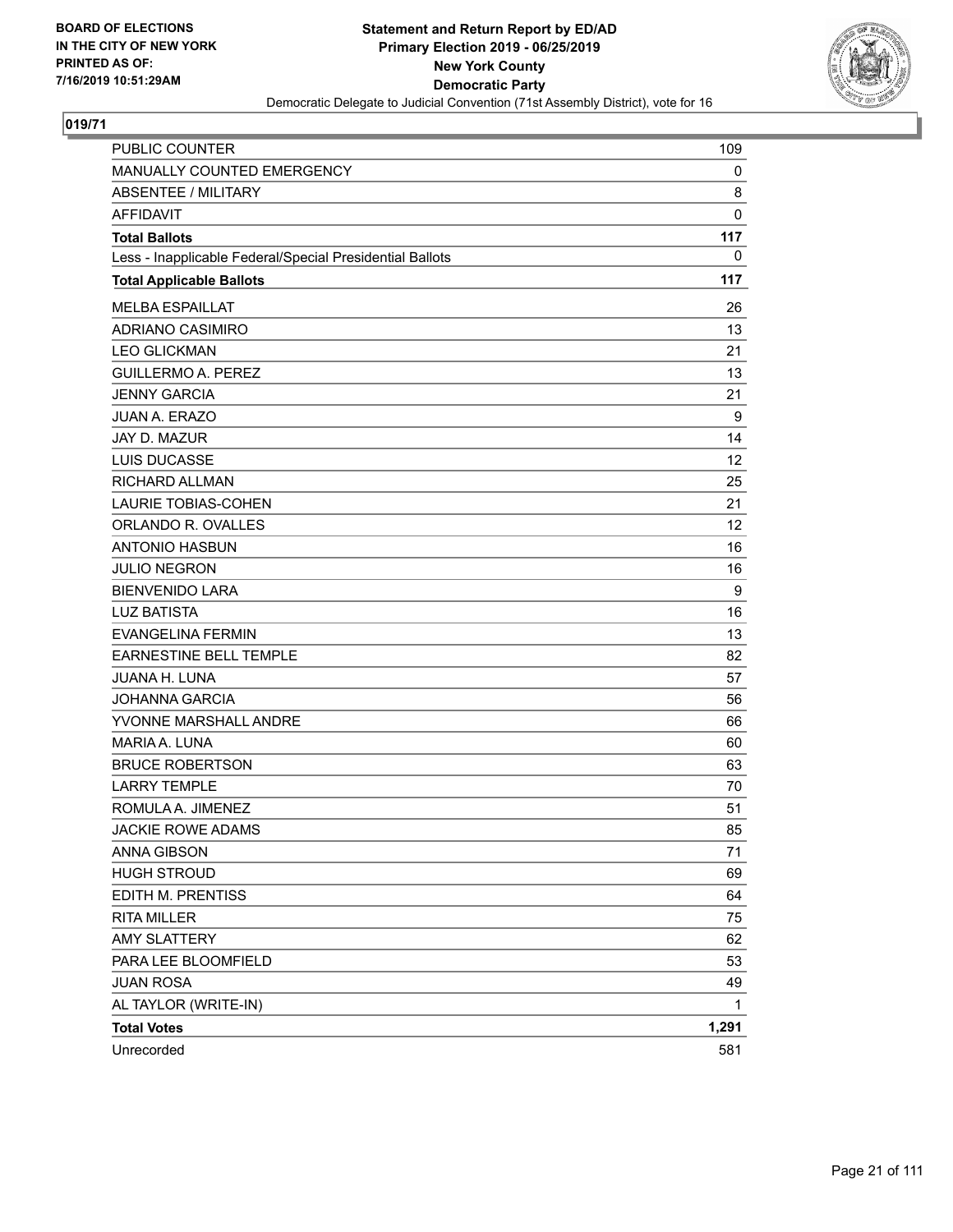**Statement and Return Report by ED/AD**
**Primary Election 2019 - 06/25/2019**
**New York County**
**Democratic Party**
Democratic Delegate to Judicial Convention (71st Assembly District), vote for 16

BOARD OF ELECTIONS
IN THE CITY OF NEW YORK
PRINTED AS OF:
7/16/2019 10:51:29AM

**019/71**

| | |
|---|---|
| PUBLIC COUNTER | 109 |
| MANUALLY COUNTED EMERGENCY | 0 |
| ABSENTEE / MILITARY | 8 |
| AFFIDAVIT | 0 |
| **Total Ballots** | **117** |
| Less - Inapplicable Federal/Special Presidential Ballots | 0 |
| **Total Applicable Ballots** | **117** |
| MELBA ESPAILLAT | 26 |
| ADRIANO CASIMIRO | 13 |
| LEO GLICKMAN | 21 |
| GUILLERMO A. PEREZ | 13 |
| JENNY GARCIA | 21 |
| JUAN A. ERAZO | 9 |
| JAY D. MAZUR | 14 |
| LUIS DUCASSE | 12 |
| RICHARD ALLMAN | 25 |
| LAURIE TOBIAS-COHEN | 21 |
| ORLANDO R. OVALLES | 12 |
| ANTONIO HASBUN | 16 |
| JULIO NEGRON | 16 |
| BIENVENIDO LARA | 9 |
| LUZ BATISTA | 16 |
| EVANGELINA FERMIN | 13 |
| EARNESTINE BELL TEMPLE | 82 |
| JUANA H. LUNA | 57 |
| JOHANNA GARCIA | 56 |
| YVONNE MARSHALL ANDRE | 66 |
| MARIA A. LUNA | 60 |
| BRUCE ROBERTSON | 63 |
| LARRY TEMPLE | 70 |
| ROMULA A. JIMENEZ | 51 |
| JACKIE ROWE ADAMS | 85 |
| ANNA GIBSON | 71 |
| HUGH STROUD | 69 |
| EDITH M. PRENTISS | 64 |
| RITA MILLER | 75 |
| AMY SLATTERY | 62 |
| PARA LEE BLOOMFIELD | 53 |
| JUAN ROSA | 49 |
| AL TAYLOR (WRITE-IN) | 1 |
| **Total Votes** | **1,291** |
| Unrecorded | 581 |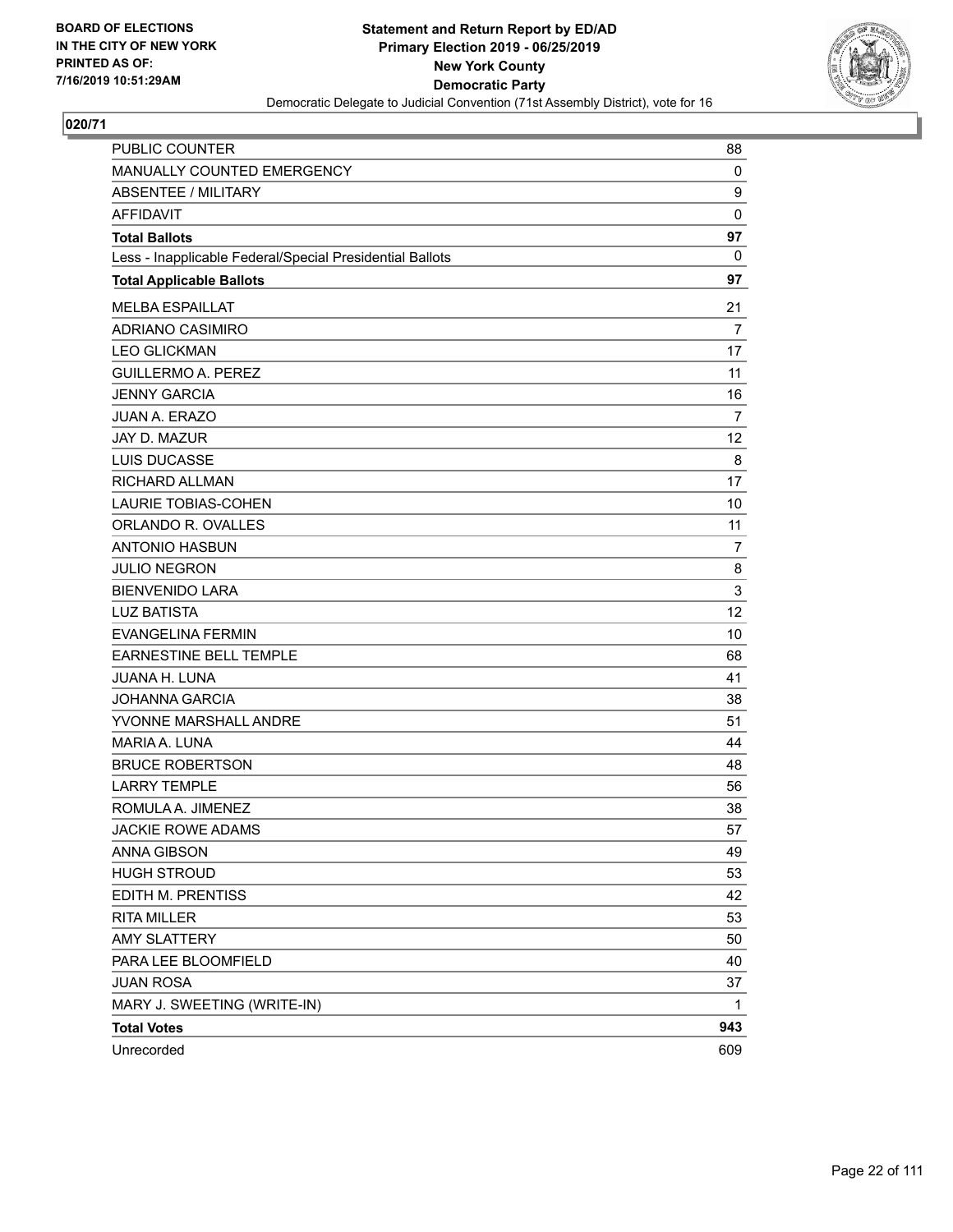BOARD OF ELECTIONS
IN THE CITY OF NEW YORK
PRINTED AS OF:
7/16/2019 10:51:29AM

**Statement and Return Report by ED/AD**
**Primary Election 2019 - 06/25/2019**
**New York County**
**Democratic Party**
Democratic Delegate to Judicial Convention (71st Assembly District), vote for 16

## 020/71

| | |
|---|---|
| PUBLIC COUNTER | 88 |
| MANUALLY COUNTED EMERGENCY | 0 |
| ABSENTEE / MILITARY | 9 |
| AFFIDAVIT | 0 |
| **Total Ballots** | **97** |
| Less - Inapplicable Federal/Special Presidential Ballots | 0 |
| **Total Applicable Ballots** | **97** |
| MELBA ESPAILLAT | 21 |
| ADRIANO CASIMIRO | 7 |
| LEO GLICKMAN | 17 |
| GUILLERMO A. PEREZ | 11 |
| JENNY GARCIA | 16 |
| JUAN A. ERAZO | 7 |
| JAY D. MAZUR | 12 |
| LUIS DUCASSE | 8 |
| RICHARD ALLMAN | 17 |
| LAURIE TOBIAS-COHEN | 10 |
| ORLANDO R. OVALLES | 11 |
| ANTONIO HASBUN | 7 |
| JULIO NEGRON | 8 |
| BIENVENIDO LARA | 3 |
| LUZ BATISTA | 12 |
| EVANGELINA FERMIN | 10 |
| EARNESTINE BELL TEMPLE | 68 |
| JUANA H. LUNA | 41 |
| JOHANNA GARCIA | 38 |
| YVONNE MARSHALL ANDRE | 51 |
| MARIA A. LUNA | 44 |
| BRUCE ROBERTSON | 48 |
| LARRY TEMPLE | 56 |
| ROMULA A. JIMENEZ | 38 |
| JACKIE ROWE ADAMS | 57 |
| ANNA GIBSON | 49 |
| HUGH STROUD | 53 |
| EDITH M. PRENTISS | 42 |
| RITA MILLER | 53 |
| AMY SLATTERY | 50 |
| PARA LEE BLOOMFIELD | 40 |
| JUAN ROSA | 37 |
| MARY J. SWEETING (WRITE-IN) | 1 |
| **Total Votes** | **943** |
| Unrecorded | 609 |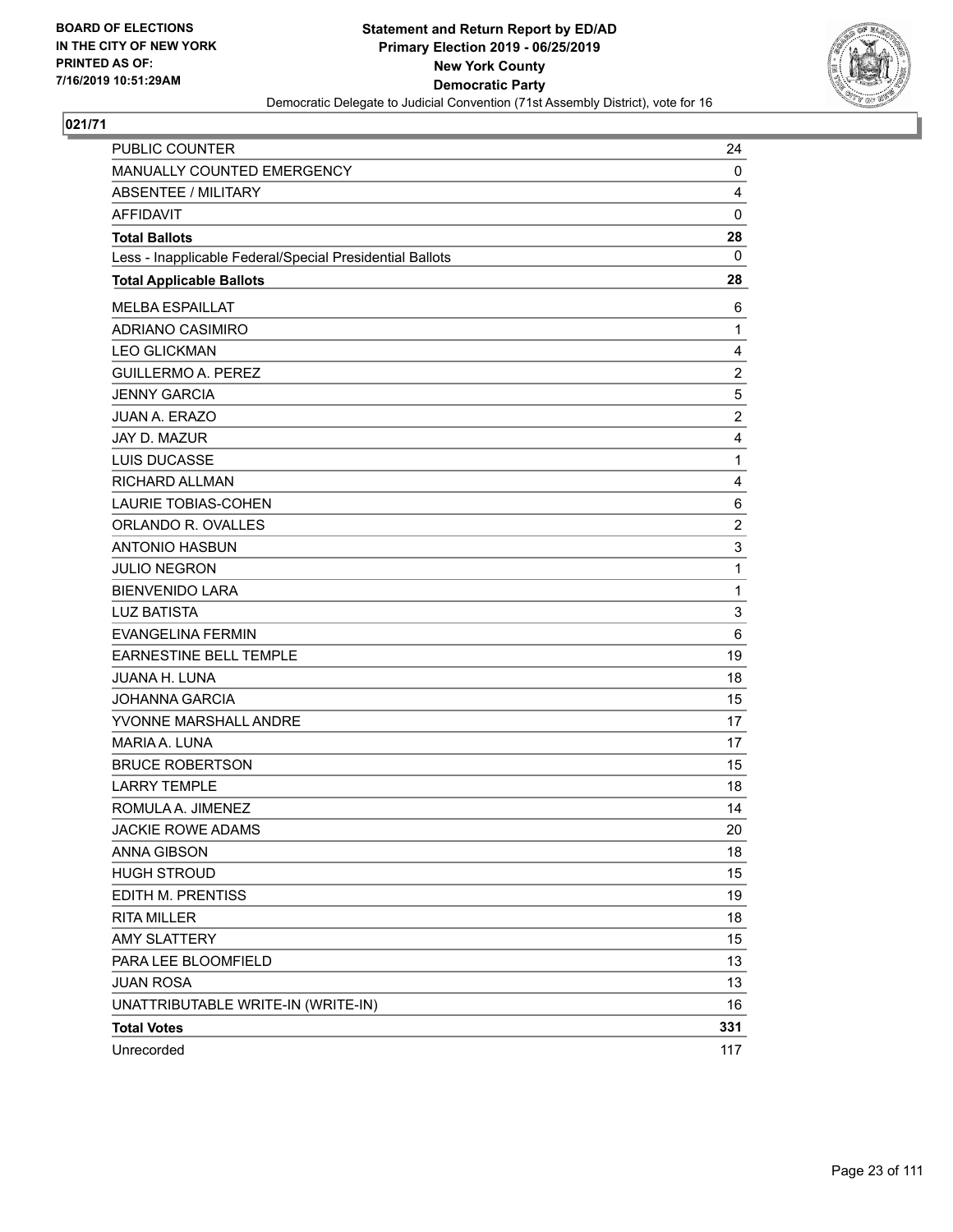BOARD OF ELECTIONS
IN THE CITY OF NEW YORK
PRINTED AS OF:
7/16/2019 10:51:29AM

**Statement and Return Report by ED/AD**
**Primary Election 2019 - 06/25/2019**
**New York County**
**Democratic Party**
Democratic Delegate to Judicial Convention (71st Assembly District), vote for 16

**021/71**

| | |
|---|---|
| PUBLIC COUNTER | 24 |
| MANUALLY COUNTED EMERGENCY | 0 |
| ABSENTEE / MILITARY | 4 |
| AFFIDAVIT | 0 |
| **Total Ballots** | **28** |
| Less - Inapplicable Federal/Special Presidential Ballots | 0 |
| **Total Applicable Ballots** | **28** |
| MELBA ESPAILLAT | 6 |
| ADRIANO CASIMIRO | 1 |
| LEO GLICKMAN | 4 |
| GUILLERMO A. PEREZ | 2 |
| JENNY GARCIA | 5 |
| JUAN A. ERAZO | 2 |
| JAY D. MAZUR | 4 |
| LUIS DUCASSE | 1 |
| RICHARD ALLMAN | 4 |
| LAURIE TOBIAS-COHEN | 6 |
| ORLANDO R. OVALLES | 2 |
| ANTONIO HASBUN | 3 |
| JULIO NEGRON | 1 |
| BIENVENIDO LARA | 1 |
| LUZ BATISTA | 3 |
| EVANGELINA FERMIN | 6 |
| EARNESTINE BELL TEMPLE | 19 |
| JUANA H. LUNA | 18 |
| JOHANNA GARCIA | 15 |
| YVONNE MARSHALL ANDRE | 17 |
| MARIA A. LUNA | 17 |
| BRUCE ROBERTSON | 15 |
| LARRY TEMPLE | 18 |
| ROMULA A. JIMENEZ | 14 |
| JACKIE ROWE ADAMS | 20 |
| ANNA GIBSON | 18 |
| HUGH STROUD | 15 |
| EDITH M. PRENTISS | 19 |
| RITA MILLER | 18 |
| AMY SLATTERY | 15 |
| PARA LEE BLOOMFIELD | 13 |
| JUAN ROSA | 13 |
| UNATTRIBUTABLE WRITE-IN (WRITE-IN) | 16 |
| **Total Votes** | **331** |
| Unrecorded | 117 |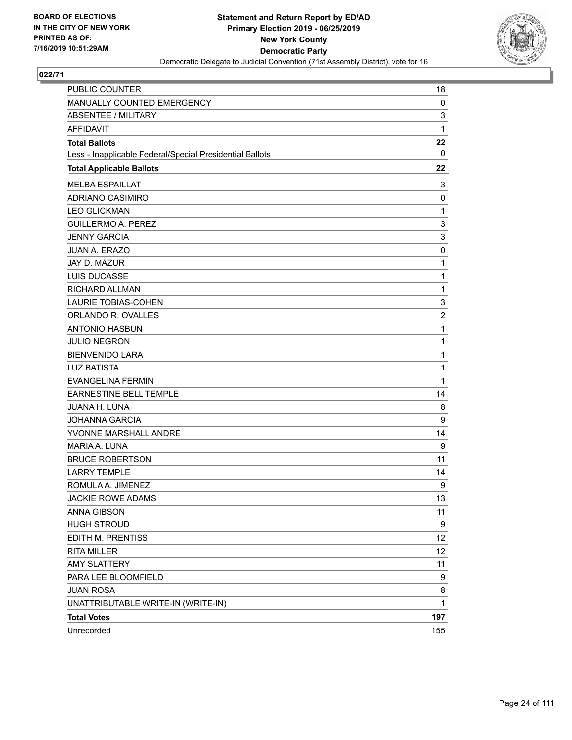**BOARD OF ELECTIONS IN THE CITY OF NEW YORK PRINTED AS OF: 7/16/2019 10:51:29AM**

**Statement and Return Report by ED/AD**
**Primary Election 2019 - 06/25/2019**
**New York County**
**Democratic Party**
Democratic Delegate to Judicial Convention (71st Assembly District), vote for 16

## 022/71

| | |
|---|---|
| PUBLIC COUNTER | 18 |
| MANUALLY COUNTED EMERGENCY | 0 |
| ABSENTEE / MILITARY | 3 |
| AFFIDAVIT | 1 |
| **Total Ballots** | **22** |
| Less - Inapplicable Federal/Special Presidential Ballots | 0 |
| **Total Applicable Ballots** | **22** |
| MELBA ESPAILLAT | 3 |
| ADRIANO CASIMIRO | 0 |
| LEO GLICKMAN | 1 |
| GUILLERMO A. PEREZ | 3 |
| JENNY GARCIA | 3 |
| JUAN A. ERAZO | 0 |
| JAY D. MAZUR | 1 |
| LUIS DUCASSE | 1 |
| RICHARD ALLMAN | 1 |
| LAURIE TOBIAS-COHEN | 3 |
| ORLANDO R. OVALLES | 2 |
| ANTONIO HASBUN | 1 |
| JULIO NEGRON | 1 |
| BIENVENIDO LARA | 1 |
| LUZ BATISTA | 1 |
| EVANGELINA FERMIN | 1 |
| EARNESTINE BELL TEMPLE | 14 |
| JUANA H. LUNA | 8 |
| JOHANNA GARCIA | 9 |
| YVONNE MARSHALL ANDRE | 14 |
| MARIA A. LUNA | 9 |
| BRUCE ROBERTSON | 11 |
| LARRY TEMPLE | 14 |
| ROMULA A. JIMENEZ | 9 |
| JACKIE ROWE ADAMS | 13 |
| ANNA GIBSON | 11 |
| HUGH STROUD | 9 |
| EDITH M. PRENTISS | 12 |
| RITA MILLER | 12 |
| AMY SLATTERY | 11 |
| PARA LEE BLOOMFIELD | 9 |
| JUAN ROSA | 8 |
| UNATTRIBUTABLE WRITE-IN (WRITE-IN) | 1 |
| **Total Votes** | **197** |
| Unrecorded | 155 |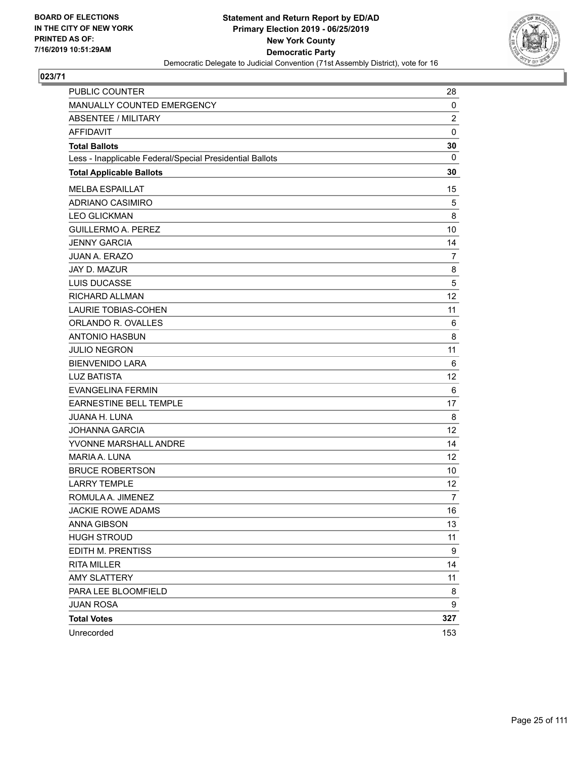**BOARD OF ELECTIONS IN THE CITY OF NEW YORK PRINTED AS OF: 7/16/2019 10:51:29AM**

**Statement and Return Report by ED/AD**
**Primary Election 2019 - 06/25/2019**
**New York County**
**Democratic Party**
Democratic Delegate to Judicial Convention (71st Assembly District), vote for 16

## 023/71

| | |
|---|---|
| PUBLIC COUNTER | 28 |
| MANUALLY COUNTED EMERGENCY | 0 |
| ABSENTEE / MILITARY | 2 |
| AFFIDAVIT | 0 |
| **Total Ballots** | **30** |
| Less - Inapplicable Federal/Special Presidential Ballots | 0 |
| **Total Applicable Ballots** | **30** |
| MELBA ESPAILLAT | 15 |
| ADRIANO CASIMIRO | 5 |
| LEO GLICKMAN | 8 |
| GUILLERMO A. PEREZ | 10 |
| JENNY GARCIA | 14 |
| JUAN A. ERAZO | 7 |
| JAY D. MAZUR | 8 |
| LUIS DUCASSE | 5 |
| RICHARD ALLMAN | 12 |
| LAURIE TOBIAS-COHEN | 11 |
| ORLANDO R. OVALLES | 6 |
| ANTONIO HASBUN | 8 |
| JULIO NEGRON | 11 |
| BIENVENIDO LARA | 6 |
| LUZ BATISTA | 12 |
| EVANGELINA FERMIN | 6 |
| EARNESTINE BELL TEMPLE | 17 |
| JUANA H. LUNA | 8 |
| JOHANNA GARCIA | 12 |
| YVONNE MARSHALL ANDRE | 14 |
| MARIA A. LUNA | 12 |
| BRUCE ROBERTSON | 10 |
| LARRY TEMPLE | 12 |
| ROMULA A. JIMENEZ | 7 |
| JACKIE ROWE ADAMS | 16 |
| ANNA GIBSON | 13 |
| HUGH STROUD | 11 |
| EDITH M. PRENTISS | 9 |
| RITA MILLER | 14 |
| AMY SLATTERY | 11 |
| PARA LEE BLOOMFIELD | 8 |
| JUAN ROSA | 9 |
| **Total Votes** | **327** |
| Unrecorded | 153 |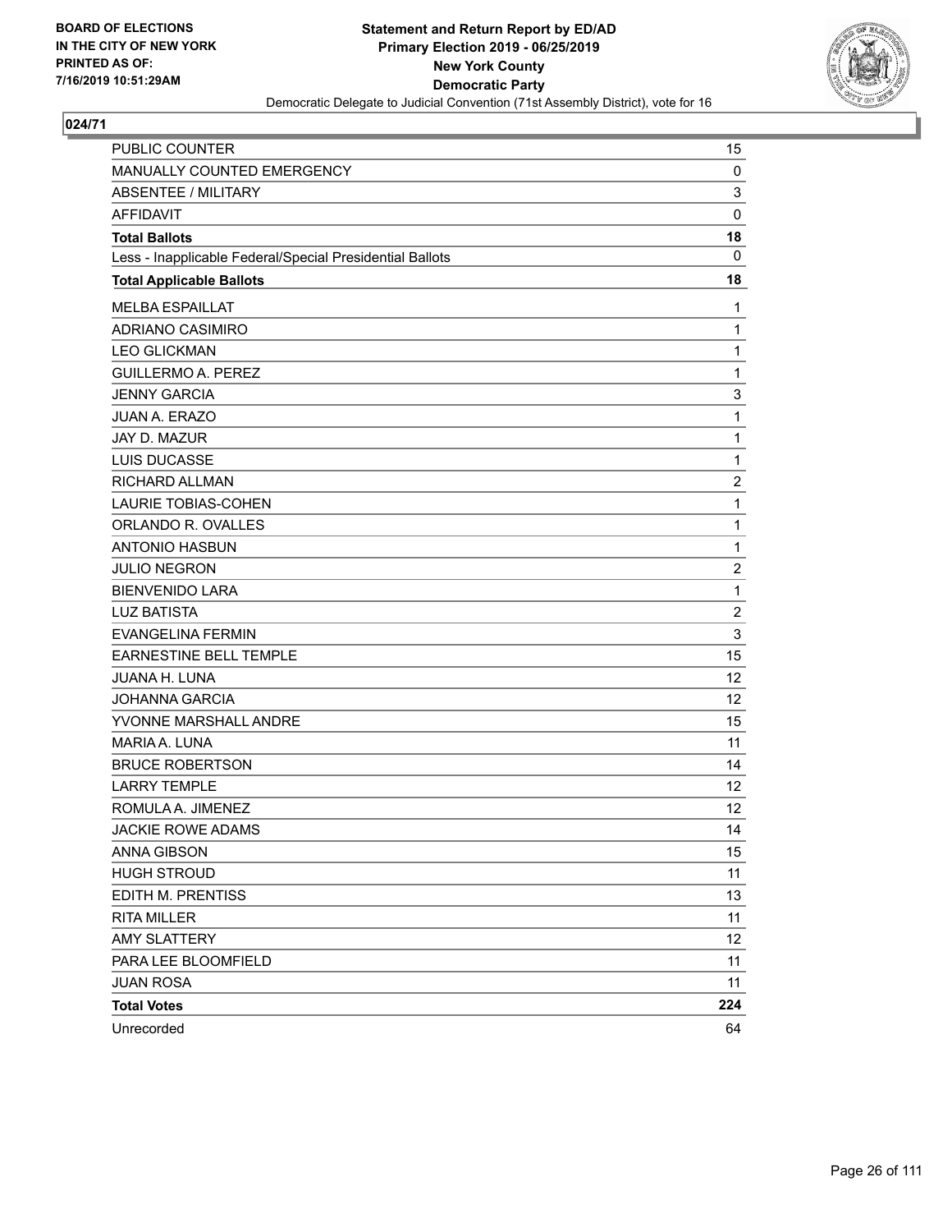**BOARD OF ELECTIONS IN THE CITY OF NEW YORK PRINTED AS OF: 7/16/2019 10:51:29AM**

**Statement and Return Report by ED/AD Primary Election 2019 - 06/25/2019 New York County Democratic Party**

Democratic Delegate to Judicial Convention (71st Assembly District), vote for 16

## 024/71

| | |
|---|---|
| PUBLIC COUNTER | 15 |
| MANUALLY COUNTED EMERGENCY | 0 |
| ABSENTEE / MILITARY | 3 |
| AFFIDAVIT | 0 |
| **Total Ballots** | **18** |
| Less - Inapplicable Federal/Special Presidential Ballots | 0 |
| **Total Applicable Ballots** | **18** |
| MELBA ESPAILLAT | 1 |
| ADRIANO CASIMIRO | 1 |
| LEO GLICKMAN | 1 |
| GUILLERMO A. PEREZ | 1 |
| JENNY GARCIA | 3 |
| JUAN A. ERAZO | 1 |
| JAY D. MAZUR | 1 |
| LUIS DUCASSE | 1 |
| RICHARD ALLMAN | 2 |
| LAURIE TOBIAS-COHEN | 1 |
| ORLANDO R. OVALLES | 1 |
| ANTONIO HASBUN | 1 |
| JULIO NEGRON | 2 |
| BIENVENIDO LARA | 1 |
| LUZ BATISTA | 2 |
| EVANGELINA FERMIN | 3 |
| EARNESTINE BELL TEMPLE | 15 |
| JUANA H. LUNA | 12 |
| JOHANNA GARCIA | 12 |
| YVONNE MARSHALL ANDRE | 15 |
| MARIA A. LUNA | 11 |
| BRUCE ROBERTSON | 14 |
| LARRY TEMPLE | 12 |
| ROMULA A. JIMENEZ | 12 |
| JACKIE ROWE ADAMS | 14 |
| ANNA GIBSON | 15 |
| HUGH STROUD | 11 |
| EDITH M. PRENTISS | 13 |
| RITA MILLER | 11 |
| AMY SLATTERY | 12 |
| PARA LEE BLOOMFIELD | 11 |
| JUAN ROSA | 11 |
| **Total Votes** | **224** |
| Unrecorded | 64 |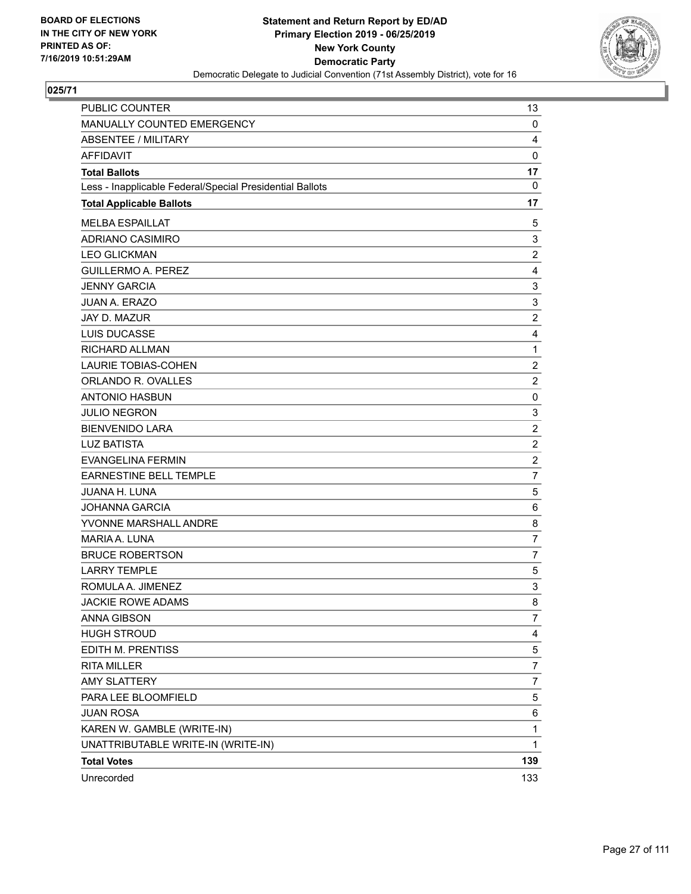**BOARD OF ELECTIONS IN THE CITY OF NEW YORK PRINTED AS OF: 7/16/2019 10:51:29AM**

**Statement and Return Report by ED/AD**
**Primary Election 2019 - 06/25/2019**
**New York County**
**Democratic Party**
Democratic Delegate to Judicial Convention (71st Assembly District), vote for 16

## 025/71

| | |
|---|---|
| PUBLIC COUNTER | 13 |
| MANUALLY COUNTED EMERGENCY | 0 |
| ABSENTEE / MILITARY | 4 |
| AFFIDAVIT | 0 |
| **Total Ballots** | **17** |
| Less - Inapplicable Federal/Special Presidential Ballots | 0 |
| **Total Applicable Ballots** | **17** |
| MELBA ESPAILLAT | 5 |
| ADRIANO CASIMIRO | 3 |
| LEO GLICKMAN | 2 |
| GUILLERMO A. PEREZ | 4 |
| JENNY GARCIA | 3 |
| JUAN A. ERAZO | 3 |
| JAY D. MAZUR | 2 |
| LUIS DUCASSE | 4 |
| RICHARD ALLMAN | 1 |
| LAURIE TOBIAS-COHEN | 2 |
| ORLANDO R. OVALLES | 2 |
| ANTONIO HASBUN | 0 |
| JULIO NEGRON | 3 |
| BIENVENIDO LARA | 2 |
| LUZ BATISTA | 2 |
| EVANGELINA FERMIN | 2 |
| EARNESTINE BELL TEMPLE | 7 |
| JUANA H. LUNA | 5 |
| JOHANNA GARCIA | 6 |
| YVONNE MARSHALL ANDRE | 8 |
| MARIA A. LUNA | 7 |
| BRUCE ROBERTSON | 7 |
| LARRY TEMPLE | 5 |
| ROMULA A. JIMENEZ | 3 |
| JACKIE ROWE ADAMS | 8 |
| ANNA GIBSON | 7 |
| HUGH STROUD | 4 |
| EDITH M. PRENTISS | 5 |
| RITA MILLER | 7 |
| AMY SLATTERY | 7 |
| PARA LEE BLOOMFIELD | 5 |
| JUAN ROSA | 6 |
| KAREN W. GAMBLE (WRITE-IN) | 1 |
| UNATTRIBUTABLE WRITE-IN (WRITE-IN) | 1 |
| **Total Votes** | **139** |
| Unrecorded | 133 |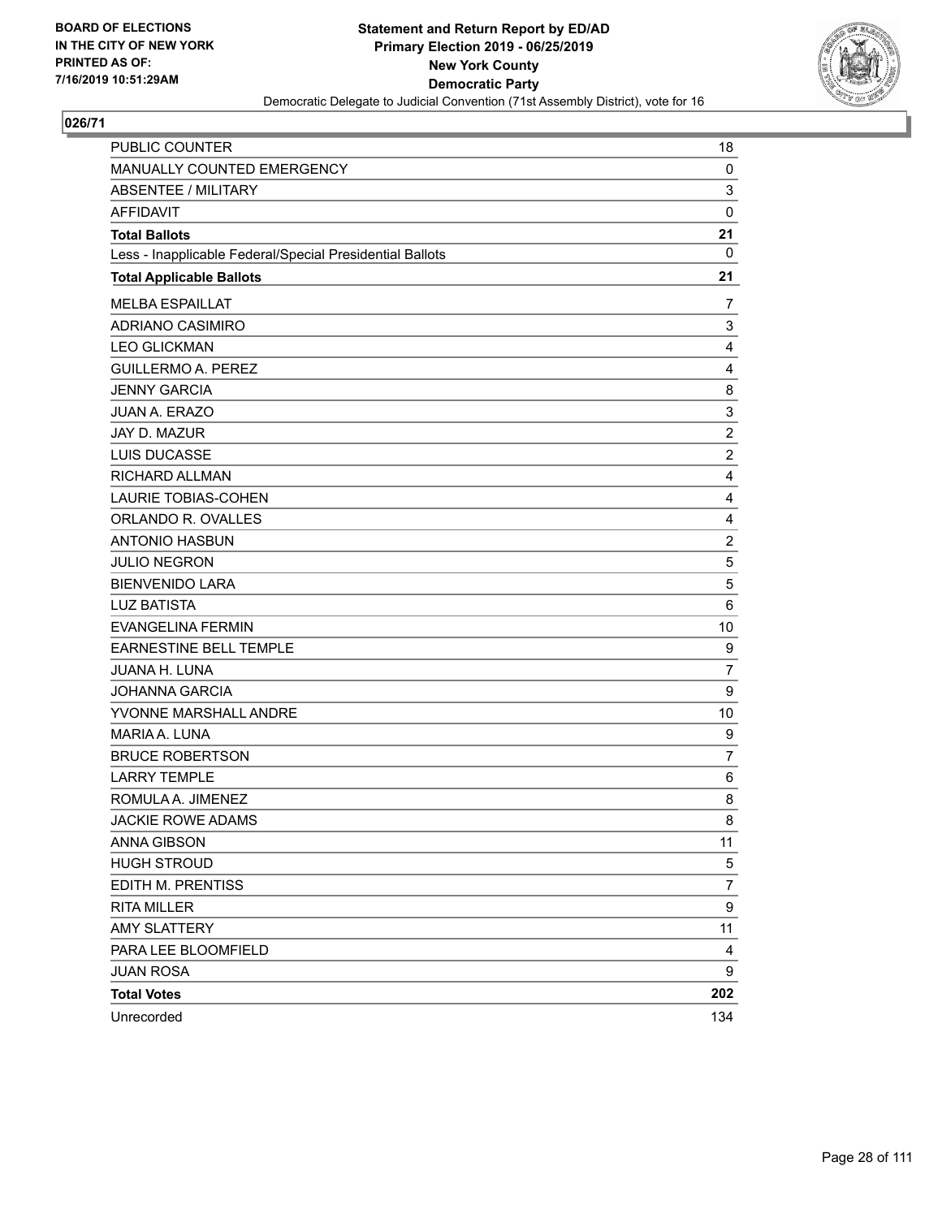BOARD OF ELECTIONS
IN THE CITY OF NEW YORK
PRINTED AS OF:
7/16/2019 10:51:29AM

**Statement and Return Report by ED/AD**
**Primary Election 2019 - 06/25/2019**
**New York County**
**Democratic Party**
Democratic Delegate to Judicial Convention (71st Assembly District), vote for 16

## 026/71

| | |
|---|---|
| PUBLIC COUNTER | 18 |
| MANUALLY COUNTED EMERGENCY | 0 |
| ABSENTEE / MILITARY | 3 |
| AFFIDAVIT | 0 |
| **Total Ballots** | **21** |
| Less - Inapplicable Federal/Special Presidential Ballots | 0 |
| **Total Applicable Ballots** | **21** |
| MELBA ESPAILLAT | 7 |
| ADRIANO CASIMIRO | 3 |
| LEO GLICKMAN | 4 |
| GUILLERMO A. PEREZ | 4 |
| JENNY GARCIA | 8 |
| JUAN A. ERAZO | 3 |
| JAY D. MAZUR | 2 |
| LUIS DUCASSE | 2 |
| RICHARD ALLMAN | 4 |
| LAURIE TOBIAS-COHEN | 4 |
| ORLANDO R. OVALLES | 4 |
| ANTONIO HASBUN | 2 |
| JULIO NEGRON | 5 |
| BIENVENIDO LARA | 5 |
| LUZ BATISTA | 6 |
| EVANGELINA FERMIN | 10 |
| EARNESTINE BELL TEMPLE | 9 |
| JUANA H. LUNA | 7 |
| JOHANNA GARCIA | 9 |
| YVONNE MARSHALL ANDRE | 10 |
| MARIA A. LUNA | 9 |
| BRUCE ROBERTSON | 7 |
| LARRY TEMPLE | 6 |
| ROMULA A. JIMENEZ | 8 |
| JACKIE ROWE ADAMS | 8 |
| ANNA GIBSON | 11 |
| HUGH STROUD | 5 |
| EDITH M. PRENTISS | 7 |
| RITA MILLER | 9 |
| AMY SLATTERY | 11 |
| PARA LEE BLOOMFIELD | 4 |
| JUAN ROSA | 9 |
| **Total Votes** | **202** |
| Unrecorded | 134 |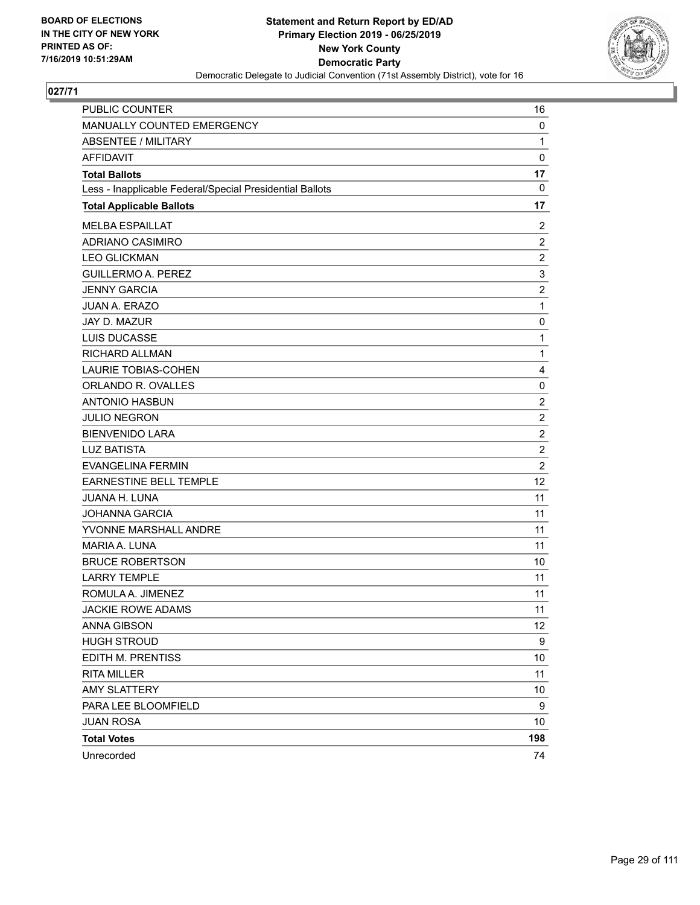BOARD OF ELECTIONS
IN THE CITY OF NEW YORK
PRINTED AS OF:
7/16/2019 10:51:29AM

**Statement and Return Report by ED/AD**
**Primary Election 2019 - 06/25/2019**
**New York County**
**Democratic Party**
Democratic Delegate to Judicial Convention (71st Assembly District), vote for 16

## 027/71

| | |
|---|---|
| PUBLIC COUNTER | 16 |
| MANUALLY COUNTED EMERGENCY | 0 |
| ABSENTEE / MILITARY | 1 |
| AFFIDAVIT | 0 |
| **Total Ballots** | **17** |
| Less - Inapplicable Federal/Special Presidential Ballots | 0 |
| **Total Applicable Ballots** | **17** |
| MELBA ESPAILLAT | 2 |
| ADRIANO CASIMIRO | 2 |
| LEO GLICKMAN | 2 |
| GUILLERMO A. PEREZ | 3 |
| JENNY GARCIA | 2 |
| JUAN A. ERAZO | 1 |
| JAY D. MAZUR | 0 |
| LUIS DUCASSE | 1 |
| RICHARD ALLMAN | 1 |
| LAURIE TOBIAS-COHEN | 4 |
| ORLANDO R. OVALLES | 0 |
| ANTONIO HASBUN | 2 |
| JULIO NEGRON | 2 |
| BIENVENIDO LARA | 2 |
| LUZ BATISTA | 2 |
| EVANGELINA FERMIN | 2 |
| EARNESTINE BELL TEMPLE | 12 |
| JUANA H. LUNA | 11 |
| JOHANNA GARCIA | 11 |
| YVONNE MARSHALL ANDRE | 11 |
| MARIA A. LUNA | 11 |
| BRUCE ROBERTSON | 10 |
| LARRY TEMPLE | 11 |
| ROMULA A. JIMENEZ | 11 |
| JACKIE ROWE ADAMS | 11 |
| ANNA GIBSON | 12 |
| HUGH STROUD | 9 |
| EDITH M. PRENTISS | 10 |
| RITA MILLER | 11 |
| AMY SLATTERY | 10 |
| PARA LEE BLOOMFIELD | 9 |
| JUAN ROSA | 10 |
| **Total Votes** | **198** |
| Unrecorded | 74 |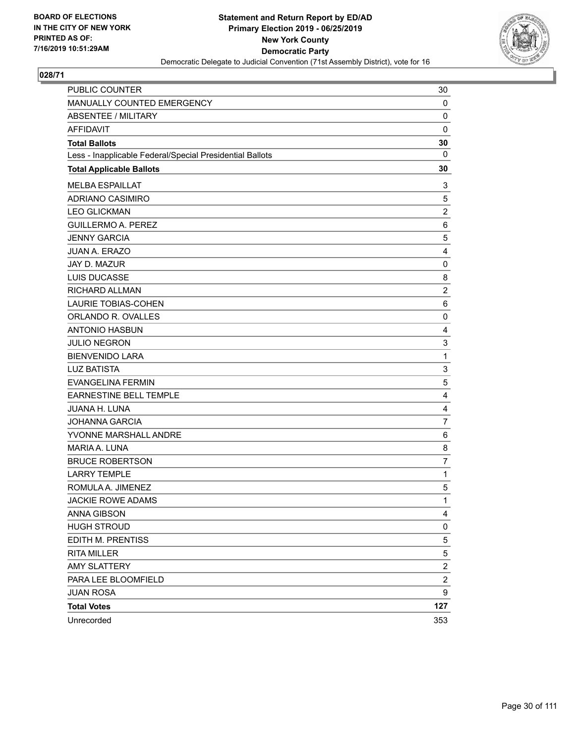BOARD OF ELECTIONS
IN THE CITY OF NEW YORK
PRINTED AS OF:
7/16/2019 10:51:29AM

**Statement and Return Report by ED/AD**
**Primary Election 2019 - 06/25/2019**
**New York County**
**Democratic Party**
Democratic Delegate to Judicial Convention (71st Assembly District), vote for 16

## 028/71

| | |
|---|---|
| PUBLIC COUNTER | 30 |
| MANUALLY COUNTED EMERGENCY | 0 |
| ABSENTEE / MILITARY | 0 |
| AFFIDAVIT | 0 |
| **Total Ballots** | **30** |
| Less - Inapplicable Federal/Special Presidential Ballots | 0 |
| **Total Applicable Ballots** | **30** |
| MELBA ESPAILLAT | 3 |
| ADRIANO CASIMIRO | 5 |
| LEO GLICKMAN | 2 |
| GUILLERMO A. PEREZ | 6 |
| JENNY GARCIA | 5 |
| JUAN A. ERAZO | 4 |
| JAY D. MAZUR | 0 |
| LUIS DUCASSE | 8 |
| RICHARD ALLMAN | 2 |
| LAURIE TOBIAS-COHEN | 6 |
| ORLANDO R. OVALLES | 0 |
| ANTONIO HASBUN | 4 |
| JULIO NEGRON | 3 |
| BIENVENIDO LARA | 1 |
| LUZ BATISTA | 3 |
| EVANGELINA FERMIN | 5 |
| EARNESTINE BELL TEMPLE | 4 |
| JUANA H. LUNA | 4 |
| JOHANNA GARCIA | 7 |
| YVONNE MARSHALL ANDRE | 6 |
| MARIA A. LUNA | 8 |
| BRUCE ROBERTSON | 7 |
| LARRY TEMPLE | 1 |
| ROMULA A. JIMENEZ | 5 |
| JACKIE ROWE ADAMS | 1 |
| ANNA GIBSON | 4 |
| HUGH STROUD | 0 |
| EDITH M. PRENTISS | 5 |
| RITA MILLER | 5 |
| AMY SLATTERY | 2 |
| PARA LEE BLOOMFIELD | 2 |
| JUAN ROSA | 9 |
| **Total Votes** | **127** |
| Unrecorded | 353 |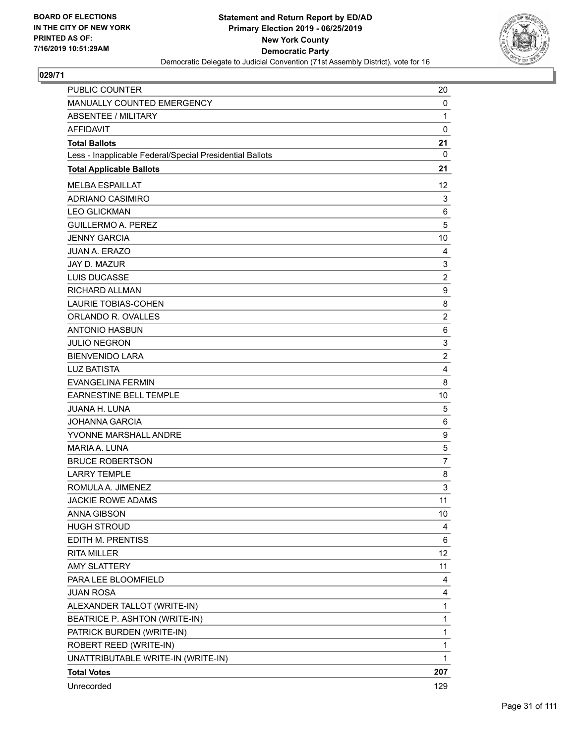BOARD OF ELECTIONS
IN THE CITY OF NEW YORK
PRINTED AS OF:
7/16/2019 10:51:29AM

**Statement and Return Report by ED/AD**
**Primary Election 2019 - 06/25/2019**
**New York County**
**Democratic Party**
Democratic Delegate to Judicial Convention (71st Assembly District), vote for 16

## 029/71

| | |
|---|---|
| PUBLIC COUNTER | 20 |
| MANUALLY COUNTED EMERGENCY | 0 |
| ABSENTEE / MILITARY | 1 |
| AFFIDAVIT | 0 |
| **Total Ballots** | **21** |
| Less - Inapplicable Federal/Special Presidential Ballots | 0 |
| **Total Applicable Ballots** | **21** |
| MELBA ESPAILLAT | 12 |
| ADRIANO CASIMIRO | 3 |
| LEO GLICKMAN | 6 |
| GUILLERMO A. PEREZ | 5 |
| JENNY GARCIA | 10 |
| JUAN A. ERAZO | 4 |
| JAY D. MAZUR | 3 |
| LUIS DUCASSE | 2 |
| RICHARD ALLMAN | 9 |
| LAURIE TOBIAS-COHEN | 8 |
| ORLANDO R. OVALLES | 2 |
| ANTONIO HASBUN | 6 |
| JULIO NEGRON | 3 |
| BIENVENIDO LARA | 2 |
| LUZ BATISTA | 4 |
| EVANGELINA FERMIN | 8 |
| EARNESTINE BELL TEMPLE | 10 |
| JUANA H. LUNA | 5 |
| JOHANNA GARCIA | 6 |
| YVONNE MARSHALL ANDRE | 9 |
| MARIA A. LUNA | 5 |
| BRUCE ROBERTSON | 7 |
| LARRY TEMPLE | 8 |
| ROMULA A. JIMENEZ | 3 |
| JACKIE ROWE ADAMS | 11 |
| ANNA GIBSON | 10 |
| HUGH STROUD | 4 |
| EDITH M. PRENTISS | 6 |
| RITA MILLER | 12 |
| AMY SLATTERY | 11 |
| PARA LEE BLOOMFIELD | 4 |
| JUAN ROSA | 4 |
| ALEXANDER TALLOT (WRITE-IN) | 1 |
| BEATRICE P. ASHTON (WRITE-IN) | 1 |
| PATRICK BURDEN (WRITE-IN) | 1 |
| ROBERT REED (WRITE-IN) | 1 |
| UNATTRIBUTABLE WRITE-IN (WRITE-IN) | 1 |
| **Total Votes** | **207** |
| Unrecorded | 129 |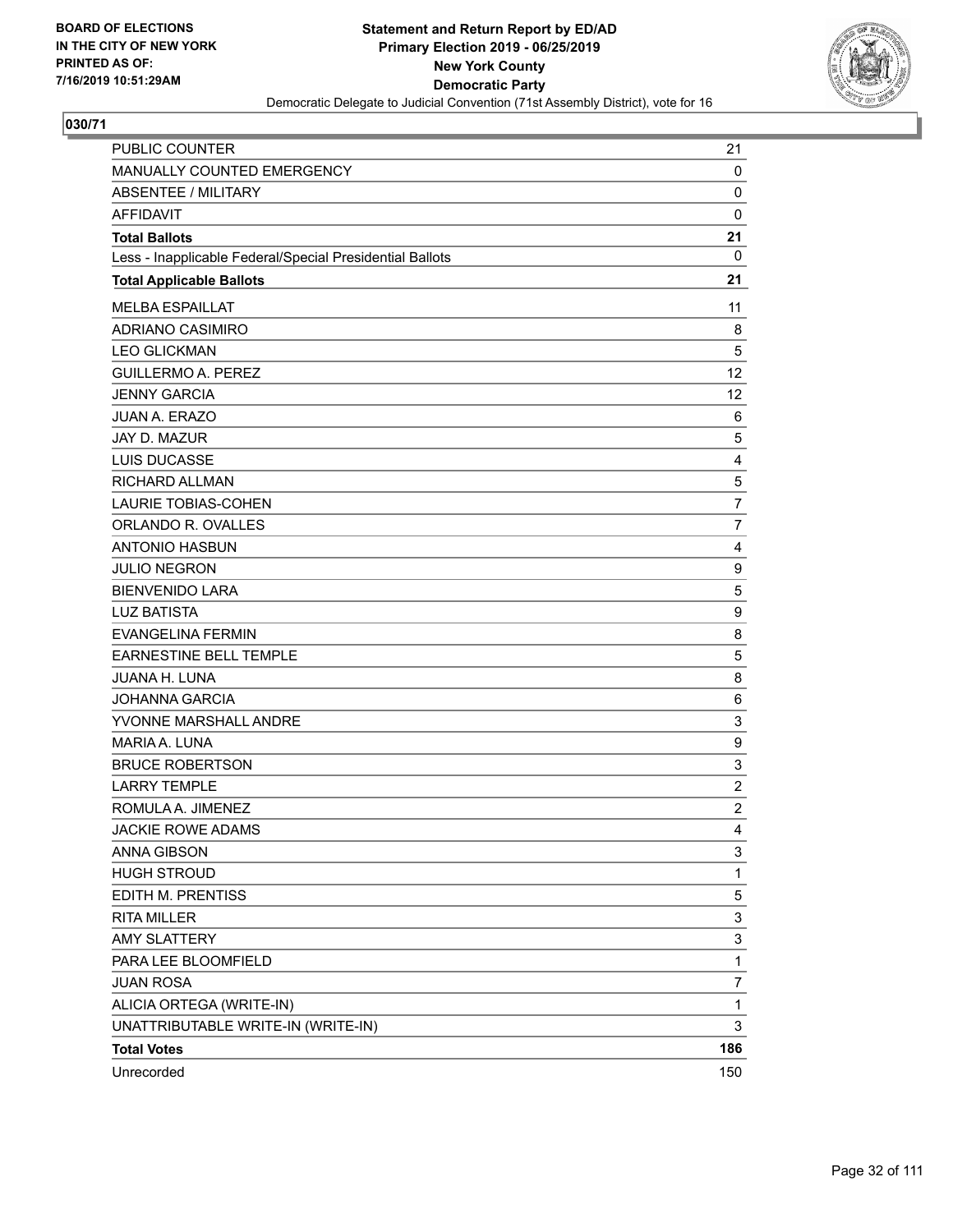BOARD OF ELECTIONS
IN THE CITY OF NEW YORK
PRINTED AS OF:
7/16/2019 10:51:29AM

**Statement and Return Report by ED/AD**
**Primary Election 2019 - 06/25/2019**
**New York County**
**Democratic Party**
Democratic Delegate to Judicial Convention (71st Assembly District), vote for 16

## 030/71

| | |
|---|---|
| PUBLIC COUNTER | 21 |
| MANUALLY COUNTED EMERGENCY | 0 |
| ABSENTEE / MILITARY | 0 |
| AFFIDAVIT | 0 |
| **Total Ballots** | **21** |
| Less - Inapplicable Federal/Special Presidential Ballots | 0 |
| **Total Applicable Ballots** | **21** |
| MELBA ESPAILLAT | 11 |
| ADRIANO CASIMIRO | 8 |
| LEO GLICKMAN | 5 |
| GUILLERMO A. PEREZ | 12 |
| JENNY GARCIA | 12 |
| JUAN A. ERAZO | 6 |
| JAY D. MAZUR | 5 |
| LUIS DUCASSE | 4 |
| RICHARD ALLMAN | 5 |
| LAURIE TOBIAS-COHEN | 7 |
| ORLANDO R. OVALLES | 7 |
| ANTONIO HASBUN | 4 |
| JULIO NEGRON | 9 |
| BIENVENIDO LARA | 5 |
| LUZ BATISTA | 9 |
| EVANGELINA FERMIN | 8 |
| EARNESTINE BELL TEMPLE | 5 |
| JUANA H. LUNA | 8 |
| JOHANNA GARCIA | 6 |
| YVONNE MARSHALL ANDRE | 3 |
| MARIA A. LUNA | 9 |
| BRUCE ROBERTSON | 3 |
| LARRY TEMPLE | 2 |
| ROMULA A. JIMENEZ | 2 |
| JACKIE ROWE ADAMS | 4 |
| ANNA GIBSON | 3 |
| HUGH STROUD | 1 |
| EDITH M. PRENTISS | 5 |
| RITA MILLER | 3 |
| AMY SLATTERY | 3 |
| PARA LEE BLOOMFIELD | 1 |
| JUAN ROSA | 7 |
| ALICIA ORTEGA (WRITE-IN) | 1 |
| UNATTRIBUTABLE WRITE-IN (WRITE-IN) | 3 |
| **Total Votes** | **186** |
| Unrecorded | 150 |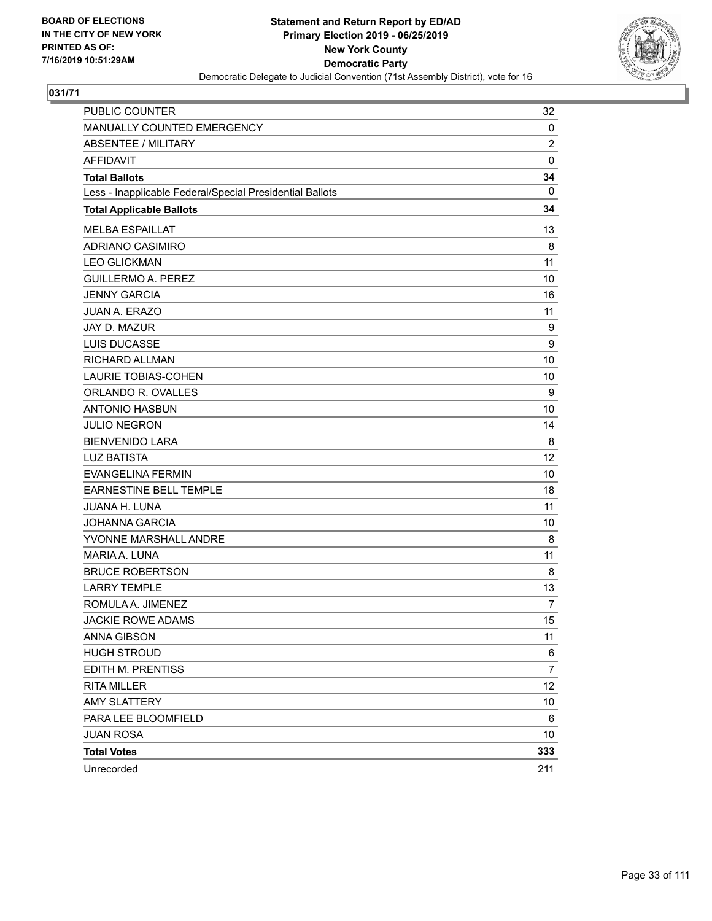BOARD OF ELECTIONS
IN THE CITY OF NEW YORK
PRINTED AS OF:
7/16/2019 10:51:29AM

**Statement and Return Report by ED/AD**
**Primary Election 2019 - 06/25/2019**
**New York County**
**Democratic Party**
Democratic Delegate to Judicial Convention (71st Assembly District), vote for 16

## 031/71

| | |
|---|---|
| PUBLIC COUNTER | 32 |
| MANUALLY COUNTED EMERGENCY | 0 |
| ABSENTEE / MILITARY | 2 |
| AFFIDAVIT | 0 |
| **Total Ballots** | **34** |
| Less - Inapplicable Federal/Special Presidential Ballots | 0 |
| **Total Applicable Ballots** | **34** |
| MELBA ESPAILLAT | 13 |
| ADRIANO CASIMIRO | 8 |
| LEO GLICKMAN | 11 |
| GUILLERMO A. PEREZ | 10 |
| JENNY GARCIA | 16 |
| JUAN A. ERAZO | 11 |
| JAY D. MAZUR | 9 |
| LUIS DUCASSE | 9 |
| RICHARD ALLMAN | 10 |
| LAURIE TOBIAS-COHEN | 10 |
| ORLANDO R. OVALLES | 9 |
| ANTONIO HASBUN | 10 |
| JULIO NEGRON | 14 |
| BIENVENIDO LARA | 8 |
| LUZ BATISTA | 12 |
| EVANGELINA FERMIN | 10 |
| EARNESTINE BELL TEMPLE | 18 |
| JUANA H. LUNA | 11 |
| JOHANNA GARCIA | 10 |
| YVONNE MARSHALL ANDRE | 8 |
| MARIA A. LUNA | 11 |
| BRUCE ROBERTSON | 8 |
| LARRY TEMPLE | 13 |
| ROMULA A. JIMENEZ | 7 |
| JACKIE ROWE ADAMS | 15 |
| ANNA GIBSON | 11 |
| HUGH STROUD | 6 |
| EDITH M. PRENTISS | 7 |
| RITA MILLER | 12 |
| AMY SLATTERY | 10 |
| PARA LEE BLOOMFIELD | 6 |
| JUAN ROSA | 10 |
| **Total Votes** | **333** |
| Unrecorded | 211 |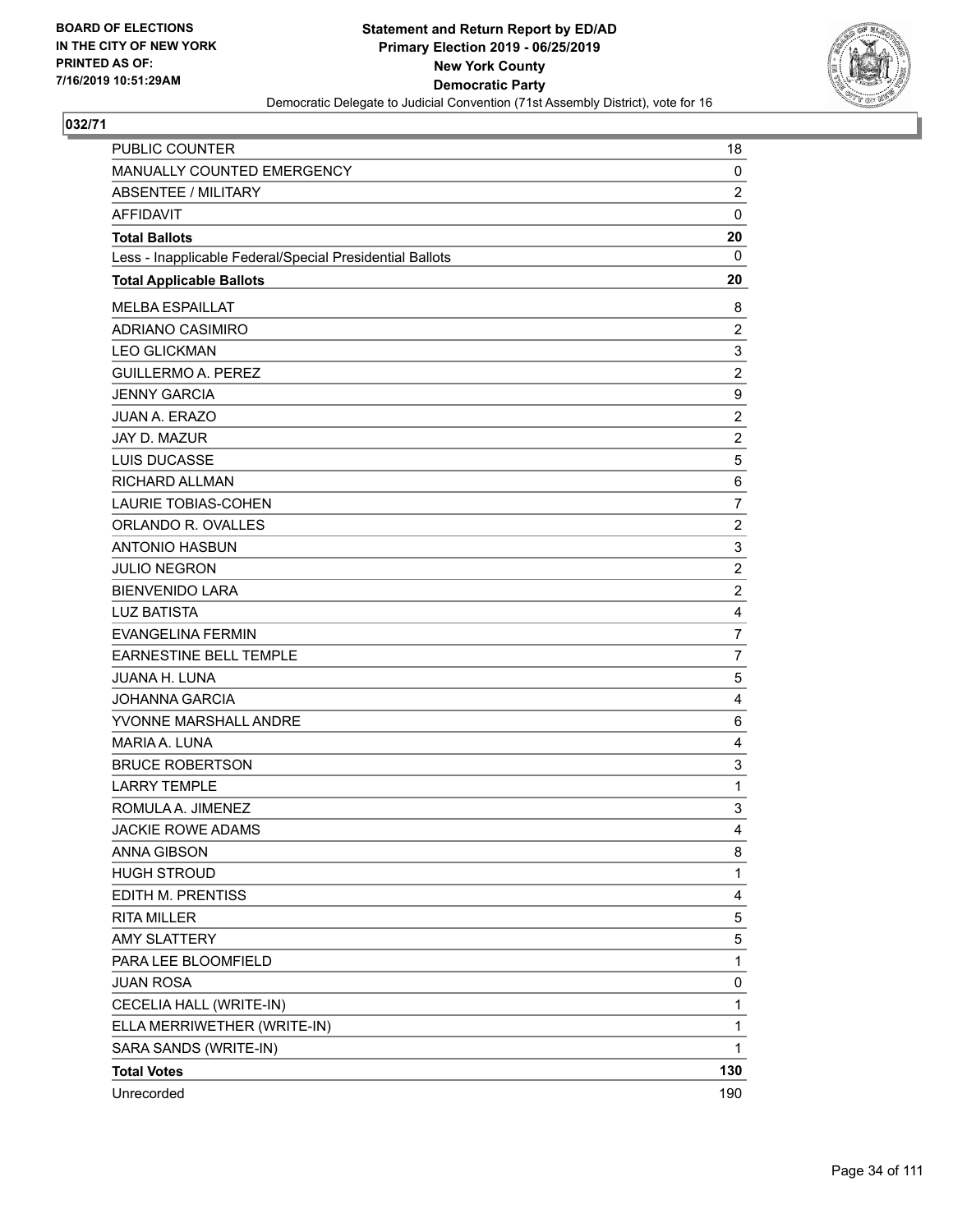**BOARD OF ELECTIONS IN THE CITY OF NEW YORK PRINTED AS OF: 7/16/2019 10:51:29AM**

**Statement and Return Report by ED/AD Primary Election 2019 - 06/25/2019 New York County Democratic Party**

Democratic Delegate to Judicial Convention (71st Assembly District), vote for 16

**032/71**

| | |
|---|---|
| PUBLIC COUNTER | 18 |
| MANUALLY COUNTED EMERGENCY | 0 |
| ABSENTEE / MILITARY | 2 |
| AFFIDAVIT | 0 |
| **Total Ballots** | **20** |
| Less - Inapplicable Federal/Special Presidential Ballots | 0 |
| **Total Applicable Ballots** | **20** |
| MELBA ESPAILLAT | 8 |
| ADRIANO CASIMIRO | 2 |
| LEO GLICKMAN | 3 |
| GUILLERMO A. PEREZ | 2 |
| JENNY GARCIA | 9 |
| JUAN A. ERAZO | 2 |
| JAY D. MAZUR | 2 |
| LUIS DUCASSE | 5 |
| RICHARD ALLMAN | 6 |
| LAURIE TOBIAS-COHEN | 7 |
| ORLANDO R. OVALLES | 2 |
| ANTONIO HASBUN | 3 |
| JULIO NEGRON | 2 |
| BIENVENIDO LARA | 2 |
| LUZ BATISTA | 4 |
| EVANGELINA FERMIN | 7 |
| EARNESTINE BELL TEMPLE | 7 |
| JUANA H. LUNA | 5 |
| JOHANNA GARCIA | 4 |
| YVONNE MARSHALL ANDRE | 6 |
| MARIA A. LUNA | 4 |
| BRUCE ROBERTSON | 3 |
| LARRY TEMPLE | 1 |
| ROMULA A. JIMENEZ | 3 |
| JACKIE ROWE ADAMS | 4 |
| ANNA GIBSON | 8 |
| HUGH STROUD | 1 |
| EDITH M. PRENTISS | 4 |
| RITA MILLER | 5 |
| AMY SLATTERY | 5 |
| PARA LEE BLOOMFIELD | 1 |
| JUAN ROSA | 0 |
| CECELIA HALL (WRITE-IN) | 1 |
| ELLA MERRIWETHER (WRITE-IN) | 1 |
| SARA SANDS (WRITE-IN) | 1 |
| **Total Votes** | **130** |
| Unrecorded | 190 |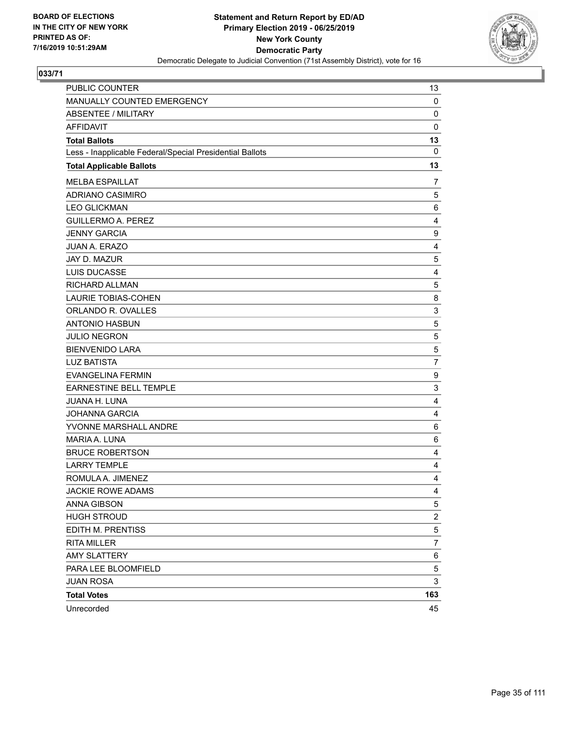BOARD OF ELECTIONS
IN THE CITY OF NEW YORK
PRINTED AS OF:
7/16/2019 10:51:29AM

**Statement and Return Report by ED/AD**
**Primary Election 2019 - 06/25/2019**
**New York County**
**Democratic Party**
Democratic Delegate to Judicial Convention (71st Assembly District), vote for 16

## 033/71

| | |
|---|---|
| PUBLIC COUNTER | 13 |
| MANUALLY COUNTED EMERGENCY | 0 |
| ABSENTEE / MILITARY | 0 |
| AFFIDAVIT | 0 |
| **Total Ballots** | **13** |
| Less - Inapplicable Federal/Special Presidential Ballots | 0 |
| **Total Applicable Ballots** | **13** |
| MELBA ESPAILLAT | 7 |
| ADRIANO CASIMIRO | 5 |
| LEO GLICKMAN | 6 |
| GUILLERMO A. PEREZ | 4 |
| JENNY GARCIA | 9 |
| JUAN A. ERAZO | 4 |
| JAY D. MAZUR | 5 |
| LUIS DUCASSE | 4 |
| RICHARD ALLMAN | 5 |
| LAURIE TOBIAS-COHEN | 8 |
| ORLANDO R. OVALLES | 3 |
| ANTONIO HASBUN | 5 |
| JULIO NEGRON | 5 |
| BIENVENIDO LARA | 5 |
| LUZ BATISTA | 7 |
| EVANGELINA FERMIN | 9 |
| EARNESTINE BELL TEMPLE | 3 |
| JUANA H. LUNA | 4 |
| JOHANNA GARCIA | 4 |
| YVONNE MARSHALL ANDRE | 6 |
| MARIA A. LUNA | 6 |
| BRUCE ROBERTSON | 4 |
| LARRY TEMPLE | 4 |
| ROMULA A. JIMENEZ | 4 |
| JACKIE ROWE ADAMS | 4 |
| ANNA GIBSON | 5 |
| HUGH STROUD | 2 |
| EDITH M. PRENTISS | 5 |
| RITA MILLER | 7 |
| AMY SLATTERY | 6 |
| PARA LEE BLOOMFIELD | 5 |
| JUAN ROSA | 3 |
| **Total Votes** | **163** |
| Unrecorded | 45 |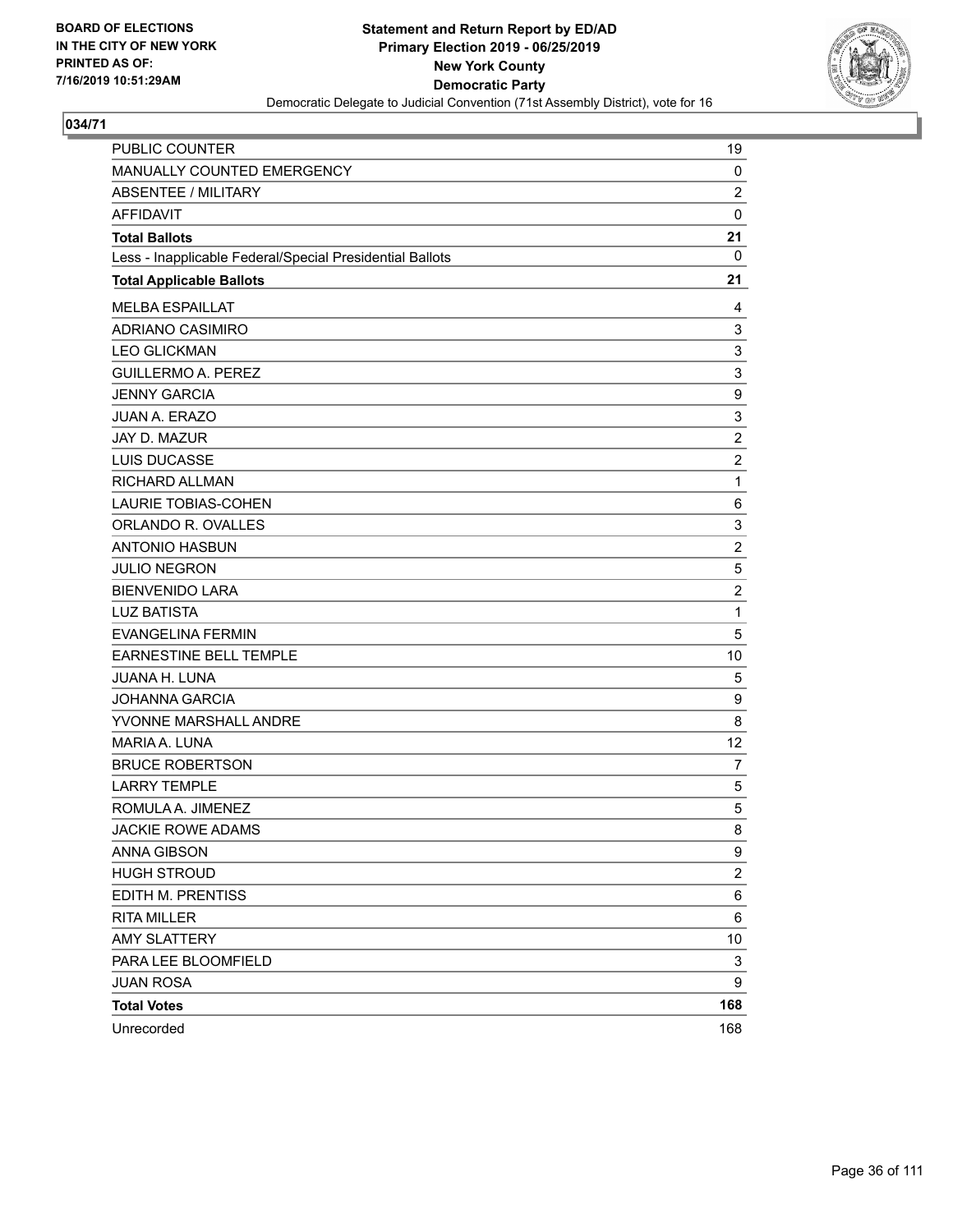BOARD OF ELECTIONS
IN THE CITY OF NEW YORK
PRINTED AS OF:
7/16/2019 10:51:29AM

**Statement and Return Report by ED/AD**
**Primary Election 2019 - 06/25/2019**
**New York County**
**Democratic Party**
Democratic Delegate to Judicial Convention (71st Assembly District), vote for 16

## 034/71

| | |
|---|---|
| PUBLIC COUNTER | 19 |
| MANUALLY COUNTED EMERGENCY | 0 |
| ABSENTEE / MILITARY | 2 |
| AFFIDAVIT | 0 |
| **Total Ballots** | **21** |
| Less - Inapplicable Federal/Special Presidential Ballots | 0 |
| **Total Applicable Ballots** | **21** |
| MELBA ESPAILLAT | 4 |
| ADRIANO CASIMIRO | 3 |
| LEO GLICKMAN | 3 |
| GUILLERMO A. PEREZ | 3 |
| JENNY GARCIA | 9 |
| JUAN A. ERAZO | 3 |
| JAY D. MAZUR | 2 |
| LUIS DUCASSE | 2 |
| RICHARD ALLMAN | 1 |
| LAURIE TOBIAS-COHEN | 6 |
| ORLANDO R. OVALLES | 3 |
| ANTONIO HASBUN | 2 |
| JULIO NEGRON | 5 |
| BIENVENIDO LARA | 2 |
| LUZ BATISTA | 1 |
| EVANGELINA FERMIN | 5 |
| EARNESTINE BELL TEMPLE | 10 |
| JUANA H. LUNA | 5 |
| JOHANNA GARCIA | 9 |
| YVONNE MARSHALL ANDRE | 8 |
| MARIA A. LUNA | 12 |
| BRUCE ROBERTSON | 7 |
| LARRY TEMPLE | 5 |
| ROMULA A. JIMENEZ | 5 |
| JACKIE ROWE ADAMS | 8 |
| ANNA GIBSON | 9 |
| HUGH STROUD | 2 |
| EDITH M. PRENTISS | 6 |
| RITA MILLER | 6 |
| AMY SLATTERY | 10 |
| PARA LEE BLOOMFIELD | 3 |
| JUAN ROSA | 9 |
| **Total Votes** | **168** |
| Unrecorded | 168 |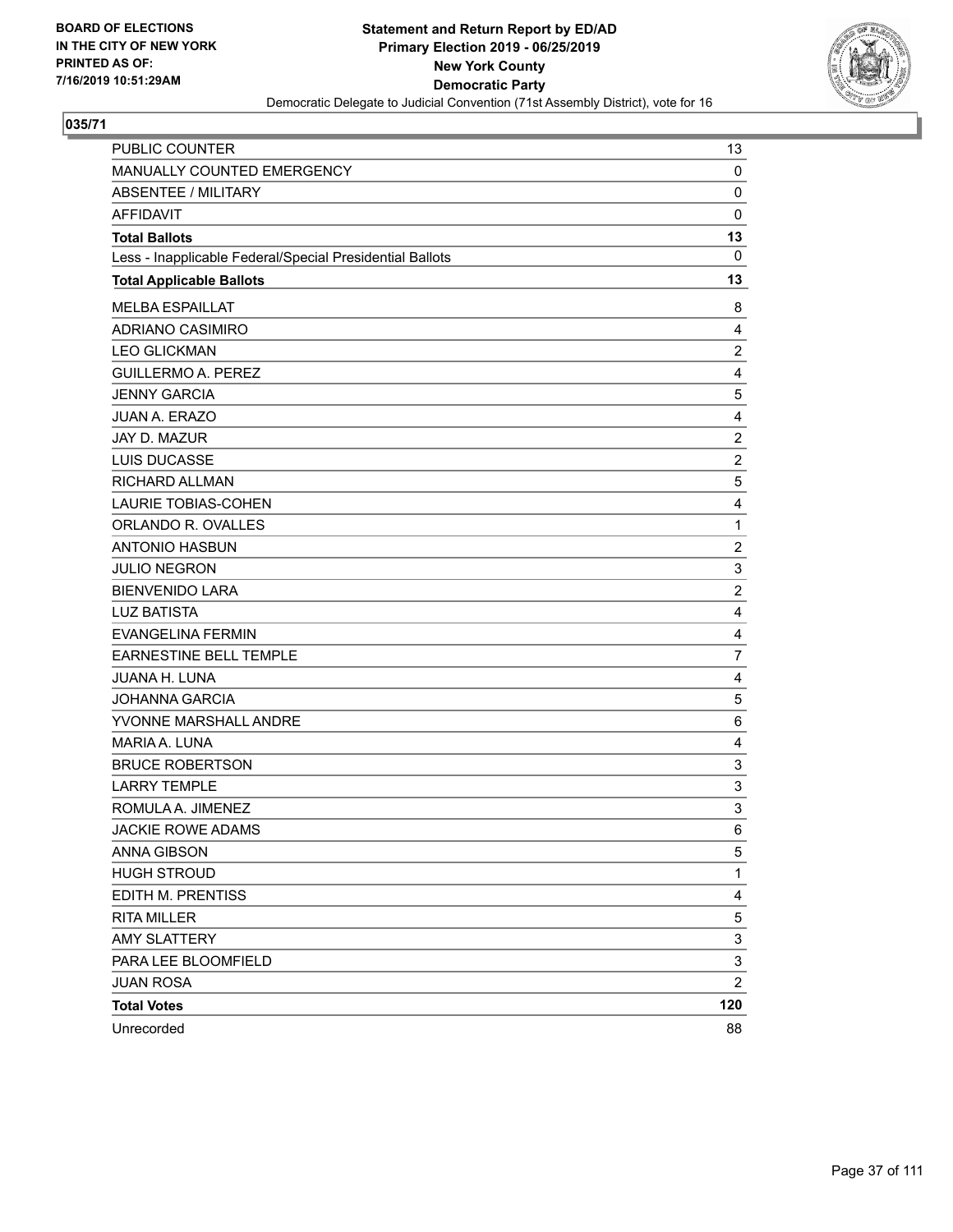BOARD OF ELECTIONS
IN THE CITY OF NEW YORK
PRINTED AS OF:
7/16/2019 10:51:29AM

**Statement and Return Report by ED/AD**
**Primary Election 2019 - 06/25/2019**
**New York County**
**Democratic Party**
Democratic Delegate to Judicial Convention (71st Assembly District), vote for 16

## 035/71

| | |
|---|---|
| PUBLIC COUNTER | 13 |
| MANUALLY COUNTED EMERGENCY | 0 |
| ABSENTEE / MILITARY | 0 |
| AFFIDAVIT | 0 |
| **Total Ballots** | **13** |
| Less - Inapplicable Federal/Special Presidential Ballots | 0 |
| **Total Applicable Ballots** | **13** |
| MELBA ESPAILLAT | 8 |
| ADRIANO CASIMIRO | 4 |
| LEO GLICKMAN | 2 |
| GUILLERMO A. PEREZ | 4 |
| JENNY GARCIA | 5 |
| JUAN A. ERAZO | 4 |
| JAY D. MAZUR | 2 |
| LUIS DUCASSE | 2 |
| RICHARD ALLMAN | 5 |
| LAURIE TOBIAS-COHEN | 4 |
| ORLANDO R. OVALLES | 1 |
| ANTONIO HASBUN | 2 |
| JULIO NEGRON | 3 |
| BIENVENIDO LARA | 2 |
| LUZ BATISTA | 4 |
| EVANGELINA FERMIN | 4 |
| EARNESTINE BELL TEMPLE | 7 |
| JUANA H. LUNA | 4 |
| JOHANNA GARCIA | 5 |
| YVONNE MARSHALL ANDRE | 6 |
| MARIA A. LUNA | 4 |
| BRUCE ROBERTSON | 3 |
| LARRY TEMPLE | 3 |
| ROMULA A. JIMENEZ | 3 |
| JACKIE ROWE ADAMS | 6 |
| ANNA GIBSON | 5 |
| HUGH STROUD | 1 |
| EDITH M. PRENTISS | 4 |
| RITA MILLER | 5 |
| AMY SLATTERY | 3 |
| PARA LEE BLOOMFIELD | 3 |
| JUAN ROSA | 2 |
| **Total Votes** | **120** |
| Unrecorded | 88 |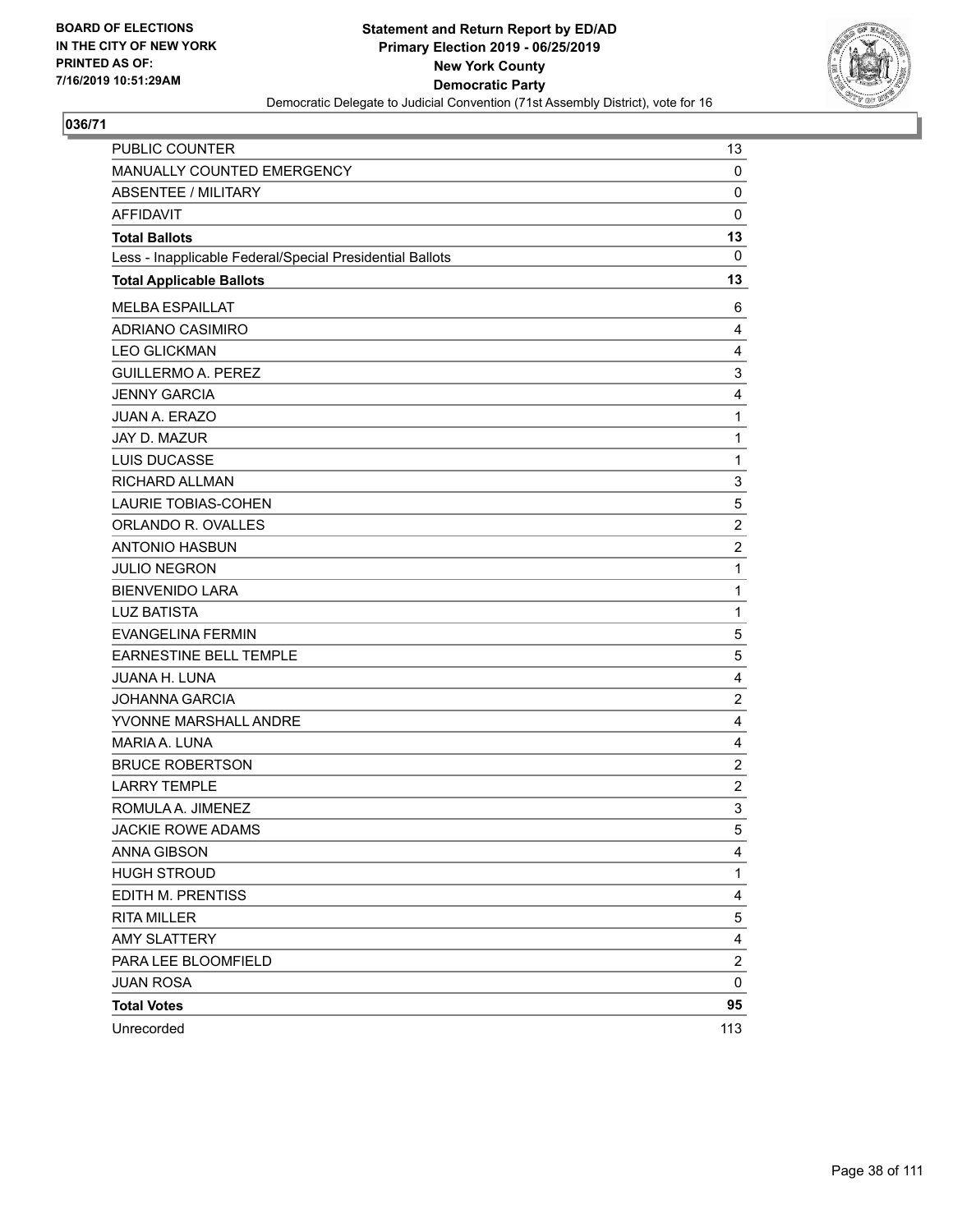**BOARD OF ELECTIONS IN THE CITY OF NEW YORK PRINTED AS OF: 7/16/2019 10:51:29AM**

**Statement and Return Report by ED/AD**
**Primary Election 2019 - 06/25/2019**
**New York County**
**Democratic Party**
Democratic Delegate to Judicial Convention (71st Assembly District), vote for 16

## 036/71

| | |
|---|---|
| PUBLIC COUNTER | 13 |
| MANUALLY COUNTED EMERGENCY | 0 |
| ABSENTEE / MILITARY | 0 |
| AFFIDAVIT | 0 |
| **Total Ballots** | **13** |
| Less - Inapplicable Federal/Special Presidential Ballots | 0 |
| **Total Applicable Ballots** | **13** |
| MELBA ESPAILLAT | 6 |
| ADRIANO CASIMIRO | 4 |
| LEO GLICKMAN | 4 |
| GUILLERMO A. PEREZ | 3 |
| JENNY GARCIA | 4 |
| JUAN A. ERAZO | 1 |
| JAY D. MAZUR | 1 |
| LUIS DUCASSE | 1 |
| RICHARD ALLMAN | 3 |
| LAURIE TOBIAS-COHEN | 5 |
| ORLANDO R. OVALLES | 2 |
| ANTONIO HASBUN | 2 |
| JULIO NEGRON | 1 |
| BIENVENIDO LARA | 1 |
| LUZ BATISTA | 1 |
| EVANGELINA FERMIN | 5 |
| EARNESTINE BELL TEMPLE | 5 |
| JUANA H. LUNA | 4 |
| JOHANNA GARCIA | 2 |
| YVONNE MARSHALL ANDRE | 4 |
| MARIA A. LUNA | 4 |
| BRUCE ROBERTSON | 2 |
| LARRY TEMPLE | 2 |
| ROMULA A. JIMENEZ | 3 |
| JACKIE ROWE ADAMS | 5 |
| ANNA GIBSON | 4 |
| HUGH STROUD | 1 |
| EDITH M. PRENTISS | 4 |
| RITA MILLER | 5 |
| AMY SLATTERY | 4 |
| PARA LEE BLOOMFIELD | 2 |
| JUAN ROSA | 0 |
| **Total Votes** | **95** |
| Unrecorded | 113 |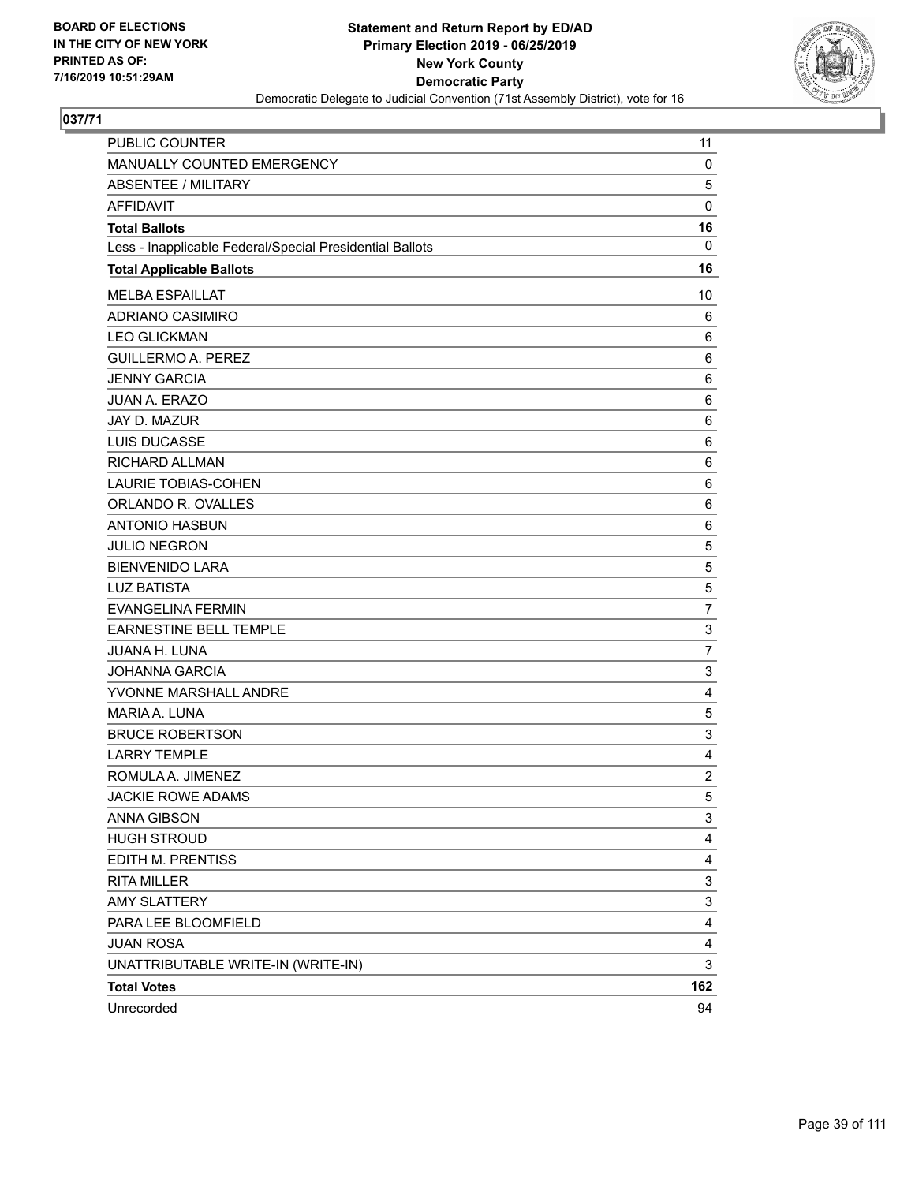BOARD OF ELECTIONS
IN THE CITY OF NEW YORK
PRINTED AS OF:
7/16/2019 10:51:29AM

**Statement and Return Report by ED/AD**
**Primary Election 2019 - 06/25/2019**
**New York County**
**Democratic Party**
Democratic Delegate to Judicial Convention (71st Assembly District), vote for 16

## 037/71

| | |
|---|---|
| PUBLIC COUNTER | 11 |
| MANUALLY COUNTED EMERGENCY | 0 |
| ABSENTEE / MILITARY | 5 |
| AFFIDAVIT | 0 |
| **Total Ballots** | **16** |
| Less - Inapplicable Federal/Special Presidential Ballots | 0 |
| **Total Applicable Ballots** | **16** |
| MELBA ESPAILLAT | 10 |
| ADRIANO CASIMIRO | 6 |
| LEO GLICKMAN | 6 |
| GUILLERMO A. PEREZ | 6 |
| JENNY GARCIA | 6 |
| JUAN A. ERAZO | 6 |
| JAY D. MAZUR | 6 |
| LUIS DUCASSE | 6 |
| RICHARD ALLMAN | 6 |
| LAURIE TOBIAS-COHEN | 6 |
| ORLANDO R. OVALLES | 6 |
| ANTONIO HASBUN | 6 |
| JULIO NEGRON | 5 |
| BIENVENIDO LARA | 5 |
| LUZ BATISTA | 5 |
| EVANGELINA FERMIN | 7 |
| EARNESTINE BELL TEMPLE | 3 |
| JUANA H. LUNA | 7 |
| JOHANNA GARCIA | 3 |
| YVONNE MARSHALL ANDRE | 4 |
| MARIA A. LUNA | 5 |
| BRUCE ROBERTSON | 3 |
| LARRY TEMPLE | 4 |
| ROMULA A. JIMENEZ | 2 |
| JACKIE ROWE ADAMS | 5 |
| ANNA GIBSON | 3 |
| HUGH STROUD | 4 |
| EDITH M. PRENTISS | 4 |
| RITA MILLER | 3 |
| AMY SLATTERY | 3 |
| PARA LEE BLOOMFIELD | 4 |
| JUAN ROSA | 4 |
| UNATTRIBUTABLE WRITE-IN (WRITE-IN) | 3 |
| **Total Votes** | **162** |
| Unrecorded | 94 |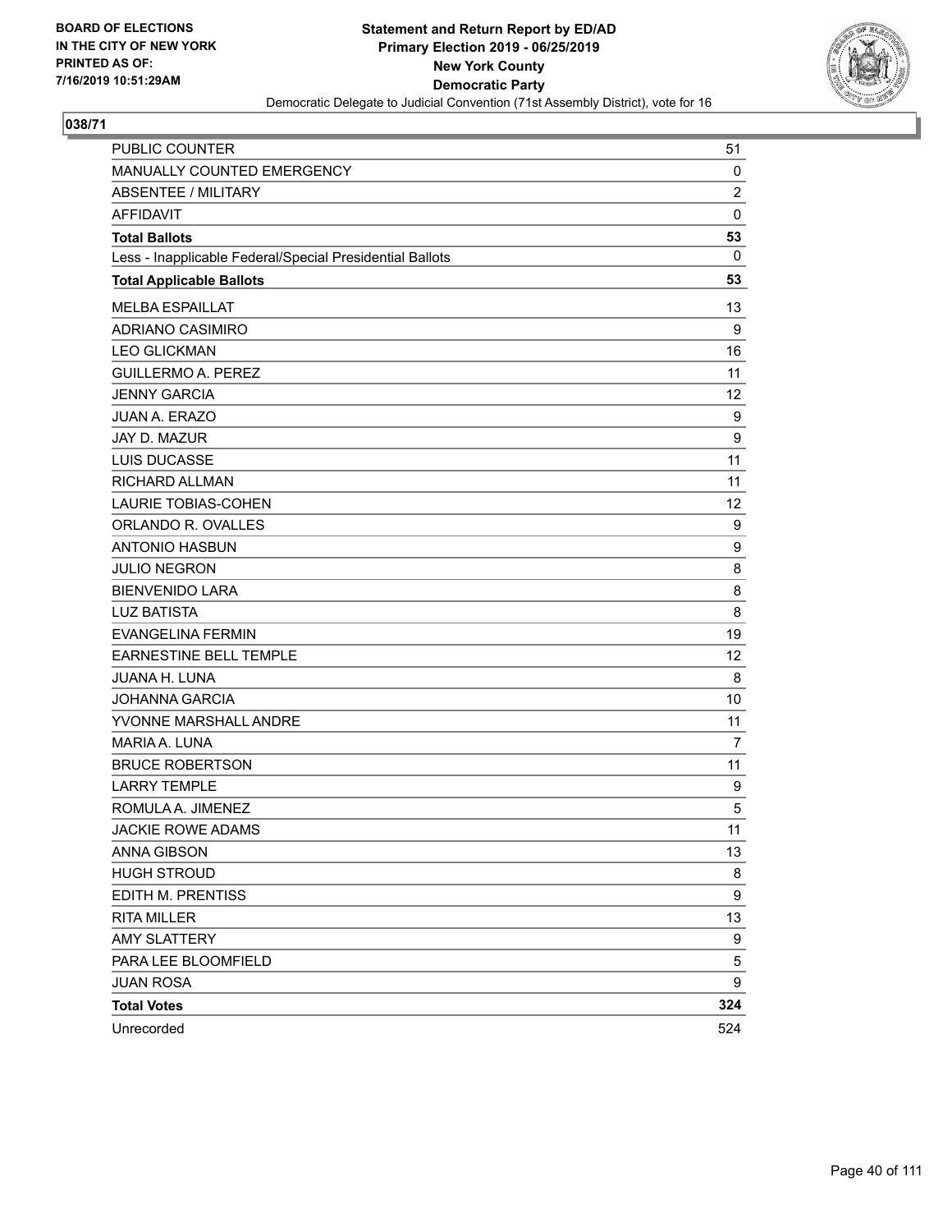BOARD OF ELECTIONS
IN THE CITY OF NEW YORK
PRINTED AS OF:
7/16/2019 10:51:29AM

**Statement and Return Report by ED/AD**
**Primary Election 2019 - 06/25/2019**
**New York County**
**Democratic Party**
Democratic Delegate to Judicial Convention (71st Assembly District), vote for 16

## 038/71

| | |
|---|---|
| PUBLIC COUNTER | 51 |
| MANUALLY COUNTED EMERGENCY | 0 |
| ABSENTEE / MILITARY | 2 |
| AFFIDAVIT | 0 |
| **Total Ballots** | **53** |
| Less - Inapplicable Federal/Special Presidential Ballots | 0 |
| **Total Applicable Ballots** | **53** |
| MELBA ESPAILLAT | 13 |
| ADRIANO CASIMIRO | 9 |
| LEO GLICKMAN | 16 |
| GUILLERMO A. PEREZ | 11 |
| JENNY GARCIA | 12 |
| JUAN A. ERAZO | 9 |
| JAY D. MAZUR | 9 |
| LUIS DUCASSE | 11 |
| RICHARD ALLMAN | 11 |
| LAURIE TOBIAS-COHEN | 12 |
| ORLANDO R. OVALLES | 9 |
| ANTONIO HASBUN | 9 |
| JULIO NEGRON | 8 |
| BIENVENIDO LARA | 8 |
| LUZ BATISTA | 8 |
| EVANGELINA FERMIN | 19 |
| EARNESTINE BELL TEMPLE | 12 |
| JUANA H. LUNA | 8 |
| JOHANNA GARCIA | 10 |
| YVONNE MARSHALL ANDRE | 11 |
| MARIA A. LUNA | 7 |
| BRUCE ROBERTSON | 11 |
| LARRY TEMPLE | 9 |
| ROMULA A. JIMENEZ | 5 |
| JACKIE ROWE ADAMS | 11 |
| ANNA GIBSON | 13 |
| HUGH STROUD | 8 |
| EDITH M. PRENTISS | 9 |
| RITA MILLER | 13 |
| AMY SLATTERY | 9 |
| PARA LEE BLOOMFIELD | 5 |
| JUAN ROSA | 9 |
| **Total Votes** | **324** |
| Unrecorded | 524 |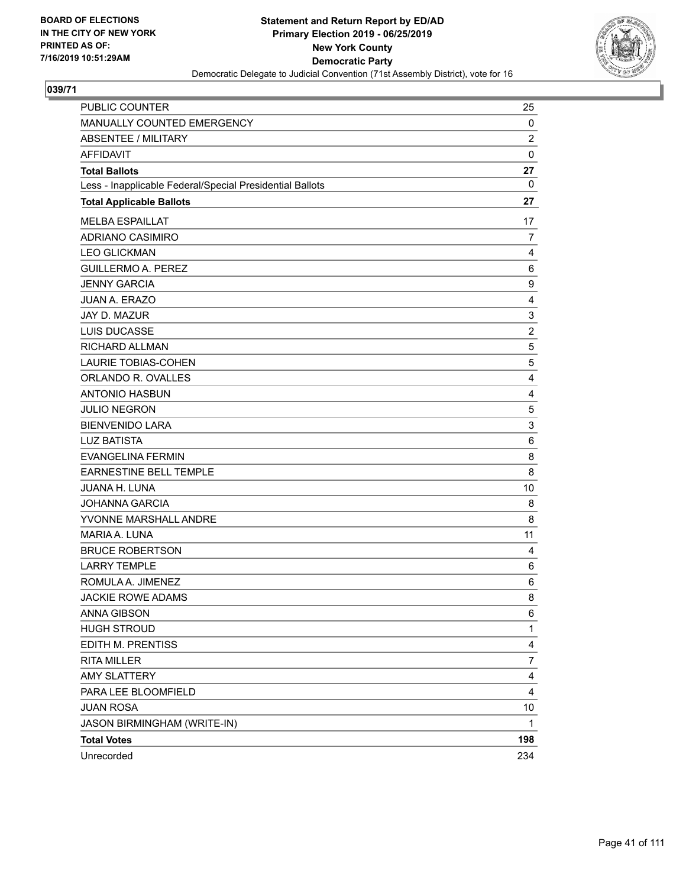**BOARD OF ELECTIONS IN THE CITY OF NEW YORK PRINTED AS OF: 7/16/2019 10:51:29AM**

**Statement and Return Report by ED/AD**
**Primary Election 2019 - 06/25/2019**
**New York County**
**Democratic Party**
Democratic Delegate to Judicial Convention (71st Assembly District), vote for 16

**039/71**

| | |
|---|---|
| PUBLIC COUNTER | 25 |
| MANUALLY COUNTED EMERGENCY | 0 |
| ABSENTEE / MILITARY | 2 |
| AFFIDAVIT | 0 |
| **Total Ballots** | **27** |
| Less - Inapplicable Federal/Special Presidential Ballots | 0 |
| **Total Applicable Ballots** | **27** |
| MELBA ESPAILLAT | 17 |
| ADRIANO CASIMIRO | 7 |
| LEO GLICKMAN | 4 |
| GUILLERMO A. PEREZ | 6 |
| JENNY GARCIA | 9 |
| JUAN A. ERAZO | 4 |
| JAY D. MAZUR | 3 |
| LUIS DUCASSE | 2 |
| RICHARD ALLMAN | 5 |
| LAURIE TOBIAS-COHEN | 5 |
| ORLANDO R. OVALLES | 4 |
| ANTONIO HASBUN | 4 |
| JULIO NEGRON | 5 |
| BIENVENIDO LARA | 3 |
| LUZ BATISTA | 6 |
| EVANGELINA FERMIN | 8 |
| EARNESTINE BELL TEMPLE | 8 |
| JUANA H. LUNA | 10 |
| JOHANNA GARCIA | 8 |
| YVONNE MARSHALL ANDRE | 8 |
| MARIA A. LUNA | 11 |
| BRUCE ROBERTSON | 4 |
| LARRY TEMPLE | 6 |
| ROMULA A. JIMENEZ | 6 |
| JACKIE ROWE ADAMS | 8 |
| ANNA GIBSON | 6 |
| HUGH STROUD | 1 |
| EDITH M. PRENTISS | 4 |
| RITA MILLER | 7 |
| AMY SLATTERY | 4 |
| PARA LEE BLOOMFIELD | 4 |
| JUAN ROSA | 10 |
| JASON BIRMINGHAM (WRITE-IN) | 1 |
| **Total Votes** | **198** |
| Unrecorded | 234 |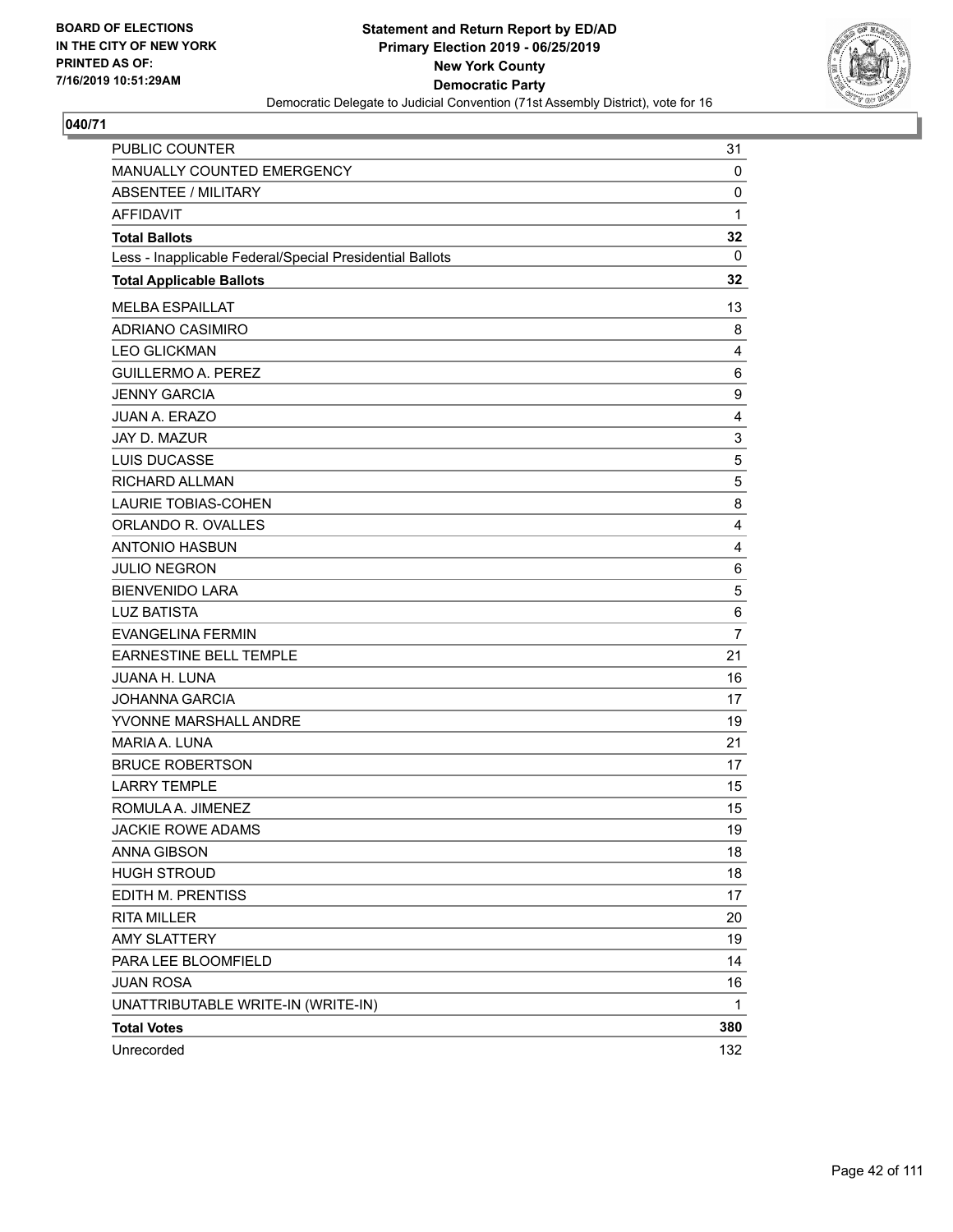BOARD OF ELECTIONS
IN THE CITY OF NEW YORK
PRINTED AS OF:
7/16/2019 10:51:29AM

**Statement and Return Report by ED/AD**
**Primary Election 2019 - 06/25/2019**
**New York County**
**Democratic Party**
Democratic Delegate to Judicial Convention (71st Assembly District), vote for 16

## 040/71

| | |
|---|---|
| PUBLIC COUNTER | 31 |
| MANUALLY COUNTED EMERGENCY | 0 |
| ABSENTEE / MILITARY | 0 |
| AFFIDAVIT | 1 |
| **Total Ballots** | **32** |
| Less - Inapplicable Federal/Special Presidential Ballots | 0 |
| **Total Applicable Ballots** | **32** |
| MELBA ESPAILLAT | 13 |
| ADRIANO CASIMIRO | 8 |
| LEO GLICKMAN | 4 |
| GUILLERMO A. PEREZ | 6 |
| JENNY GARCIA | 9 |
| JUAN A. ERAZO | 4 |
| JAY D. MAZUR | 3 |
| LUIS DUCASSE | 5 |
| RICHARD ALLMAN | 5 |
| LAURIE TOBIAS-COHEN | 8 |
| ORLANDO R. OVALLES | 4 |
| ANTONIO HASBUN | 4 |
| JULIO NEGRON | 6 |
| BIENVENIDO LARA | 5 |
| LUZ BATISTA | 6 |
| EVANGELINA FERMIN | 7 |
| EARNESTINE BELL TEMPLE | 21 |
| JUANA H. LUNA | 16 |
| JOHANNA GARCIA | 17 |
| YVONNE MARSHALL ANDRE | 19 |
| MARIA A. LUNA | 21 |
| BRUCE ROBERTSON | 17 |
| LARRY TEMPLE | 15 |
| ROMULA A. JIMENEZ | 15 |
| JACKIE ROWE ADAMS | 19 |
| ANNA GIBSON | 18 |
| HUGH STROUD | 18 |
| EDITH M. PRENTISS | 17 |
| RITA MILLER | 20 |
| AMY SLATTERY | 19 |
| PARA LEE BLOOMFIELD | 14 |
| JUAN ROSA | 16 |
| UNATTRIBUTABLE WRITE-IN (WRITE-IN) | 1 |
| **Total Votes** | **380** |
| Unrecorded | 132 |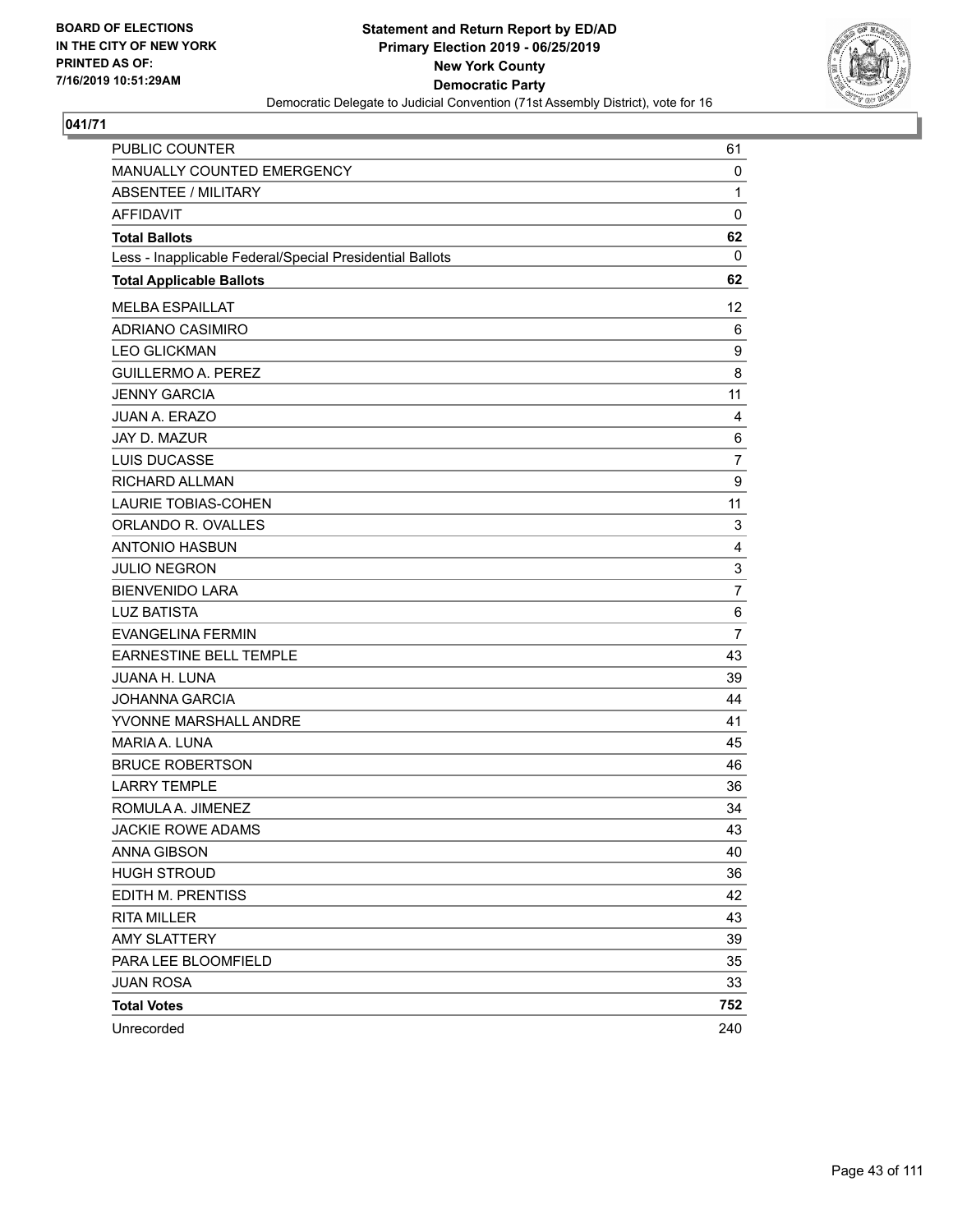**BOARD OF ELECTIONS IN THE CITY OF NEW YORK PRINTED AS OF: 7/16/2019 10:51:29AM**

**Statement and Return Report by ED/AD**
**Primary Election 2019 - 06/25/2019**
**New York County**
**Democratic Party**
Democratic Delegate to Judicial Convention (71st Assembly District), vote for 16

## 041/71

| | |
|---|---|
| PUBLIC COUNTER | 61 |
| MANUALLY COUNTED EMERGENCY | 0 |
| ABSENTEE / MILITARY | 1 |
| AFFIDAVIT | 0 |
| **Total Ballots** | **62** |
| Less - Inapplicable Federal/Special Presidential Ballots | 0 |
| **Total Applicable Ballots** | **62** |
| MELBA ESPAILLAT | 12 |
| ADRIANO CASIMIRO | 6 |
| LEO GLICKMAN | 9 |
| GUILLERMO A. PEREZ | 8 |
| JENNY GARCIA | 11 |
| JUAN A. ERAZO | 4 |
| JAY D. MAZUR | 6 |
| LUIS DUCASSE | 7 |
| RICHARD ALLMAN | 9 |
| LAURIE TOBIAS-COHEN | 11 |
| ORLANDO R. OVALLES | 3 |
| ANTONIO HASBUN | 4 |
| JULIO NEGRON | 3 |
| BIENVENIDO LARA | 7 |
| LUZ BATISTA | 6 |
| EVANGELINA FERMIN | 7 |
| EARNESTINE BELL TEMPLE | 43 |
| JUANA H. LUNA | 39 |
| JOHANNA GARCIA | 44 |
| YVONNE MARSHALL ANDRE | 41 |
| MARIA A. LUNA | 45 |
| BRUCE ROBERTSON | 46 |
| LARRY TEMPLE | 36 |
| ROMULA A. JIMENEZ | 34 |
| JACKIE ROWE ADAMS | 43 |
| ANNA GIBSON | 40 |
| HUGH STROUD | 36 |
| EDITH M. PRENTISS | 42 |
| RITA MILLER | 43 |
| AMY SLATTERY | 39 |
| PARA LEE BLOOMFIELD | 35 |
| JUAN ROSA | 33 |
| **Total Votes** | **752** |
| Unrecorded | 240 |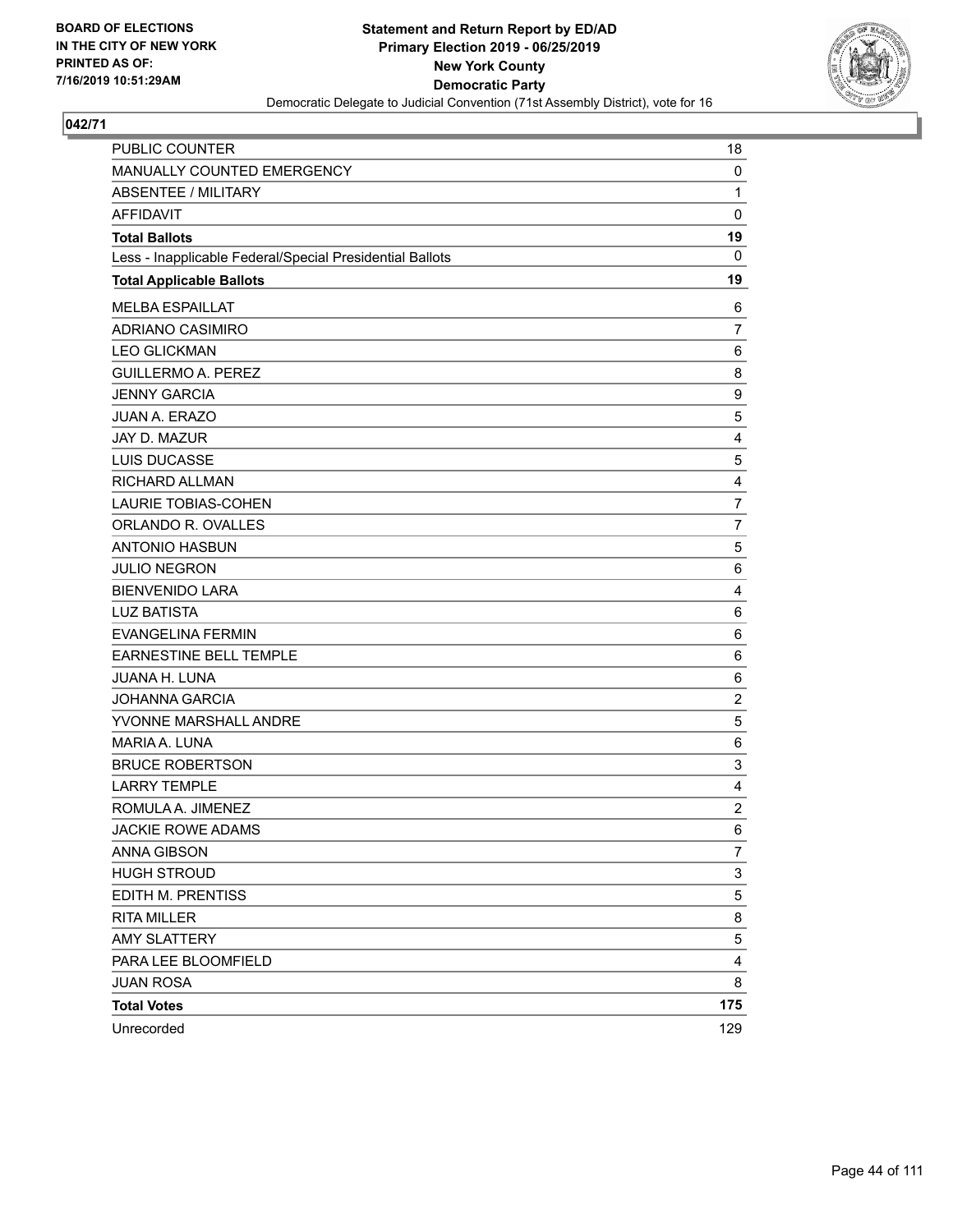BOARD OF ELECTIONS
IN THE CITY OF NEW YORK
PRINTED AS OF:
7/16/2019 10:51:29AM

**Statement and Return Report by ED/AD**
**Primary Election 2019 - 06/25/2019**
**New York County**
**Democratic Party**
Democratic Delegate to Judicial Convention (71st Assembly District), vote for 16

## 042/71

| | |
|---|---|
| PUBLIC COUNTER | 18 |
| MANUALLY COUNTED EMERGENCY | 0 |
| ABSENTEE / MILITARY | 1 |
| AFFIDAVIT | 0 |
| **Total Ballots** | **19** |
| Less - Inapplicable Federal/Special Presidential Ballots | 0 |
| **Total Applicable Ballots** | **19** |
| MELBA ESPAILLAT | 6 |
| ADRIANO CASIMIRO | 7 |
| LEO GLICKMAN | 6 |
| GUILLERMO A. PEREZ | 8 |
| JENNY GARCIA | 9 |
| JUAN A. ERAZO | 5 |
| JAY D. MAZUR | 4 |
| LUIS DUCASSE | 5 |
| RICHARD ALLMAN | 4 |
| LAURIE TOBIAS-COHEN | 7 |
| ORLANDO R. OVALLES | 7 |
| ANTONIO HASBUN | 5 |
| JULIO NEGRON | 6 |
| BIENVENIDO LARA | 4 |
| LUZ BATISTA | 6 |
| EVANGELINA FERMIN | 6 |
| EARNESTINE BELL TEMPLE | 6 |
| JUANA H. LUNA | 6 |
| JOHANNA GARCIA | 2 |
| YVONNE MARSHALL ANDRE | 5 |
| MARIA A. LUNA | 6 |
| BRUCE ROBERTSON | 3 |
| LARRY TEMPLE | 4 |
| ROMULA A. JIMENEZ | 2 |
| JACKIE ROWE ADAMS | 6 |
| ANNA GIBSON | 7 |
| HUGH STROUD | 3 |
| EDITH M. PRENTISS | 5 |
| RITA MILLER | 8 |
| AMY SLATTERY | 5 |
| PARA LEE BLOOMFIELD | 4 |
| JUAN ROSA | 8 |
| **Total Votes** | **175** |
| Unrecorded | 129 |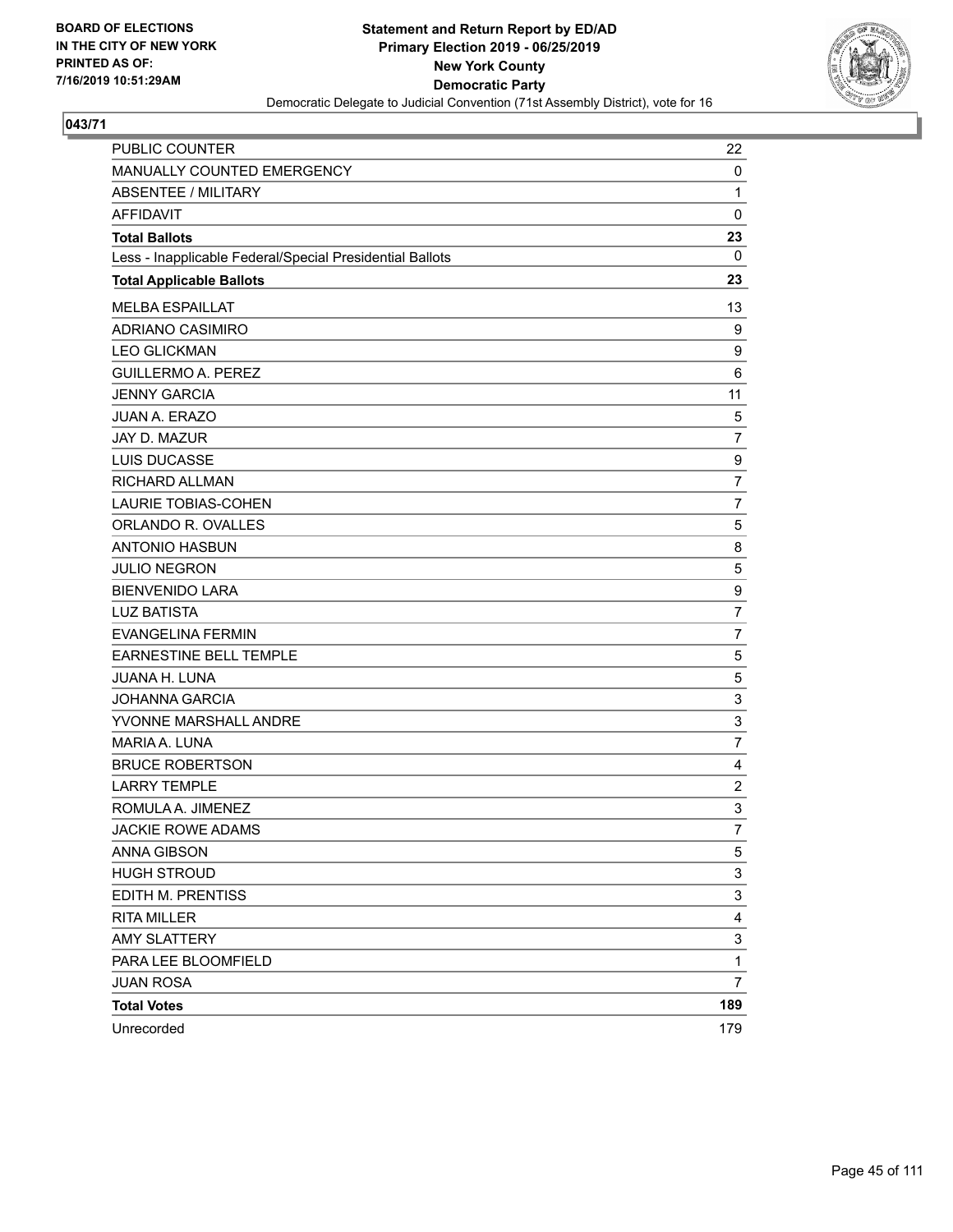**BOARD OF ELECTIONS IN THE CITY OF NEW YORK PRINTED AS OF: 7/16/2019 10:51:29AM**

**Statement and Return Report by ED/AD**
**Primary Election 2019 - 06/25/2019**
**New York County**
**Democratic Party**
Democratic Delegate to Judicial Convention (71st Assembly District), vote for 16

**043/71**

| | |
|---|---|
| PUBLIC COUNTER | 22 |
| MANUALLY COUNTED EMERGENCY | 0 |
| ABSENTEE / MILITARY | 1 |
| AFFIDAVIT | 0 |
| **Total Ballots** | **23** |
| Less - Inapplicable Federal/Special Presidential Ballots | 0 |
| **Total Applicable Ballots** | **23** |
| MELBA ESPAILLAT | 13 |
| ADRIANO CASIMIRO | 9 |
| LEO GLICKMAN | 9 |
| GUILLERMO A. PEREZ | 6 |
| JENNY GARCIA | 11 |
| JUAN A. ERAZO | 5 |
| JAY D. MAZUR | 7 |
| LUIS DUCASSE | 9 |
| RICHARD ALLMAN | 7 |
| LAURIE TOBIAS-COHEN | 7 |
| ORLANDO R. OVALLES | 5 |
| ANTONIO HASBUN | 8 |
| JULIO NEGRON | 5 |
| BIENVENIDO LARA | 9 |
| LUZ BATISTA | 7 |
| EVANGELINA FERMIN | 7 |
| EARNESTINE BELL TEMPLE | 5 |
| JUANA H. LUNA | 5 |
| JOHANNA GARCIA | 3 |
| YVONNE MARSHALL ANDRE | 3 |
| MARIA A. LUNA | 7 |
| BRUCE ROBERTSON | 4 |
| LARRY TEMPLE | 2 |
| ROMULA A. JIMENEZ | 3 |
| JACKIE ROWE ADAMS | 7 |
| ANNA GIBSON | 5 |
| HUGH STROUD | 3 |
| EDITH M. PRENTISS | 3 |
| RITA MILLER | 4 |
| AMY SLATTERY | 3 |
| PARA LEE BLOOMFIELD | 1 |
| JUAN ROSA | 7 |
| **Total Votes** | **189** |
| Unrecorded | 179 |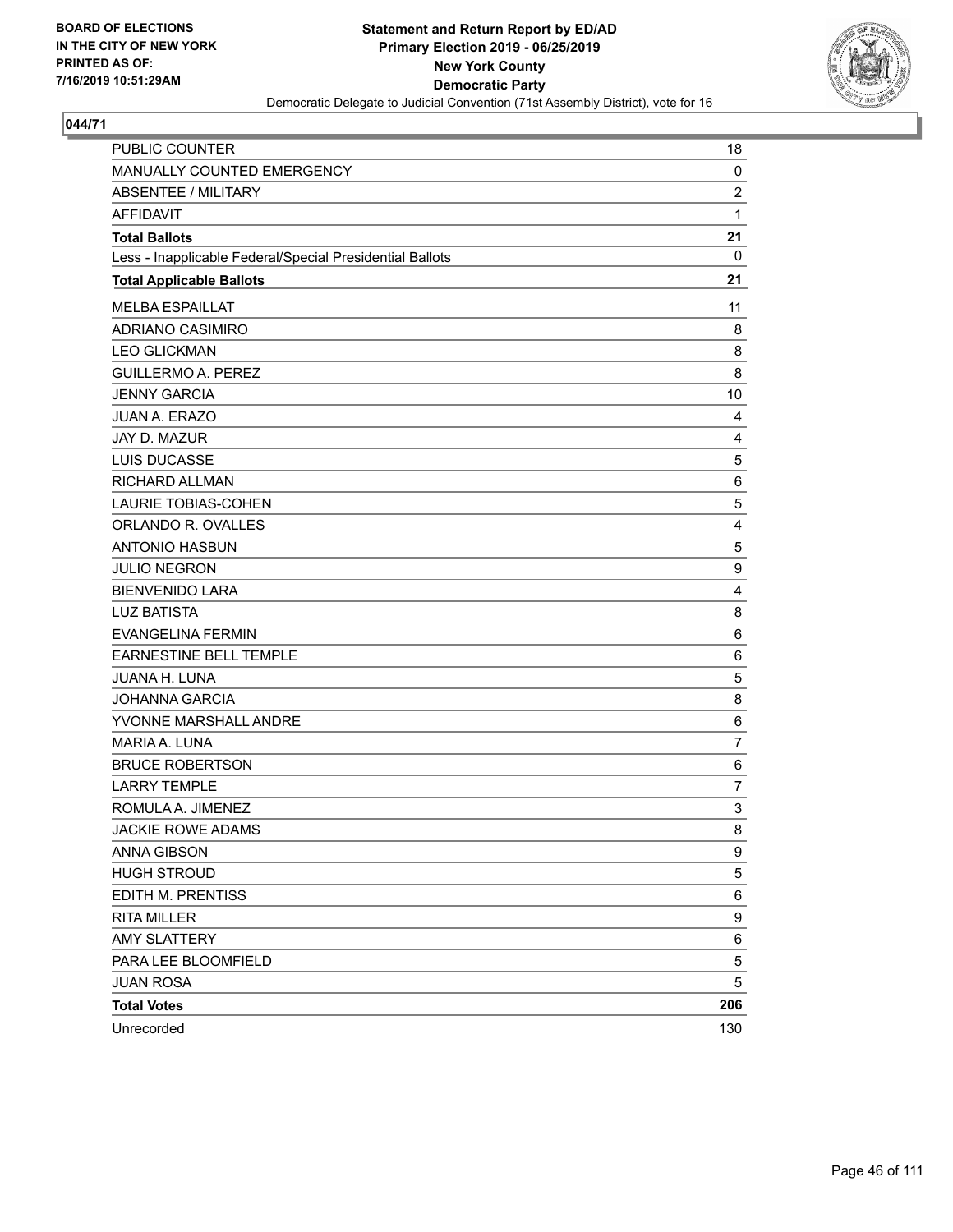BOARD OF ELECTIONS
IN THE CITY OF NEW YORK
PRINTED AS OF:
7/16/2019 10:51:29AM

**Statement and Return Report by ED/AD**
**Primary Election 2019 - 06/25/2019**
**New York County**
**Democratic Party**
Democratic Delegate to Judicial Convention (71st Assembly District), vote for 16

## 044/71

| | |
|---|---|
| PUBLIC COUNTER | 18 |
| MANUALLY COUNTED EMERGENCY | 0 |
| ABSENTEE / MILITARY | 2 |
| AFFIDAVIT | 1 |
| **Total Ballots** | **21** |
| Less - Inapplicable Federal/Special Presidential Ballots | 0 |
| **Total Applicable Ballots** | **21** |
| MELBA ESPAILLAT | 11 |
| ADRIANO CASIMIRO | 8 |
| LEO GLICKMAN | 8 |
| GUILLERMO A. PEREZ | 8 |
| JENNY GARCIA | 10 |
| JUAN A. ERAZO | 4 |
| JAY D. MAZUR | 4 |
| LUIS DUCASSE | 5 |
| RICHARD ALLMAN | 6 |
| LAURIE TOBIAS-COHEN | 5 |
| ORLANDO R. OVALLES | 4 |
| ANTONIO HASBUN | 5 |
| JULIO NEGRON | 9 |
| BIENVENIDO LARA | 4 |
| LUZ BATISTA | 8 |
| EVANGELINA FERMIN | 6 |
| EARNESTINE BELL TEMPLE | 6 |
| JUANA H. LUNA | 5 |
| JOHANNA GARCIA | 8 |
| YVONNE MARSHALL ANDRE | 6 |
| MARIA A. LUNA | 7 |
| BRUCE ROBERTSON | 6 |
| LARRY TEMPLE | 7 |
| ROMULA A. JIMENEZ | 3 |
| JACKIE ROWE ADAMS | 8 |
| ANNA GIBSON | 9 |
| HUGH STROUD | 5 |
| EDITH M. PRENTISS | 6 |
| RITA MILLER | 9 |
| AMY SLATTERY | 6 |
| PARA LEE BLOOMFIELD | 5 |
| JUAN ROSA | 5 |
| **Total Votes** | **206** |
| Unrecorded | 130 |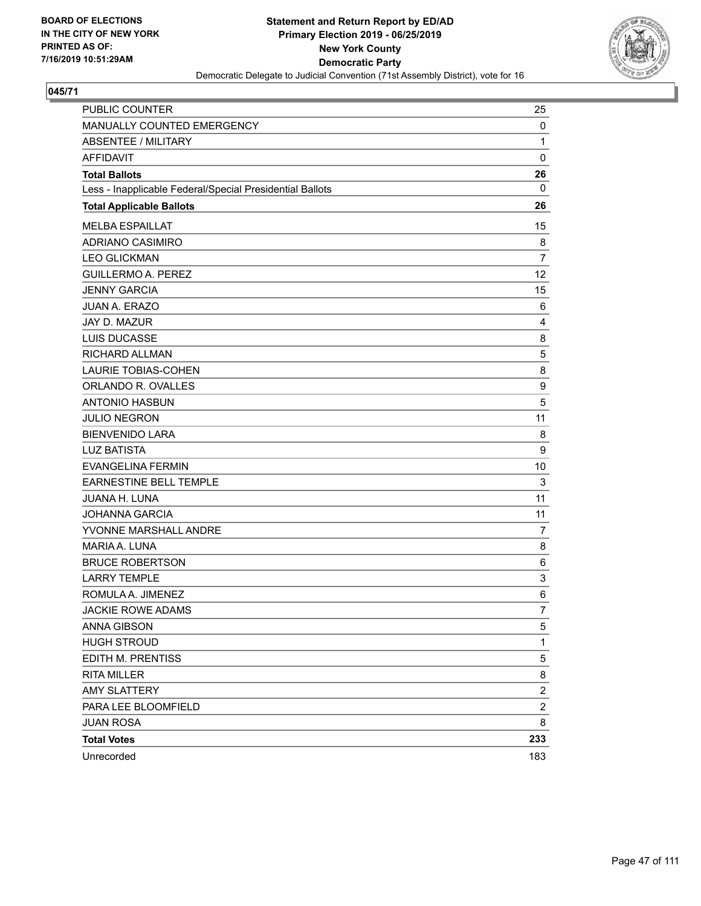BOARD OF ELECTIONS
IN THE CITY OF NEW YORK
PRINTED AS OF:
7/16/2019 10:51:29AM

**Statement and Return Report by ED/AD**
**Primary Election 2019 - 06/25/2019**
**New York County**
**Democratic Party**
Democratic Delegate to Judicial Convention (71st Assembly District), vote for 16

## 045/71

| | |
|---|---|
| PUBLIC COUNTER | 25 |
| MANUALLY COUNTED EMERGENCY | 0 |
| ABSENTEE / MILITARY | 1 |
| AFFIDAVIT | 0 |
| **Total Ballots** | **26** |
| Less - Inapplicable Federal/Special Presidential Ballots | 0 |
| **Total Applicable Ballots** | **26** |
| MELBA ESPAILLAT | 15 |
| ADRIANO CASIMIRO | 8 |
| LEO GLICKMAN | 7 |
| GUILLERMO A. PEREZ | 12 |
| JENNY GARCIA | 15 |
| JUAN A. ERAZO | 6 |
| JAY D. MAZUR | 4 |
| LUIS DUCASSE | 8 |
| RICHARD ALLMAN | 5 |
| LAURIE TOBIAS-COHEN | 8 |
| ORLANDO R. OVALLES | 9 |
| ANTONIO HASBUN | 5 |
| JULIO NEGRON | 11 |
| BIENVENIDO LARA | 8 |
| LUZ BATISTA | 9 |
| EVANGELINA FERMIN | 10 |
| EARNESTINE BELL TEMPLE | 3 |
| JUANA H. LUNA | 11 |
| JOHANNA GARCIA | 11 |
| YVONNE MARSHALL ANDRE | 7 |
| MARIA A. LUNA | 8 |
| BRUCE ROBERTSON | 6 |
| LARRY TEMPLE | 3 |
| ROMULA A. JIMENEZ | 6 |
| JACKIE ROWE ADAMS | 7 |
| ANNA GIBSON | 5 |
| HUGH STROUD | 1 |
| EDITH M. PRENTISS | 5 |
| RITA MILLER | 8 |
| AMY SLATTERY | 2 |
| PARA LEE BLOOMFIELD | 2 |
| JUAN ROSA | 8 |
| **Total Votes** | **233** |
| Unrecorded | 183 |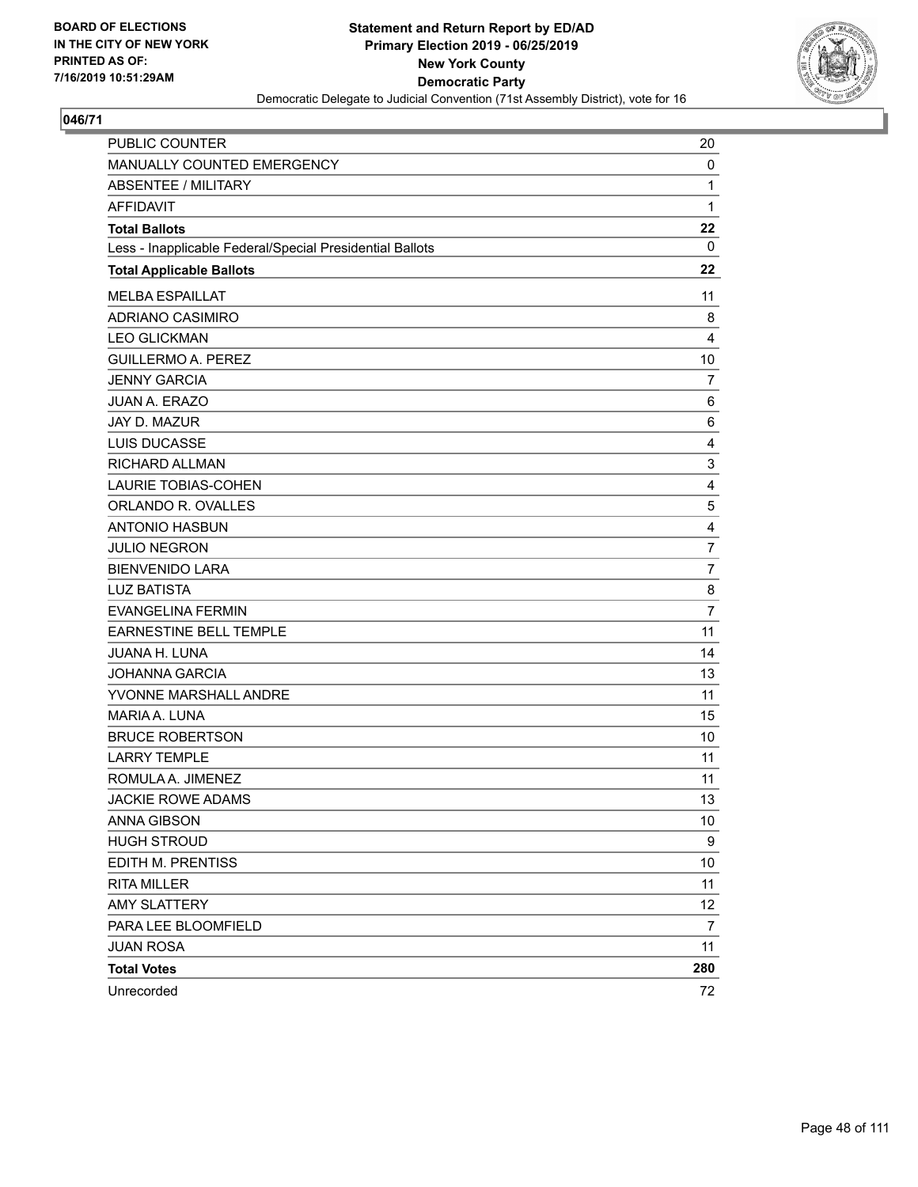BOARD OF ELECTIONS
IN THE CITY OF NEW YORK
PRINTED AS OF:
7/16/2019 10:51:29AM

**Statement and Return Report by ED/AD**
**Primary Election 2019 - 06/25/2019**
**New York County**
**Democratic Party**
Democratic Delegate to Judicial Convention (71st Assembly District), vote for 16

**046/71**

| | |
|---|---|
| PUBLIC COUNTER | 20 |
| MANUALLY COUNTED EMERGENCY | 0 |
| ABSENTEE / MILITARY | 1 |
| AFFIDAVIT | 1 |
| **Total Ballots** | **22** |
| Less - Inapplicable Federal/Special Presidential Ballots | 0 |
| **Total Applicable Ballots** | **22** |
| MELBA ESPAILLAT | 11 |
| ADRIANO CASIMIRO | 8 |
| LEO GLICKMAN | 4 |
| GUILLERMO A. PEREZ | 10 |
| JENNY GARCIA | 7 |
| JUAN A. ERAZO | 6 |
| JAY D. MAZUR | 6 |
| LUIS DUCASSE | 4 |
| RICHARD ALLMAN | 3 |
| LAURIE TOBIAS-COHEN | 4 |
| ORLANDO R. OVALLES | 5 |
| ANTONIO HASBUN | 4 |
| JULIO NEGRON | 7 |
| BIENVENIDO LARA | 7 |
| LUZ BATISTA | 8 |
| EVANGELINA FERMIN | 7 |
| EARNESTINE BELL TEMPLE | 11 |
| JUANA H. LUNA | 14 |
| JOHANNA GARCIA | 13 |
| YVONNE MARSHALL ANDRE | 11 |
| MARIA A. LUNA | 15 |
| BRUCE ROBERTSON | 10 |
| LARRY TEMPLE | 11 |
| ROMULA A. JIMENEZ | 11 |
| JACKIE ROWE ADAMS | 13 |
| ANNA GIBSON | 10 |
| HUGH STROUD | 9 |
| EDITH M. PRENTISS | 10 |
| RITA MILLER | 11 |
| AMY SLATTERY | 12 |
| PARA LEE BLOOMFIELD | 7 |
| JUAN ROSA | 11 |
| **Total Votes** | **280** |
| Unrecorded | 72 |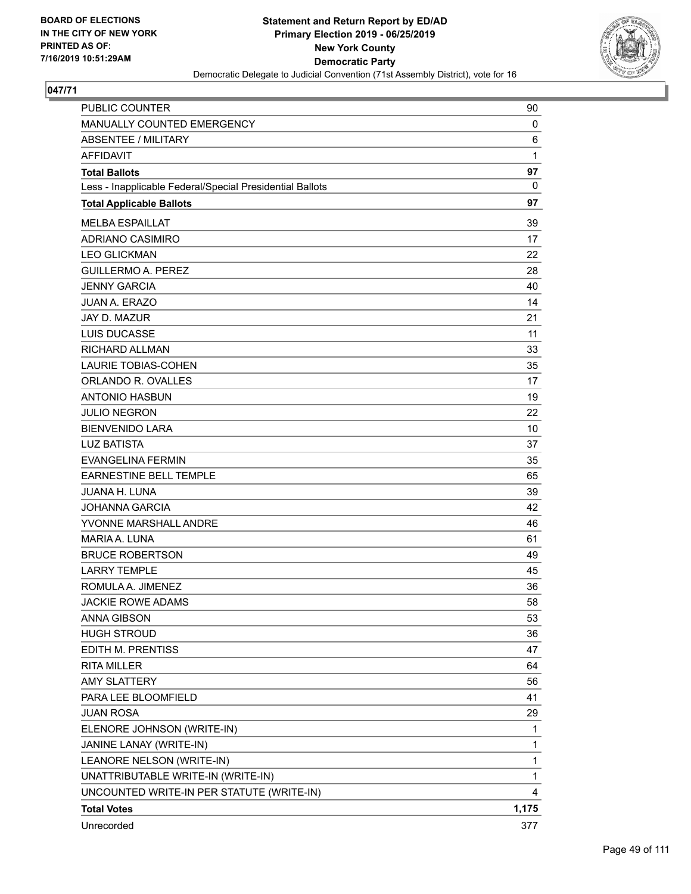BOARD OF ELECTIONS
IN THE CITY OF NEW YORK
PRINTED AS OF:
7/16/2019 10:51:29AM

**Statement and Return Report by ED/AD**
**Primary Election 2019 - 06/25/2019**
**New York County**
**Democratic Party**
Democratic Delegate to Judicial Convention (71st Assembly District), vote for 16

**047/71**

| | |
|---|---|
| PUBLIC COUNTER | 90 |
| MANUALLY COUNTED EMERGENCY | 0 |
| ABSENTEE / MILITARY | 6 |
| AFFIDAVIT | 1 |
| **Total Ballots** | **97** |
| Less - Inapplicable Federal/Special Presidential Ballots | 0 |
| **Total Applicable Ballots** | **97** |
| MELBA ESPAILLAT | 39 |
| ADRIANO CASIMIRO | 17 |
| LEO GLICKMAN | 22 |
| GUILLERMO A. PEREZ | 28 |
| JENNY GARCIA | 40 |
| JUAN A. ERAZO | 14 |
| JAY D. MAZUR | 21 |
| LUIS DUCASSE | 11 |
| RICHARD ALLMAN | 33 |
| LAURIE TOBIAS-COHEN | 35 |
| ORLANDO R. OVALLES | 17 |
| ANTONIO HASBUN | 19 |
| JULIO NEGRON | 22 |
| BIENVENIDO LARA | 10 |
| LUZ BATISTA | 37 |
| EVANGELINA FERMIN | 35 |
| EARNESTINE BELL TEMPLE | 65 |
| JUANA H. LUNA | 39 |
| JOHANNA GARCIA | 42 |
| YVONNE MARSHALL ANDRE | 46 |
| MARIA A. LUNA | 61 |
| BRUCE ROBERTSON | 49 |
| LARRY TEMPLE | 45 |
| ROMULA A. JIMENEZ | 36 |
| JACKIE ROWE ADAMS | 58 |
| ANNA GIBSON | 53 |
| HUGH STROUD | 36 |
| EDITH M. PRENTISS | 47 |
| RITA MILLER | 64 |
| AMY SLATTERY | 56 |
| PARA LEE BLOOMFIELD | 41 |
| JUAN ROSA | 29 |
| ELENORE JOHNSON (WRITE-IN) | 1 |
| JANINE LANAY (WRITE-IN) | 1 |
| LEANORE NELSON (WRITE-IN) | 1 |
| UNATTRIBUTABLE WRITE-IN (WRITE-IN) | 1 |
| UNCOUNTED WRITE-IN PER STATUTE (WRITE-IN) | 4 |
| **Total Votes** | **1,175** |
| Unrecorded | 377 |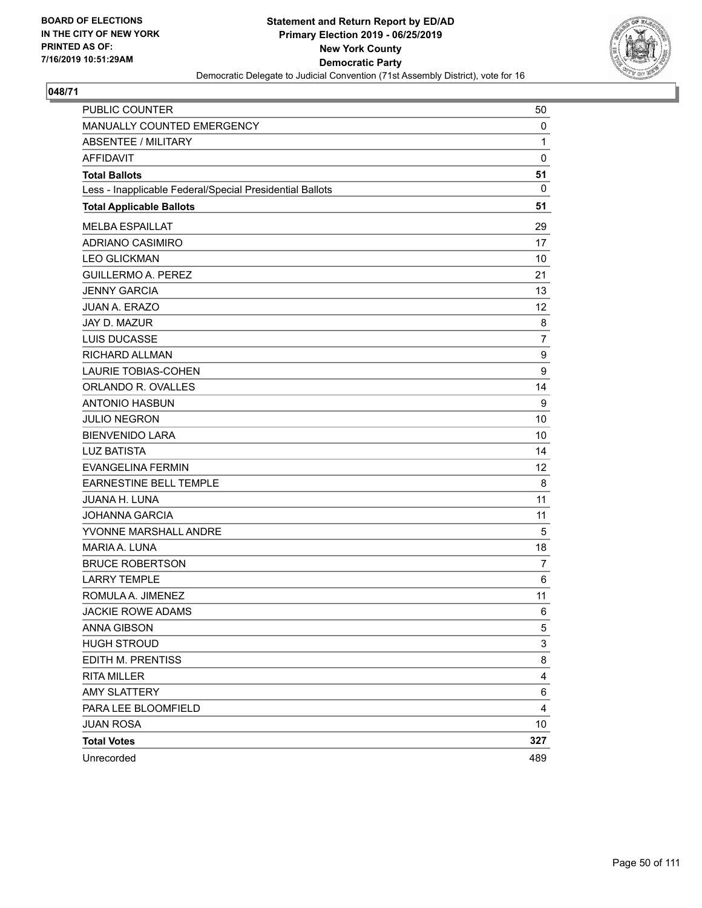BOARD OF ELECTIONS
IN THE CITY OF NEW YORK
PRINTED AS OF:
7/16/2019 10:51:29AM

**Statement and Return Report by ED/AD**
**Primary Election 2019 - 06/25/2019**
**New York County**
**Democratic Party**
Democratic Delegate to Judicial Convention (71st Assembly District), vote for 16

## 048/71

| | |
|---|---|
| PUBLIC COUNTER | 50 |
| MANUALLY COUNTED EMERGENCY | 0 |
| ABSENTEE / MILITARY | 1 |
| AFFIDAVIT | 0 |
| **Total Ballots** | **51** |
| Less - Inapplicable Federal/Special Presidential Ballots | 0 |
| **Total Applicable Ballots** | **51** |
| MELBA ESPAILLAT | 29 |
| ADRIANO CASIMIRO | 17 |
| LEO GLICKMAN | 10 |
| GUILLERMO A. PEREZ | 21 |
| JENNY GARCIA | 13 |
| JUAN A. ERAZO | 12 |
| JAY D. MAZUR | 8 |
| LUIS DUCASSE | 7 |
| RICHARD ALLMAN | 9 |
| LAURIE TOBIAS-COHEN | 9 |
| ORLANDO R. OVALLES | 14 |
| ANTONIO HASBUN | 9 |
| JULIO NEGRON | 10 |
| BIENVENIDO LARA | 10 |
| LUZ BATISTA | 14 |
| EVANGELINA FERMIN | 12 |
| EARNESTINE BELL TEMPLE | 8 |
| JUANA H. LUNA | 11 |
| JOHANNA GARCIA | 11 |
| YVONNE MARSHALL ANDRE | 5 |
| MARIA A. LUNA | 18 |
| BRUCE ROBERTSON | 7 |
| LARRY TEMPLE | 6 |
| ROMULA A. JIMENEZ | 11 |
| JACKIE ROWE ADAMS | 6 |
| ANNA GIBSON | 5 |
| HUGH STROUD | 3 |
| EDITH M. PRENTISS | 8 |
| RITA MILLER | 4 |
| AMY SLATTERY | 6 |
| PARA LEE BLOOMFIELD | 4 |
| JUAN ROSA | 10 |
| **Total Votes** | **327** |
| Unrecorded | 489 |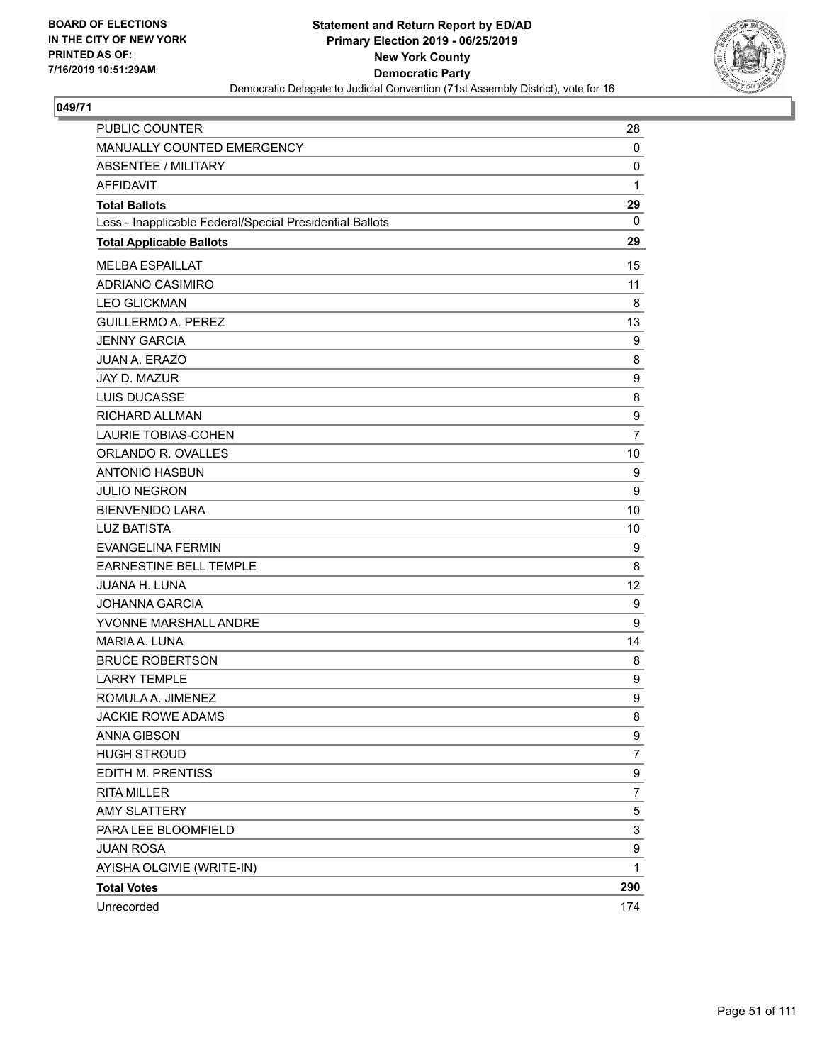BOARD OF ELECTIONS
IN THE CITY OF NEW YORK
PRINTED AS OF:
7/16/2019 10:51:29AM

**Statement and Return Report by ED/AD**
**Primary Election 2019 - 06/25/2019**
**New York County**
**Democratic Party**
Democratic Delegate to Judicial Convention (71st Assembly District), vote for 16

## 049/71

| | |
|---|---|
| PUBLIC COUNTER | 28 |
| MANUALLY COUNTED EMERGENCY | 0 |
| ABSENTEE / MILITARY | 0 |
| AFFIDAVIT | 1 |
| **Total Ballots** | **29** |
| Less - Inapplicable Federal/Special Presidential Ballots | 0 |
| **Total Applicable Ballots** | **29** |
| MELBA ESPAILLAT | 15 |
| ADRIANO CASIMIRO | 11 |
| LEO GLICKMAN | 8 |
| GUILLERMO A. PEREZ | 13 |
| JENNY GARCIA | 9 |
| JUAN A. ERAZO | 8 |
| JAY D. MAZUR | 9 |
| LUIS DUCASSE | 8 |
| RICHARD ALLMAN | 9 |
| LAURIE TOBIAS-COHEN | 7 |
| ORLANDO R. OVALLES | 10 |
| ANTONIO HASBUN | 9 |
| JULIO NEGRON | 9 |
| BIENVENIDO LARA | 10 |
| LUZ BATISTA | 10 |
| EVANGELINA FERMIN | 9 |
| EARNESTINE BELL TEMPLE | 8 |
| JUANA H. LUNA | 12 |
| JOHANNA GARCIA | 9 |
| YVONNE MARSHALL ANDRE | 9 |
| MARIA A. LUNA | 14 |
| BRUCE ROBERTSON | 8 |
| LARRY TEMPLE | 9 |
| ROMULA A. JIMENEZ | 9 |
| JACKIE ROWE ADAMS | 8 |
| ANNA GIBSON | 9 |
| HUGH STROUD | 7 |
| EDITH M. PRENTISS | 9 |
| RITA MILLER | 7 |
| AMY SLATTERY | 5 |
| PARA LEE BLOOMFIELD | 3 |
| JUAN ROSA | 9 |
| AYISHA OLGIVIE (WRITE-IN) | 1 |
| **Total Votes** | **290** |
| Unrecorded | 174 |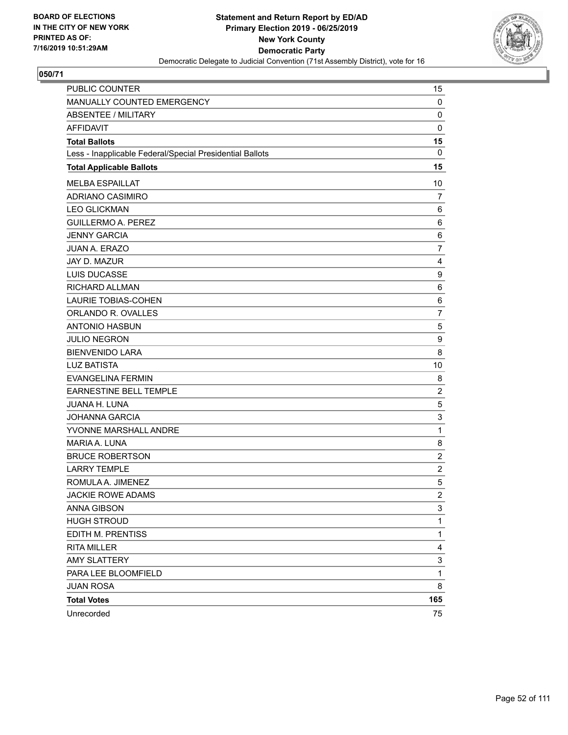**BOARD OF ELECTIONS IN THE CITY OF NEW YORK PRINTED AS OF: 7/16/2019 10:51:29AM**

**Statement and Return Report by ED/AD**
**Primary Election 2019 - 06/25/2019**
**New York County**
**Democratic Party**
Democratic Delegate to Judicial Convention (71st Assembly District), vote for 16

**050/71**

| | |
|---|---|
| PUBLIC COUNTER | 15 |
| MANUALLY COUNTED EMERGENCY | 0 |
| ABSENTEE / MILITARY | 0 |
| AFFIDAVIT | 0 |
| **Total Ballots** | **15** |
| Less - Inapplicable Federal/Special Presidential Ballots | 0 |
| **Total Applicable Ballots** | **15** |
| MELBA ESPAILLAT | 10 |
| ADRIANO CASIMIRO | 7 |
| LEO GLICKMAN | 6 |
| GUILLERMO A. PEREZ | 6 |
| JENNY GARCIA | 6 |
| JUAN A. ERAZO | 7 |
| JAY D. MAZUR | 4 |
| LUIS DUCASSE | 9 |
| RICHARD ALLMAN | 6 |
| LAURIE TOBIAS-COHEN | 6 |
| ORLANDO R. OVALLES | 7 |
| ANTONIO HASBUN | 5 |
| JULIO NEGRON | 9 |
| BIENVENIDO LARA | 8 |
| LUZ BATISTA | 10 |
| EVANGELINA FERMIN | 8 |
| EARNESTINE BELL TEMPLE | 2 |
| JUANA H. LUNA | 5 |
| JOHANNA GARCIA | 3 |
| YVONNE MARSHALL ANDRE | 1 |
| MARIA A. LUNA | 8 |
| BRUCE ROBERTSON | 2 |
| LARRY TEMPLE | 2 |
| ROMULA A. JIMENEZ | 5 |
| JACKIE ROWE ADAMS | 2 |
| ANNA GIBSON | 3 |
| HUGH STROUD | 1 |
| EDITH M. PRENTISS | 1 |
| RITA MILLER | 4 |
| AMY SLATTERY | 3 |
| PARA LEE BLOOMFIELD | 1 |
| JUAN ROSA | 8 |
| **Total Votes** | **165** |
| Unrecorded | 75 |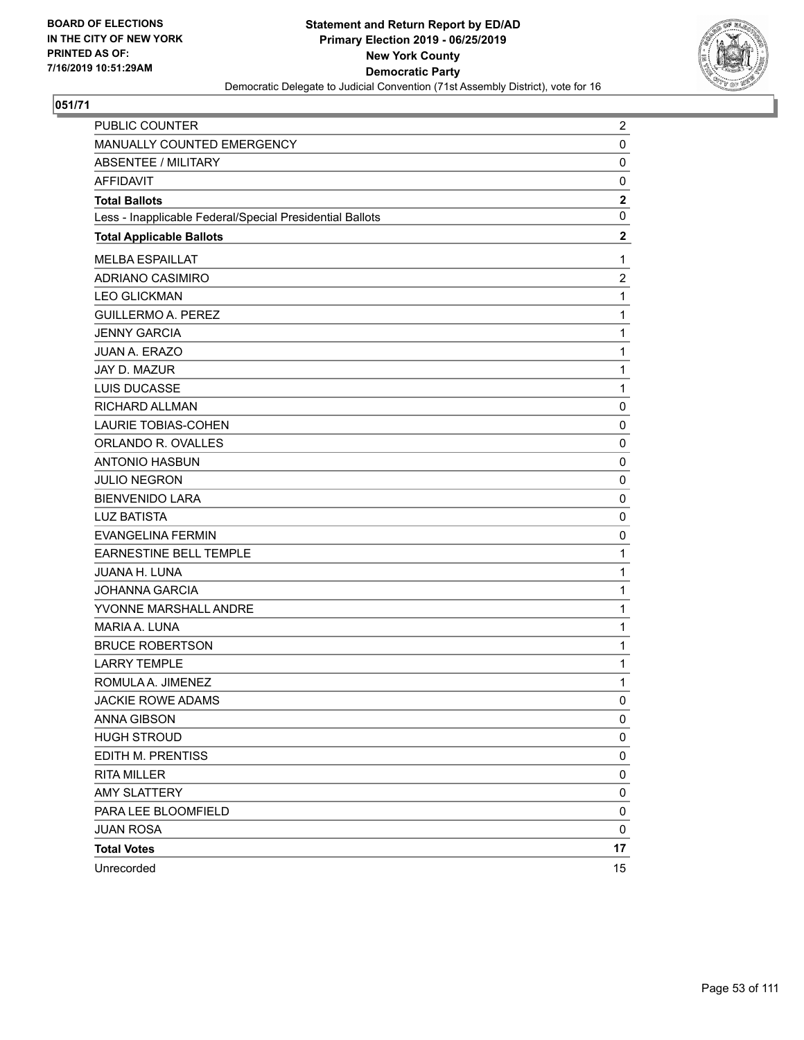BOARD OF ELECTIONS IN THE CITY OF NEW YORK PRINTED AS OF: 7/16/2019 10:51:29AM

**Statement and Return Report by ED/AD**
**Primary Election 2019 - 06/25/2019**
**New York County**
**Democratic Party**
Democratic Delegate to Judicial Convention (71st Assembly District), vote for 16

## 051/71

| | |
|---|---|
| PUBLIC COUNTER | 2 |
| MANUALLY COUNTED EMERGENCY | 0 |
| ABSENTEE / MILITARY | 0 |
| AFFIDAVIT | 0 |
| **Total Ballots** | **2** |
| Less - Inapplicable Federal/Special Presidential Ballots | 0 |
| **Total Applicable Ballots** | **2** |
| MELBA ESPAILLAT | 1 |
| ADRIANO CASIMIRO | 2 |
| LEO GLICKMAN | 1 |
| GUILLERMO A. PEREZ | 1 |
| JENNY GARCIA | 1 |
| JUAN A. ERAZO | 1 |
| JAY D. MAZUR | 1 |
| LUIS DUCASSE | 1 |
| RICHARD ALLMAN | 0 |
| LAURIE TOBIAS-COHEN | 0 |
| ORLANDO R. OVALLES | 0 |
| ANTONIO HASBUN | 0 |
| JULIO NEGRON | 0 |
| BIENVENIDO LARA | 0 |
| LUZ BATISTA | 0 |
| EVANGELINA FERMIN | 0 |
| EARNESTINE BELL TEMPLE | 1 |
| JUANA H. LUNA | 1 |
| JOHANNA GARCIA | 1 |
| YVONNE MARSHALL ANDRE | 1 |
| MARIA A. LUNA | 1 |
| BRUCE ROBERTSON | 1 |
| LARRY TEMPLE | 1 |
| ROMULA A. JIMENEZ | 1 |
| JACKIE ROWE ADAMS | 0 |
| ANNA GIBSON | 0 |
| HUGH STROUD | 0 |
| EDITH M. PRENTISS | 0 |
| RITA MILLER | 0 |
| AMY SLATTERY | 0 |
| PARA LEE BLOOMFIELD | 0 |
| JUAN ROSA | 0 |
| **Total Votes** | **17** |
| Unrecorded | 15 |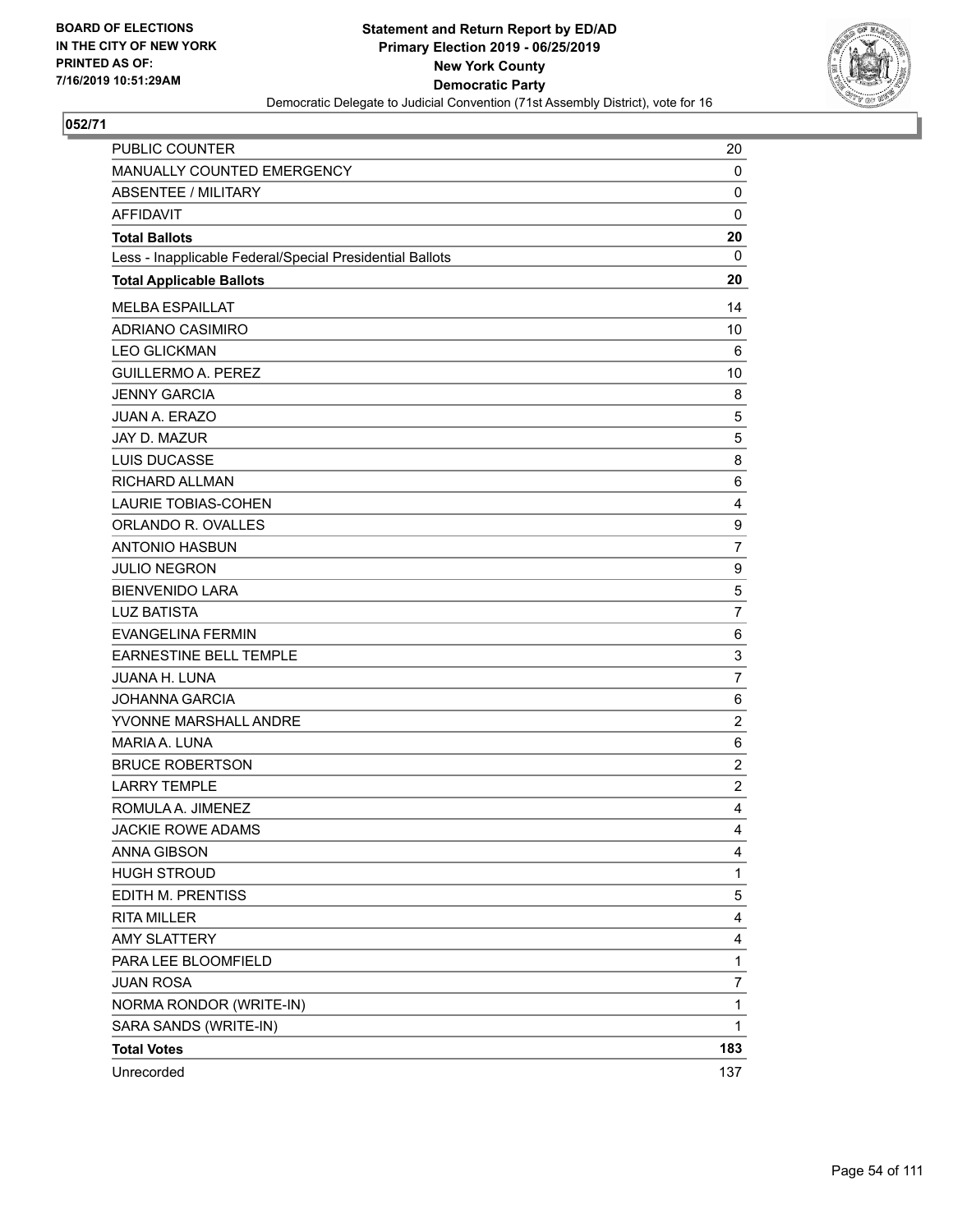BOARD OF ELECTIONS
IN THE CITY OF NEW YORK
PRINTED AS OF:
7/16/2019 10:51:29AM

**Statement and Return Report by ED/AD**
**Primary Election 2019 - 06/25/2019**
**New York County**
**Democratic Party**
Democratic Delegate to Judicial Convention (71st Assembly District), vote for 16

## 052/71

| | |
|---|---|
| PUBLIC COUNTER | 20 |
| MANUALLY COUNTED EMERGENCY | 0 |
| ABSENTEE / MILITARY | 0 |
| AFFIDAVIT | 0 |
| **Total Ballots** | **20** |
| Less - Inapplicable Federal/Special Presidential Ballots | 0 |
| **Total Applicable Ballots** | **20** |
| MELBA ESPAILLAT | 14 |
| ADRIANO CASIMIRO | 10 |
| LEO GLICKMAN | 6 |
| GUILLERMO A. PEREZ | 10 |
| JENNY GARCIA | 8 |
| JUAN A. ERAZO | 5 |
| JAY D. MAZUR | 5 |
| LUIS DUCASSE | 8 |
| RICHARD ALLMAN | 6 |
| LAURIE TOBIAS-COHEN | 4 |
| ORLANDO R. OVALLES | 9 |
| ANTONIO HASBUN | 7 |
| JULIO NEGRON | 9 |
| BIENVENIDO LARA | 5 |
| LUZ BATISTA | 7 |
| EVANGELINA FERMIN | 6 |
| EARNESTINE BELL TEMPLE | 3 |
| JUANA H. LUNA | 7 |
| JOHANNA GARCIA | 6 |
| YVONNE MARSHALL ANDRE | 2 |
| MARIA A. LUNA | 6 |
| BRUCE ROBERTSON | 2 |
| LARRY TEMPLE | 2 |
| ROMULA A. JIMENEZ | 4 |
| JACKIE ROWE ADAMS | 4 |
| ANNA GIBSON | 4 |
| HUGH STROUD | 1 |
| EDITH M. PRENTISS | 5 |
| RITA MILLER | 4 |
| AMY SLATTERY | 4 |
| PARA LEE BLOOMFIELD | 1 |
| JUAN ROSA | 7 |
| NORMA RONDOR (WRITE-IN) | 1 |
| SARA SANDS (WRITE-IN) | 1 |
| **Total Votes** | **183** |
| Unrecorded | 137 |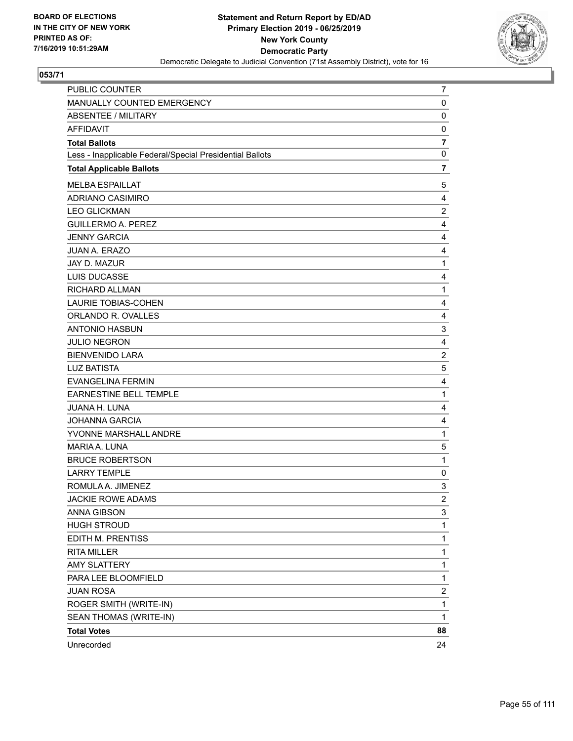BOARD OF ELECTIONS
IN THE CITY OF NEW YORK
PRINTED AS OF:
7/16/2019 10:51:29AM

**Statement and Return Report by ED/AD**
**Primary Election 2019 - 06/25/2019**
**New York County**
**Democratic Party**
Democratic Delegate to Judicial Convention (71st Assembly District), vote for 16

**053/71**

| | |
|---|---|
| PUBLIC COUNTER | 7 |
| MANUALLY COUNTED EMERGENCY | 0 |
| ABSENTEE / MILITARY | 0 |
| AFFIDAVIT | 0 |
| **Total Ballots** | **7** |
| Less - Inapplicable Federal/Special Presidential Ballots | 0 |
| **Total Applicable Ballots** | **7** |
| MELBA ESPAILLAT | 5 |
| ADRIANO CASIMIRO | 4 |
| LEO GLICKMAN | 2 |
| GUILLERMO A. PEREZ | 4 |
| JENNY GARCIA | 4 |
| JUAN A. ERAZO | 4 |
| JAY D. MAZUR | 1 |
| LUIS DUCASSE | 4 |
| RICHARD ALLMAN | 1 |
| LAURIE TOBIAS-COHEN | 4 |
| ORLANDO R. OVALLES | 4 |
| ANTONIO HASBUN | 3 |
| JULIO NEGRON | 4 |
| BIENVENIDO LARA | 2 |
| LUZ BATISTA | 5 |
| EVANGELINA FERMIN | 4 |
| EARNESTINE BELL TEMPLE | 1 |
| JUANA H. LUNA | 4 |
| JOHANNA GARCIA | 4 |
| YVONNE MARSHALL ANDRE | 1 |
| MARIA A. LUNA | 5 |
| BRUCE ROBERTSON | 1 |
| LARRY TEMPLE | 0 |
| ROMULA A. JIMENEZ | 3 |
| JACKIE ROWE ADAMS | 2 |
| ANNA GIBSON | 3 |
| HUGH STROUD | 1 |
| EDITH M. PRENTISS | 1 |
| RITA MILLER | 1 |
| AMY SLATTERY | 1 |
| PARA LEE BLOOMFIELD | 1 |
| JUAN ROSA | 2 |
| ROGER SMITH (WRITE-IN) | 1 |
| SEAN THOMAS (WRITE-IN) | 1 |
| **Total Votes** | **88** |
| Unrecorded | 24 |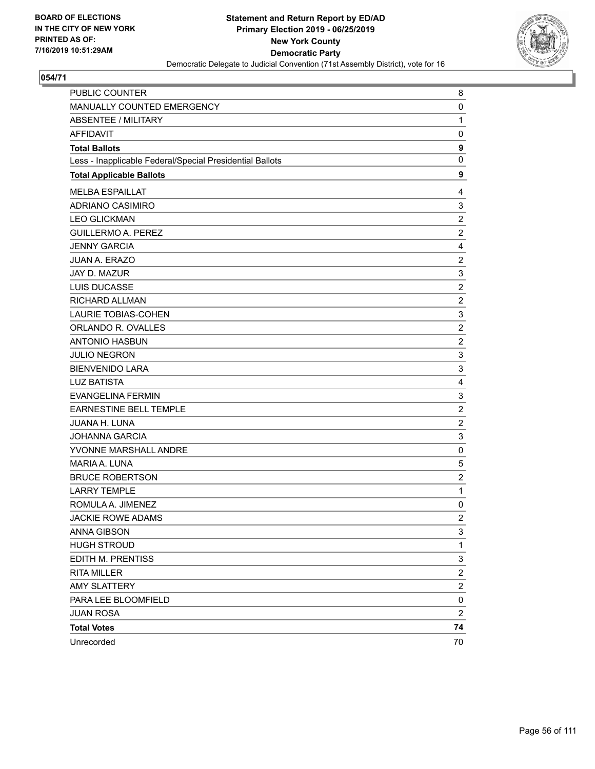BOARD OF ELECTIONS
IN THE CITY OF NEW YORK
PRINTED AS OF:
7/16/2019 10:51:29AM

**Statement and Return Report by ED/AD**
**Primary Election 2019 - 06/25/2019**
**New York County**
**Democratic Party**
Democratic Delegate to Judicial Convention (71st Assembly District), vote for 16

**054/71**

| | |
|---|---|
| PUBLIC COUNTER | 8 |
| MANUALLY COUNTED EMERGENCY | 0 |
| ABSENTEE / MILITARY | 1 |
| AFFIDAVIT | 0 |
| **Total Ballots** | **9** |
| Less - Inapplicable Federal/Special Presidential Ballots | 0 |
| **Total Applicable Ballots** | **9** |
| MELBA ESPAILLAT | 4 |
| ADRIANO CASIMIRO | 3 |
| LEO GLICKMAN | 2 |
| GUILLERMO A. PEREZ | 2 |
| JENNY GARCIA | 4 |
| JUAN A. ERAZO | 2 |
| JAY D. MAZUR | 3 |
| LUIS DUCASSE | 2 |
| RICHARD ALLMAN | 2 |
| LAURIE TOBIAS-COHEN | 3 |
| ORLANDO R. OVALLES | 2 |
| ANTONIO HASBUN | 2 |
| JULIO NEGRON | 3 |
| BIENVENIDO LARA | 3 |
| LUZ BATISTA | 4 |
| EVANGELINA FERMIN | 3 |
| EARNESTINE BELL TEMPLE | 2 |
| JUANA H. LUNA | 2 |
| JOHANNA GARCIA | 3 |
| YVONNE MARSHALL ANDRE | 0 |
| MARIA A. LUNA | 5 |
| BRUCE ROBERTSON | 2 |
| LARRY TEMPLE | 1 |
| ROMULA A. JIMENEZ | 0 |
| JACKIE ROWE ADAMS | 2 |
| ANNA GIBSON | 3 |
| HUGH STROUD | 1 |
| EDITH M. PRENTISS | 3 |
| RITA MILLER | 2 |
| AMY SLATTERY | 2 |
| PARA LEE BLOOMFIELD | 0 |
| JUAN ROSA | 2 |
| **Total Votes** | **74** |
| Unrecorded | 70 |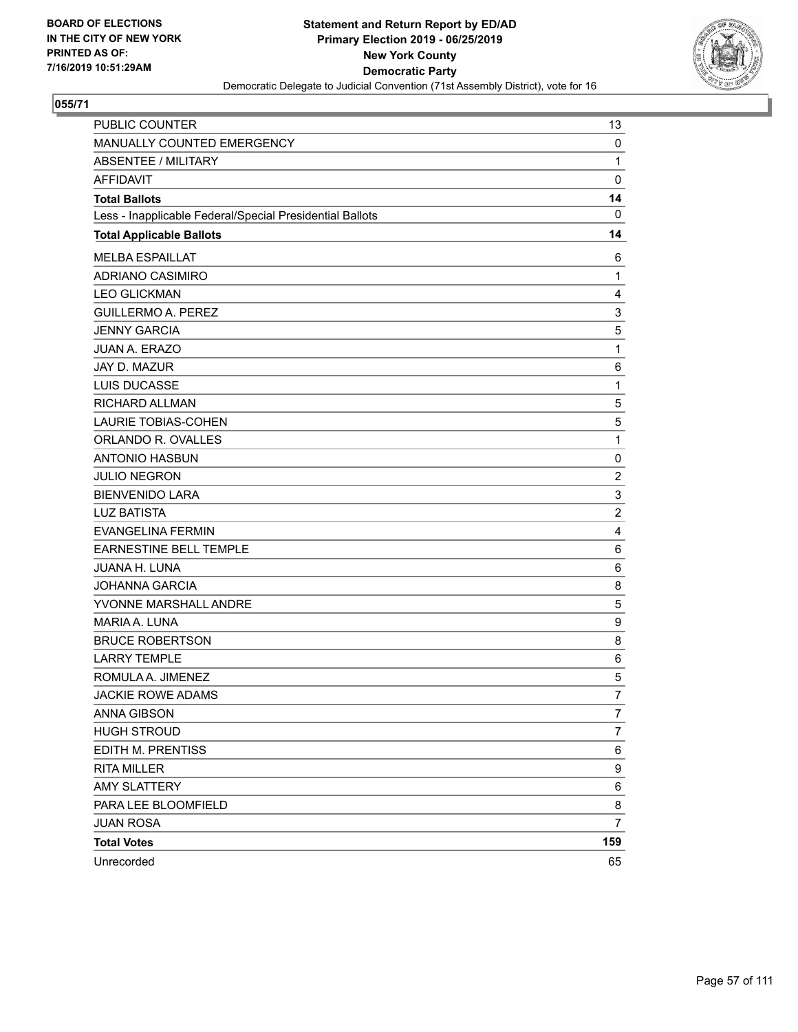BOARD OF ELECTIONS
IN THE CITY OF NEW YORK
PRINTED AS OF:
7/16/2019 10:51:29AM

**Statement and Return Report by ED/AD**
**Primary Election 2019 - 06/25/2019**
**New York County**
**Democratic Party**
Democratic Delegate to Judicial Convention (71st Assembly District), vote for 16

**055/71**

| | |
|---|---|
| PUBLIC COUNTER | 13 |
| MANUALLY COUNTED EMERGENCY | 0 |
| ABSENTEE / MILITARY | 1 |
| AFFIDAVIT | 0 |
| **Total Ballots** | **14** |
| Less - Inapplicable Federal/Special Presidential Ballots | 0 |
| **Total Applicable Ballots** | **14** |
| MELBA ESPAILLAT | 6 |
| ADRIANO CASIMIRO | 1 |
| LEO GLICKMAN | 4 |
| GUILLERMO A. PEREZ | 3 |
| JENNY GARCIA | 5 |
| JUAN A. ERAZO | 1 |
| JAY D. MAZUR | 6 |
| LUIS DUCASSE | 1 |
| RICHARD ALLMAN | 5 |
| LAURIE TOBIAS-COHEN | 5 |
| ORLANDO R. OVALLES | 1 |
| ANTONIO HASBUN | 0 |
| JULIO NEGRON | 2 |
| BIENVENIDO LARA | 3 |
| LUZ BATISTA | 2 |
| EVANGELINA FERMIN | 4 |
| EARNESTINE BELL TEMPLE | 6 |
| JUANA H. LUNA | 6 |
| JOHANNA GARCIA | 8 |
| YVONNE MARSHALL ANDRE | 5 |
| MARIA A. LUNA | 9 |
| BRUCE ROBERTSON | 8 |
| LARRY TEMPLE | 6 |
| ROMULA A. JIMENEZ | 5 |
| JACKIE ROWE ADAMS | 7 |
| ANNA GIBSON | 7 |
| HUGH STROUD | 7 |
| EDITH M. PRENTISS | 6 |
| RITA MILLER | 9 |
| AMY SLATTERY | 6 |
| PARA LEE BLOOMFIELD | 8 |
| JUAN ROSA | 7 |
| **Total Votes** | **159** |
| Unrecorded | 65 |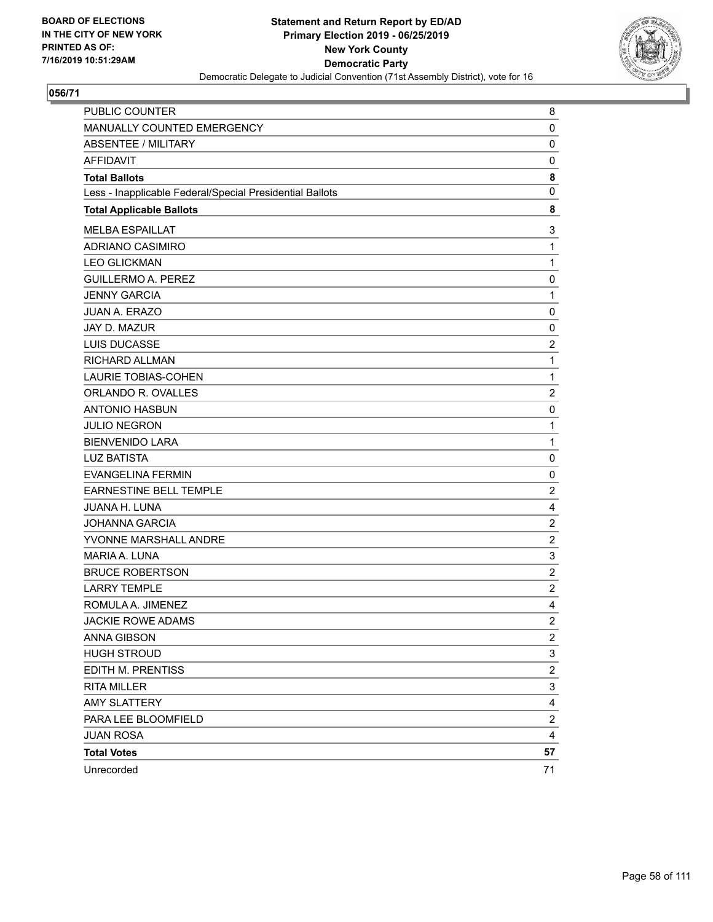**BOARD OF ELECTIONS IN THE CITY OF NEW YORK PRINTED AS OF: 7/16/2019 10:51:29AM**

**Statement and Return Report by ED/AD Primary Election 2019 - 06/25/2019 New York County Democratic Party**

Democratic Delegate to Judicial Convention (71st Assembly District), vote for 16

## 056/71

| | |
|---|---|
| PUBLIC COUNTER | 8 |
| MANUALLY COUNTED EMERGENCY | 0 |
| ABSENTEE / MILITARY | 0 |
| AFFIDAVIT | 0 |
| **Total Ballots** | **8** |
| Less - Inapplicable Federal/Special Presidential Ballots | 0 |
| **Total Applicable Ballots** | **8** |
| MELBA ESPAILLAT | 3 |
| ADRIANO CASIMIRO | 1 |
| LEO GLICKMAN | 1 |
| GUILLERMO A. PEREZ | 0 |
| JENNY GARCIA | 1 |
| JUAN A. ERAZO | 0 |
| JAY D. MAZUR | 0 |
| LUIS DUCASSE | 2 |
| RICHARD ALLMAN | 1 |
| LAURIE TOBIAS-COHEN | 1 |
| ORLANDO R. OVALLES | 2 |
| ANTONIO HASBUN | 0 |
| JULIO NEGRON | 1 |
| BIENVENIDO LARA | 1 |
| LUZ BATISTA | 0 |
| EVANGELINA FERMIN | 0 |
| EARNESTINE BELL TEMPLE | 2 |
| JUANA H. LUNA | 4 |
| JOHANNA GARCIA | 2 |
| YVONNE MARSHALL ANDRE | 2 |
| MARIA A. LUNA | 3 |
| BRUCE ROBERTSON | 2 |
| LARRY TEMPLE | 2 |
| ROMULA A. JIMENEZ | 4 |
| JACKIE ROWE ADAMS | 2 |
| ANNA GIBSON | 2 |
| HUGH STROUD | 3 |
| EDITH M. PRENTISS | 2 |
| RITA MILLER | 3 |
| AMY SLATTERY | 4 |
| PARA LEE BLOOMFIELD | 2 |
| JUAN ROSA | 4 |
| **Total Votes** | **57** |
| Unrecorded | 71 |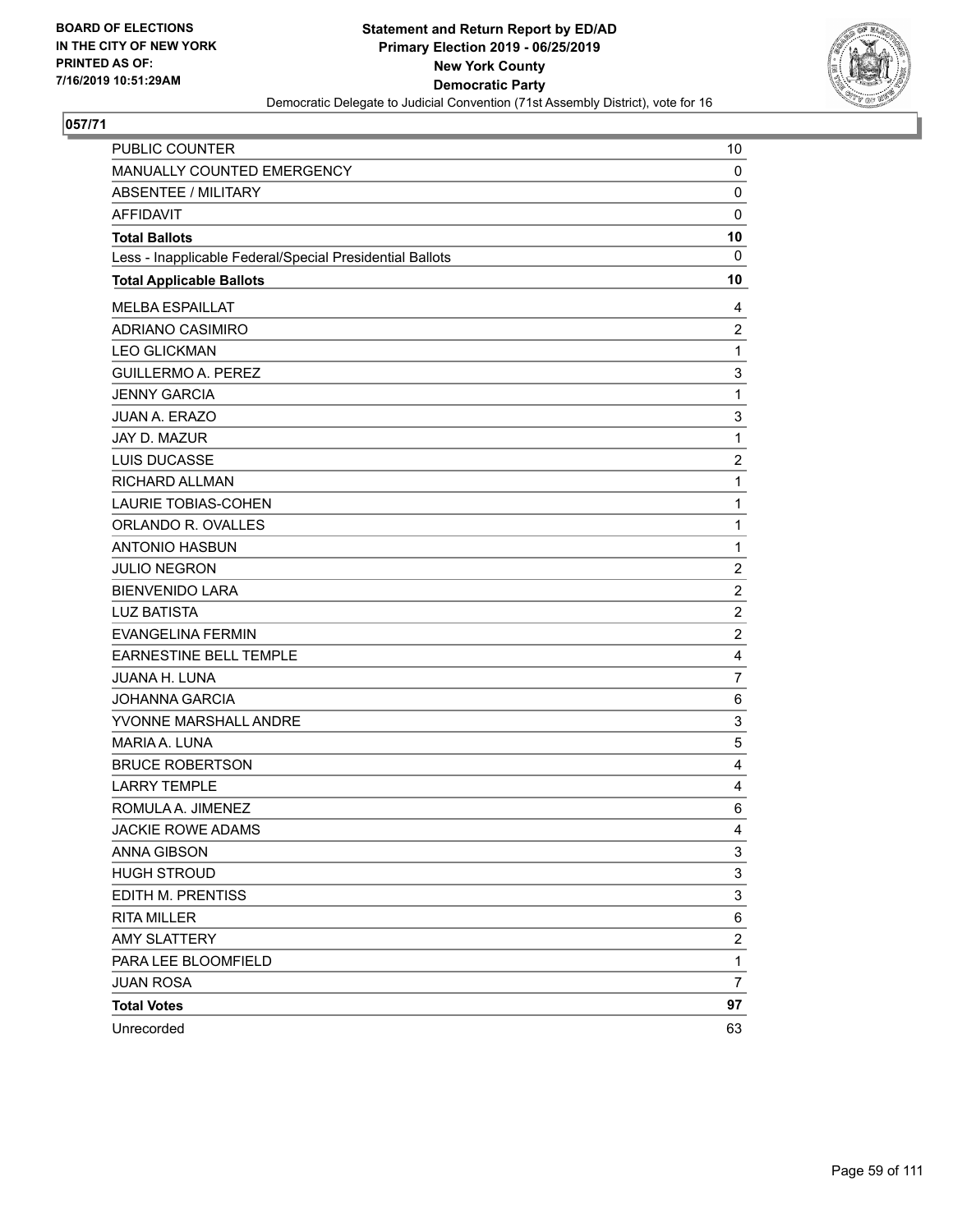**BOARD OF ELECTIONS IN THE CITY OF NEW YORK PRINTED AS OF: 7/16/2019 10:51:29AM**

**Statement and Return Report by ED/AD**
**Primary Election 2019 - 06/25/2019**
**New York County**
**Democratic Party**
Democratic Delegate to Judicial Convention (71st Assembly District), vote for 16

## 057/71

| | |
|---|---|
| PUBLIC COUNTER | 10 |
| MANUALLY COUNTED EMERGENCY | 0 |
| ABSENTEE / MILITARY | 0 |
| AFFIDAVIT | 0 |
| **Total Ballots** | **10** |
| Less - Inapplicable Federal/Special Presidential Ballots | 0 |
| **Total Applicable Ballots** | **10** |
| MELBA ESPAILLAT | 4 |
| ADRIANO CASIMIRO | 2 |
| LEO GLICKMAN | 1 |
| GUILLERMO A. PEREZ | 3 |
| JENNY GARCIA | 1 |
| JUAN A. ERAZO | 3 |
| JAY D. MAZUR | 1 |
| LUIS DUCASSE | 2 |
| RICHARD ALLMAN | 1 |
| LAURIE TOBIAS-COHEN | 1 |
| ORLANDO R. OVALLES | 1 |
| ANTONIO HASBUN | 1 |
| JULIO NEGRON | 2 |
| BIENVENIDO LARA | 2 |
| LUZ BATISTA | 2 |
| EVANGELINA FERMIN | 2 |
| EARNESTINE BELL TEMPLE | 4 |
| JUANA H. LUNA | 7 |
| JOHANNA GARCIA | 6 |
| YVONNE MARSHALL ANDRE | 3 |
| MARIA A. LUNA | 5 |
| BRUCE ROBERTSON | 4 |
| LARRY TEMPLE | 4 |
| ROMULA A. JIMENEZ | 6 |
| JACKIE ROWE ADAMS | 4 |
| ANNA GIBSON | 3 |
| HUGH STROUD | 3 |
| EDITH M. PRENTISS | 3 |
| RITA MILLER | 6 |
| AMY SLATTERY | 2 |
| PARA LEE BLOOMFIELD | 1 |
| JUAN ROSA | 7 |
| **Total Votes** | **97** |
| Unrecorded | 63 |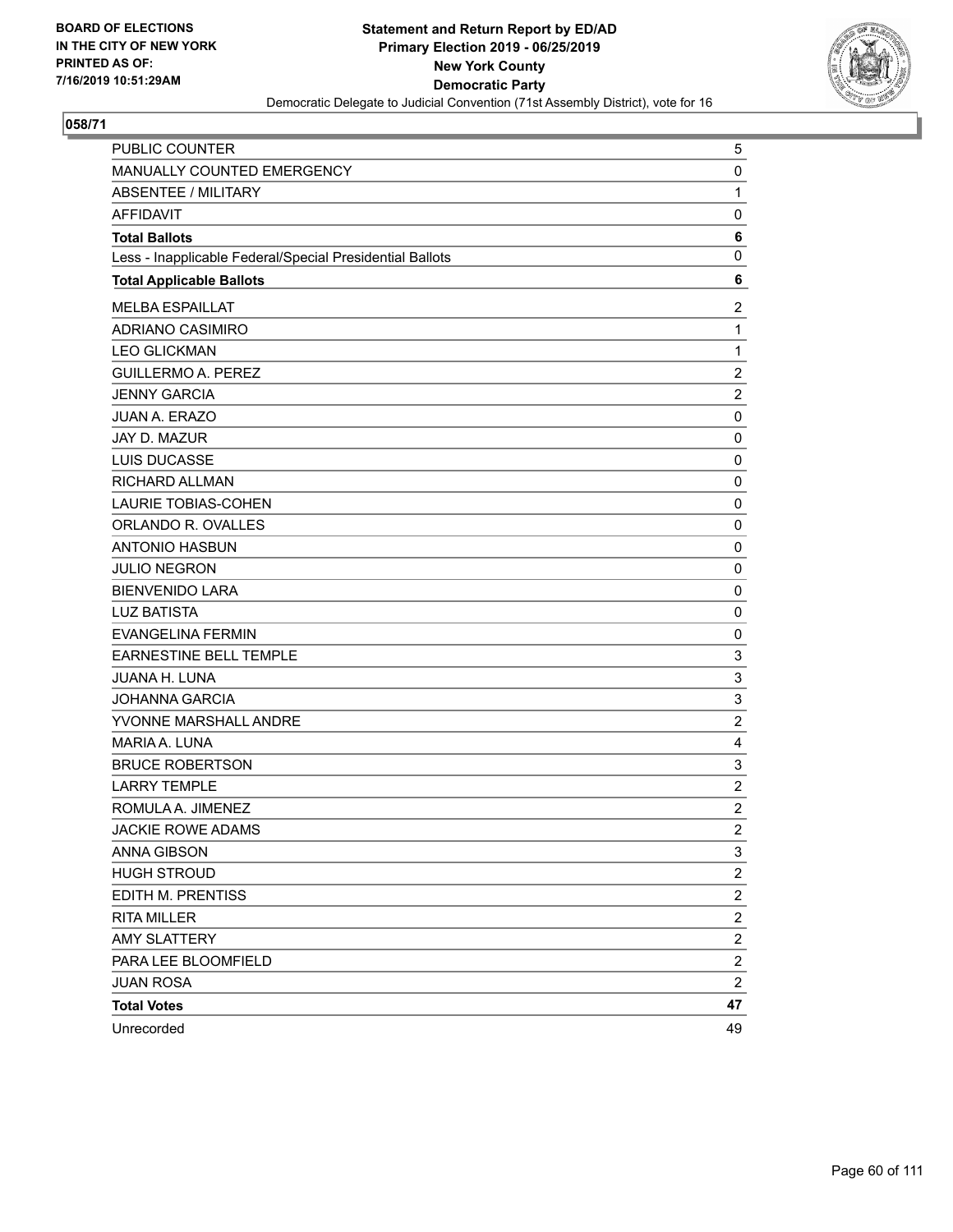**BOARD OF ELECTIONS IN THE CITY OF NEW YORK PRINTED AS OF: 7/16/2019 10:51:29AM**

**Statement and Return Report by ED/AD**
**Primary Election 2019 - 06/25/2019**
**New York County**
**Democratic Party**
Democratic Delegate to Judicial Convention (71st Assembly District), vote for 16

## 058/71

| | |
|---|---|
| PUBLIC COUNTER | 5 |
| MANUALLY COUNTED EMERGENCY | 0 |
| ABSENTEE / MILITARY | 1 |
| AFFIDAVIT | 0 |
| **Total Ballots** | **6** |
| Less - Inapplicable Federal/Special Presidential Ballots | 0 |
| **Total Applicable Ballots** | **6** |
| MELBA ESPAILLAT | 2 |
| ADRIANO CASIMIRO | 1 |
| LEO GLICKMAN | 1 |
| GUILLERMO A. PEREZ | 2 |
| JENNY GARCIA | 2 |
| JUAN A. ERAZO | 0 |
| JAY D. MAZUR | 0 |
| LUIS DUCASSE | 0 |
| RICHARD ALLMAN | 0 |
| LAURIE TOBIAS-COHEN | 0 |
| ORLANDO R. OVALLES | 0 |
| ANTONIO HASBUN | 0 |
| JULIO NEGRON | 0 |
| BIENVENIDO LARA | 0 |
| LUZ BATISTA | 0 |
| EVANGELINA FERMIN | 0 |
| EARNESTINE BELL TEMPLE | 3 |
| JUANA H. LUNA | 3 |
| JOHANNA GARCIA | 3 |
| YVONNE MARSHALL ANDRE | 2 |
| MARIA A. LUNA | 4 |
| BRUCE ROBERTSON | 3 |
| LARRY TEMPLE | 2 |
| ROMULA A. JIMENEZ | 2 |
| JACKIE ROWE ADAMS | 2 |
| ANNA GIBSON | 3 |
| HUGH STROUD | 2 |
| EDITH M. PRENTISS | 2 |
| RITA MILLER | 2 |
| AMY SLATTERY | 2 |
| PARA LEE BLOOMFIELD | 2 |
| JUAN ROSA | 2 |
| **Total Votes** | **47** |
| Unrecorded | 49 |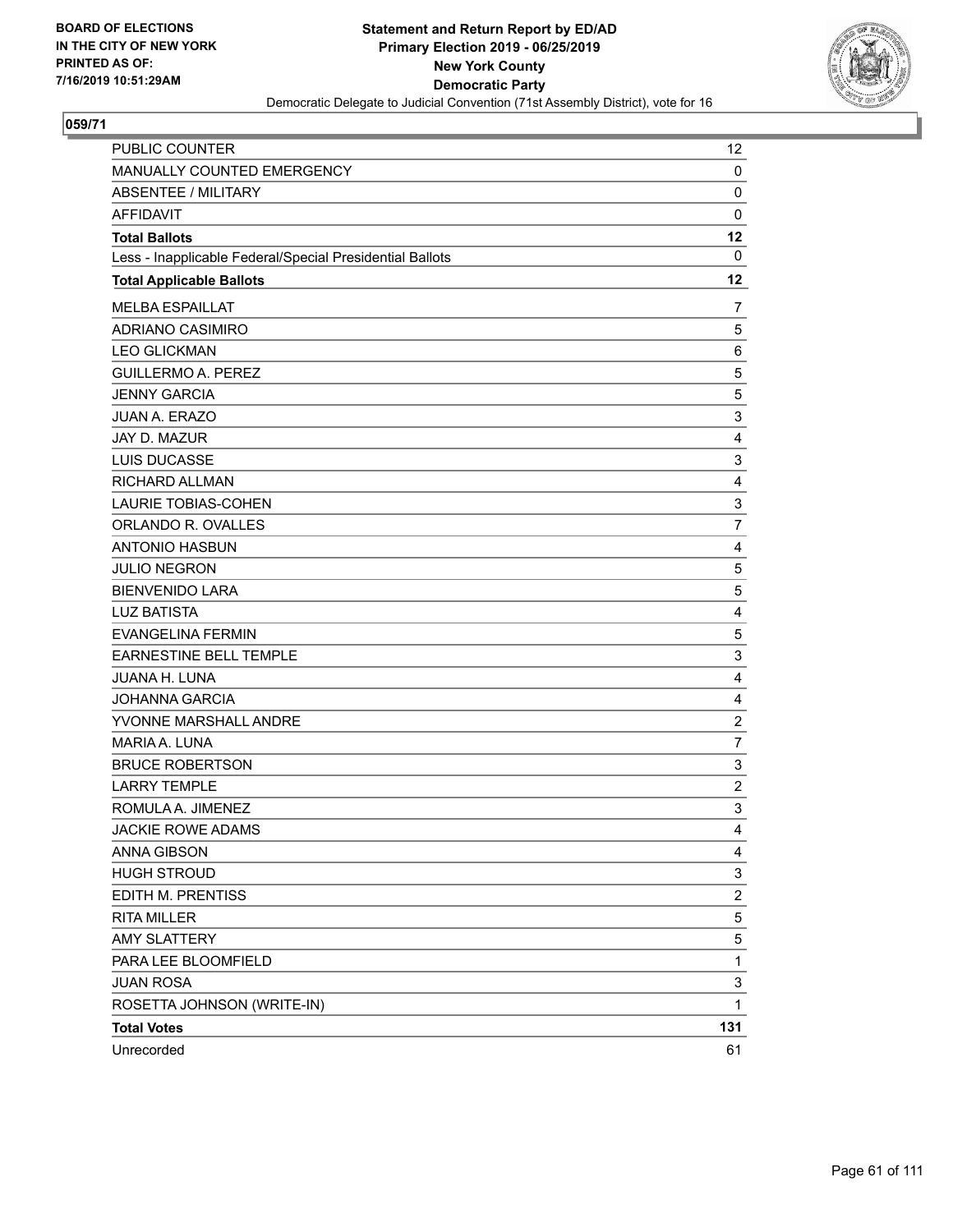BOARD OF ELECTIONS
IN THE CITY OF NEW YORK
PRINTED AS OF:
7/16/2019 10:51:29AM

**Statement and Return Report by ED/AD**
**Primary Election 2019 - 06/25/2019**
**New York County**
**Democratic Party**
Democratic Delegate to Judicial Convention (71st Assembly District), vote for 16

## 059/71

| | |
|---|---|
| PUBLIC COUNTER | 12 |
| MANUALLY COUNTED EMERGENCY | 0 |
| ABSENTEE / MILITARY | 0 |
| AFFIDAVIT | 0 |
| **Total Ballots** | **12** |
| Less - Inapplicable Federal/Special Presidential Ballots | 0 |
| **Total Applicable Ballots** | **12** |
| MELBA ESPAILLAT | 7 |
| ADRIANO CASIMIRO | 5 |
| LEO GLICKMAN | 6 |
| GUILLERMO A. PEREZ | 5 |
| JENNY GARCIA | 5 |
| JUAN A. ERAZO | 3 |
| JAY D. MAZUR | 4 |
| LUIS DUCASSE | 3 |
| RICHARD ALLMAN | 4 |
| LAURIE TOBIAS-COHEN | 3 |
| ORLANDO R. OVALLES | 7 |
| ANTONIO HASBUN | 4 |
| JULIO NEGRON | 5 |
| BIENVENIDO LARA | 5 |
| LUZ BATISTA | 4 |
| EVANGELINA FERMIN | 5 |
| EARNESTINE BELL TEMPLE | 3 |
| JUANA H. LUNA | 4 |
| JOHANNA GARCIA | 4 |
| YVONNE MARSHALL ANDRE | 2 |
| MARIA A. LUNA | 7 |
| BRUCE ROBERTSON | 3 |
| LARRY TEMPLE | 2 |
| ROMULA A. JIMENEZ | 3 |
| JACKIE ROWE ADAMS | 4 |
| ANNA GIBSON | 4 |
| HUGH STROUD | 3 |
| EDITH M. PRENTISS | 2 |
| RITA MILLER | 5 |
| AMY SLATTERY | 5 |
| PARA LEE BLOOMFIELD | 1 |
| JUAN ROSA | 3 |
| ROSETTA JOHNSON (WRITE-IN) | 1 |
| **Total Votes** | **131** |
| Unrecorded | 61 |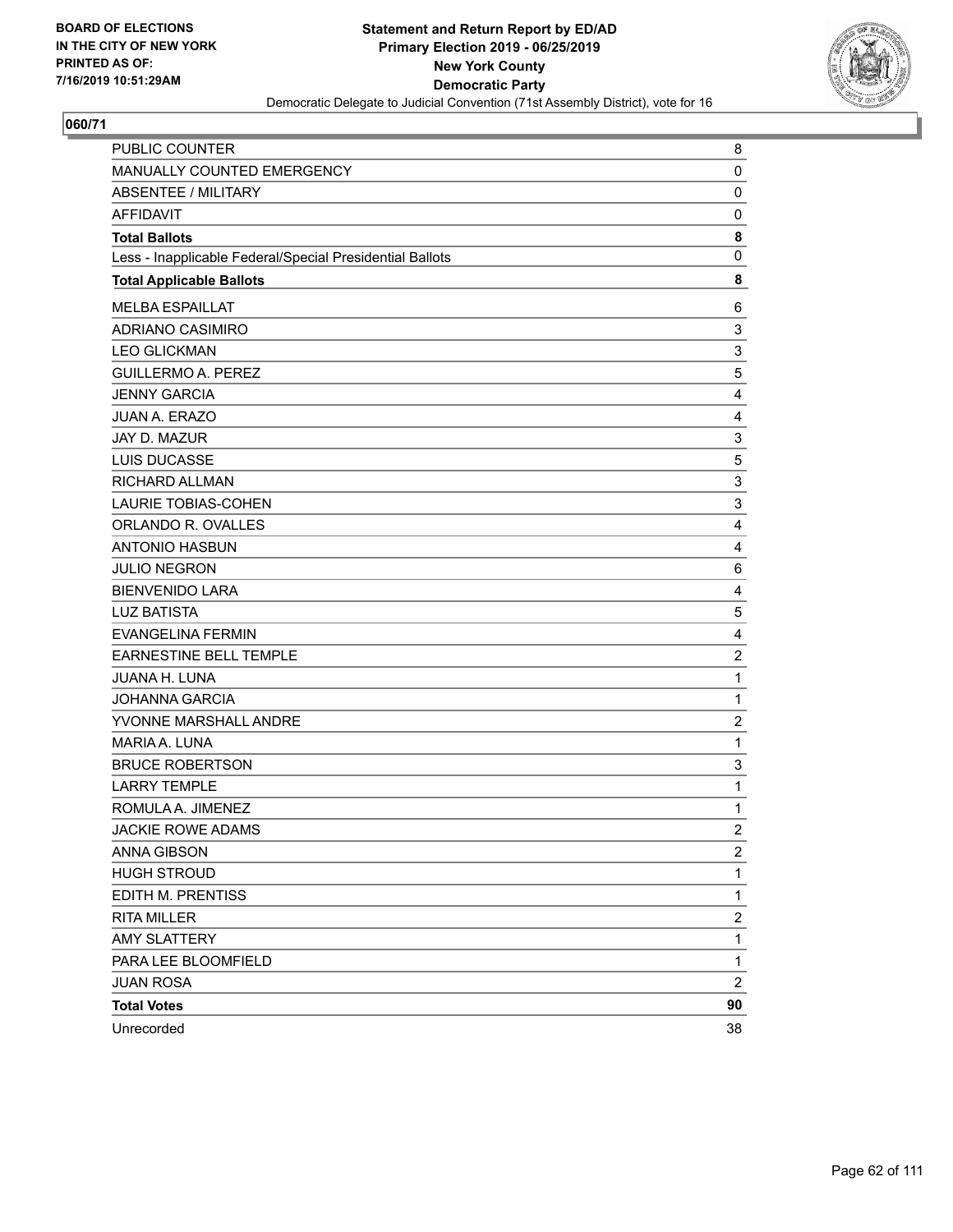BOARD OF ELECTIONS
IN THE CITY OF NEW YORK
PRINTED AS OF:
7/16/2019 10:51:29AM

**Statement and Return Report by ED/AD**
**Primary Election 2019 - 06/25/2019**
**New York County**
**Democratic Party**
Democratic Delegate to Judicial Convention (71st Assembly District), vote for 16

## 060/71

| | |
|---|---|
| PUBLIC COUNTER | 8 |
| MANUALLY COUNTED EMERGENCY | 0 |
| ABSENTEE / MILITARY | 0 |
| AFFIDAVIT | 0 |
| **Total Ballots** | **8** |
| Less - Inapplicable Federal/Special Presidential Ballots | 0 |
| **Total Applicable Ballots** | **8** |
| MELBA ESPAILLAT | 6 |
| ADRIANO CASIMIRO | 3 |
| LEO GLICKMAN | 3 |
| GUILLERMO A. PEREZ | 5 |
| JENNY GARCIA | 4 |
| JUAN A. ERAZO | 4 |
| JAY D. MAZUR | 3 |
| LUIS DUCASSE | 5 |
| RICHARD ALLMAN | 3 |
| LAURIE TOBIAS-COHEN | 3 |
| ORLANDO R. OVALLES | 4 |
| ANTONIO HASBUN | 4 |
| JULIO NEGRON | 6 |
| BIENVENIDO LARA | 4 |
| LUZ BATISTA | 5 |
| EVANGELINA FERMIN | 4 |
| EARNESTINE BELL TEMPLE | 2 |
| JUANA H. LUNA | 1 |
| JOHANNA GARCIA | 1 |
| YVONNE MARSHALL ANDRE | 2 |
| MARIA A. LUNA | 1 |
| BRUCE ROBERTSON | 3 |
| LARRY TEMPLE | 1 |
| ROMULA A. JIMENEZ | 1 |
| JACKIE ROWE ADAMS | 2 |
| ANNA GIBSON | 2 |
| HUGH STROUD | 1 |
| EDITH M. PRENTISS | 1 |
| RITA MILLER | 2 |
| AMY SLATTERY | 1 |
| PARA LEE BLOOMFIELD | 1 |
| JUAN ROSA | 2 |
| **Total Votes** | **90** |
| Unrecorded | 38 |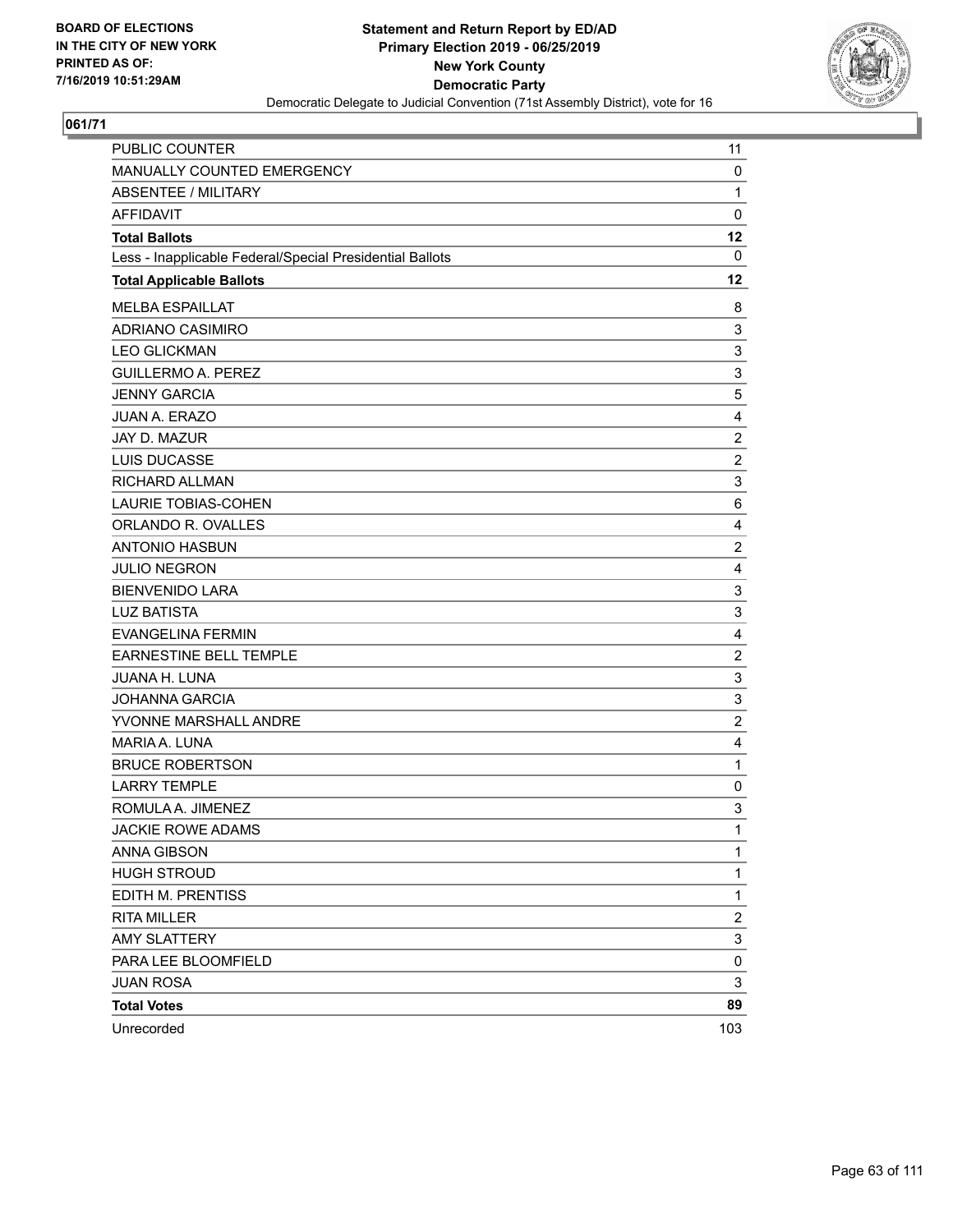BOARD OF ELECTIONS
IN THE CITY OF NEW YORK
PRINTED AS OF:
7/16/2019 10:51:29AM

**Statement and Return Report by ED/AD**
**Primary Election 2019 - 06/25/2019**
**New York County**
**Democratic Party**
Democratic Delegate to Judicial Convention (71st Assembly District), vote for 16

## 061/71

| | |
|---|---|
| PUBLIC COUNTER | 11 |
| MANUALLY COUNTED EMERGENCY | 0 |
| ABSENTEE / MILITARY | 1 |
| AFFIDAVIT | 0 |
| **Total Ballots** | **12** |
| Less - Inapplicable Federal/Special Presidential Ballots | 0 |
| **Total Applicable Ballots** | **12** |
| MELBA ESPAILLAT | 8 |
| ADRIANO CASIMIRO | 3 |
| LEO GLICKMAN | 3 |
| GUILLERMO A. PEREZ | 3 |
| JENNY GARCIA | 5 |
| JUAN A. ERAZO | 4 |
| JAY D. MAZUR | 2 |
| LUIS DUCASSE | 2 |
| RICHARD ALLMAN | 3 |
| LAURIE TOBIAS-COHEN | 6 |
| ORLANDO R. OVALLES | 4 |
| ANTONIO HASBUN | 2 |
| JULIO NEGRON | 4 |
| BIENVENIDO LARA | 3 |
| LUZ BATISTA | 3 |
| EVANGELINA FERMIN | 4 |
| EARNESTINE BELL TEMPLE | 2 |
| JUANA H. LUNA | 3 |
| JOHANNA GARCIA | 3 |
| YVONNE MARSHALL ANDRE | 2 |
| MARIA A. LUNA | 4 |
| BRUCE ROBERTSON | 1 |
| LARRY TEMPLE | 0 |
| ROMULA A. JIMENEZ | 3 |
| JACKIE ROWE ADAMS | 1 |
| ANNA GIBSON | 1 |
| HUGH STROUD | 1 |
| EDITH M. PRENTISS | 1 |
| RITA MILLER | 2 |
| AMY SLATTERY | 3 |
| PARA LEE BLOOMFIELD | 0 |
| JUAN ROSA | 3 |
| **Total Votes** | **89** |
| Unrecorded | 103 |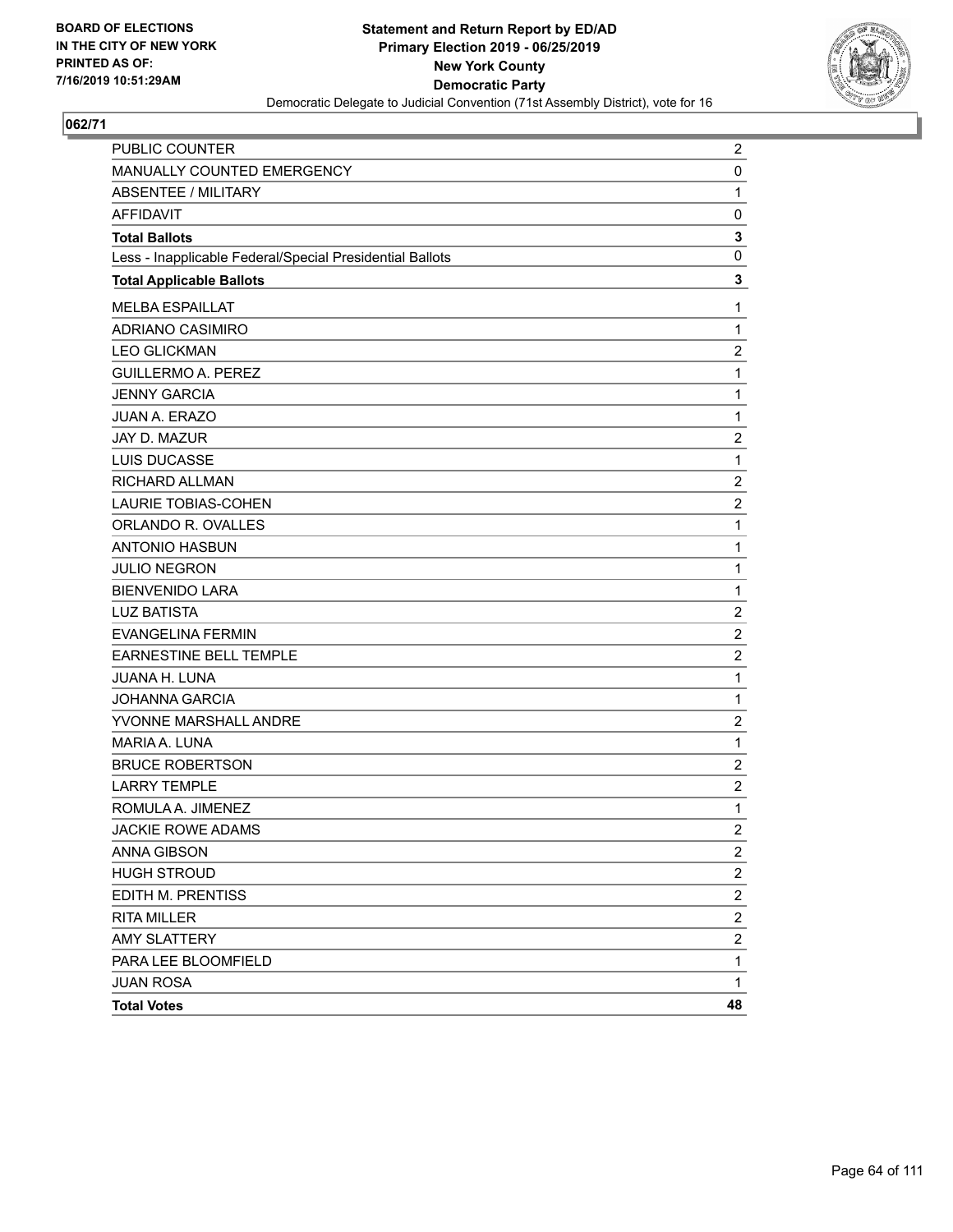BOARD OF ELECTIONS
IN THE CITY OF NEW YORK
PRINTED AS OF:
7/16/2019 10:51:29AM

**Statement and Return Report by ED/AD**
**Primary Election 2019 - 06/25/2019**
**New York County**
**Democratic Party**
Democratic Delegate to Judicial Convention (71st Assembly District), vote for 16

## 062/71

| | |
|---|---|
| PUBLIC COUNTER | 2 |
| MANUALLY COUNTED EMERGENCY | 0 |
| ABSENTEE / MILITARY | 1 |
| AFFIDAVIT | 0 |
| **Total Ballots** | **3** |
| Less - Inapplicable Federal/Special Presidential Ballots | 0 |
| **Total Applicable Ballots** | **3** |
| MELBA ESPAILLAT | 1 |
| ADRIANO CASIMIRO | 1 |
| LEO GLICKMAN | 2 |
| GUILLERMO A. PEREZ | 1 |
| JENNY GARCIA | 1 |
| JUAN A. ERAZO | 1 |
| JAY D. MAZUR | 2 |
| LUIS DUCASSE | 1 |
| RICHARD ALLMAN | 2 |
| LAURIE TOBIAS-COHEN | 2 |
| ORLANDO R. OVALLES | 1 |
| ANTONIO HASBUN | 1 |
| JULIO NEGRON | 1 |
| BIENVENIDO LARA | 1 |
| LUZ BATISTA | 2 |
| EVANGELINA FERMIN | 2 |
| EARNESTINE BELL TEMPLE | 2 |
| JUANA H. LUNA | 1 |
| JOHANNA GARCIA | 1 |
| YVONNE MARSHALL ANDRE | 2 |
| MARIA A. LUNA | 1 |
| BRUCE ROBERTSON | 2 |
| LARRY TEMPLE | 2 |
| ROMULA A. JIMENEZ | 1 |
| JACKIE ROWE ADAMS | 2 |
| ANNA GIBSON | 2 |
| HUGH STROUD | 2 |
| EDITH M. PRENTISS | 2 |
| RITA MILLER | 2 |
| AMY SLATTERY | 2 |
| PARA LEE BLOOMFIELD | 1 |
| JUAN ROSA | 1 |
| **Total Votes** | **48** |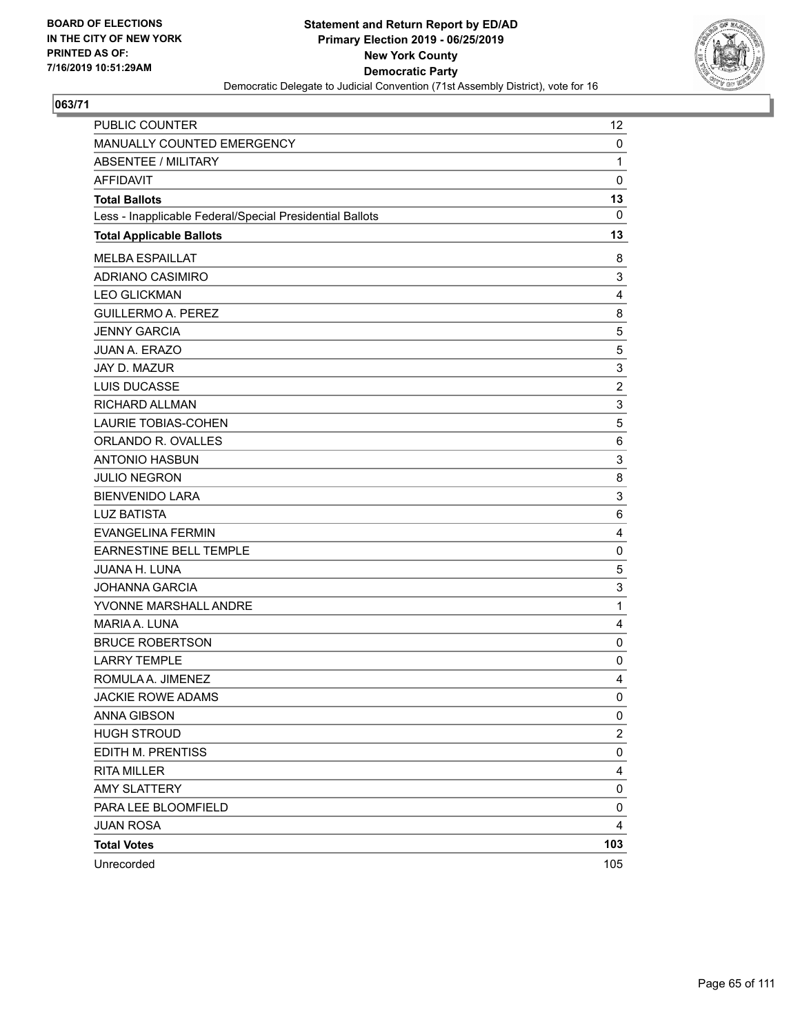BOARD OF ELECTIONS
IN THE CITY OF NEW YORK
PRINTED AS OF:
7/16/2019 10:51:29AM

**Statement and Return Report by ED/AD**
**Primary Election 2019 - 06/25/2019**
**New York County**
**Democratic Party**
Democratic Delegate to Judicial Convention (71st Assembly District), vote for 16

## 063/71

| | |
|---|---|
| PUBLIC COUNTER | 12 |
| MANUALLY COUNTED EMERGENCY | 0 |
| ABSENTEE / MILITARY | 1 |
| AFFIDAVIT | 0 |
| **Total Ballots** | **13** |
| Less - Inapplicable Federal/Special Presidential Ballots | 0 |
| **Total Applicable Ballots** | **13** |
| MELBA ESPAILLAT | 8 |
| ADRIANO CASIMIRO | 3 |
| LEO GLICKMAN | 4 |
| GUILLERMO A. PEREZ | 8 |
| JENNY GARCIA | 5 |
| JUAN A. ERAZO | 5 |
| JAY D. MAZUR | 3 |
| LUIS DUCASSE | 2 |
| RICHARD ALLMAN | 3 |
| LAURIE TOBIAS-COHEN | 5 |
| ORLANDO R. OVALLES | 6 |
| ANTONIO HASBUN | 3 |
| JULIO NEGRON | 8 |
| BIENVENIDO LARA | 3 |
| LUZ BATISTA | 6 |
| EVANGELINA FERMIN | 4 |
| EARNESTINE BELL TEMPLE | 0 |
| JUANA H. LUNA | 5 |
| JOHANNA GARCIA | 3 |
| YVONNE MARSHALL ANDRE | 1 |
| MARIA A. LUNA | 4 |
| BRUCE ROBERTSON | 0 |
| LARRY TEMPLE | 0 |
| ROMULA A. JIMENEZ | 4 |
| JACKIE ROWE ADAMS | 0 |
| ANNA GIBSON | 0 |
| HUGH STROUD | 2 |
| EDITH M. PRENTISS | 0 |
| RITA MILLER | 4 |
| AMY SLATTERY | 0 |
| PARA LEE BLOOMFIELD | 0 |
| JUAN ROSA | 4 |
| **Total Votes** | **103** |
| Unrecorded | 105 |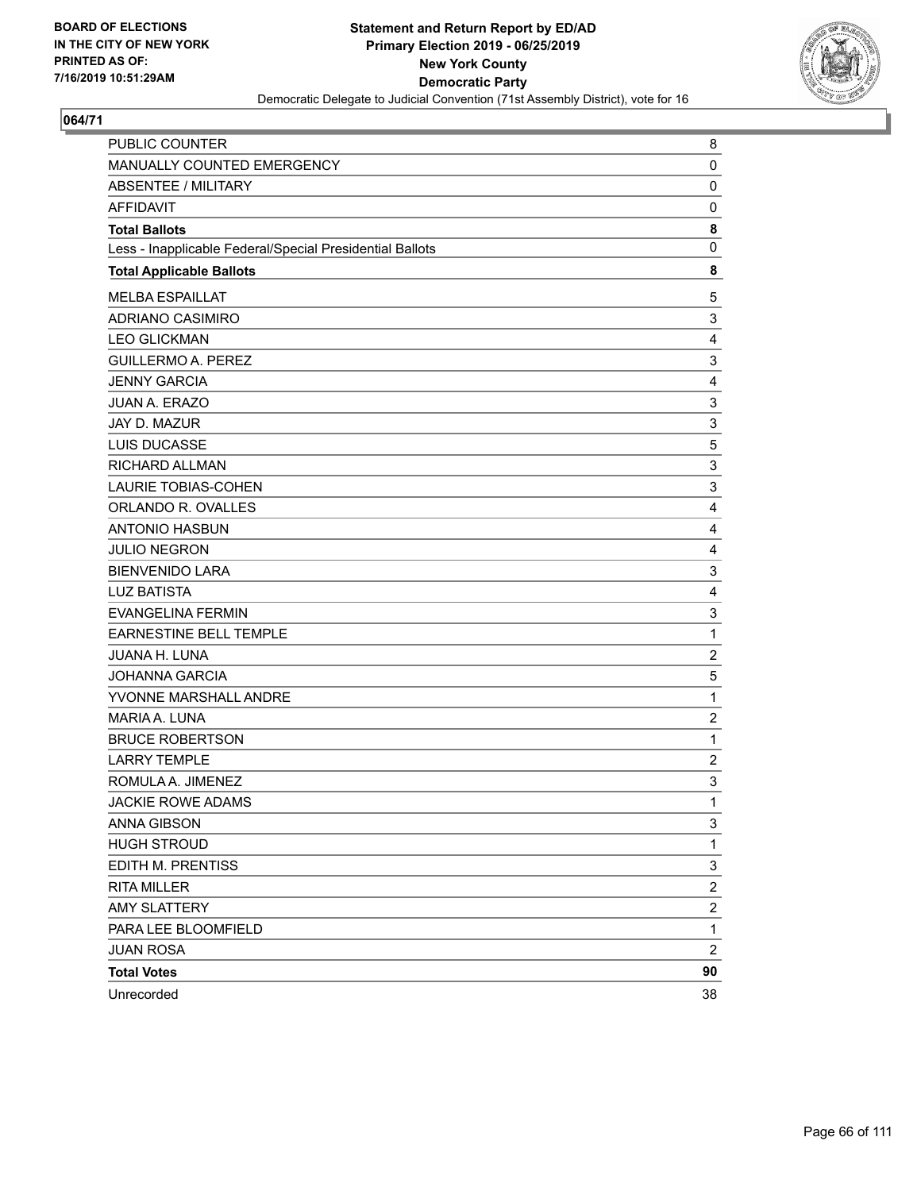**BOARD OF ELECTIONS IN THE CITY OF NEW YORK PRINTED AS OF: 7/16/2019 10:51:29AM**

**Statement and Return Report by ED/AD Primary Election 2019 - 06/25/2019 New York County Democratic Party**

Democratic Delegate to Judicial Convention (71st Assembly District), vote for 16

**064/71**

| | |
|---|---|
| PUBLIC COUNTER | 8 |
| MANUALLY COUNTED EMERGENCY | 0 |
| ABSENTEE / MILITARY | 0 |
| AFFIDAVIT | 0 |
| **Total Ballots** | **8** |
| Less - Inapplicable Federal/Special Presidential Ballots | 0 |
| **Total Applicable Ballots** | **8** |
| MELBA ESPAILLAT | 5 |
| ADRIANO CASIMIRO | 3 |
| LEO GLICKMAN | 4 |
| GUILLERMO A. PEREZ | 3 |
| JENNY GARCIA | 4 |
| JUAN A. ERAZO | 3 |
| JAY D. MAZUR | 3 |
| LUIS DUCASSE | 5 |
| RICHARD ALLMAN | 3 |
| LAURIE TOBIAS-COHEN | 3 |
| ORLANDO R. OVALLES | 4 |
| ANTONIO HASBUN | 4 |
| JULIO NEGRON | 4 |
| BIENVENIDO LARA | 3 |
| LUZ BATISTA | 4 |
| EVANGELINA FERMIN | 3 |
| EARNESTINE BELL TEMPLE | 1 |
| JUANA H. LUNA | 2 |
| JOHANNA GARCIA | 5 |
| YVONNE MARSHALL ANDRE | 1 |
| MARIA A. LUNA | 2 |
| BRUCE ROBERTSON | 1 |
| LARRY TEMPLE | 2 |
| ROMULA A. JIMENEZ | 3 |
| JACKIE ROWE ADAMS | 1 |
| ANNA GIBSON | 3 |
| HUGH STROUD | 1 |
| EDITH M. PRENTISS | 3 |
| RITA MILLER | 2 |
| AMY SLATTERY | 2 |
| PARA LEE BLOOMFIELD | 1 |
| JUAN ROSA | 2 |
| **Total Votes** | **90** |
| Unrecorded | 38 |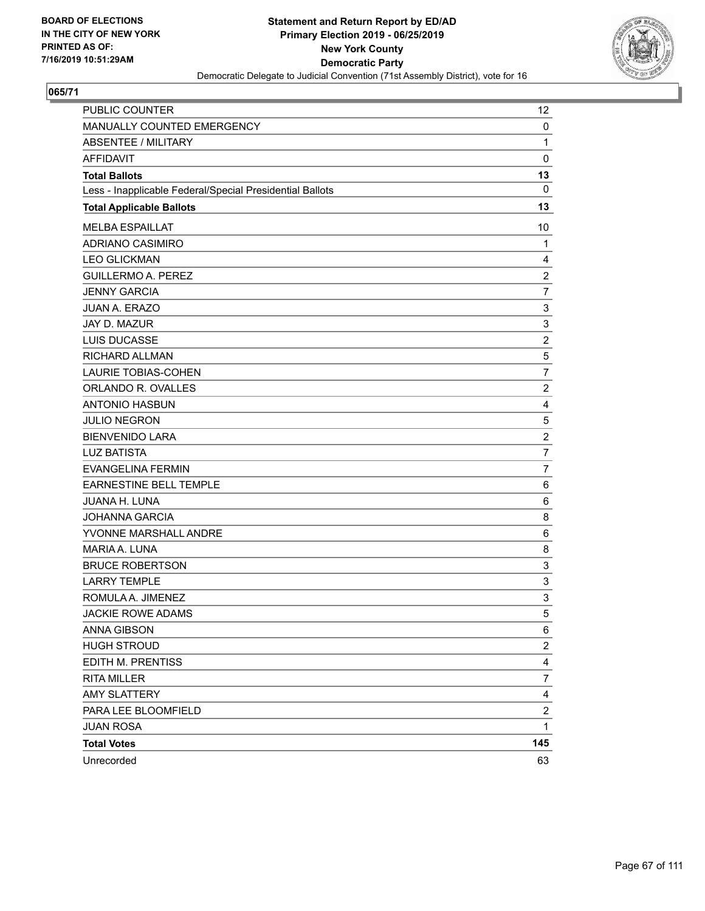BOARD OF ELECTIONS
IN THE CITY OF NEW YORK
PRINTED AS OF:
7/16/2019 10:51:29AM

**Statement and Return Report by ED/AD**
**Primary Election 2019 - 06/25/2019**
**New York County**
**Democratic Party**
Democratic Delegate to Judicial Convention (71st Assembly District), vote for 16

## 065/71

| | |
|---|---|
| PUBLIC COUNTER | 12 |
| MANUALLY COUNTED EMERGENCY | 0 |
| ABSENTEE / MILITARY | 1 |
| AFFIDAVIT | 0 |
| **Total Ballots** | **13** |
| Less - Inapplicable Federal/Special Presidential Ballots | 0 |
| **Total Applicable Ballots** | **13** |
| MELBA ESPAILLAT | 10 |
| ADRIANO CASIMIRO | 1 |
| LEO GLICKMAN | 4 |
| GUILLERMO A. PEREZ | 2 |
| JENNY GARCIA | 7 |
| JUAN A. ERAZO | 3 |
| JAY D. MAZUR | 3 |
| LUIS DUCASSE | 2 |
| RICHARD ALLMAN | 5 |
| LAURIE TOBIAS-COHEN | 7 |
| ORLANDO R. OVALLES | 2 |
| ANTONIO HASBUN | 4 |
| JULIO NEGRON | 5 |
| BIENVENIDO LARA | 2 |
| LUZ BATISTA | 7 |
| EVANGELINA FERMIN | 7 |
| EARNESTINE BELL TEMPLE | 6 |
| JUANA H. LUNA | 6 |
| JOHANNA GARCIA | 8 |
| YVONNE MARSHALL ANDRE | 6 |
| MARIA A. LUNA | 8 |
| BRUCE ROBERTSON | 3 |
| LARRY TEMPLE | 3 |
| ROMULA A. JIMENEZ | 3 |
| JACKIE ROWE ADAMS | 5 |
| ANNA GIBSON | 6 |
| HUGH STROUD | 2 |
| EDITH M. PRENTISS | 4 |
| RITA MILLER | 7 |
| AMY SLATTERY | 4 |
| PARA LEE BLOOMFIELD | 2 |
| JUAN ROSA | 1 |
| **Total Votes** | **145** |
| Unrecorded | 63 |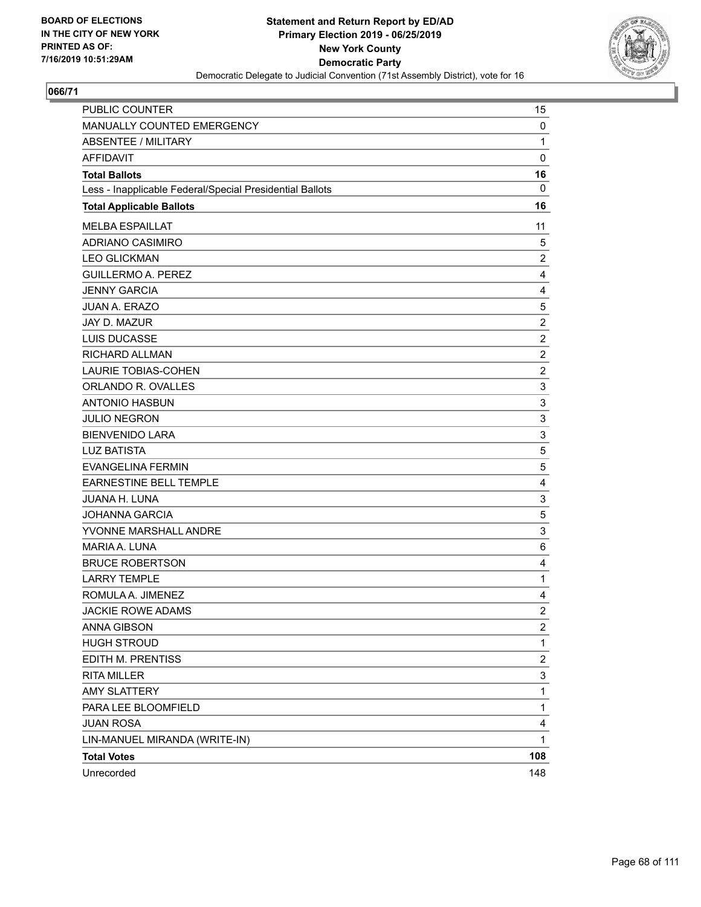BOARD OF ELECTIONS
IN THE CITY OF NEW YORK
PRINTED AS OF:
7/16/2019 10:51:29AM

**Statement and Return Report by ED/AD**
**Primary Election 2019 - 06/25/2019**
**New York County**
**Democratic Party**
Democratic Delegate to Judicial Convention (71st Assembly District), vote for 16

## 066/71

| | |
|---|---|
| PUBLIC COUNTER | 15 |
| MANUALLY COUNTED EMERGENCY | 0 |
| ABSENTEE / MILITARY | 1 |
| AFFIDAVIT | 0 |
| **Total Ballots** | **16** |
| Less - Inapplicable Federal/Special Presidential Ballots | 0 |
| **Total Applicable Ballots** | **16** |
| MELBA ESPAILLAT | 11 |
| ADRIANO CASIMIRO | 5 |
| LEO GLICKMAN | 2 |
| GUILLERMO A. PEREZ | 4 |
| JENNY GARCIA | 4 |
| JUAN A. ERAZO | 5 |
| JAY D. MAZUR | 2 |
| LUIS DUCASSE | 2 |
| RICHARD ALLMAN | 2 |
| LAURIE TOBIAS-COHEN | 2 |
| ORLANDO R. OVALLES | 3 |
| ANTONIO HASBUN | 3 |
| JULIO NEGRON | 3 |
| BIENVENIDO LARA | 3 |
| LUZ BATISTA | 5 |
| EVANGELINA FERMIN | 5 |
| EARNESTINE BELL TEMPLE | 4 |
| JUANA H. LUNA | 3 |
| JOHANNA GARCIA | 5 |
| YVONNE MARSHALL ANDRE | 3 |
| MARIA A. LUNA | 6 |
| BRUCE ROBERTSON | 4 |
| LARRY TEMPLE | 1 |
| ROMULA A. JIMENEZ | 4 |
| JACKIE ROWE ADAMS | 2 |
| ANNA GIBSON | 2 |
| HUGH STROUD | 1 |
| EDITH M. PRENTISS | 2 |
| RITA MILLER | 3 |
| AMY SLATTERY | 1 |
| PARA LEE BLOOMFIELD | 1 |
| JUAN ROSA | 4 |
| LIN-MANUEL MIRANDA (WRITE-IN) | 1 |
| **Total Votes** | **108** |
| Unrecorded | 148 |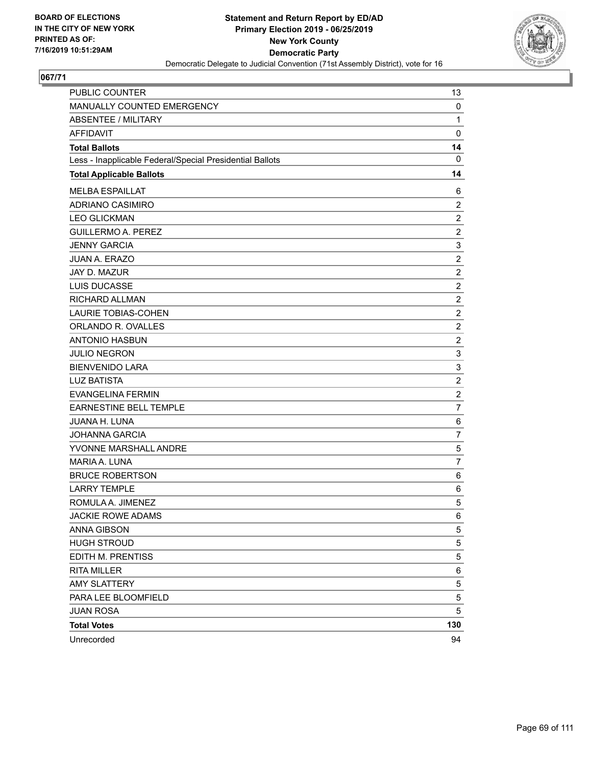**BOARD OF ELECTIONS IN THE CITY OF NEW YORK PRINTED AS OF: 7/16/2019 10:51:29AM**

**Statement and Return Report by ED/AD**
**Primary Election 2019 - 06/25/2019**
**New York County**
**Democratic Party**
Democratic Delegate to Judicial Convention (71st Assembly District), vote for 16

**067/71**

| | |
|---|---|
| PUBLIC COUNTER | 13 |
| MANUALLY COUNTED EMERGENCY | 0 |
| ABSENTEE / MILITARY | 1 |
| AFFIDAVIT | 0 |
| **Total Ballots** | **14** |
| Less - Inapplicable Federal/Special Presidential Ballots | 0 |
| **Total Applicable Ballots** | **14** |
| MELBA ESPAILLAT | 6 |
| ADRIANO CASIMIRO | 2 |
| LEO GLICKMAN | 2 |
| GUILLERMO A. PEREZ | 2 |
| JENNY GARCIA | 3 |
| JUAN A. ERAZO | 2 |
| JAY D. MAZUR | 2 |
| LUIS DUCASSE | 2 |
| RICHARD ALLMAN | 2 |
| LAURIE TOBIAS-COHEN | 2 |
| ORLANDO R. OVALLES | 2 |
| ANTONIO HASBUN | 2 |
| JULIO NEGRON | 3 |
| BIENVENIDO LARA | 3 |
| LUZ BATISTA | 2 |
| EVANGELINA FERMIN | 2 |
| EARNESTINE BELL TEMPLE | 7 |
| JUANA H. LUNA | 6 |
| JOHANNA GARCIA | 7 |
| YVONNE MARSHALL ANDRE | 5 |
| MARIA A. LUNA | 7 |
| BRUCE ROBERTSON | 6 |
| LARRY TEMPLE | 6 |
| ROMULA A. JIMENEZ | 5 |
| JACKIE ROWE ADAMS | 6 |
| ANNA GIBSON | 5 |
| HUGH STROUD | 5 |
| EDITH M. PRENTISS | 5 |
| RITA MILLER | 6 |
| AMY SLATTERY | 5 |
| PARA LEE BLOOMFIELD | 5 |
| JUAN ROSA | 5 |
| **Total Votes** | **130** |
| Unrecorded | 94 |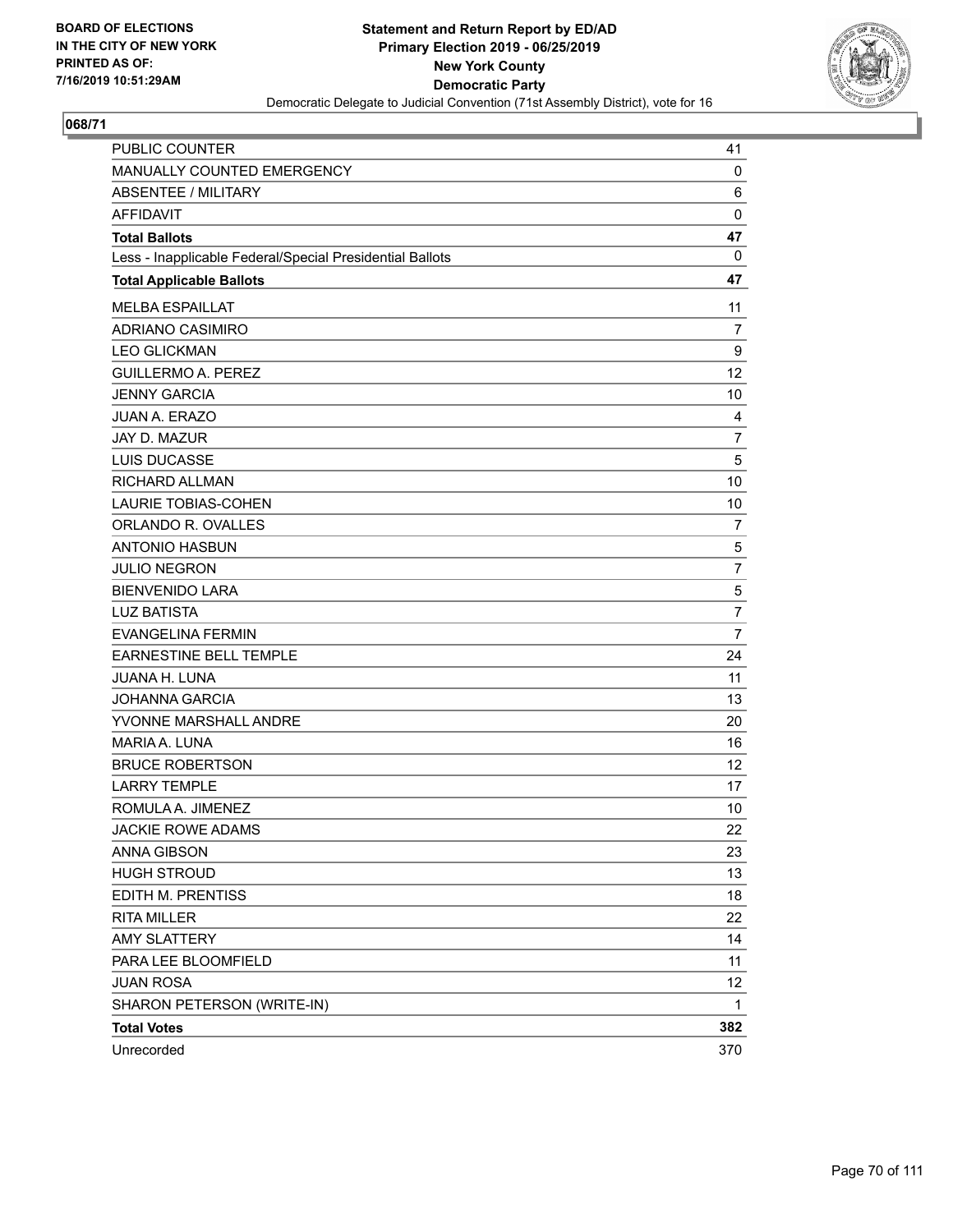BOARD OF ELECTIONS
IN THE CITY OF NEW YORK
PRINTED AS OF:
7/16/2019 10:51:29AM

**Statement and Return Report by ED/AD**
**Primary Election 2019 - 06/25/2019**
**New York County**
**Democratic Party**
Democratic Delegate to Judicial Convention (71st Assembly District), vote for 16

## 068/71

| | |
|---|---|
| PUBLIC COUNTER | 41 |
| MANUALLY COUNTED EMERGENCY | 0 |
| ABSENTEE / MILITARY | 6 |
| AFFIDAVIT | 0 |
| **Total Ballots** | **47** |
| Less - Inapplicable Federal/Special Presidential Ballots | 0 |
| **Total Applicable Ballots** | **47** |
| MELBA ESPAILLAT | 11 |
| ADRIANO CASIMIRO | 7 |
| LEO GLICKMAN | 9 |
| GUILLERMO A. PEREZ | 12 |
| JENNY GARCIA | 10 |
| JUAN A. ERAZO | 4 |
| JAY D. MAZUR | 7 |
| LUIS DUCASSE | 5 |
| RICHARD ALLMAN | 10 |
| LAURIE TOBIAS-COHEN | 10 |
| ORLANDO R. OVALLES | 7 |
| ANTONIO HASBUN | 5 |
| JULIO NEGRON | 7 |
| BIENVENIDO LARA | 5 |
| LUZ BATISTA | 7 |
| EVANGELINA FERMIN | 7 |
| EARNESTINE BELL TEMPLE | 24 |
| JUANA H. LUNA | 11 |
| JOHANNA GARCIA | 13 |
| YVONNE MARSHALL ANDRE | 20 |
| MARIA A. LUNA | 16 |
| BRUCE ROBERTSON | 12 |
| LARRY TEMPLE | 17 |
| ROMULA A. JIMENEZ | 10 |
| JACKIE ROWE ADAMS | 22 |
| ANNA GIBSON | 23 |
| HUGH STROUD | 13 |
| EDITH M. PRENTISS | 18 |
| RITA MILLER | 22 |
| AMY SLATTERY | 14 |
| PARA LEE BLOOMFIELD | 11 |
| JUAN ROSA | 12 |
| SHARON PETERSON (WRITE-IN) | 1 |
| **Total Votes** | **382** |
| Unrecorded | 370 |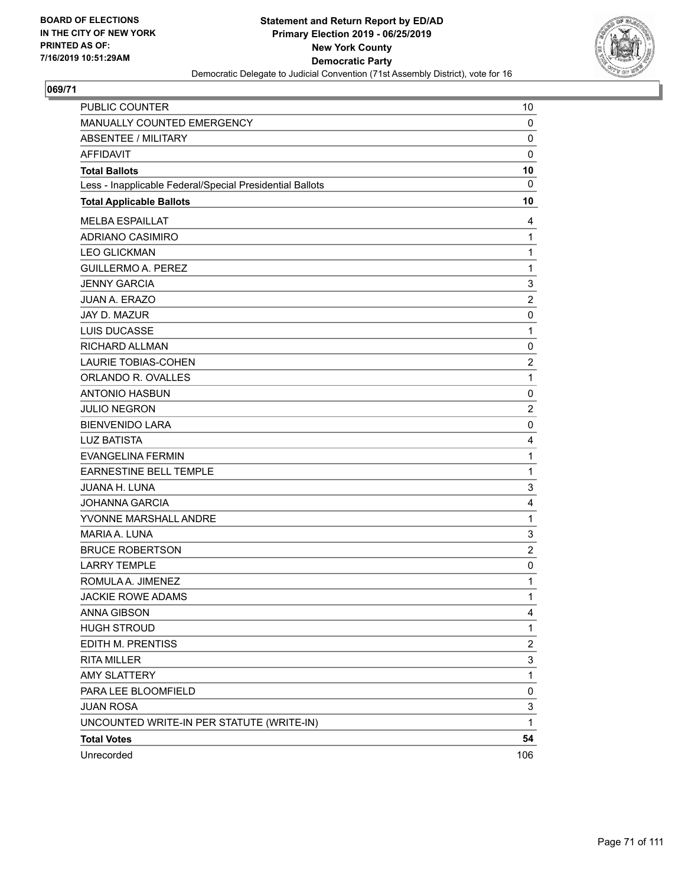**BOARD OF ELECTIONS IN THE CITY OF NEW YORK PRINTED AS OF: 7/16/2019 10:51:29AM**

**Statement and Return Report by ED/AD Primary Election 2019 - 06/25/2019 New York County Democratic Party**

Democratic Delegate to Judicial Convention (71st Assembly District), vote for 16

## 069/71

| | |
|---|---|
| PUBLIC COUNTER | 10 |
| MANUALLY COUNTED EMERGENCY | 0 |
| ABSENTEE / MILITARY | 0 |
| AFFIDAVIT | 0 |
| **Total Ballots** | **10** |
| Less - Inapplicable Federal/Special Presidential Ballots | 0 |
| **Total Applicable Ballots** | **10** |
| MELBA ESPAILLAT | 4 |
| ADRIANO CASIMIRO | 1 |
| LEO GLICKMAN | 1 |
| GUILLERMO A. PEREZ | 1 |
| JENNY GARCIA | 3 |
| JUAN A. ERAZO | 2 |
| JAY D. MAZUR | 0 |
| LUIS DUCASSE | 1 |
| RICHARD ALLMAN | 0 |
| LAURIE TOBIAS-COHEN | 2 |
| ORLANDO R. OVALLES | 1 |
| ANTONIO HASBUN | 0 |
| JULIO NEGRON | 2 |
| BIENVENIDO LARA | 0 |
| LUZ BATISTA | 4 |
| EVANGELINA FERMIN | 1 |
| EARNESTINE BELL TEMPLE | 1 |
| JUANA H. LUNA | 3 |
| JOHANNA GARCIA | 4 |
| YVONNE MARSHALL ANDRE | 1 |
| MARIA A. LUNA | 3 |
| BRUCE ROBERTSON | 2 |
| LARRY TEMPLE | 0 |
| ROMULA A. JIMENEZ | 1 |
| JACKIE ROWE ADAMS | 1 |
| ANNA GIBSON | 4 |
| HUGH STROUD | 1 |
| EDITH M. PRENTISS | 2 |
| RITA MILLER | 3 |
| AMY SLATTERY | 1 |
| PARA LEE BLOOMFIELD | 0 |
| JUAN ROSA | 3 |
| UNCOUNTED WRITE-IN PER STATUTE (WRITE-IN) | 1 |
| **Total Votes** | **54** |
| Unrecorded | 106 |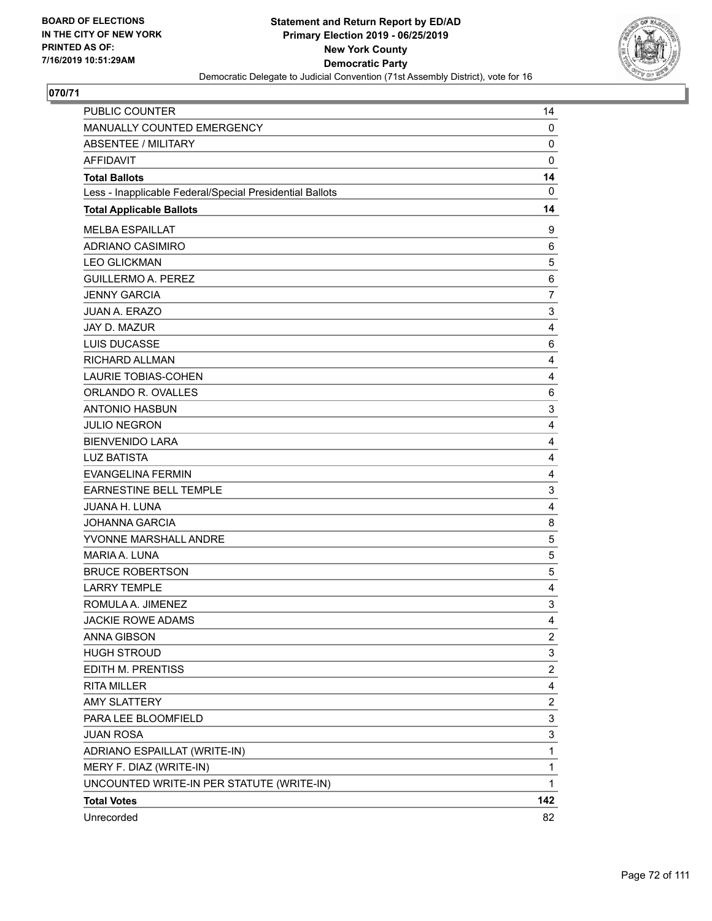BOARD OF ELECTIONS
IN THE CITY OF NEW YORK
PRINTED AS OF:
7/16/2019 10:51:29AM

**Statement and Return Report by ED/AD**
**Primary Election 2019 - 06/25/2019**
**New York County**
**Democratic Party**
Democratic Delegate to Judicial Convention (71st Assembly District), vote for 16

**070/71**

| | |
|---|---|
| PUBLIC COUNTER | 14 |
| MANUALLY COUNTED EMERGENCY | 0 |
| ABSENTEE / MILITARY | 0 |
| AFFIDAVIT | 0 |
| **Total Ballots** | **14** |
| Less - Inapplicable Federal/Special Presidential Ballots | 0 |
| **Total Applicable Ballots** | **14** |
| MELBA ESPAILLAT | 9 |
| ADRIANO CASIMIRO | 6 |
| LEO GLICKMAN | 5 |
| GUILLERMO A. PEREZ | 6 |
| JENNY GARCIA | 7 |
| JUAN A. ERAZO | 3 |
| JAY D. MAZUR | 4 |
| LUIS DUCASSE | 6 |
| RICHARD ALLMAN | 4 |
| LAURIE TOBIAS-COHEN | 4 |
| ORLANDO R. OVALLES | 6 |
| ANTONIO HASBUN | 3 |
| JULIO NEGRON | 4 |
| BIENVENIDO LARA | 4 |
| LUZ BATISTA | 4 |
| EVANGELINA FERMIN | 4 |
| EARNESTINE BELL TEMPLE | 3 |
| JUANA H. LUNA | 4 |
| JOHANNA GARCIA | 8 |
| YVONNE MARSHALL ANDRE | 5 |
| MARIA A. LUNA | 5 |
| BRUCE ROBERTSON | 5 |
| LARRY TEMPLE | 4 |
| ROMULA A. JIMENEZ | 3 |
| JACKIE ROWE ADAMS | 4 |
| ANNA GIBSON | 2 |
| HUGH STROUD | 3 |
| EDITH M. PRENTISS | 2 |
| RITA MILLER | 4 |
| AMY SLATTERY | 2 |
| PARA LEE BLOOMFIELD | 3 |
| JUAN ROSA | 3 |
| ADRIANO ESPAILLAT (WRITE-IN) | 1 |
| MERY F. DIAZ (WRITE-IN) | 1 |
| UNCOUNTED WRITE-IN PER STATUTE (WRITE-IN) | 1 |
| **Total Votes** | **142** |
| Unrecorded | 82 |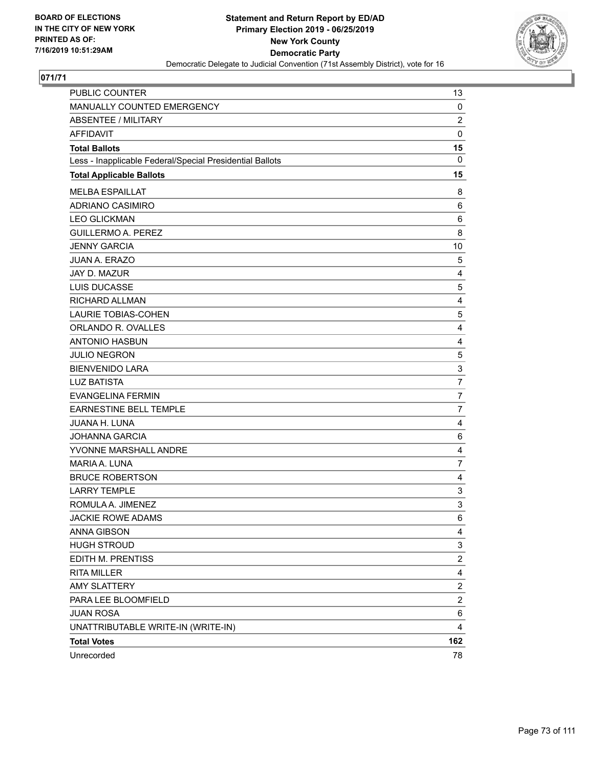BOARD OF ELECTIONS
IN THE CITY OF NEW YORK
PRINTED AS OF:
7/16/2019 10:51:29AM

**Statement and Return Report by ED/AD**
**Primary Election 2019 - 06/25/2019**
**New York County**
**Democratic Party**
Democratic Delegate to Judicial Convention (71st Assembly District), vote for 16

**071/71**

| | |
|---|---|
| PUBLIC COUNTER | 13 |
| MANUALLY COUNTED EMERGENCY | 0 |
| ABSENTEE / MILITARY | 2 |
| AFFIDAVIT | 0 |
| **Total Ballots** | **15** |
| Less - Inapplicable Federal/Special Presidential Ballots | 0 |
| **Total Applicable Ballots** | **15** |
| MELBA ESPAILLAT | 8 |
| ADRIANO CASIMIRO | 6 |
| LEO GLICKMAN | 6 |
| GUILLERMO A. PEREZ | 8 |
| JENNY GARCIA | 10 |
| JUAN A. ERAZO | 5 |
| JAY D. MAZUR | 4 |
| LUIS DUCASSE | 5 |
| RICHARD ALLMAN | 4 |
| LAURIE TOBIAS-COHEN | 5 |
| ORLANDO R. OVALLES | 4 |
| ANTONIO HASBUN | 4 |
| JULIO NEGRON | 5 |
| BIENVENIDO LARA | 3 |
| LUZ BATISTA | 7 |
| EVANGELINA FERMIN | 7 |
| EARNESTINE BELL TEMPLE | 7 |
| JUANA H. LUNA | 4 |
| JOHANNA GARCIA | 6 |
| YVONNE MARSHALL ANDRE | 4 |
| MARIA A. LUNA | 7 |
| BRUCE ROBERTSON | 4 |
| LARRY TEMPLE | 3 |
| ROMULA A. JIMENEZ | 3 |
| JACKIE ROWE ADAMS | 6 |
| ANNA GIBSON | 4 |
| HUGH STROUD | 3 |
| EDITH M. PRENTISS | 2 |
| RITA MILLER | 4 |
| AMY SLATTERY | 2 |
| PARA LEE BLOOMFIELD | 2 |
| JUAN ROSA | 6 |
| UNATTRIBUTABLE WRITE-IN (WRITE-IN) | 4 |
| **Total Votes** | **162** |
| Unrecorded | 78 |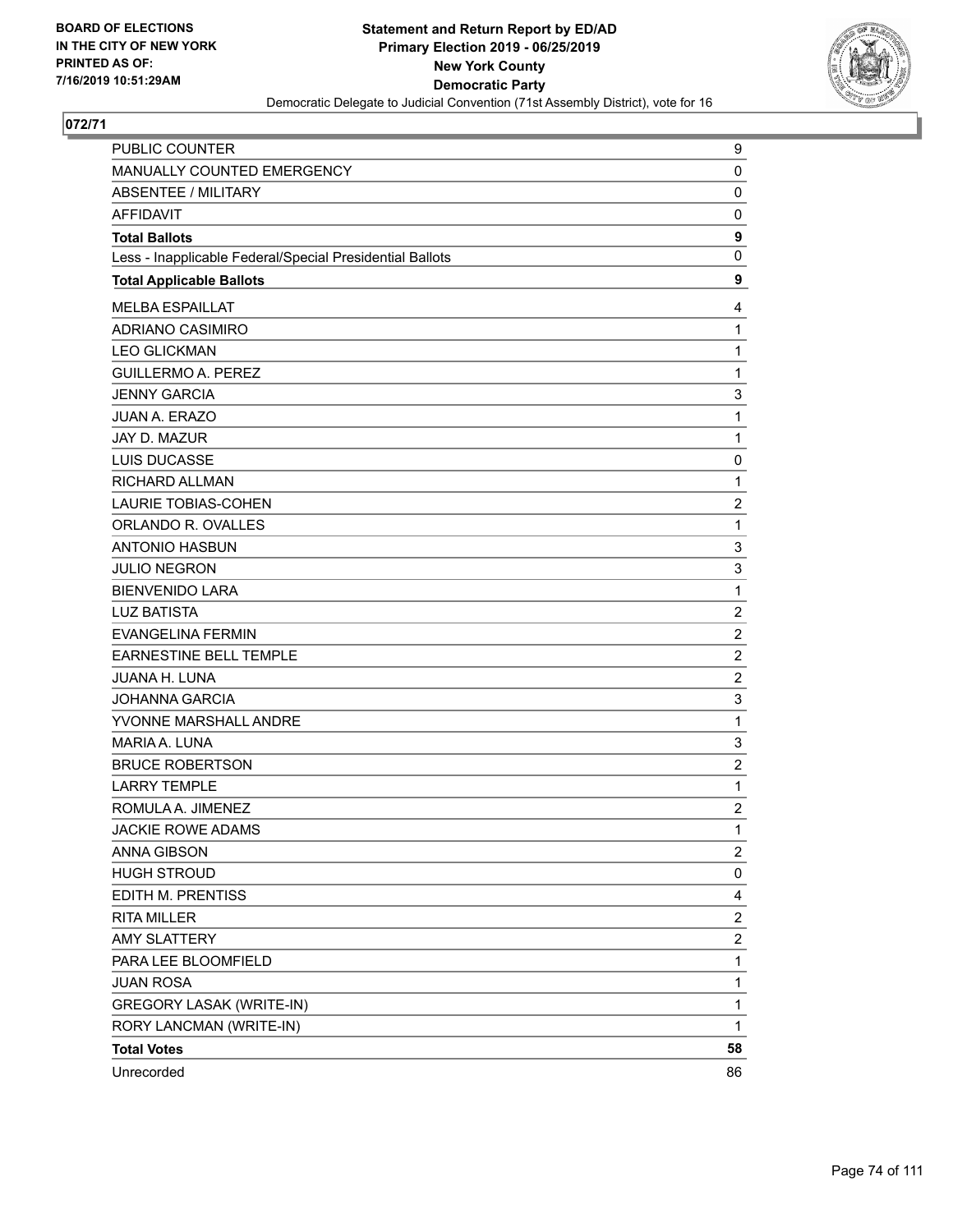BOARD OF ELECTIONS
IN THE CITY OF NEW YORK
PRINTED AS OF:
7/16/2019 10:51:29AM

**Statement and Return Report by ED/AD**
**Primary Election 2019 - 06/25/2019**
**New York County**
**Democratic Party**
Democratic Delegate to Judicial Convention (71st Assembly District), vote for 16

## 072/71

| | |
|---|---|
| PUBLIC COUNTER | 9 |
| MANUALLY COUNTED EMERGENCY | 0 |
| ABSENTEE / MILITARY | 0 |
| AFFIDAVIT | 0 |
| **Total Ballots** | **9** |
| Less - Inapplicable Federal/Special Presidential Ballots | 0 |
| **Total Applicable Ballots** | **9** |
| MELBA ESPAILLAT | 4 |
| ADRIANO CASIMIRO | 1 |
| LEO GLICKMAN | 1 |
| GUILLERMO A. PEREZ | 1 |
| JENNY GARCIA | 3 |
| JUAN A. ERAZO | 1 |
| JAY D. MAZUR | 1 |
| LUIS DUCASSE | 0 |
| RICHARD ALLMAN | 1 |
| LAURIE TOBIAS-COHEN | 2 |
| ORLANDO R. OVALLES | 1 |
| ANTONIO HASBUN | 3 |
| JULIO NEGRON | 3 |
| BIENVENIDO LARA | 1 |
| LUZ BATISTA | 2 |
| EVANGELINA FERMIN | 2 |
| EARNESTINE BELL TEMPLE | 2 |
| JUANA H. LUNA | 2 |
| JOHANNA GARCIA | 3 |
| YVONNE MARSHALL ANDRE | 1 |
| MARIA A. LUNA | 3 |
| BRUCE ROBERTSON | 2 |
| LARRY TEMPLE | 1 |
| ROMULA A. JIMENEZ | 2 |
| JACKIE ROWE ADAMS | 1 |
| ANNA GIBSON | 2 |
| HUGH STROUD | 0 |
| EDITH M. PRENTISS | 4 |
| RITA MILLER | 2 |
| AMY SLATTERY | 2 |
| PARA LEE BLOOMFIELD | 1 |
| JUAN ROSA | 1 |
| GREGORY LASAK (WRITE-IN) | 1 |
| RORY LANCMAN (WRITE-IN) | 1 |
| **Total Votes** | **58** |
| Unrecorded | 86 |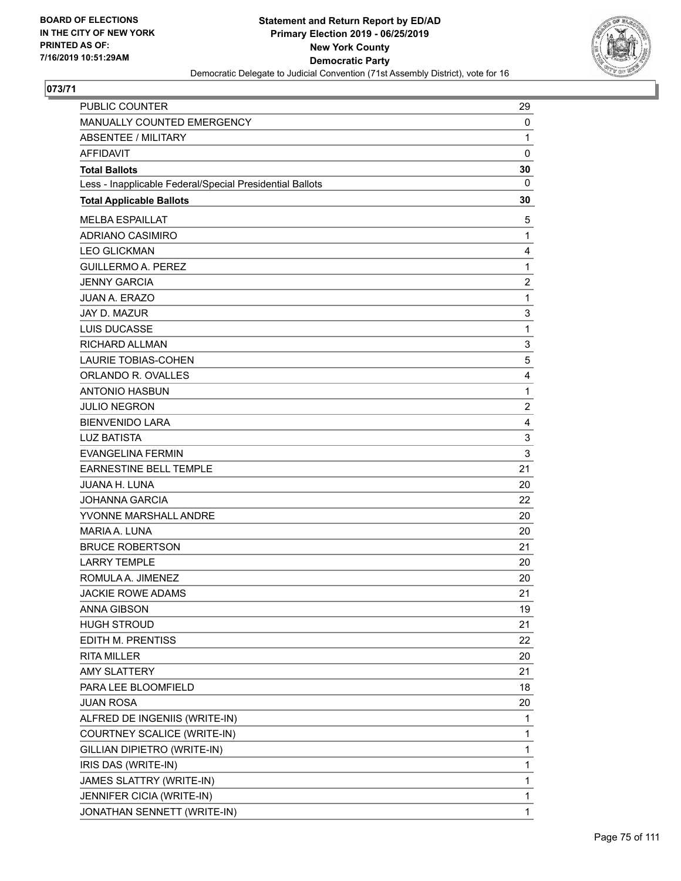BOARD OF ELECTIONS
IN THE CITY OF NEW YORK
PRINTED AS OF:
7/16/2019 10:51:29AM

**Statement and Return Report by ED/AD**
**Primary Election 2019 - 06/25/2019**
**New York County**
**Democratic Party**
Democratic Delegate to Judicial Convention (71st Assembly District), vote for 16

## 073/71

| | |
|---|---|
| PUBLIC COUNTER | 29 |
| MANUALLY COUNTED EMERGENCY | 0 |
| ABSENTEE / MILITARY | 1 |
| AFFIDAVIT | 0 |
| **Total Ballots** | **30** |
| Less - Inapplicable Federal/Special Presidential Ballots | 0 |
| **Total Applicable Ballots** | **30** |
| MELBA ESPAILLAT | 5 |
| ADRIANO CASIMIRO | 1 |
| LEO GLICKMAN | 4 |
| GUILLERMO A. PEREZ | 1 |
| JENNY GARCIA | 2 |
| JUAN A. ERAZO | 1 |
| JAY D. MAZUR | 3 |
| LUIS DUCASSE | 1 |
| RICHARD ALLMAN | 3 |
| LAURIE TOBIAS-COHEN | 5 |
| ORLANDO R. OVALLES | 4 |
| ANTONIO HASBUN | 1 |
| JULIO NEGRON | 2 |
| BIENVENIDO LARA | 4 |
| LUZ BATISTA | 3 |
| EVANGELINA FERMIN | 3 |
| EARNESTINE BELL TEMPLE | 21 |
| JUANA H. LUNA | 20 |
| JOHANNA GARCIA | 22 |
| YVONNE MARSHALL ANDRE | 20 |
| MARIA A. LUNA | 20 |
| BRUCE ROBERTSON | 21 |
| LARRY TEMPLE | 20 |
| ROMULA A. JIMENEZ | 20 |
| JACKIE ROWE ADAMS | 21 |
| ANNA GIBSON | 19 |
| HUGH STROUD | 21 |
| EDITH M. PRENTISS | 22 |
| RITA MILLER | 20 |
| AMY SLATTERY | 21 |
| PARA LEE BLOOMFIELD | 18 |
| JUAN ROSA | 20 |
| ALFRED DE INGENIIS (WRITE-IN) | 1 |
| COURTNEY SCALICE (WRITE-IN) | 1 |
| GILLIAN DIPIETRO (WRITE-IN) | 1 |
| IRIS DAS (WRITE-IN) | 1 |
| JAMES SLATTRY (WRITE-IN) | 1 |
| JENNIFER CICIA (WRITE-IN) | 1 |
| JONATHAN SENNETT (WRITE-IN) | 1 |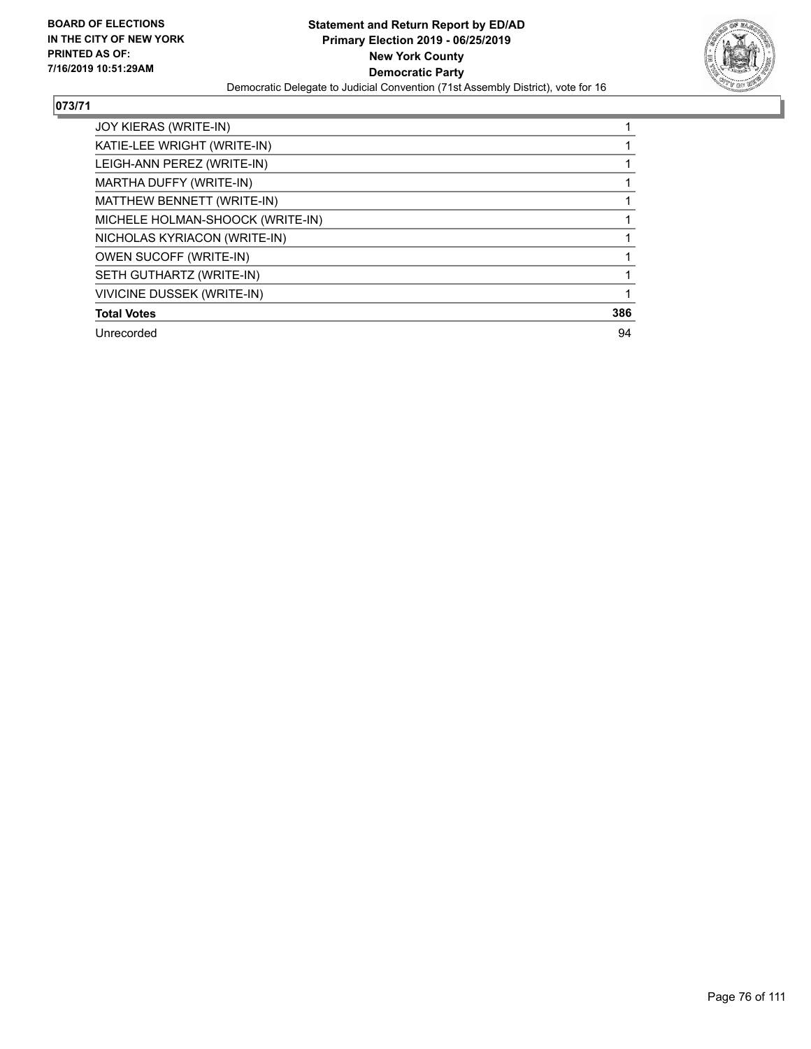**BOARD OF ELECTIONS IN THE CITY OF NEW YORK PRINTED AS OF: 7/16/2019 10:51:29AM**

**Statement and Return Report by ED/AD**
**Primary Election 2019 - 06/25/2019**
**New York County**
**Democratic Party**
Democratic Delegate to Judicial Convention (71st Assembly District), vote for 16

## 073/71

| | |
|---|---|
| JOY KIERAS (WRITE-IN) | 1 |
| KATIE-LEE WRIGHT (WRITE-IN) | 1 |
| LEIGH-ANN PEREZ (WRITE-IN) | 1 |
| MARTHA DUFFY (WRITE-IN) | 1 |
| MATTHEW BENNETT (WRITE-IN) | 1 |
| MICHELE HOLMAN-SHOOCK (WRITE-IN) | 1 |
| NICHOLAS KYRIACON (WRITE-IN) | 1 |
| OWEN SUCOFF (WRITE-IN) | 1 |
| SETH GUTHARTZ (WRITE-IN) | 1 |
| VIVICINE DUSSEK (WRITE-IN) | 1 |
| **Total Votes** | **386** |
| Unrecorded | 94 |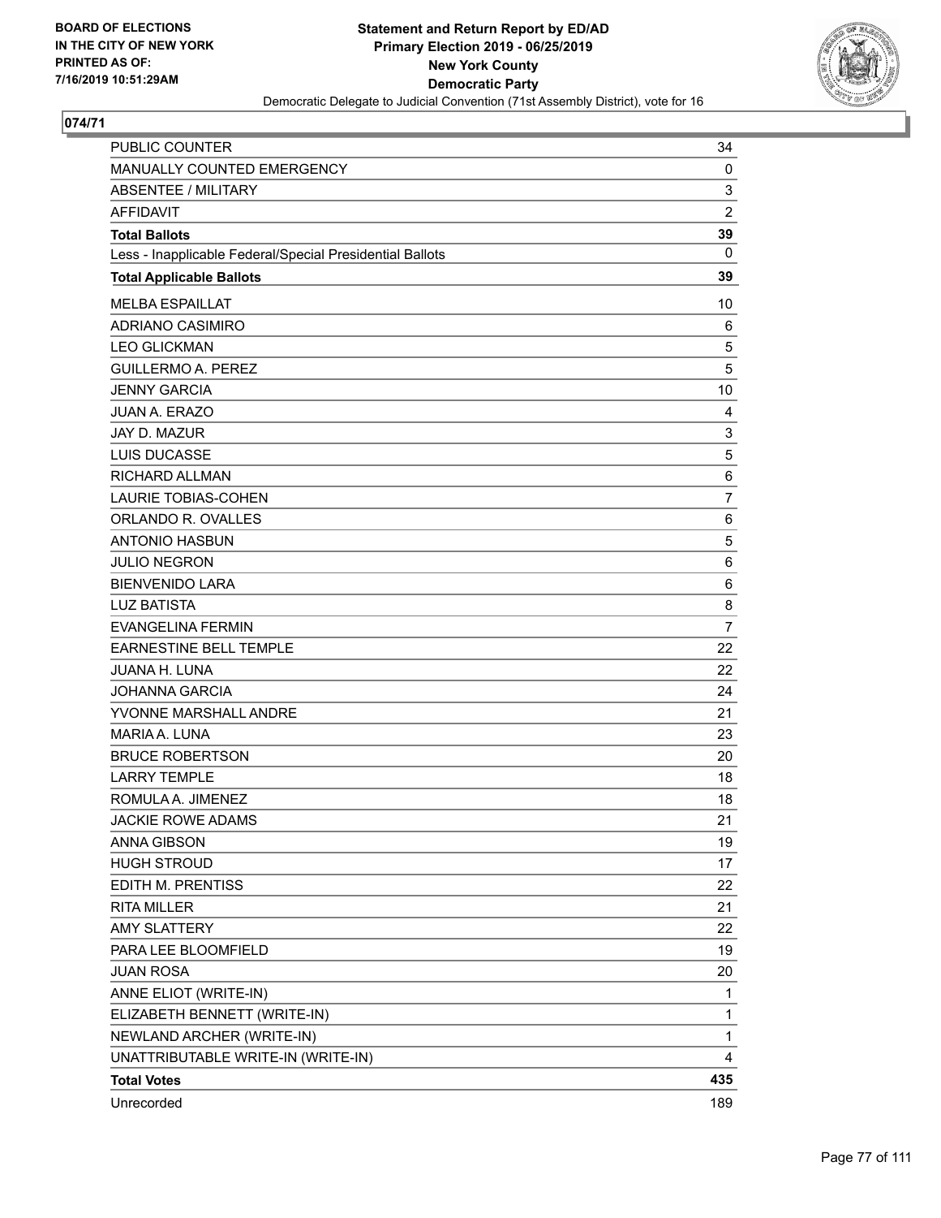BOARD OF ELECTIONS
IN THE CITY OF NEW YORK
PRINTED AS OF:
7/16/2019 10:51:29AM

**Statement and Return Report by ED/AD**
**Primary Election 2019 - 06/25/2019**
**New York County**
**Democratic Party**
Democratic Delegate to Judicial Convention (71st Assembly District), vote for 16

**074/71**

| | |
|---|---|
| PUBLIC COUNTER | 34 |
| MANUALLY COUNTED EMERGENCY | 0 |
| ABSENTEE / MILITARY | 3 |
| AFFIDAVIT | 2 |
| **Total Ballots** | **39** |
| Less - Inapplicable Federal/Special Presidential Ballots | 0 |
| **Total Applicable Ballots** | **39** |
| MELBA ESPAILLAT | 10 |
| ADRIANO CASIMIRO | 6 |
| LEO GLICKMAN | 5 |
| GUILLERMO A. PEREZ | 5 |
| JENNY GARCIA | 10 |
| JUAN A. ERAZO | 4 |
| JAY D. MAZUR | 3 |
| LUIS DUCASSE | 5 |
| RICHARD ALLMAN | 6 |
| LAURIE TOBIAS-COHEN | 7 |
| ORLANDO R. OVALLES | 6 |
| ANTONIO HASBUN | 5 |
| JULIO NEGRON | 6 |
| BIENVENIDO LARA | 6 |
| LUZ BATISTA | 8 |
| EVANGELINA FERMIN | 7 |
| EARNESTINE BELL TEMPLE | 22 |
| JUANA H. LUNA | 22 |
| JOHANNA GARCIA | 24 |
| YVONNE MARSHALL ANDRE | 21 |
| MARIA A. LUNA | 23 |
| BRUCE ROBERTSON | 20 |
| LARRY TEMPLE | 18 |
| ROMULA A. JIMENEZ | 18 |
| JACKIE ROWE ADAMS | 21 |
| ANNA GIBSON | 19 |
| HUGH STROUD | 17 |
| EDITH M. PRENTISS | 22 |
| RITA MILLER | 21 |
| AMY SLATTERY | 22 |
| PARA LEE BLOOMFIELD | 19 |
| JUAN ROSA | 20 |
| ANNE ELIOT (WRITE-IN) | 1 |
| ELIZABETH BENNETT (WRITE-IN) | 1 |
| NEWLAND ARCHER (WRITE-IN) | 1 |
| UNATTRIBUTABLE WRITE-IN (WRITE-IN) | 4 |
| **Total Votes** | **435** |
| Unrecorded | 189 |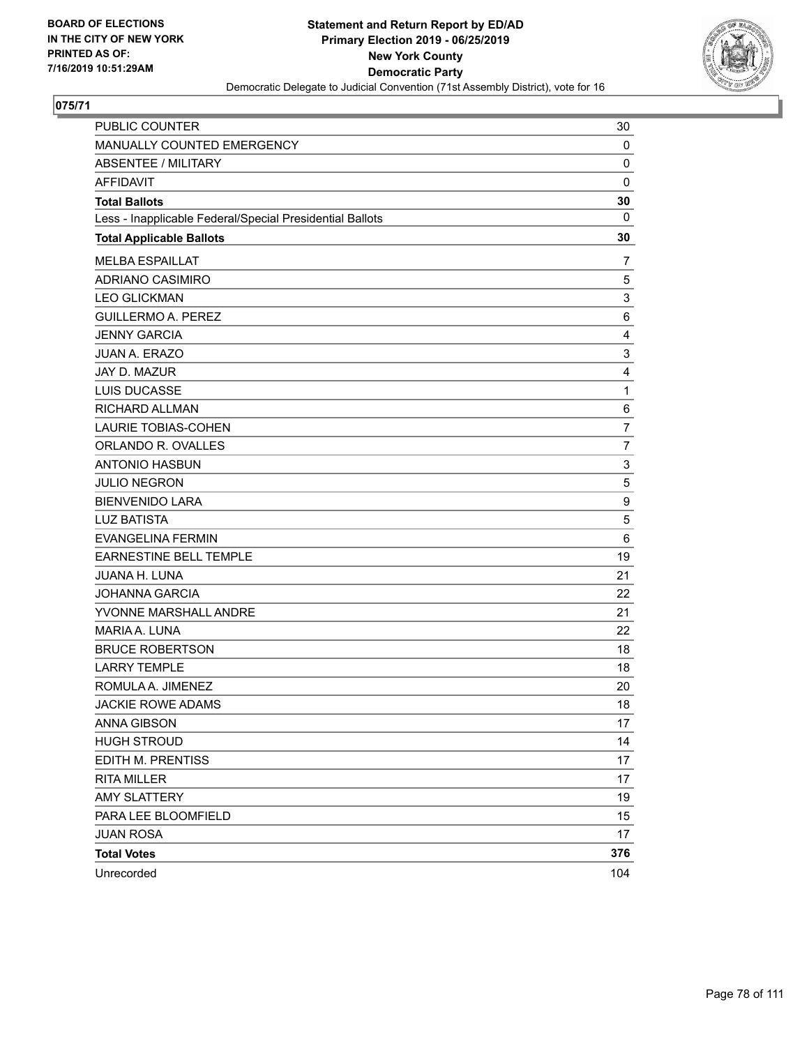BOARD OF ELECTIONS
IN THE CITY OF NEW YORK
PRINTED AS OF:
7/16/2019 10:51:29AM

**Statement and Return Report by ED/AD**
**Primary Election 2019 - 06/25/2019**
**New York County**
**Democratic Party**
Democratic Delegate to Judicial Convention (71st Assembly District), vote for 16

## 075/71

| | |
|---|---|
| PUBLIC COUNTER | 30 |
| MANUALLY COUNTED EMERGENCY | 0 |
| ABSENTEE / MILITARY | 0 |
| AFFIDAVIT | 0 |
| **Total Ballots** | **30** |
| Less - Inapplicable Federal/Special Presidential Ballots | 0 |
| **Total Applicable Ballots** | **30** |
| MELBA ESPAILLAT | 7 |
| ADRIANO CASIMIRO | 5 |
| LEO GLICKMAN | 3 |
| GUILLERMO A. PEREZ | 6 |
| JENNY GARCIA | 4 |
| JUAN A. ERAZO | 3 |
| JAY D. MAZUR | 4 |
| LUIS DUCASSE | 1 |
| RICHARD ALLMAN | 6 |
| LAURIE TOBIAS-COHEN | 7 |
| ORLANDO R. OVALLES | 7 |
| ANTONIO HASBUN | 3 |
| JULIO NEGRON | 5 |
| BIENVENIDO LARA | 9 |
| LUZ BATISTA | 5 |
| EVANGELINA FERMIN | 6 |
| EARNESTINE BELL TEMPLE | 19 |
| JUANA H. LUNA | 21 |
| JOHANNA GARCIA | 22 |
| YVONNE MARSHALL ANDRE | 21 |
| MARIA A. LUNA | 22 |
| BRUCE ROBERTSON | 18 |
| LARRY TEMPLE | 18 |
| ROMULA A. JIMENEZ | 20 |
| JACKIE ROWE ADAMS | 18 |
| ANNA GIBSON | 17 |
| HUGH STROUD | 14 |
| EDITH M. PRENTISS | 17 |
| RITA MILLER | 17 |
| AMY SLATTERY | 19 |
| PARA LEE BLOOMFIELD | 15 |
| JUAN ROSA | 17 |
| **Total Votes** | **376** |
| Unrecorded | 104 |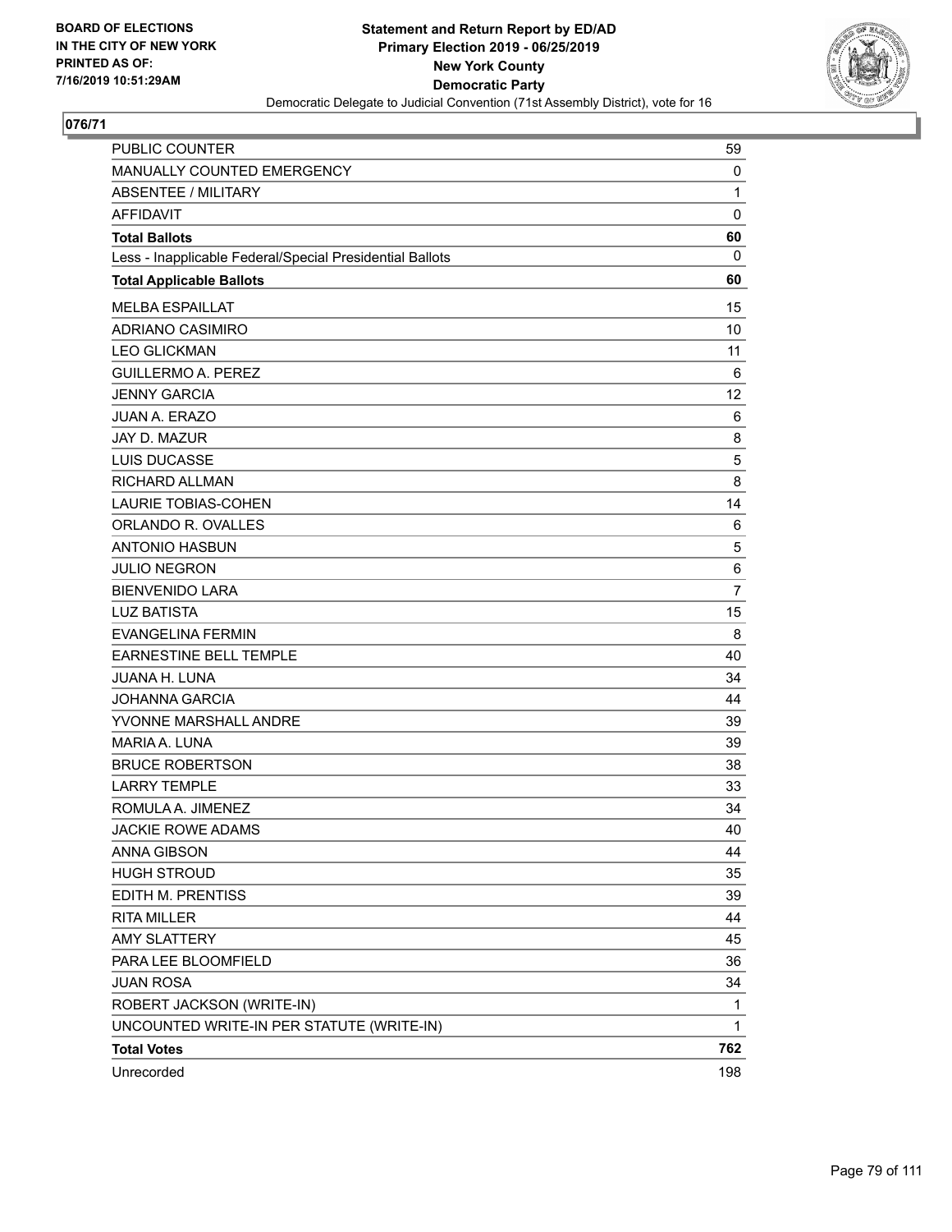BOARD OF ELECTIONS
IN THE CITY OF NEW YORK
PRINTED AS OF:
7/16/2019 10:51:29AM

**Statement and Return Report by ED/AD**
**Primary Election 2019 - 06/25/2019**
**New York County**
**Democratic Party**
Democratic Delegate to Judicial Convention (71st Assembly District), vote for 16

## 076/71

| | |
|---|---|
| PUBLIC COUNTER | 59 |
| MANUALLY COUNTED EMERGENCY | 0 |
| ABSENTEE / MILITARY | 1 |
| AFFIDAVIT | 0 |
| **Total Ballots** | **60** |
| Less - Inapplicable Federal/Special Presidential Ballots | 0 |
| **Total Applicable Ballots** | **60** |
| MELBA ESPAILLAT | 15 |
| ADRIANO CASIMIRO | 10 |
| LEO GLICKMAN | 11 |
| GUILLERMO A. PEREZ | 6 |
| JENNY GARCIA | 12 |
| JUAN A. ERAZO | 6 |
| JAY D. MAZUR | 8 |
| LUIS DUCASSE | 5 |
| RICHARD ALLMAN | 8 |
| LAURIE TOBIAS-COHEN | 14 |
| ORLANDO R. OVALLES | 6 |
| ANTONIO HASBUN | 5 |
| JULIO NEGRON | 6 |
| BIENVENIDO LARA | 7 |
| LUZ BATISTA | 15 |
| EVANGELINA FERMIN | 8 |
| EARNESTINE BELL TEMPLE | 40 |
| JUANA H. LUNA | 34 |
| JOHANNA GARCIA | 44 |
| YVONNE MARSHALL ANDRE | 39 |
| MARIA A. LUNA | 39 |
| BRUCE ROBERTSON | 38 |
| LARRY TEMPLE | 33 |
| ROMULA A. JIMENEZ | 34 |
| JACKIE ROWE ADAMS | 40 |
| ANNA GIBSON | 44 |
| HUGH STROUD | 35 |
| EDITH M. PRENTISS | 39 |
| RITA MILLER | 44 |
| AMY SLATTERY | 45 |
| PARA LEE BLOOMFIELD | 36 |
| JUAN ROSA | 34 |
| ROBERT JACKSON (WRITE-IN) | 1 |
| UNCOUNTED WRITE-IN PER STATUTE (WRITE-IN) | 1 |
| **Total Votes** | **762** |
| Unrecorded | 198 |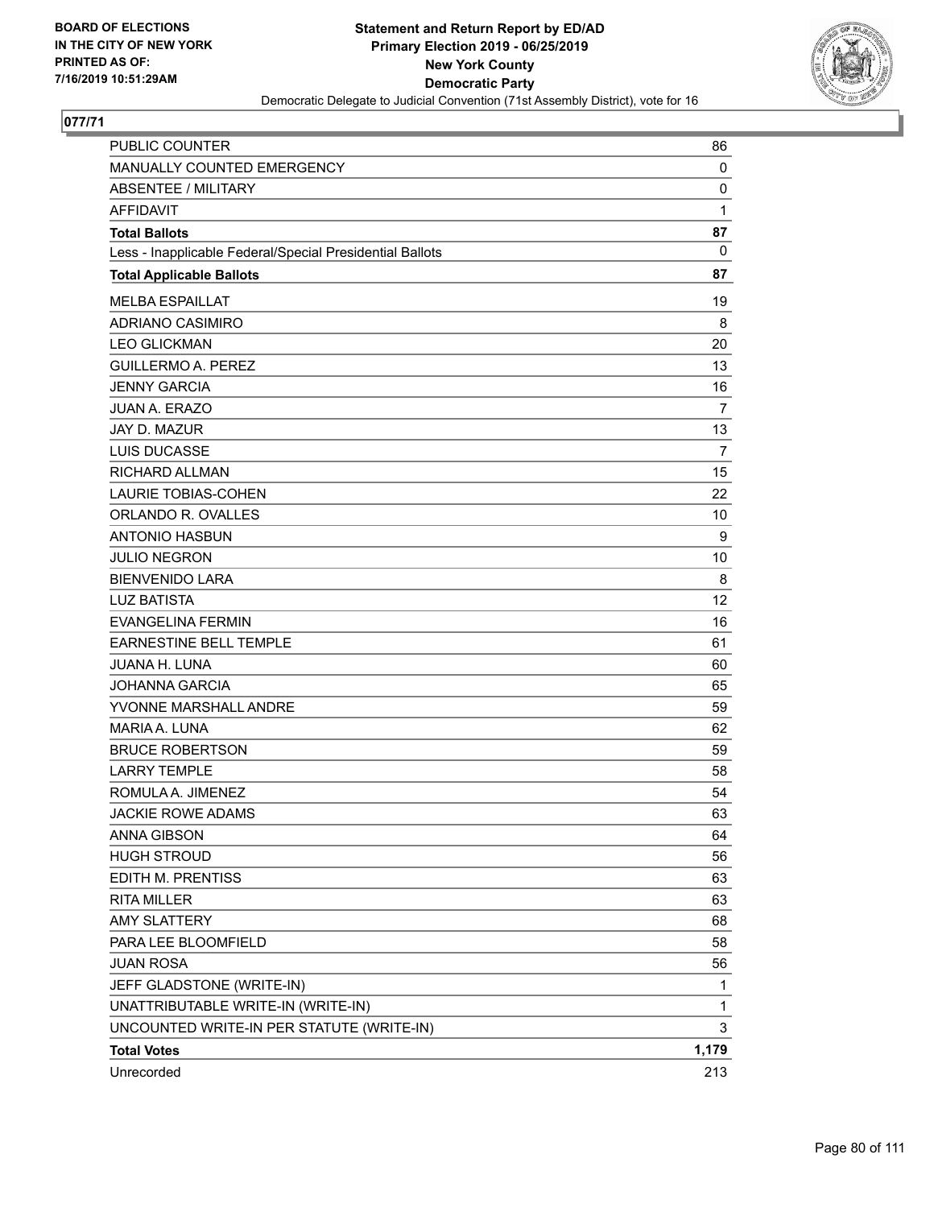BOARD OF ELECTIONS
IN THE CITY OF NEW YORK
PRINTED AS OF:
7/16/2019 10:51:29AM

**Statement and Return Report by ED/AD**
**Primary Election 2019 - 06/25/2019**
**New York County**
**Democratic Party**
Democratic Delegate to Judicial Convention (71st Assembly District), vote for 16

**077/71**

| | |
|---|---|
| PUBLIC COUNTER | 86 |
| MANUALLY COUNTED EMERGENCY | 0 |
| ABSENTEE / MILITARY | 0 |
| AFFIDAVIT | 1 |
| **Total Ballots** | **87** |
| Less - Inapplicable Federal/Special Presidential Ballots | 0 |
| **Total Applicable Ballots** | **87** |
| MELBA ESPAILLAT | 19 |
| ADRIANO CASIMIRO | 8 |
| LEO GLICKMAN | 20 |
| GUILLERMO A. PEREZ | 13 |
| JENNY GARCIA | 16 |
| JUAN A. ERAZO | 7 |
| JAY D. MAZUR | 13 |
| LUIS DUCASSE | 7 |
| RICHARD ALLMAN | 15 |
| LAURIE TOBIAS-COHEN | 22 |
| ORLANDO R. OVALLES | 10 |
| ANTONIO HASBUN | 9 |
| JULIO NEGRON | 10 |
| BIENVENIDO LARA | 8 |
| LUZ BATISTA | 12 |
| EVANGELINA FERMIN | 16 |
| EARNESTINE BELL TEMPLE | 61 |
| JUANA H. LUNA | 60 |
| JOHANNA GARCIA | 65 |
| YVONNE MARSHALL ANDRE | 59 |
| MARIA A. LUNA | 62 |
| BRUCE ROBERTSON | 59 |
| LARRY TEMPLE | 58 |
| ROMULA A. JIMENEZ | 54 |
| JACKIE ROWE ADAMS | 63 |
| ANNA GIBSON | 64 |
| HUGH STROUD | 56 |
| EDITH M. PRENTISS | 63 |
| RITA MILLER | 63 |
| AMY SLATTERY | 68 |
| PARA LEE BLOOMFIELD | 58 |
| JUAN ROSA | 56 |
| JEFF GLADSTONE (WRITE-IN) | 1 |
| UNATTRIBUTABLE WRITE-IN (WRITE-IN) | 1 |
| UNCOUNTED WRITE-IN PER STATUTE (WRITE-IN) | 3 |
| **Total Votes** | **1,179** |
| Unrecorded | 213 |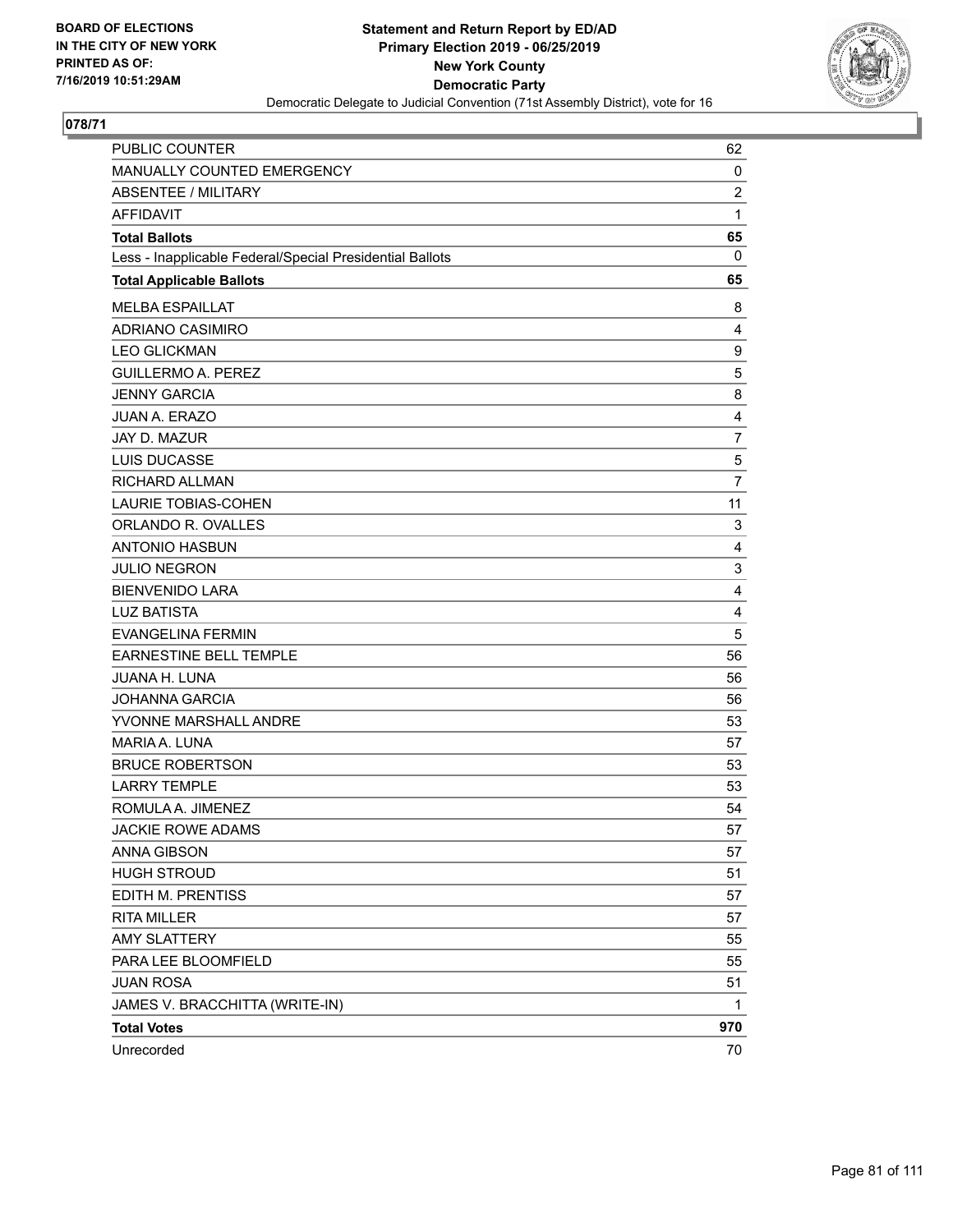BOARD OF ELECTIONS
IN THE CITY OF NEW YORK
PRINTED AS OF:
7/16/2019 10:51:29AM

**Statement and Return Report by ED/AD**
**Primary Election 2019 - 06/25/2019**
**New York County**
**Democratic Party**
Democratic Delegate to Judicial Convention (71st Assembly District), vote for 16

**078/71**

| | |
|---|---|
| PUBLIC COUNTER | 62 |
| MANUALLY COUNTED EMERGENCY | 0 |
| ABSENTEE / MILITARY | 2 |
| AFFIDAVIT | 1 |
| **Total Ballots** | **65** |
| Less - Inapplicable Federal/Special Presidential Ballots | 0 |
| **Total Applicable Ballots** | **65** |
| MELBA ESPAILLAT | 8 |
| ADRIANO CASIMIRO | 4 |
| LEO GLICKMAN | 9 |
| GUILLERMO A. PEREZ | 5 |
| JENNY GARCIA | 8 |
| JUAN A. ERAZO | 4 |
| JAY D. MAZUR | 7 |
| LUIS DUCASSE | 5 |
| RICHARD ALLMAN | 7 |
| LAURIE TOBIAS-COHEN | 11 |
| ORLANDO R. OVALLES | 3 |
| ANTONIO HASBUN | 4 |
| JULIO NEGRON | 3 |
| BIENVENIDO LARA | 4 |
| LUZ BATISTA | 4 |
| EVANGELINA FERMIN | 5 |
| EARNESTINE BELL TEMPLE | 56 |
| JUANA H. LUNA | 56 |
| JOHANNA GARCIA | 56 |
| YVONNE MARSHALL ANDRE | 53 |
| MARIA A. LUNA | 57 |
| BRUCE ROBERTSON | 53 |
| LARRY TEMPLE | 53 |
| ROMULA A. JIMENEZ | 54 |
| JACKIE ROWE ADAMS | 57 |
| ANNA GIBSON | 57 |
| HUGH STROUD | 51 |
| EDITH M. PRENTISS | 57 |
| RITA MILLER | 57 |
| AMY SLATTERY | 55 |
| PARA LEE BLOOMFIELD | 55 |
| JUAN ROSA | 51 |
| JAMES V. BRACCHITTA (WRITE-IN) | 1 |
| **Total Votes** | **970** |
| Unrecorded | 70 |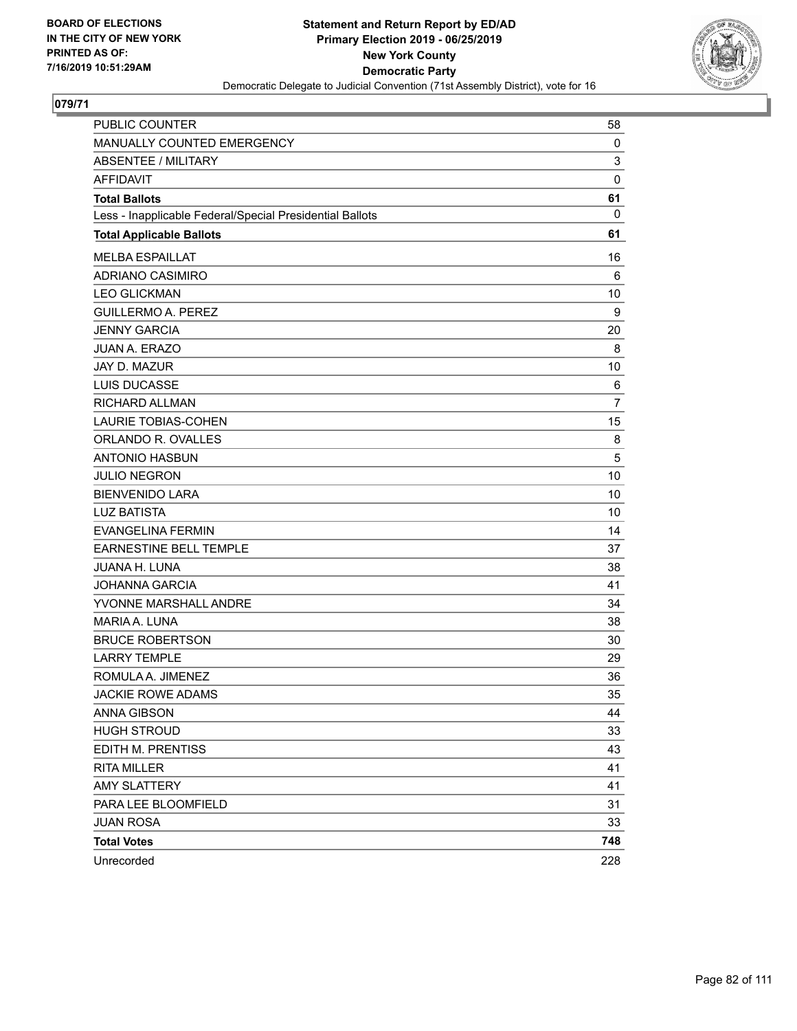**BOARD OF ELECTIONS IN THE CITY OF NEW YORK PRINTED AS OF: 7/16/2019 10:51:29AM**

**Statement and Return Report by ED/AD Primary Election 2019 - 06/25/2019 New York County Democratic Party**

Democratic Delegate to Judicial Convention (71st Assembly District), vote for 16

**079/71**

| | |
|---|---|
| PUBLIC COUNTER | 58 |
| MANUALLY COUNTED EMERGENCY | 0 |
| ABSENTEE / MILITARY | 3 |
| AFFIDAVIT | 0 |
| **Total Ballots** | **61** |
| Less - Inapplicable Federal/Special Presidential Ballots | 0 |
| **Total Applicable Ballots** | **61** |
| MELBA ESPAILLAT | 16 |
| ADRIANO CASIMIRO | 6 |
| LEO GLICKMAN | 10 |
| GUILLERMO A. PEREZ | 9 |
| JENNY GARCIA | 20 |
| JUAN A. ERAZO | 8 |
| JAY D. MAZUR | 10 |
| LUIS DUCASSE | 6 |
| RICHARD ALLMAN | 7 |
| LAURIE TOBIAS-COHEN | 15 |
| ORLANDO R. OVALLES | 8 |
| ANTONIO HASBUN | 5 |
| JULIO NEGRON | 10 |
| BIENVENIDO LARA | 10 |
| LUZ BATISTA | 10 |
| EVANGELINA FERMIN | 14 |
| EARNESTINE BELL TEMPLE | 37 |
| JUANA H. LUNA | 38 |
| JOHANNA GARCIA | 41 |
| YVONNE MARSHALL ANDRE | 34 |
| MARIA A. LUNA | 38 |
| BRUCE ROBERTSON | 30 |
| LARRY TEMPLE | 29 |
| ROMULA A. JIMENEZ | 36 |
| JACKIE ROWE ADAMS | 35 |
| ANNA GIBSON | 44 |
| HUGH STROUD | 33 |
| EDITH M. PRENTISS | 43 |
| RITA MILLER | 41 |
| AMY SLATTERY | 41 |
| PARA LEE BLOOMFIELD | 31 |
| JUAN ROSA | 33 |
| **Total Votes** | **748** |
| Unrecorded | 228 |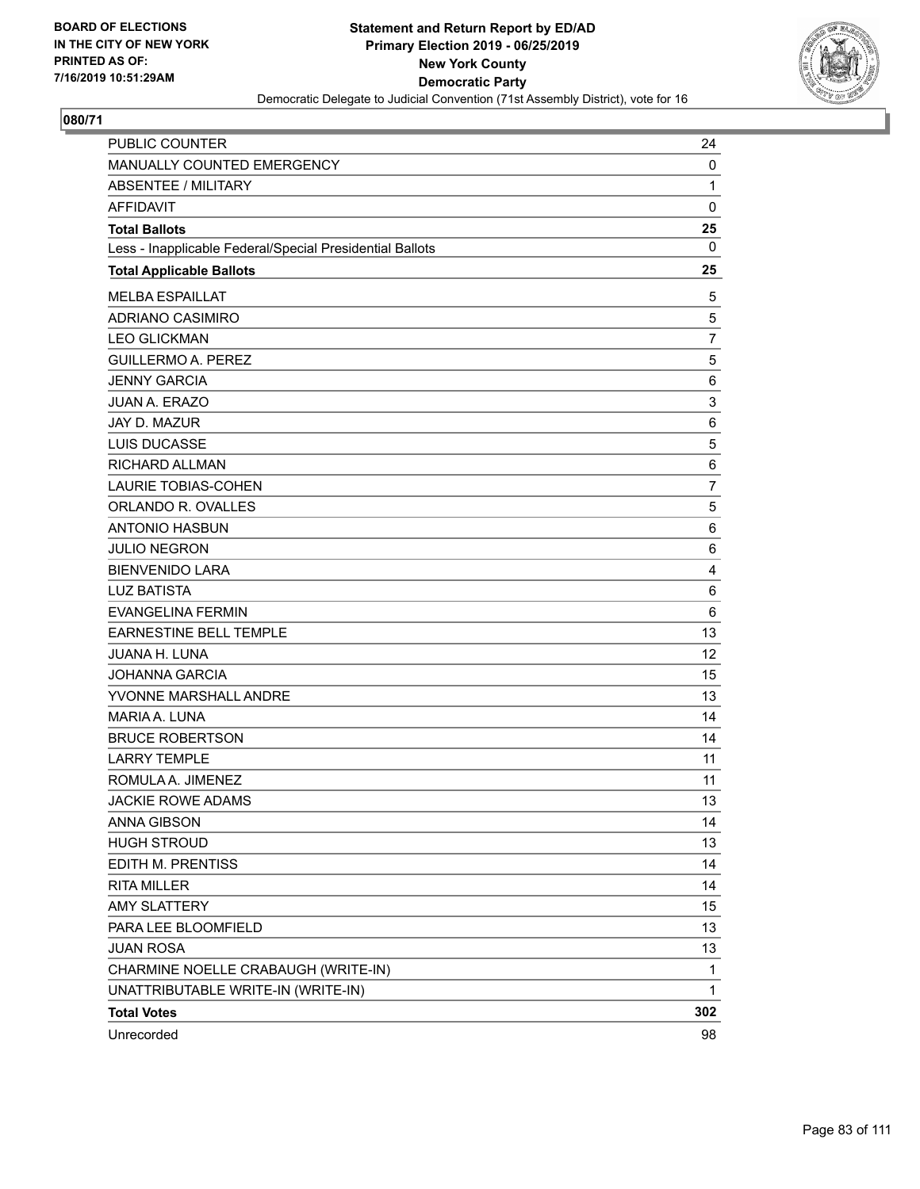BOARD OF ELECTIONS
IN THE CITY OF NEW YORK
PRINTED AS OF:
7/16/2019 10:51:29AM

**Statement and Return Report by ED/AD**
**Primary Election 2019 - 06/25/2019**
**New York County**
**Democratic Party**
Democratic Delegate to Judicial Convention (71st Assembly District), vote for 16

**080/71**

| | |
|---|---|
| PUBLIC COUNTER | 24 |
| MANUALLY COUNTED EMERGENCY | 0 |
| ABSENTEE / MILITARY | 1 |
| AFFIDAVIT | 0 |
| **Total Ballots** | **25** |
| Less - Inapplicable Federal/Special Presidential Ballots | 0 |
| **Total Applicable Ballots** | **25** |
| MELBA ESPAILLAT | 5 |
| ADRIANO CASIMIRO | 5 |
| LEO GLICKMAN | 7 |
| GUILLERMO A. PEREZ | 5 |
| JENNY GARCIA | 6 |
| JUAN A. ERAZO | 3 |
| JAY D. MAZUR | 6 |
| LUIS DUCASSE | 5 |
| RICHARD ALLMAN | 6 |
| LAURIE TOBIAS-COHEN | 7 |
| ORLANDO R. OVALLES | 5 |
| ANTONIO HASBUN | 6 |
| JULIO NEGRON | 6 |
| BIENVENIDO LARA | 4 |
| LUZ BATISTA | 6 |
| EVANGELINA FERMIN | 6 |
| EARNESTINE BELL TEMPLE | 13 |
| JUANA H. LUNA | 12 |
| JOHANNA GARCIA | 15 |
| YVONNE MARSHALL ANDRE | 13 |
| MARIA A. LUNA | 14 |
| BRUCE ROBERTSON | 14 |
| LARRY TEMPLE | 11 |
| ROMULA A. JIMENEZ | 11 |
| JACKIE ROWE ADAMS | 13 |
| ANNA GIBSON | 14 |
| HUGH STROUD | 13 |
| EDITH M. PRENTISS | 14 |
| RITA MILLER | 14 |
| AMY SLATTERY | 15 |
| PARA LEE BLOOMFIELD | 13 |
| JUAN ROSA | 13 |
| CHARMINE NOELLE CRABAUGH (WRITE-IN) | 1 |
| UNATTRIBUTABLE WRITE-IN (WRITE-IN) | 1 |
| **Total Votes** | **302** |
| Unrecorded | 98 |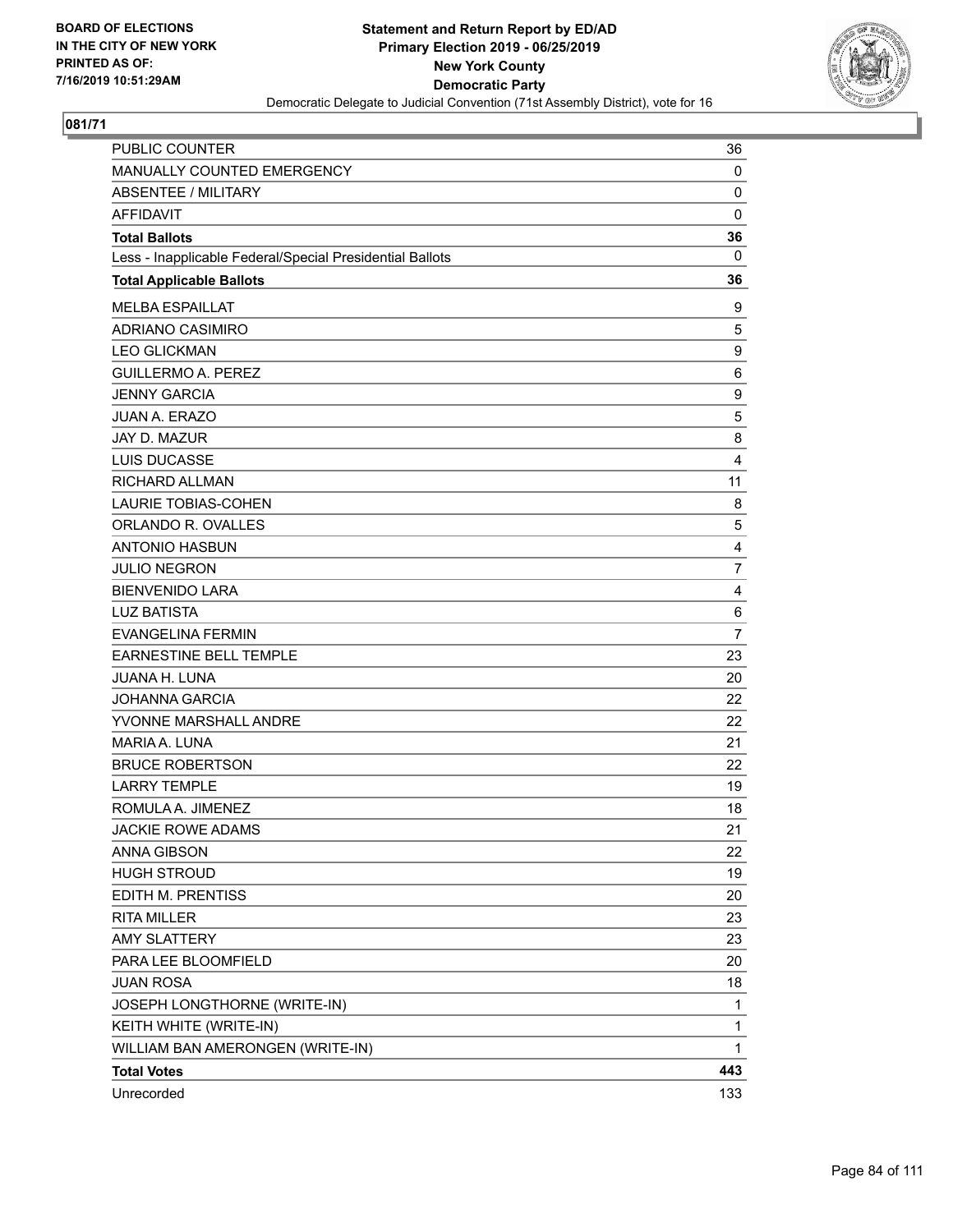**Statement and Return Report by ED/AD**
**Primary Election 2019 - 06/25/2019**
**New York County**
**Democratic Party**
Democratic Delegate to Judicial Convention (71st Assembly District), vote for 16

BOARD OF ELECTIONS
IN THE CITY OF NEW YORK
PRINTED AS OF:
7/16/2019 10:51:29AM

**081/71**

| | |
|---|---|
| PUBLIC COUNTER | 36 |
| MANUALLY COUNTED EMERGENCY | 0 |
| ABSENTEE / MILITARY | 0 |
| AFFIDAVIT | 0 |
| **Total Ballots** | **36** |
| Less - Inapplicable Federal/Special Presidential Ballots | 0 |
| **Total Applicable Ballots** | **36** |
| MELBA ESPAILLAT | 9 |
| ADRIANO CASIMIRO | 5 |
| LEO GLICKMAN | 9 |
| GUILLERMO A. PEREZ | 6 |
| JENNY GARCIA | 9 |
| JUAN A. ERAZO | 5 |
| JAY D. MAZUR | 8 |
| LUIS DUCASSE | 4 |
| RICHARD ALLMAN | 11 |
| LAURIE TOBIAS-COHEN | 8 |
| ORLANDO R. OVALLES | 5 |
| ANTONIO HASBUN | 4 |
| JULIO NEGRON | 7 |
| BIENVENIDO LARA | 4 |
| LUZ BATISTA | 6 |
| EVANGELINA FERMIN | 7 |
| EARNESTINE BELL TEMPLE | 23 |
| JUANA H. LUNA | 20 |
| JOHANNA GARCIA | 22 |
| YVONNE MARSHALL ANDRE | 22 |
| MARIA A. LUNA | 21 |
| BRUCE ROBERTSON | 22 |
| LARRY TEMPLE | 19 |
| ROMULA A. JIMENEZ | 18 |
| JACKIE ROWE ADAMS | 21 |
| ANNA GIBSON | 22 |
| HUGH STROUD | 19 |
| EDITH M. PRENTISS | 20 |
| RITA MILLER | 23 |
| AMY SLATTERY | 23 |
| PARA LEE BLOOMFIELD | 20 |
| JUAN ROSA | 18 |
| JOSEPH LONGTHORNE (WRITE-IN) | 1 |
| KEITH WHITE (WRITE-IN) | 1 |
| WILLIAM BAN AMERONGEN (WRITE-IN) | 1 |
| **Total Votes** | **443** |
| Unrecorded | 133 |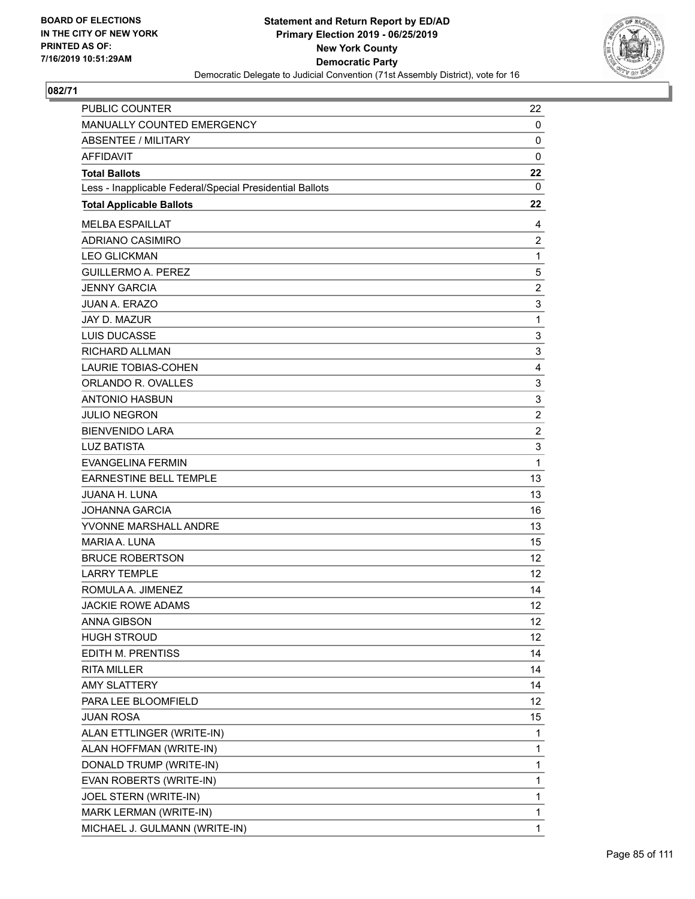BOARD OF ELECTIONS
IN THE CITY OF NEW YORK
PRINTED AS OF:
7/16/2019 10:51:29AM

**Statement and Return Report by ED/AD**
**Primary Election 2019 - 06/25/2019**
**New York County**
**Democratic Party**
Democratic Delegate to Judicial Convention (71st Assembly District), vote for 16

## 082/71

| | |
|---|---|
| PUBLIC COUNTER | 22 |
| MANUALLY COUNTED EMERGENCY | 0 |
| ABSENTEE / MILITARY | 0 |
| AFFIDAVIT | 0 |
| **Total Ballots** | **22** |
| Less - Inapplicable Federal/Special Presidential Ballots | 0 |
| **Total Applicable Ballots** | **22** |
| MELBA ESPAILLAT | 4 |
| ADRIANO CASIMIRO | 2 |
| LEO GLICKMAN | 1 |
| GUILLERMO A. PEREZ | 5 |
| JENNY GARCIA | 2 |
| JUAN A. ERAZO | 3 |
| JAY D. MAZUR | 1 |
| LUIS DUCASSE | 3 |
| RICHARD ALLMAN | 3 |
| LAURIE TOBIAS-COHEN | 4 |
| ORLANDO R. OVALLES | 3 |
| ANTONIO HASBUN | 3 |
| JULIO NEGRON | 2 |
| BIENVENIDO LARA | 2 |
| LUZ BATISTA | 3 |
| EVANGELINA FERMIN | 1 |
| EARNESTINE BELL TEMPLE | 13 |
| JUANA H. LUNA | 13 |
| JOHANNA GARCIA | 16 |
| YVONNE MARSHALL ANDRE | 13 |
| MARIA A. LUNA | 15 |
| BRUCE ROBERTSON | 12 |
| LARRY TEMPLE | 12 |
| ROMULA A. JIMENEZ | 14 |
| JACKIE ROWE ADAMS | 12 |
| ANNA GIBSON | 12 |
| HUGH STROUD | 12 |
| EDITH M. PRENTISS | 14 |
| RITA MILLER | 14 |
| AMY SLATTERY | 14 |
| PARA LEE BLOOMFIELD | 12 |
| JUAN ROSA | 15 |
| ALAN ETTLINGER (WRITE-IN) | 1 |
| ALAN HOFFMAN (WRITE-IN) | 1 |
| DONALD TRUMP (WRITE-IN) | 1 |
| EVAN ROBERTS (WRITE-IN) | 1 |
| JOEL STERN (WRITE-IN) | 1 |
| MARK LERMAN (WRITE-IN) | 1 |
| MICHAEL J. GULMANN (WRITE-IN) | 1 |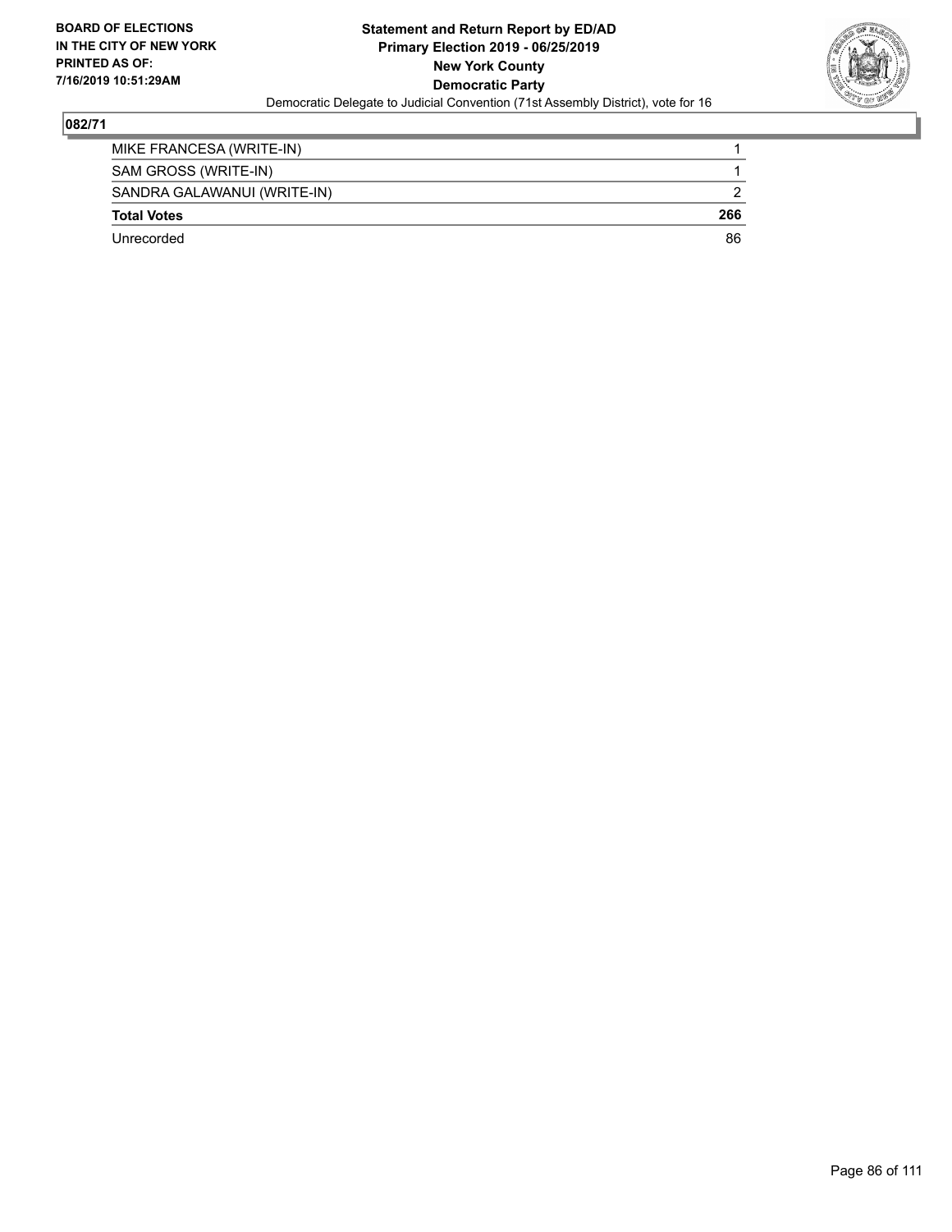**BOARD OF ELECTIONS IN THE CITY OF NEW YORK PRINTED AS OF: 7/16/2019 10:51:29AM**

**Statement and Return Report by ED/AD**
**Primary Election 2019 - 06/25/2019**
**New York County**
**Democratic Party**
Democratic Delegate to Judicial Convention (71st Assembly District), vote for 16

## 082/71

| | |
|---|---|
| MIKE FRANCESA (WRITE-IN) | 1 |
| SAM GROSS (WRITE-IN) | 1 |
| SANDRA GALAWANUI (WRITE-IN) | 2 |
| **Total Votes** | **266** |
| Unrecorded | 86 |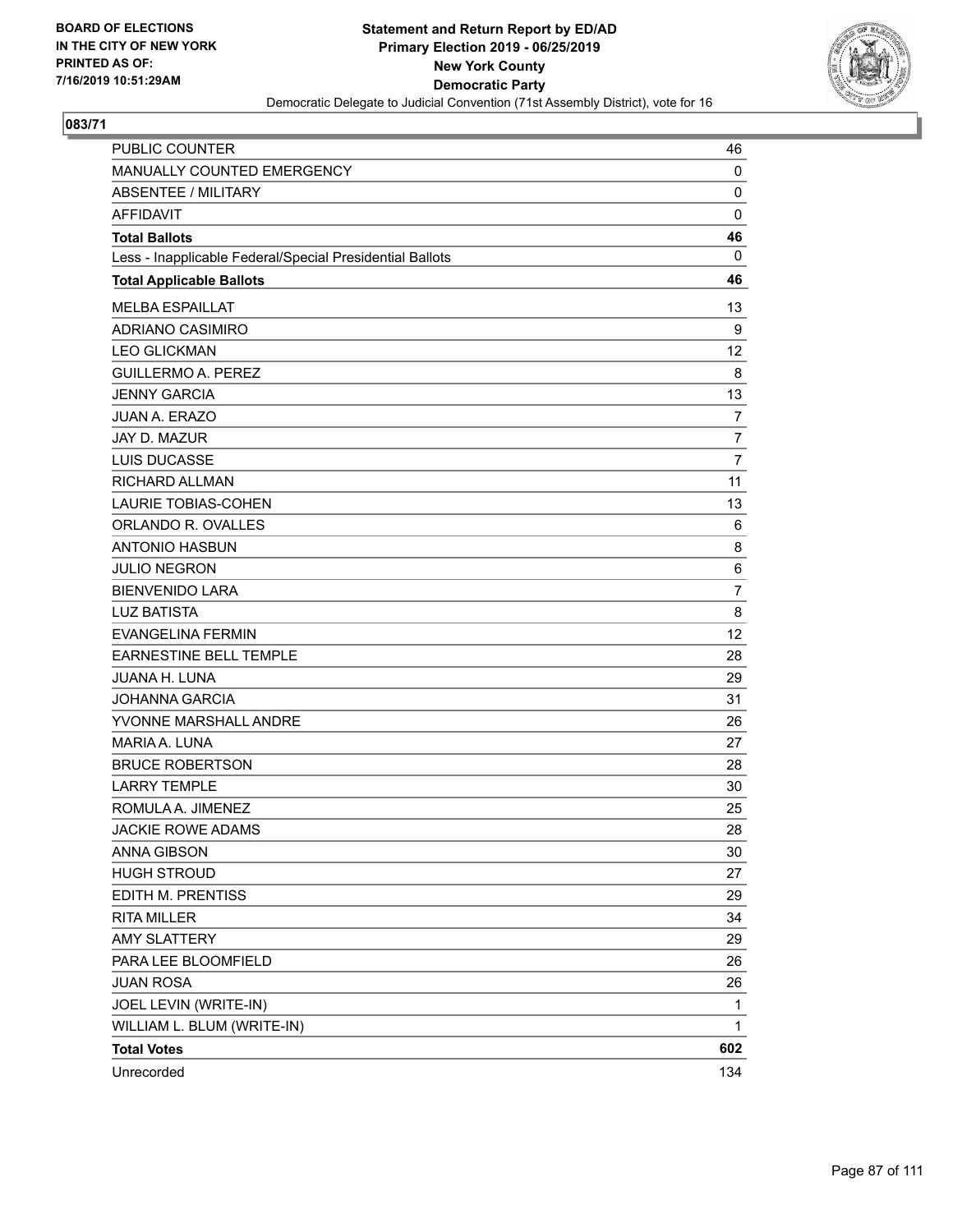BOARD OF ELECTIONS
IN THE CITY OF NEW YORK
PRINTED AS OF:
7/16/2019 10:51:29AM

**Statement and Return Report by ED/AD**
**Primary Election 2019 - 06/25/2019**
**New York County**
**Democratic Party**
Democratic Delegate to Judicial Convention (71st Assembly District), vote for 16

## 083/71

| | |
|---|---|
| PUBLIC COUNTER | 46 |
| MANUALLY COUNTED EMERGENCY | 0 |
| ABSENTEE / MILITARY | 0 |
| AFFIDAVIT | 0 |
| **Total Ballots** | **46** |
| Less - Inapplicable Federal/Special Presidential Ballots | 0 |
| **Total Applicable Ballots** | **46** |
| MELBA ESPAILLAT | 13 |
| ADRIANO CASIMIRO | 9 |
| LEO GLICKMAN | 12 |
| GUILLERMO A. PEREZ | 8 |
| JENNY GARCIA | 13 |
| JUAN A. ERAZO | 7 |
| JAY D. MAZUR | 7 |
| LUIS DUCASSE | 7 |
| RICHARD ALLMAN | 11 |
| LAURIE TOBIAS-COHEN | 13 |
| ORLANDO R. OVALLES | 6 |
| ANTONIO HASBUN | 8 |
| JULIO NEGRON | 6 |
| BIENVENIDO LARA | 7 |
| LUZ BATISTA | 8 |
| EVANGELINA FERMIN | 12 |
| EARNESTINE BELL TEMPLE | 28 |
| JUANA H. LUNA | 29 |
| JOHANNA GARCIA | 31 |
| YVONNE MARSHALL ANDRE | 26 |
| MARIA A. LUNA | 27 |
| BRUCE ROBERTSON | 28 |
| LARRY TEMPLE | 30 |
| ROMULA A. JIMENEZ | 25 |
| JACKIE ROWE ADAMS | 28 |
| ANNA GIBSON | 30 |
| HUGH STROUD | 27 |
| EDITH M. PRENTISS | 29 |
| RITA MILLER | 34 |
| AMY SLATTERY | 29 |
| PARA LEE BLOOMFIELD | 26 |
| JUAN ROSA | 26 |
| JOEL LEVIN (WRITE-IN) | 1 |
| WILLIAM L. BLUM (WRITE-IN) | 1 |
| **Total Votes** | **602** |
| Unrecorded | 134 |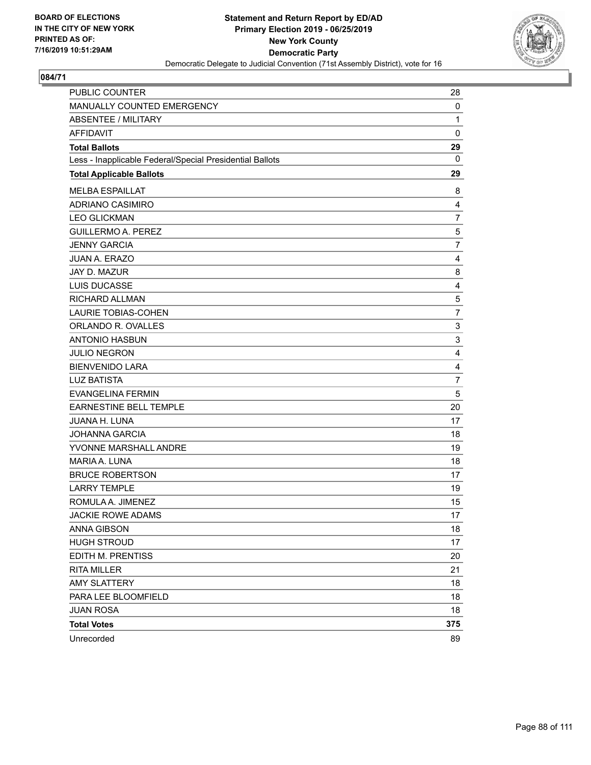BOARD OF ELECTIONS
IN THE CITY OF NEW YORK
PRINTED AS OF:
7/16/2019 10:51:29AM

**Statement and Return Report by ED/AD**
**Primary Election 2019 - 06/25/2019**
**New York County**
**Democratic Party**
Democratic Delegate to Judicial Convention (71st Assembly District), vote for 16

## 084/71

| | |
|---|---|
| PUBLIC COUNTER | 28 |
| MANUALLY COUNTED EMERGENCY | 0 |
| ABSENTEE / MILITARY | 1 |
| AFFIDAVIT | 0 |
| **Total Ballots** | **29** |
| Less - Inapplicable Federal/Special Presidential Ballots | 0 |
| **Total Applicable Ballots** | **29** |
| MELBA ESPAILLAT | 8 |
| ADRIANO CASIMIRO | 4 |
| LEO GLICKMAN | 7 |
| GUILLERMO A. PEREZ | 5 |
| JENNY GARCIA | 7 |
| JUAN A. ERAZO | 4 |
| JAY D. MAZUR | 8 |
| LUIS DUCASSE | 4 |
| RICHARD ALLMAN | 5 |
| LAURIE TOBIAS-COHEN | 7 |
| ORLANDO R. OVALLES | 3 |
| ANTONIO HASBUN | 3 |
| JULIO NEGRON | 4 |
| BIENVENIDO LARA | 4 |
| LUZ BATISTA | 7 |
| EVANGELINA FERMIN | 5 |
| EARNESTINE BELL TEMPLE | 20 |
| JUANA H. LUNA | 17 |
| JOHANNA GARCIA | 18 |
| YVONNE MARSHALL ANDRE | 19 |
| MARIA A. LUNA | 18 |
| BRUCE ROBERTSON | 17 |
| LARRY TEMPLE | 19 |
| ROMULA A. JIMENEZ | 15 |
| JACKIE ROWE ADAMS | 17 |
| ANNA GIBSON | 18 |
| HUGH STROUD | 17 |
| EDITH M. PRENTISS | 20 |
| RITA MILLER | 21 |
| AMY SLATTERY | 18 |
| PARA LEE BLOOMFIELD | 18 |
| JUAN ROSA | 18 |
| **Total Votes** | **375** |
| Unrecorded | 89 |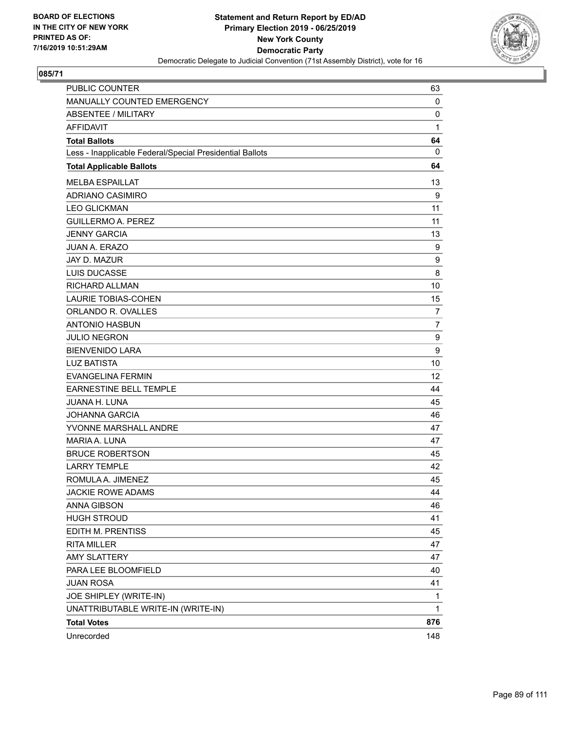BOARD OF ELECTIONS
IN THE CITY OF NEW YORK
PRINTED AS OF:
7/16/2019 10:51:29AM

**Statement and Return Report by ED/AD**
**Primary Election 2019 - 06/25/2019**
**New York County**
**Democratic Party**
Democratic Delegate to Judicial Convention (71st Assembly District), vote for 16

## 085/71

| | |
|---|---|
| PUBLIC COUNTER | 63 |
| MANUALLY COUNTED EMERGENCY | 0 |
| ABSENTEE / MILITARY | 0 |
| AFFIDAVIT | 1 |
| **Total Ballots** | **64** |
| Less - Inapplicable Federal/Special Presidential Ballots | 0 |
| **Total Applicable Ballots** | **64** |
| MELBA ESPAILLAT | 13 |
| ADRIANO CASIMIRO | 9 |
| LEO GLICKMAN | 11 |
| GUILLERMO A. PEREZ | 11 |
| JENNY GARCIA | 13 |
| JUAN A. ERAZO | 9 |
| JAY D. MAZUR | 9 |
| LUIS DUCASSE | 8 |
| RICHARD ALLMAN | 10 |
| LAURIE TOBIAS-COHEN | 15 |
| ORLANDO R. OVALLES | 7 |
| ANTONIO HASBUN | 7 |
| JULIO NEGRON | 9 |
| BIENVENIDO LARA | 9 |
| LUZ BATISTA | 10 |
| EVANGELINA FERMIN | 12 |
| EARNESTINE BELL TEMPLE | 44 |
| JUANA H. LUNA | 45 |
| JOHANNA GARCIA | 46 |
| YVONNE MARSHALL ANDRE | 47 |
| MARIA A. LUNA | 47 |
| BRUCE ROBERTSON | 45 |
| LARRY TEMPLE | 42 |
| ROMULA A. JIMENEZ | 45 |
| JACKIE ROWE ADAMS | 44 |
| ANNA GIBSON | 46 |
| HUGH STROUD | 41 |
| EDITH M. PRENTISS | 45 |
| RITA MILLER | 47 |
| AMY SLATTERY | 47 |
| PARA LEE BLOOMFIELD | 40 |
| JUAN ROSA | 41 |
| JOE SHIPLEY (WRITE-IN) | 1 |
| UNATTRIBUTABLE WRITE-IN (WRITE-IN) | 1 |
| **Total Votes** | **876** |
| Unrecorded | 148 |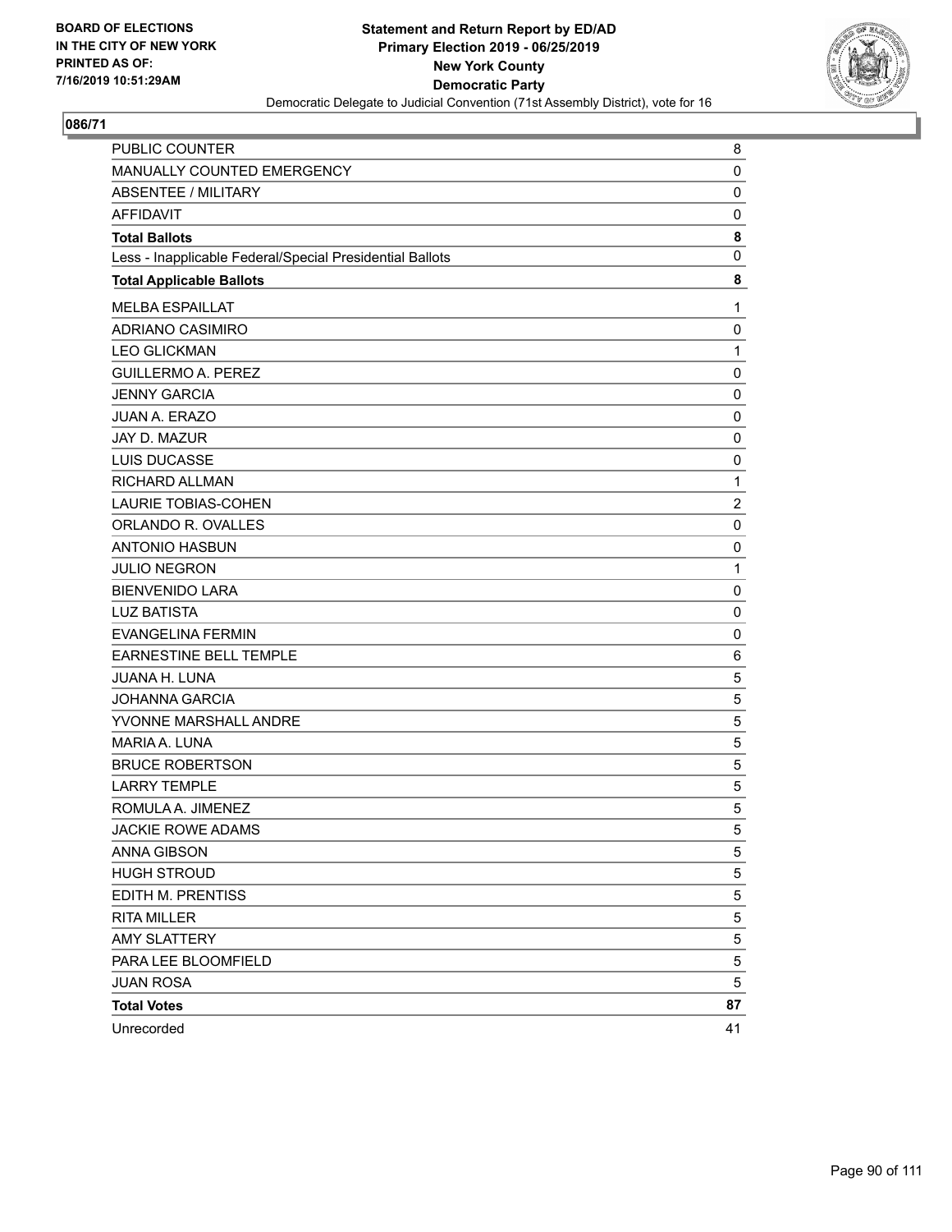BOARD OF ELECTIONS
IN THE CITY OF NEW YORK
PRINTED AS OF:
7/16/2019 10:51:29AM

**Statement and Return Report by ED/AD**
**Primary Election 2019 - 06/25/2019**
**New York County**
**Democratic Party**
Democratic Delegate to Judicial Convention (71st Assembly District), vote for 16

## 086/71

| | |
|---|---|
| PUBLIC COUNTER | 8 |
| MANUALLY COUNTED EMERGENCY | 0 |
| ABSENTEE / MILITARY | 0 |
| AFFIDAVIT | 0 |
| **Total Ballots** | **8** |
| Less - Inapplicable Federal/Special Presidential Ballots | 0 |
| **Total Applicable Ballots** | **8** |
| MELBA ESPAILLAT | 1 |
| ADRIANO CASIMIRO | 0 |
| LEO GLICKMAN | 1 |
| GUILLERMO A. PEREZ | 0 |
| JENNY GARCIA | 0 |
| JUAN A. ERAZO | 0 |
| JAY D. MAZUR | 0 |
| LUIS DUCASSE | 0 |
| RICHARD ALLMAN | 1 |
| LAURIE TOBIAS-COHEN | 2 |
| ORLANDO R. OVALLES | 0 |
| ANTONIO HASBUN | 0 |
| JULIO NEGRON | 1 |
| BIENVENIDO LARA | 0 |
| LUZ BATISTA | 0 |
| EVANGELINA FERMIN | 0 |
| EARNESTINE BELL TEMPLE | 6 |
| JUANA H. LUNA | 5 |
| JOHANNA GARCIA | 5 |
| YVONNE MARSHALL ANDRE | 5 |
| MARIA A. LUNA | 5 |
| BRUCE ROBERTSON | 5 |
| LARRY TEMPLE | 5 |
| ROMULA A. JIMENEZ | 5 |
| JACKIE ROWE ADAMS | 5 |
| ANNA GIBSON | 5 |
| HUGH STROUD | 5 |
| EDITH M. PRENTISS | 5 |
| RITA MILLER | 5 |
| AMY SLATTERY | 5 |
| PARA LEE BLOOMFIELD | 5 |
| JUAN ROSA | 5 |
| **Total Votes** | **87** |
| Unrecorded | 41 |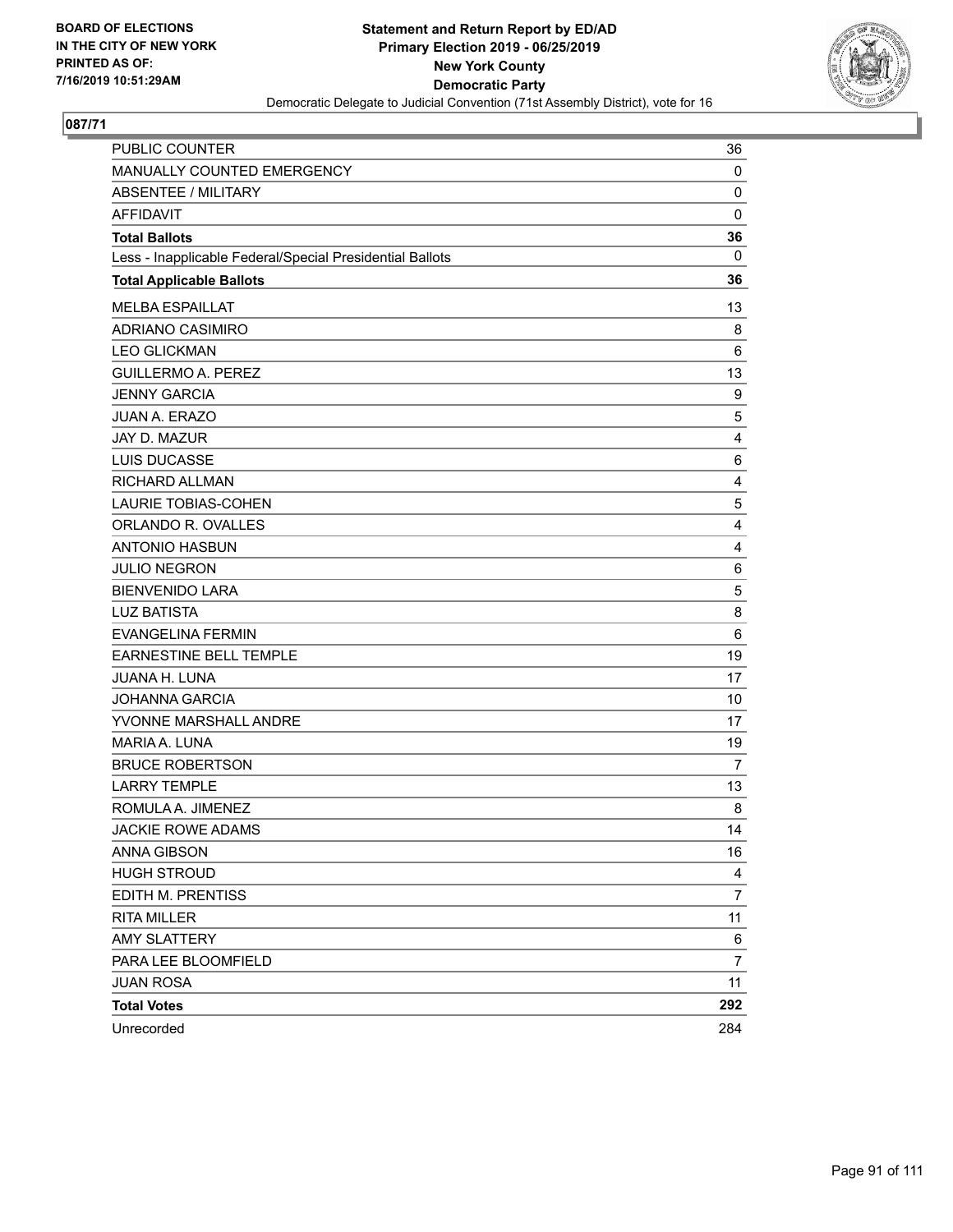**BOARD OF ELECTIONS IN THE CITY OF NEW YORK PRINTED AS OF: 7/16/2019 10:51:29AM**

**Statement and Return Report by ED/AD Primary Election 2019 - 06/25/2019 New York County Democratic Party**

Democratic Delegate to Judicial Convention (71st Assembly District), vote for 16

## 087/71

| | |
|---|---|
| PUBLIC COUNTER | 36 |
| MANUALLY COUNTED EMERGENCY | 0 |
| ABSENTEE / MILITARY | 0 |
| AFFIDAVIT | 0 |
| **Total Ballots** | **36** |
| Less - Inapplicable Federal/Special Presidential Ballots | 0 |
| **Total Applicable Ballots** | **36** |
| MELBA ESPAILLAT | 13 |
| ADRIANO CASIMIRO | 8 |
| LEO GLICKMAN | 6 |
| GUILLERMO A. PEREZ | 13 |
| JENNY GARCIA | 9 |
| JUAN A. ERAZO | 5 |
| JAY D. MAZUR | 4 |
| LUIS DUCASSE | 6 |
| RICHARD ALLMAN | 4 |
| LAURIE TOBIAS-COHEN | 5 |
| ORLANDO R. OVALLES | 4 |
| ANTONIO HASBUN | 4 |
| JULIO NEGRON | 6 |
| BIENVENIDO LARA | 5 |
| LUZ BATISTA | 8 |
| EVANGELINA FERMIN | 6 |
| EARNESTINE BELL TEMPLE | 19 |
| JUANA H. LUNA | 17 |
| JOHANNA GARCIA | 10 |
| YVONNE MARSHALL ANDRE | 17 |
| MARIA A. LUNA | 19 |
| BRUCE ROBERTSON | 7 |
| LARRY TEMPLE | 13 |
| ROMULA A. JIMENEZ | 8 |
| JACKIE ROWE ADAMS | 14 |
| ANNA GIBSON | 16 |
| HUGH STROUD | 4 |
| EDITH M. PRENTISS | 7 |
| RITA MILLER | 11 |
| AMY SLATTERY | 6 |
| PARA LEE BLOOMFIELD | 7 |
| JUAN ROSA | 11 |
| **Total Votes** | **292** |
| Unrecorded | 284 |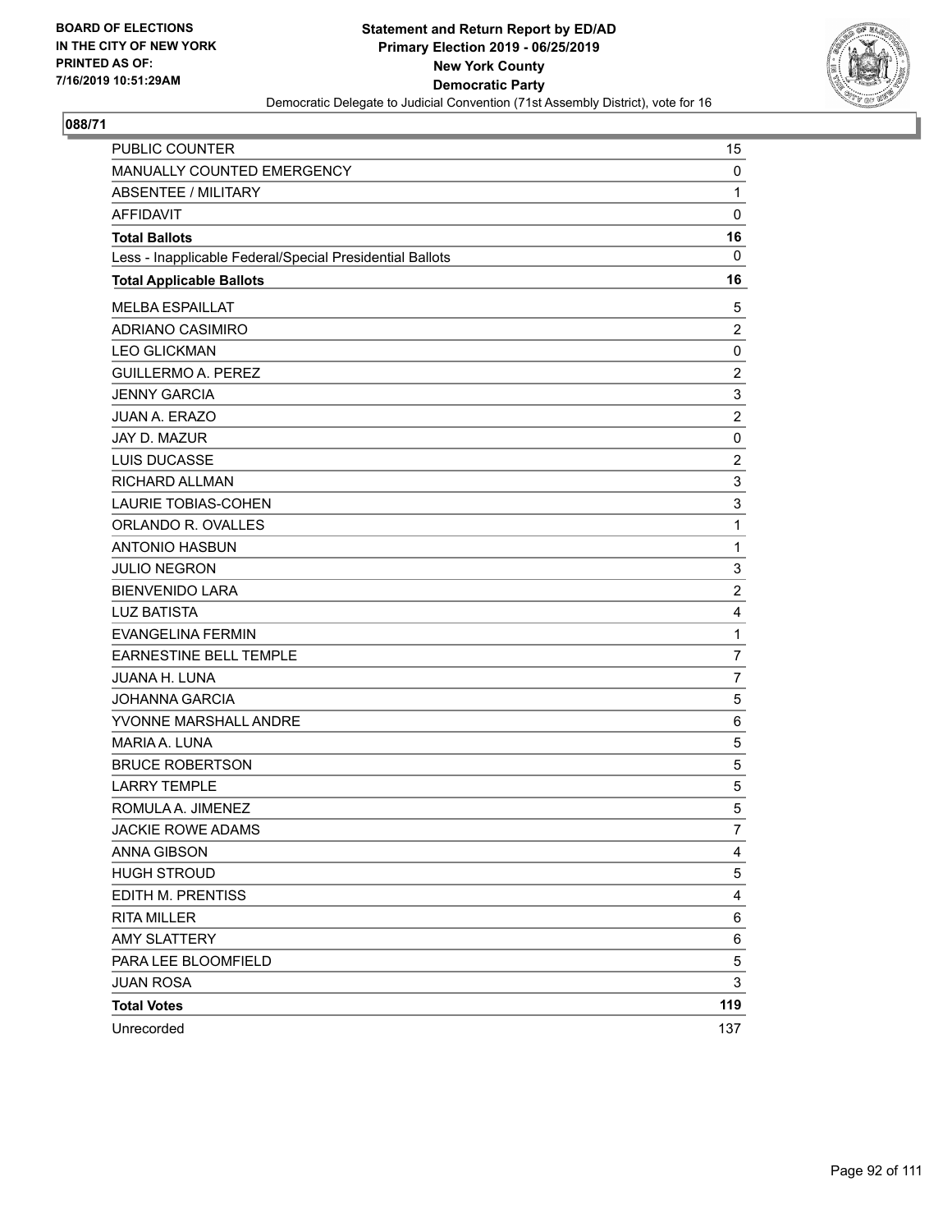BOARD OF ELECTIONS
IN THE CITY OF NEW YORK
PRINTED AS OF:
7/16/2019 10:51:29AM

**Statement and Return Report by ED/AD**
**Primary Election 2019 - 06/25/2019**
**New York County**
**Democratic Party**
Democratic Delegate to Judicial Convention (71st Assembly District), vote for 16

## 088/71

| | |
|---|---|
| PUBLIC COUNTER | 15 |
| MANUALLY COUNTED EMERGENCY | 0 |
| ABSENTEE / MILITARY | 1 |
| AFFIDAVIT | 0 |
| **Total Ballots** | **16** |
| Less - Inapplicable Federal/Special Presidential Ballots | 0 |
| **Total Applicable Ballots** | **16** |
| MELBA ESPAILLAT | 5 |
| ADRIANO CASIMIRO | 2 |
| LEO GLICKMAN | 0 |
| GUILLERMO A. PEREZ | 2 |
| JENNY GARCIA | 3 |
| JUAN A. ERAZO | 2 |
| JAY D. MAZUR | 0 |
| LUIS DUCASSE | 2 |
| RICHARD ALLMAN | 3 |
| LAURIE TOBIAS-COHEN | 3 |
| ORLANDO R. OVALLES | 1 |
| ANTONIO HASBUN | 1 |
| JULIO NEGRON | 3 |
| BIENVENIDO LARA | 2 |
| LUZ BATISTA | 4 |
| EVANGELINA FERMIN | 1 |
| EARNESTINE BELL TEMPLE | 7 |
| JUANA H. LUNA | 7 |
| JOHANNA GARCIA | 5 |
| YVONNE MARSHALL ANDRE | 6 |
| MARIA A. LUNA | 5 |
| BRUCE ROBERTSON | 5 |
| LARRY TEMPLE | 5 |
| ROMULA A. JIMENEZ | 5 |
| JACKIE ROWE ADAMS | 7 |
| ANNA GIBSON | 4 |
| HUGH STROUD | 5 |
| EDITH M. PRENTISS | 4 |
| RITA MILLER | 6 |
| AMY SLATTERY | 6 |
| PARA LEE BLOOMFIELD | 5 |
| JUAN ROSA | 3 |
| **Total Votes** | **119** |
| Unrecorded | 137 |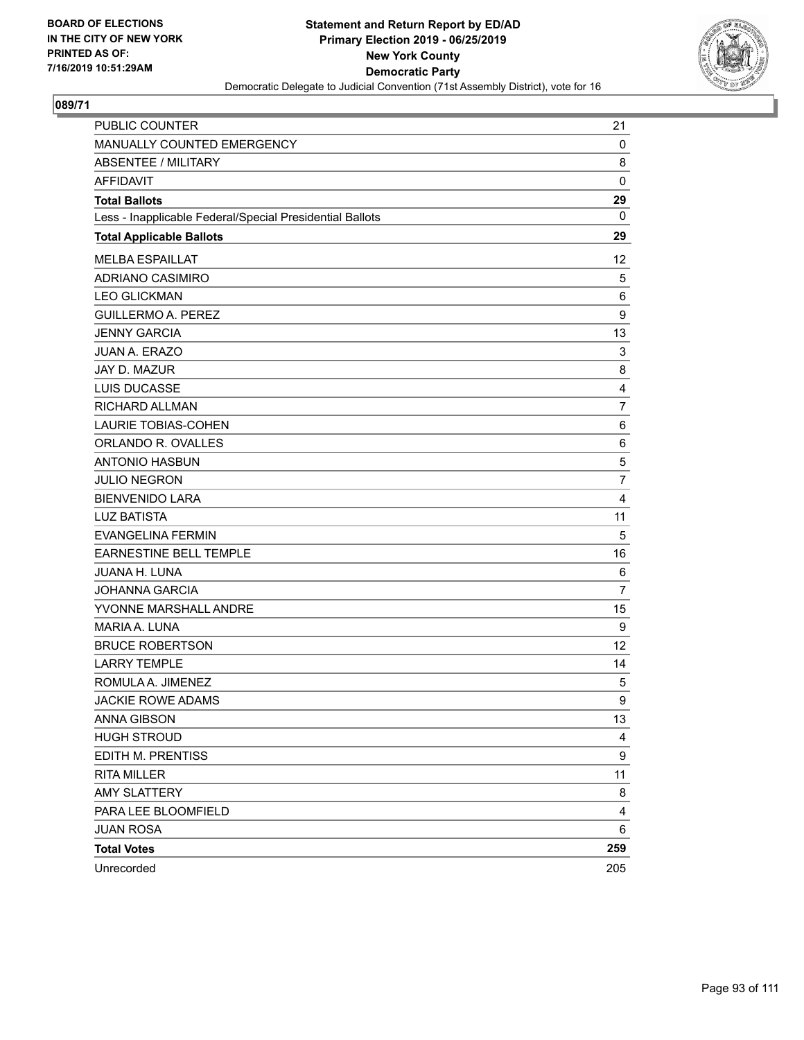**BOARD OF ELECTIONS IN THE CITY OF NEW YORK PRINTED AS OF: 7/16/2019 10:51:29AM**

**Statement and Return Report by ED/AD Primary Election 2019 - 06/25/2019 New York County Democratic Party**

Democratic Delegate to Judicial Convention (71st Assembly District), vote for 16

## 089/71

| | |
|---|---|
| PUBLIC COUNTER | 21 |
| MANUALLY COUNTED EMERGENCY | 0 |
| ABSENTEE / MILITARY | 8 |
| AFFIDAVIT | 0 |
| **Total Ballots** | **29** |
| Less - Inapplicable Federal/Special Presidential Ballots | 0 |
| **Total Applicable Ballots** | **29** |
| MELBA ESPAILLAT | 12 |
| ADRIANO CASIMIRO | 5 |
| LEO GLICKMAN | 6 |
| GUILLERMO A. PEREZ | 9 |
| JENNY GARCIA | 13 |
| JUAN A. ERAZO | 3 |
| JAY D. MAZUR | 8 |
| LUIS DUCASSE | 4 |
| RICHARD ALLMAN | 7 |
| LAURIE TOBIAS-COHEN | 6 |
| ORLANDO R. OVALLES | 6 |
| ANTONIO HASBUN | 5 |
| JULIO NEGRON | 7 |
| BIENVENIDO LARA | 4 |
| LUZ BATISTA | 11 |
| EVANGELINA FERMIN | 5 |
| EARNESTINE BELL TEMPLE | 16 |
| JUANA H. LUNA | 6 |
| JOHANNA GARCIA | 7 |
| YVONNE MARSHALL ANDRE | 15 |
| MARIA A. LUNA | 9 |
| BRUCE ROBERTSON | 12 |
| LARRY TEMPLE | 14 |
| ROMULA A. JIMENEZ | 5 |
| JACKIE ROWE ADAMS | 9 |
| ANNA GIBSON | 13 |
| HUGH STROUD | 4 |
| EDITH M. PRENTISS | 9 |
| RITA MILLER | 11 |
| AMY SLATTERY | 8 |
| PARA LEE BLOOMFIELD | 4 |
| JUAN ROSA | 6 |
| **Total Votes** | **259** |
| Unrecorded | 205 |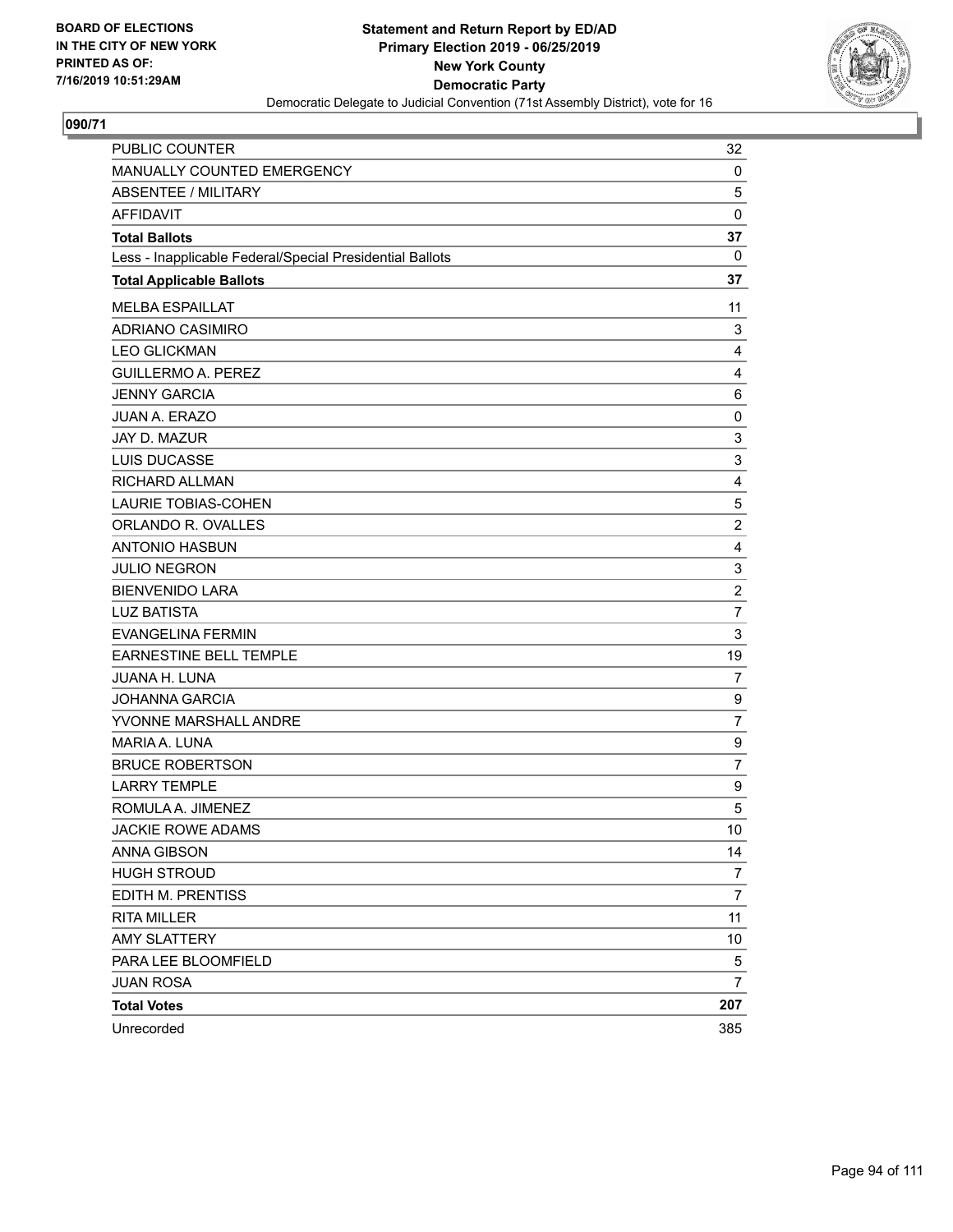**BOARD OF ELECTIONS IN THE CITY OF NEW YORK PRINTED AS OF: 7/16/2019 10:51:29AM**

**Statement and Return Report by ED/AD**
**Primary Election 2019 - 06/25/2019**
**New York County**
**Democratic Party**
Democratic Delegate to Judicial Convention (71st Assembly District), vote for 16

## 090/71

| | |
|---|---|
| PUBLIC COUNTER | 32 |
| MANUALLY COUNTED EMERGENCY | 0 |
| ABSENTEE / MILITARY | 5 |
| AFFIDAVIT | 0 |
| **Total Ballots** | **37** |
| Less - Inapplicable Federal/Special Presidential Ballots | 0 |
| **Total Applicable Ballots** | **37** |
| MELBA ESPAILLAT | 11 |
| ADRIANO CASIMIRO | 3 |
| LEO GLICKMAN | 4 |
| GUILLERMO A. PEREZ | 4 |
| JENNY GARCIA | 6 |
| JUAN A. ERAZO | 0 |
| JAY D. MAZUR | 3 |
| LUIS DUCASSE | 3 |
| RICHARD ALLMAN | 4 |
| LAURIE TOBIAS-COHEN | 5 |
| ORLANDO R. OVALLES | 2 |
| ANTONIO HASBUN | 4 |
| JULIO NEGRON | 3 |
| BIENVENIDO LARA | 2 |
| LUZ BATISTA | 7 |
| EVANGELINA FERMIN | 3 |
| EARNESTINE BELL TEMPLE | 19 |
| JUANA H. LUNA | 7 |
| JOHANNA GARCIA | 9 |
| YVONNE MARSHALL ANDRE | 7 |
| MARIA A. LUNA | 9 |
| BRUCE ROBERTSON | 7 |
| LARRY TEMPLE | 9 |
| ROMULA A. JIMENEZ | 5 |
| JACKIE ROWE ADAMS | 10 |
| ANNA GIBSON | 14 |
| HUGH STROUD | 7 |
| EDITH M. PRENTISS | 7 |
| RITA MILLER | 11 |
| AMY SLATTERY | 10 |
| PARA LEE BLOOMFIELD | 5 |
| JUAN ROSA | 7 |
| **Total Votes** | **207** |
| Unrecorded | 385 |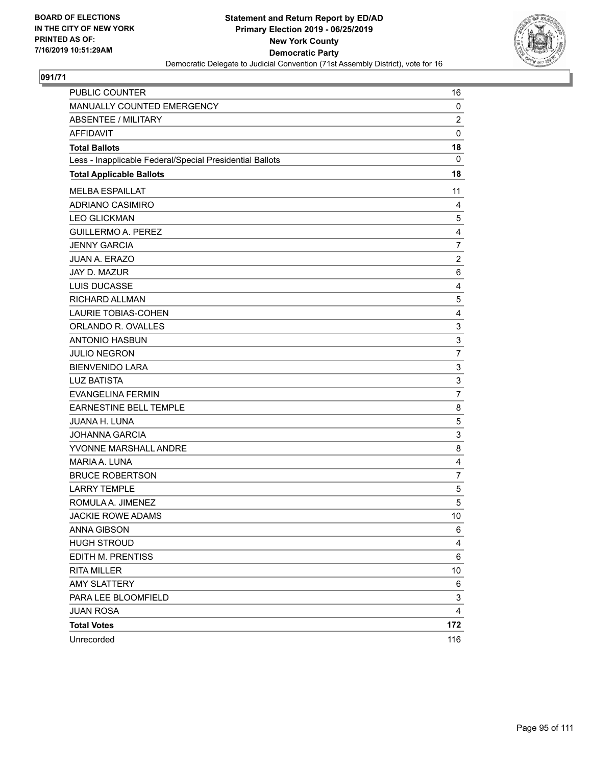BOARD OF ELECTIONS
IN THE CITY OF NEW YORK
PRINTED AS OF:
7/16/2019 10:51:29AM

**Statement and Return Report by ED/AD**
**Primary Election 2019 - 06/25/2019**
**New York County**
**Democratic Party**
Democratic Delegate to Judicial Convention (71st Assembly District), vote for 16

## 091/71

| | |
|---|---|
| PUBLIC COUNTER | 16 |
| MANUALLY COUNTED EMERGENCY | 0 |
| ABSENTEE / MILITARY | 2 |
| AFFIDAVIT | 0 |
| **Total Ballots** | **18** |
| Less - Inapplicable Federal/Special Presidential Ballots | 0 |
| **Total Applicable Ballots** | **18** |
| MELBA ESPAILLAT | 11 |
| ADRIANO CASIMIRO | 4 |
| LEO GLICKMAN | 5 |
| GUILLERMO A. PEREZ | 4 |
| JENNY GARCIA | 7 |
| JUAN A. ERAZO | 2 |
| JAY D. MAZUR | 6 |
| LUIS DUCASSE | 4 |
| RICHARD ALLMAN | 5 |
| LAURIE TOBIAS-COHEN | 4 |
| ORLANDO R. OVALLES | 3 |
| ANTONIO HASBUN | 3 |
| JULIO NEGRON | 7 |
| BIENVENIDO LARA | 3 |
| LUZ BATISTA | 3 |
| EVANGELINA FERMIN | 7 |
| EARNESTINE BELL TEMPLE | 8 |
| JUANA H. LUNA | 5 |
| JOHANNA GARCIA | 3 |
| YVONNE MARSHALL ANDRE | 8 |
| MARIA A. LUNA | 4 |
| BRUCE ROBERTSON | 7 |
| LARRY TEMPLE | 5 |
| ROMULA A. JIMENEZ | 5 |
| JACKIE ROWE ADAMS | 10 |
| ANNA GIBSON | 6 |
| HUGH STROUD | 4 |
| EDITH M. PRENTISS | 6 |
| RITA MILLER | 10 |
| AMY SLATTERY | 6 |
| PARA LEE BLOOMFIELD | 3 |
| JUAN ROSA | 4 |
| **Total Votes** | **172** |
| Unrecorded | 116 |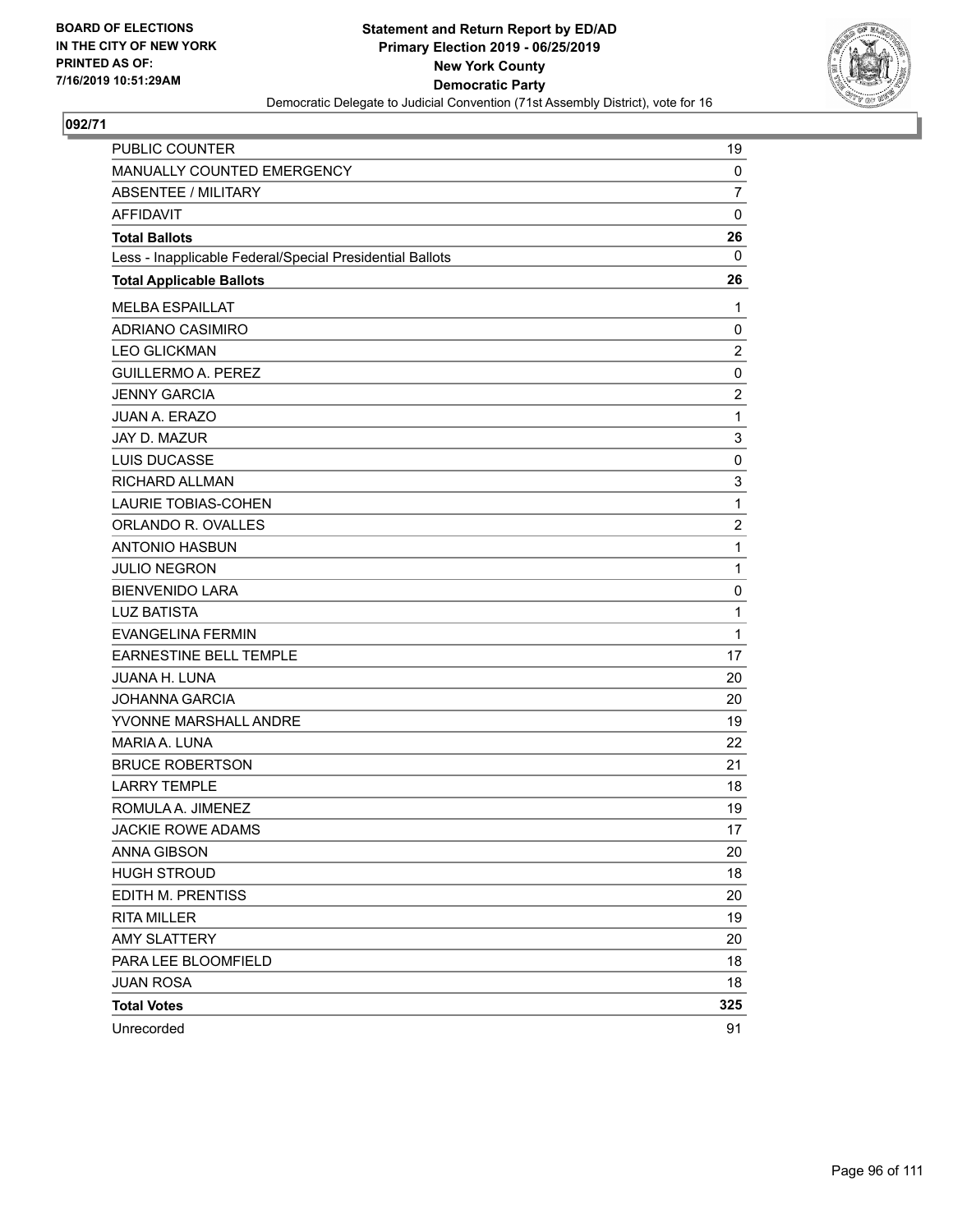BOARD OF ELECTIONS
IN THE CITY OF NEW YORK
PRINTED AS OF:
7/16/2019 10:51:29AM

**Statement and Return Report by ED/AD**
**Primary Election 2019 - 06/25/2019**
**New York County**
**Democratic Party**
Democratic Delegate to Judicial Convention (71st Assembly District), vote for 16

## 092/71

| | |
|---|---|
| PUBLIC COUNTER | 19 |
| MANUALLY COUNTED EMERGENCY | 0 |
| ABSENTEE / MILITARY | 7 |
| AFFIDAVIT | 0 |
| **Total Ballots** | **26** |
| Less - Inapplicable Federal/Special Presidential Ballots | 0 |
| **Total Applicable Ballots** | **26** |
| MELBA ESPAILLAT | 1 |
| ADRIANO CASIMIRO | 0 |
| LEO GLICKMAN | 2 |
| GUILLERMO A. PEREZ | 0 |
| JENNY GARCIA | 2 |
| JUAN A. ERAZO | 1 |
| JAY D. MAZUR | 3 |
| LUIS DUCASSE | 0 |
| RICHARD ALLMAN | 3 |
| LAURIE TOBIAS-COHEN | 1 |
| ORLANDO R. OVALLES | 2 |
| ANTONIO HASBUN | 1 |
| JULIO NEGRON | 1 |
| BIENVENIDO LARA | 0 |
| LUZ BATISTA | 1 |
| EVANGELINA FERMIN | 1 |
| EARNESTINE BELL TEMPLE | 17 |
| JUANA H. LUNA | 20 |
| JOHANNA GARCIA | 20 |
| YVONNE MARSHALL ANDRE | 19 |
| MARIA A. LUNA | 22 |
| BRUCE ROBERTSON | 21 |
| LARRY TEMPLE | 18 |
| ROMULA A. JIMENEZ | 19 |
| JACKIE ROWE ADAMS | 17 |
| ANNA GIBSON | 20 |
| HUGH STROUD | 18 |
| EDITH M. PRENTISS | 20 |
| RITA MILLER | 19 |
| AMY SLATTERY | 20 |
| PARA LEE BLOOMFIELD | 18 |
| JUAN ROSA | 18 |
| **Total Votes** | **325** |
| Unrecorded | 91 |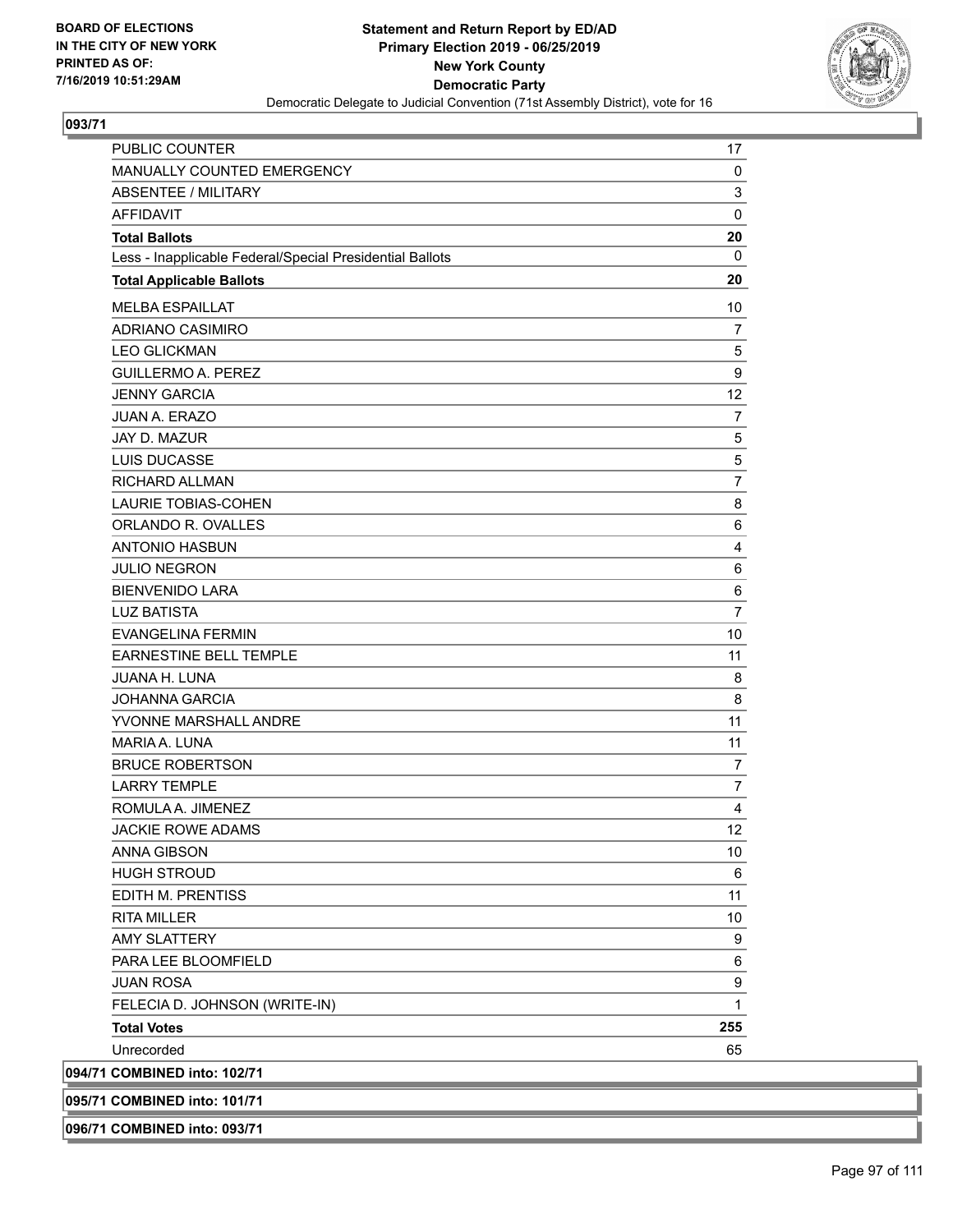BOARD OF ELECTIONS
IN THE CITY OF NEW YORK
PRINTED AS OF:
7/16/2019 10:51:29AM

**Statement and Return Report by ED/AD**
**Primary Election 2019 - 06/25/2019**
**New York County**
**Democratic Party**
Democratic Delegate to Judicial Convention (71st Assembly District), vote for 16

**093/71**

| | |
|---|---|
| PUBLIC COUNTER | 17 |
| MANUALLY COUNTED EMERGENCY | 0 |
| ABSENTEE / MILITARY | 3 |
| AFFIDAVIT | 0 |
| **Total Ballots** | **20** |
| Less - Inapplicable Federal/Special Presidential Ballots | 0 |
| **Total Applicable Ballots** | **20** |
| MELBA ESPAILLAT | 10 |
| ADRIANO CASIMIRO | 7 |
| LEO GLICKMAN | 5 |
| GUILLERMO A. PEREZ | 9 |
| JENNY GARCIA | 12 |
| JUAN A. ERAZO | 7 |
| JAY D. MAZUR | 5 |
| LUIS DUCASSE | 5 |
| RICHARD ALLMAN | 7 |
| LAURIE TOBIAS-COHEN | 8 |
| ORLANDO R. OVALLES | 6 |
| ANTONIO HASBUN | 4 |
| JULIO NEGRON | 6 |
| BIENVENIDO LARA | 6 |
| LUZ BATISTA | 7 |
| EVANGELINA FERMIN | 10 |
| EARNESTINE BELL TEMPLE | 11 |
| JUANA H. LUNA | 8 |
| JOHANNA GARCIA | 8 |
| YVONNE MARSHALL ANDRE | 11 |
| MARIA A. LUNA | 11 |
| BRUCE ROBERTSON | 7 |
| LARRY TEMPLE | 7 |
| ROMULA A. JIMENEZ | 4 |
| JACKIE ROWE ADAMS | 12 |
| ANNA GIBSON | 10 |
| HUGH STROUD | 6 |
| EDITH M. PRENTISS | 11 |
| RITA MILLER | 10 |
| AMY SLATTERY | 9 |
| PARA LEE BLOOMFIELD | 6 |
| JUAN ROSA | 9 |
| FELECIA D. JOHNSON (WRITE-IN) | 1 |
| **Total Votes** | **255** |
| Unrecorded | 65 |

**094/71 COMBINED into: 102/71**

**095/71 COMBINED into: 101/71**

**096/71 COMBINED into: 093/71**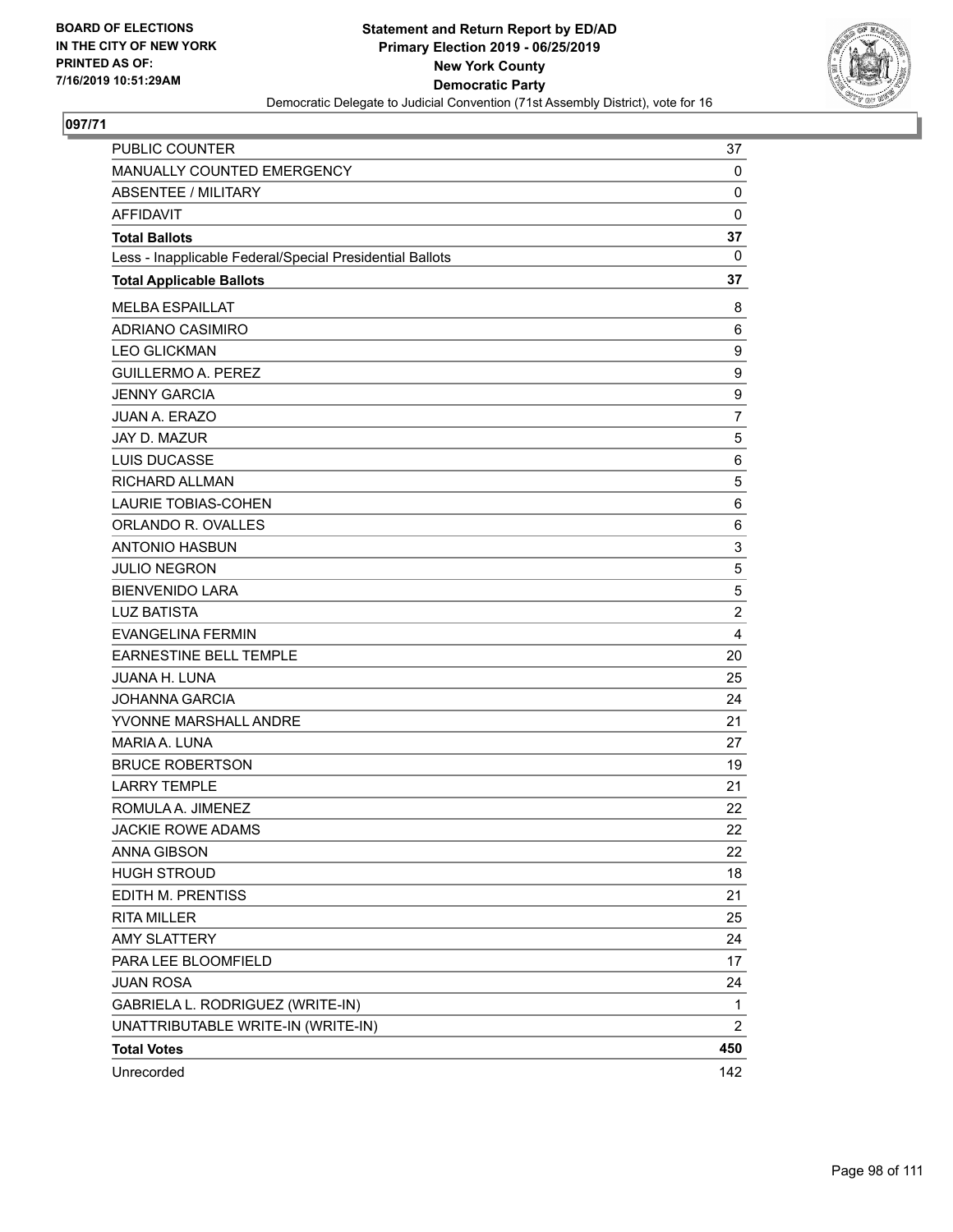BOARD OF ELECTIONS
IN THE CITY OF NEW YORK
PRINTED AS OF:
7/16/2019 10:51:29AM

**Statement and Return Report by ED/AD**
**Primary Election 2019 - 06/25/2019**
**New York County**
**Democratic Party**
Democratic Delegate to Judicial Convention (71st Assembly District), vote for 16

## 097/71

| | |
|---|---|
| PUBLIC COUNTER | 37 |
| MANUALLY COUNTED EMERGENCY | 0 |
| ABSENTEE / MILITARY | 0 |
| AFFIDAVIT | 0 |
| **Total Ballots** | **37** |
| Less - Inapplicable Federal/Special Presidential Ballots | 0 |
| **Total Applicable Ballots** | **37** |
| MELBA ESPAILLAT | 8 |
| ADRIANO CASIMIRO | 6 |
| LEO GLICKMAN | 9 |
| GUILLERMO A. PEREZ | 9 |
| JENNY GARCIA | 9 |
| JUAN A. ERAZO | 7 |
| JAY D. MAZUR | 5 |
| LUIS DUCASSE | 6 |
| RICHARD ALLMAN | 5 |
| LAURIE TOBIAS-COHEN | 6 |
| ORLANDO R. OVALLES | 6 |
| ANTONIO HASBUN | 3 |
| JULIO NEGRON | 5 |
| BIENVENIDO LARA | 5 |
| LUZ BATISTA | 2 |
| EVANGELINA FERMIN | 4 |
| EARNESTINE BELL TEMPLE | 20 |
| JUANA H. LUNA | 25 |
| JOHANNA GARCIA | 24 |
| YVONNE MARSHALL ANDRE | 21 |
| MARIA A. LUNA | 27 |
| BRUCE ROBERTSON | 19 |
| LARRY TEMPLE | 21 |
| ROMULA A. JIMENEZ | 22 |
| JACKIE ROWE ADAMS | 22 |
| ANNA GIBSON | 22 |
| HUGH STROUD | 18 |
| EDITH M. PRENTISS | 21 |
| RITA MILLER | 25 |
| AMY SLATTERY | 24 |
| PARA LEE BLOOMFIELD | 17 |
| JUAN ROSA | 24 |
| GABRIELA L. RODRIGUEZ (WRITE-IN) | 1 |
| UNATTRIBUTABLE WRITE-IN (WRITE-IN) | 2 |
| **Total Votes** | **450** |
| Unrecorded | 142 |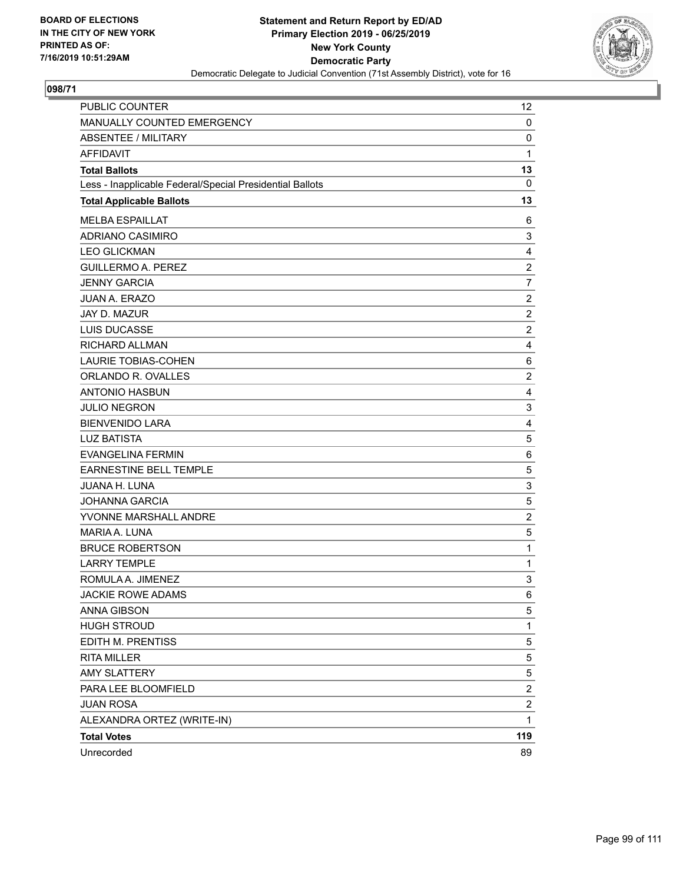BOARD OF ELECTIONS
IN THE CITY OF NEW YORK
PRINTED AS OF:
7/16/2019 10:51:29AM

**Statement and Return Report by ED/AD**
**Primary Election 2019 - 06/25/2019**
**New York County**
**Democratic Party**
Democratic Delegate to Judicial Convention (71st Assembly District), vote for 16

## 098/71

| | |
|---|---|
| PUBLIC COUNTER | 12 |
| MANUALLY COUNTED EMERGENCY | 0 |
| ABSENTEE / MILITARY | 0 |
| AFFIDAVIT | 1 |
| **Total Ballots** | **13** |
| Less - Inapplicable Federal/Special Presidential Ballots | 0 |
| **Total Applicable Ballots** | **13** |
| MELBA ESPAILLAT | 6 |
| ADRIANO CASIMIRO | 3 |
| LEO GLICKMAN | 4 |
| GUILLERMO A. PEREZ | 2 |
| JENNY GARCIA | 7 |
| JUAN A. ERAZO | 2 |
| JAY D. MAZUR | 2 |
| LUIS DUCASSE | 2 |
| RICHARD ALLMAN | 4 |
| LAURIE TOBIAS-COHEN | 6 |
| ORLANDO R. OVALLES | 2 |
| ANTONIO HASBUN | 4 |
| JULIO NEGRON | 3 |
| BIENVENIDO LARA | 4 |
| LUZ BATISTA | 5 |
| EVANGELINA FERMIN | 6 |
| EARNESTINE BELL TEMPLE | 5 |
| JUANA H. LUNA | 3 |
| JOHANNA GARCIA | 5 |
| YVONNE MARSHALL ANDRE | 2 |
| MARIA A. LUNA | 5 |
| BRUCE ROBERTSON | 1 |
| LARRY TEMPLE | 1 |
| ROMULA A. JIMENEZ | 3 |
| JACKIE ROWE ADAMS | 6 |
| ANNA GIBSON | 5 |
| HUGH STROUD | 1 |
| EDITH M. PRENTISS | 5 |
| RITA MILLER | 5 |
| AMY SLATTERY | 5 |
| PARA LEE BLOOMFIELD | 2 |
| JUAN ROSA | 2 |
| ALEXANDRA ORTEZ (WRITE-IN) | 1 |
| **Total Votes** | **119** |
| Unrecorded | 89 |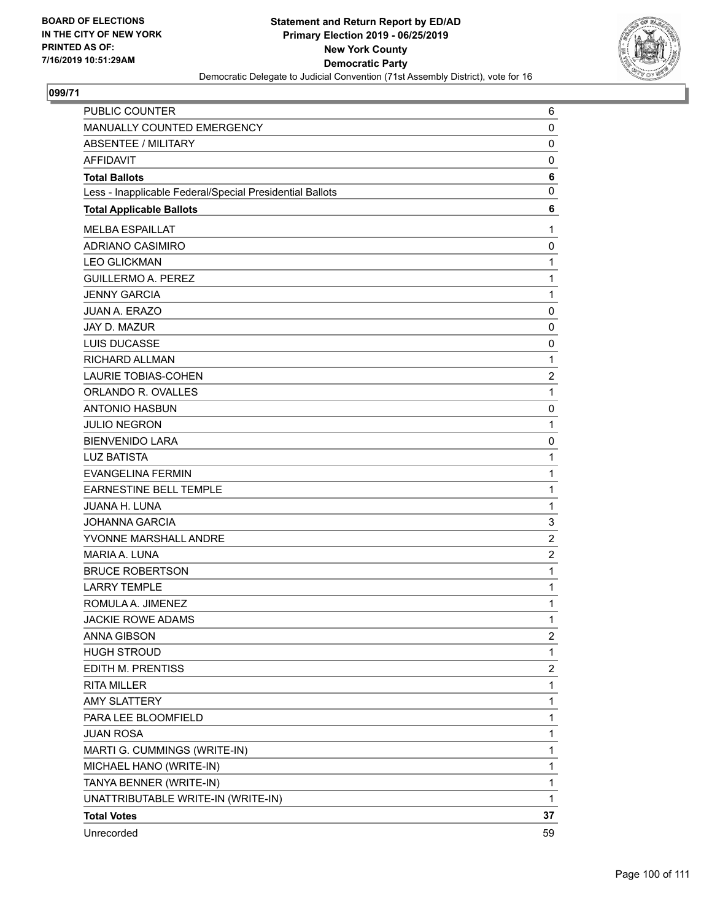BOARD OF ELECTIONS
IN THE CITY OF NEW YORK
PRINTED AS OF:
7/16/2019 10:51:29AM

**Statement and Return Report by ED/AD**
**Primary Election 2019 - 06/25/2019**
**New York County**
**Democratic Party**
Democratic Delegate to Judicial Convention (71st Assembly District), vote for 16

## 099/71

| | |
|---|---|
| PUBLIC COUNTER | 6 |
| MANUALLY COUNTED EMERGENCY | 0 |
| ABSENTEE / MILITARY | 0 |
| AFFIDAVIT | 0 |
| **Total Ballots** | **6** |
| Less - Inapplicable Federal/Special Presidential Ballots | 0 |
| **Total Applicable Ballots** | **6** |
| MELBA ESPAILLAT | 1 |
| ADRIANO CASIMIRO | 0 |
| LEO GLICKMAN | 1 |
| GUILLERMO A. PEREZ | 1 |
| JENNY GARCIA | 1 |
| JUAN A. ERAZO | 0 |
| JAY D. MAZUR | 0 |
| LUIS DUCASSE | 0 |
| RICHARD ALLMAN | 1 |
| LAURIE TOBIAS-COHEN | 2 |
| ORLANDO R. OVALLES | 1 |
| ANTONIO HASBUN | 0 |
| JULIO NEGRON | 1 |
| BIENVENIDO LARA | 0 |
| LUZ BATISTA | 1 |
| EVANGELINA FERMIN | 1 |
| EARNESTINE BELL TEMPLE | 1 |
| JUANA H. LUNA | 1 |
| JOHANNA GARCIA | 3 |
| YVONNE MARSHALL ANDRE | 2 |
| MARIA A. LUNA | 2 |
| BRUCE ROBERTSON | 1 |
| LARRY TEMPLE | 1 |
| ROMULA A. JIMENEZ | 1 |
| JACKIE ROWE ADAMS | 1 |
| ANNA GIBSON | 2 |
| HUGH STROUD | 1 |
| EDITH M. PRENTISS | 2 |
| RITA MILLER | 1 |
| AMY SLATTERY | 1 |
| PARA LEE BLOOMFIELD | 1 |
| JUAN ROSA | 1 |
| MARTI G. CUMMINGS (WRITE-IN) | 1 |
| MICHAEL HANO (WRITE-IN) | 1 |
| TANYA BENNER (WRITE-IN) | 1 |
| UNATTRIBUTABLE WRITE-IN (WRITE-IN) | 1 |
| **Total Votes** | **37** |
| Unrecorded | 59 |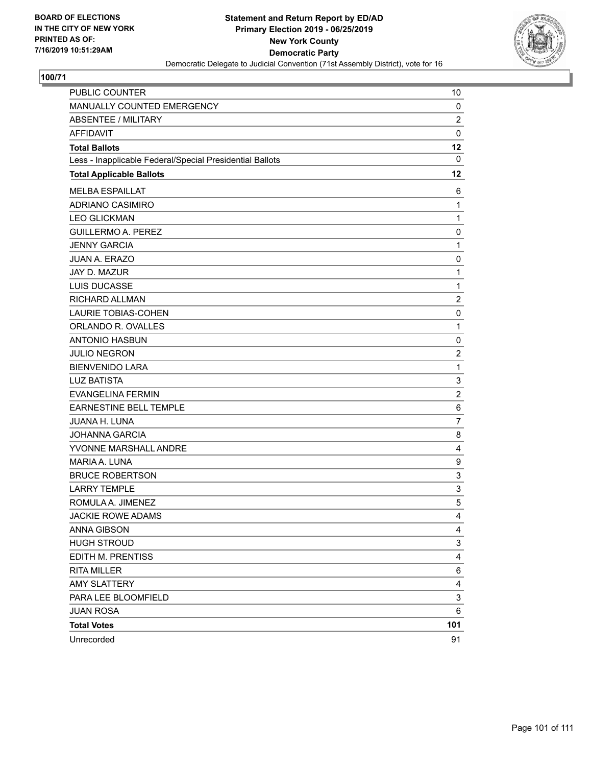BOARD OF ELECTIONS
IN THE CITY OF NEW YORK
PRINTED AS OF:
7/16/2019 10:51:29AM

**Statement and Return Report by ED/AD**
**Primary Election 2019 - 06/25/2019**
**New York County**
**Democratic Party**
Democratic Delegate to Judicial Convention (71st Assembly District), vote for 16

## 100/71

| | |
|---|---|
| PUBLIC COUNTER | 10 |
| MANUALLY COUNTED EMERGENCY | 0 |
| ABSENTEE / MILITARY | 2 |
| AFFIDAVIT | 0 |
| **Total Ballots** | **12** |
| Less - Inapplicable Federal/Special Presidential Ballots | 0 |
| **Total Applicable Ballots** | **12** |
| MELBA ESPAILLAT | 6 |
| ADRIANO CASIMIRO | 1 |
| LEO GLICKMAN | 1 |
| GUILLERMO A. PEREZ | 0 |
| JENNY GARCIA | 1 |
| JUAN A. ERAZO | 0 |
| JAY D. MAZUR | 1 |
| LUIS DUCASSE | 1 |
| RICHARD ALLMAN | 2 |
| LAURIE TOBIAS-COHEN | 0 |
| ORLANDO R. OVALLES | 1 |
| ANTONIO HASBUN | 0 |
| JULIO NEGRON | 2 |
| BIENVENIDO LARA | 1 |
| LUZ BATISTA | 3 |
| EVANGELINA FERMIN | 2 |
| EARNESTINE BELL TEMPLE | 6 |
| JUANA H. LUNA | 7 |
| JOHANNA GARCIA | 8 |
| YVONNE MARSHALL ANDRE | 4 |
| MARIA A. LUNA | 9 |
| BRUCE ROBERTSON | 3 |
| LARRY TEMPLE | 3 |
| ROMULA A. JIMENEZ | 5 |
| JACKIE ROWE ADAMS | 4 |
| ANNA GIBSON | 4 |
| HUGH STROUD | 3 |
| EDITH M. PRENTISS | 4 |
| RITA MILLER | 6 |
| AMY SLATTERY | 4 |
| PARA LEE BLOOMFIELD | 3 |
| JUAN ROSA | 6 |
| **Total Votes** | **101** |
| Unrecorded | 91 |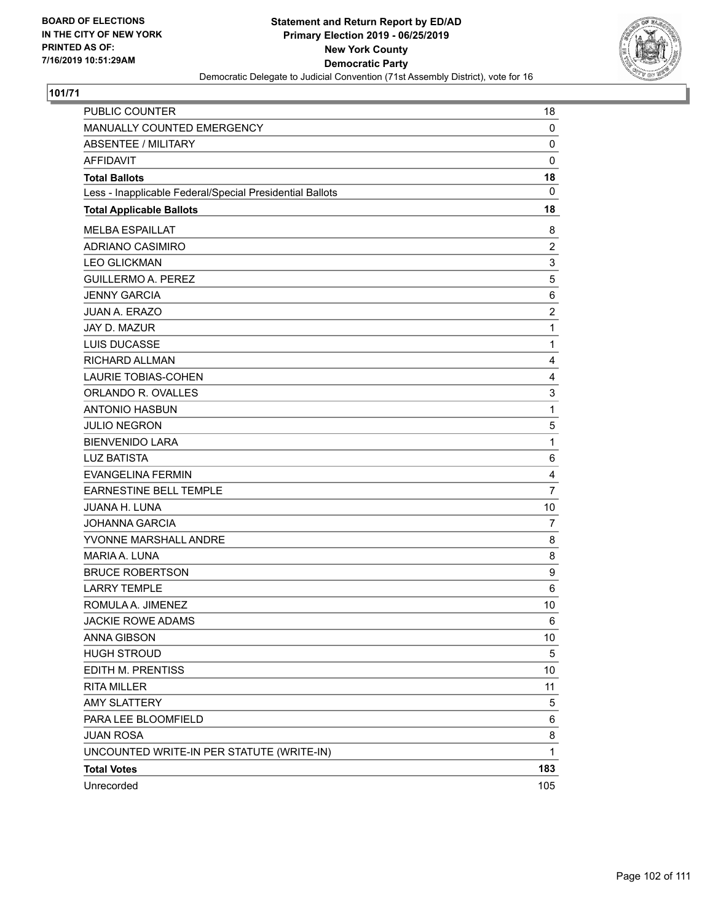BOARD OF ELECTIONS
IN THE CITY OF NEW YORK
PRINTED AS OF:
7/16/2019 10:51:29AM

**Statement and Return Report by ED/AD**
**Primary Election 2019 - 06/25/2019**
**New York County**
**Democratic Party**
Democratic Delegate to Judicial Convention (71st Assembly District), vote for 16

## 101/71

| | |
|---|---|
| PUBLIC COUNTER | 18 |
| MANUALLY COUNTED EMERGENCY | 0 |
| ABSENTEE / MILITARY | 0 |
| AFFIDAVIT | 0 |
| **Total Ballots** | **18** |
| Less - Inapplicable Federal/Special Presidential Ballots | 0 |
| **Total Applicable Ballots** | **18** |
| MELBA ESPAILLAT | 8 |
| ADRIANO CASIMIRO | 2 |
| LEO GLICKMAN | 3 |
| GUILLERMO A. PEREZ | 5 |
| JENNY GARCIA | 6 |
| JUAN A. ERAZO | 2 |
| JAY D. MAZUR | 1 |
| LUIS DUCASSE | 1 |
| RICHARD ALLMAN | 4 |
| LAURIE TOBIAS-COHEN | 4 |
| ORLANDO R. OVALLES | 3 |
| ANTONIO HASBUN | 1 |
| JULIO NEGRON | 5 |
| BIENVENIDO LARA | 1 |
| LUZ BATISTA | 6 |
| EVANGELINA FERMIN | 4 |
| EARNESTINE BELL TEMPLE | 7 |
| JUANA H. LUNA | 10 |
| JOHANNA GARCIA | 7 |
| YVONNE MARSHALL ANDRE | 8 |
| MARIA A. LUNA | 8 |
| BRUCE ROBERTSON | 9 |
| LARRY TEMPLE | 6 |
| ROMULA A. JIMENEZ | 10 |
| JACKIE ROWE ADAMS | 6 |
| ANNA GIBSON | 10 |
| HUGH STROUD | 5 |
| EDITH M. PRENTISS | 10 |
| RITA MILLER | 11 |
| AMY SLATTERY | 5 |
| PARA LEE BLOOMFIELD | 6 |
| JUAN ROSA | 8 |
| UNCOUNTED WRITE-IN PER STATUTE (WRITE-IN) | 1 |
| **Total Votes** | **183** |
| Unrecorded | 105 |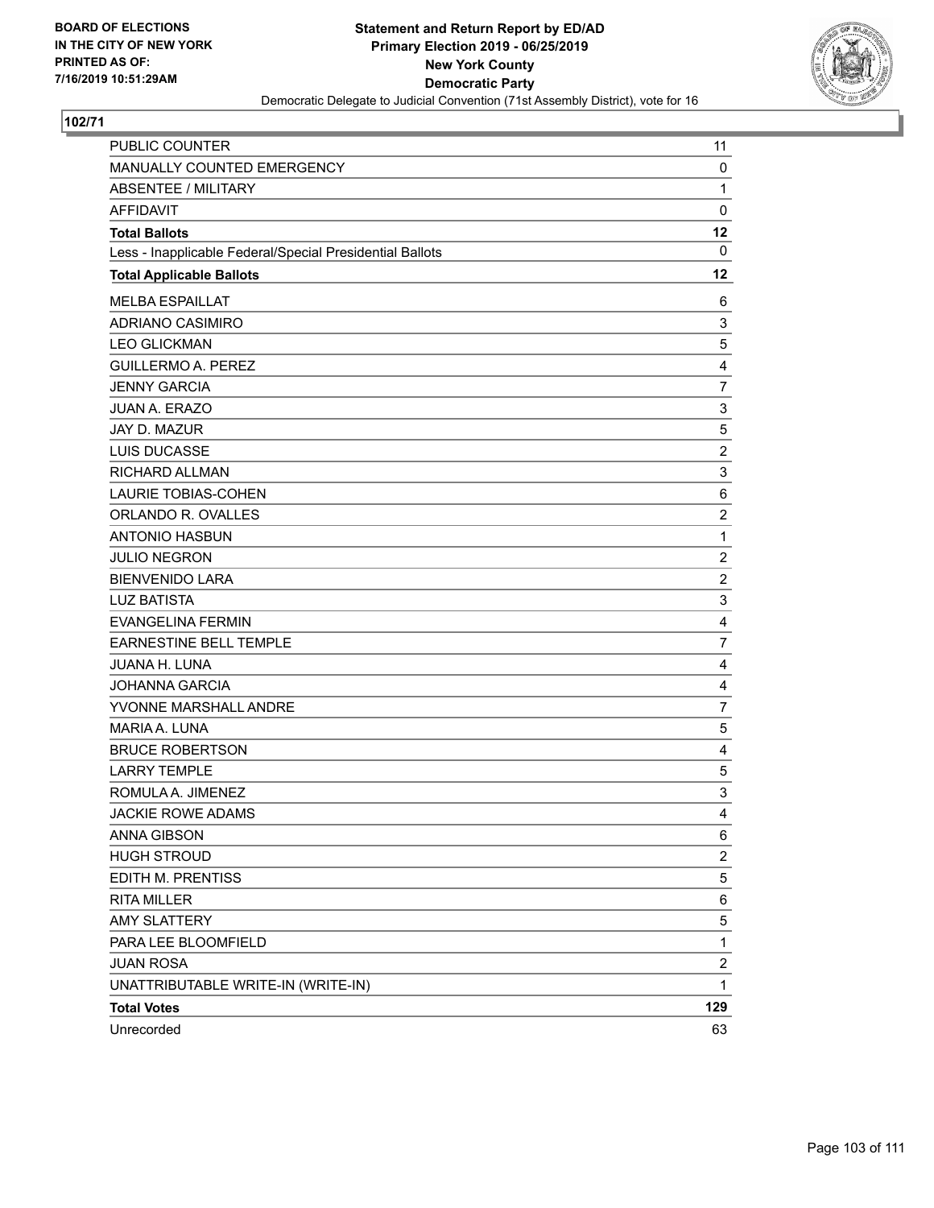BOARD OF ELECTIONS
IN THE CITY OF NEW YORK
PRINTED AS OF:
7/16/2019 10:51:29AM

**Statement and Return Report by ED/AD**
**Primary Election 2019 - 06/25/2019**
**New York County**
**Democratic Party**
Democratic Delegate to Judicial Convention (71st Assembly District), vote for 16

## 102/71

| | |
|---|---|
| PUBLIC COUNTER | 11 |
| MANUALLY COUNTED EMERGENCY | 0 |
| ABSENTEE / MILITARY | 1 |
| AFFIDAVIT | 0 |
| **Total Ballots** | **12** |
| Less - Inapplicable Federal/Special Presidential Ballots | 0 |
| **Total Applicable Ballots** | **12** |
| MELBA ESPAILLAT | 6 |
| ADRIANO CASIMIRO | 3 |
| LEO GLICKMAN | 5 |
| GUILLERMO A. PEREZ | 4 |
| JENNY GARCIA | 7 |
| JUAN A. ERAZO | 3 |
| JAY D. MAZUR | 5 |
| LUIS DUCASSE | 2 |
| RICHARD ALLMAN | 3 |
| LAURIE TOBIAS-COHEN | 6 |
| ORLANDO R. OVALLES | 2 |
| ANTONIO HASBUN | 1 |
| JULIO NEGRON | 2 |
| BIENVENIDO LARA | 2 |
| LUZ BATISTA | 3 |
| EVANGELINA FERMIN | 4 |
| EARNESTINE BELL TEMPLE | 7 |
| JUANA H. LUNA | 4 |
| JOHANNA GARCIA | 4 |
| YVONNE MARSHALL ANDRE | 7 |
| MARIA A. LUNA | 5 |
| BRUCE ROBERTSON | 4 |
| LARRY TEMPLE | 5 |
| ROMULA A. JIMENEZ | 3 |
| JACKIE ROWE ADAMS | 4 |
| ANNA GIBSON | 6 |
| HUGH STROUD | 2 |
| EDITH M. PRENTISS | 5 |
| RITA MILLER | 6 |
| AMY SLATTERY | 5 |
| PARA LEE BLOOMFIELD | 1 |
| JUAN ROSA | 2 |
| UNATTRIBUTABLE WRITE-IN (WRITE-IN) | 1 |
| **Total Votes** | **129** |
| Unrecorded | 63 |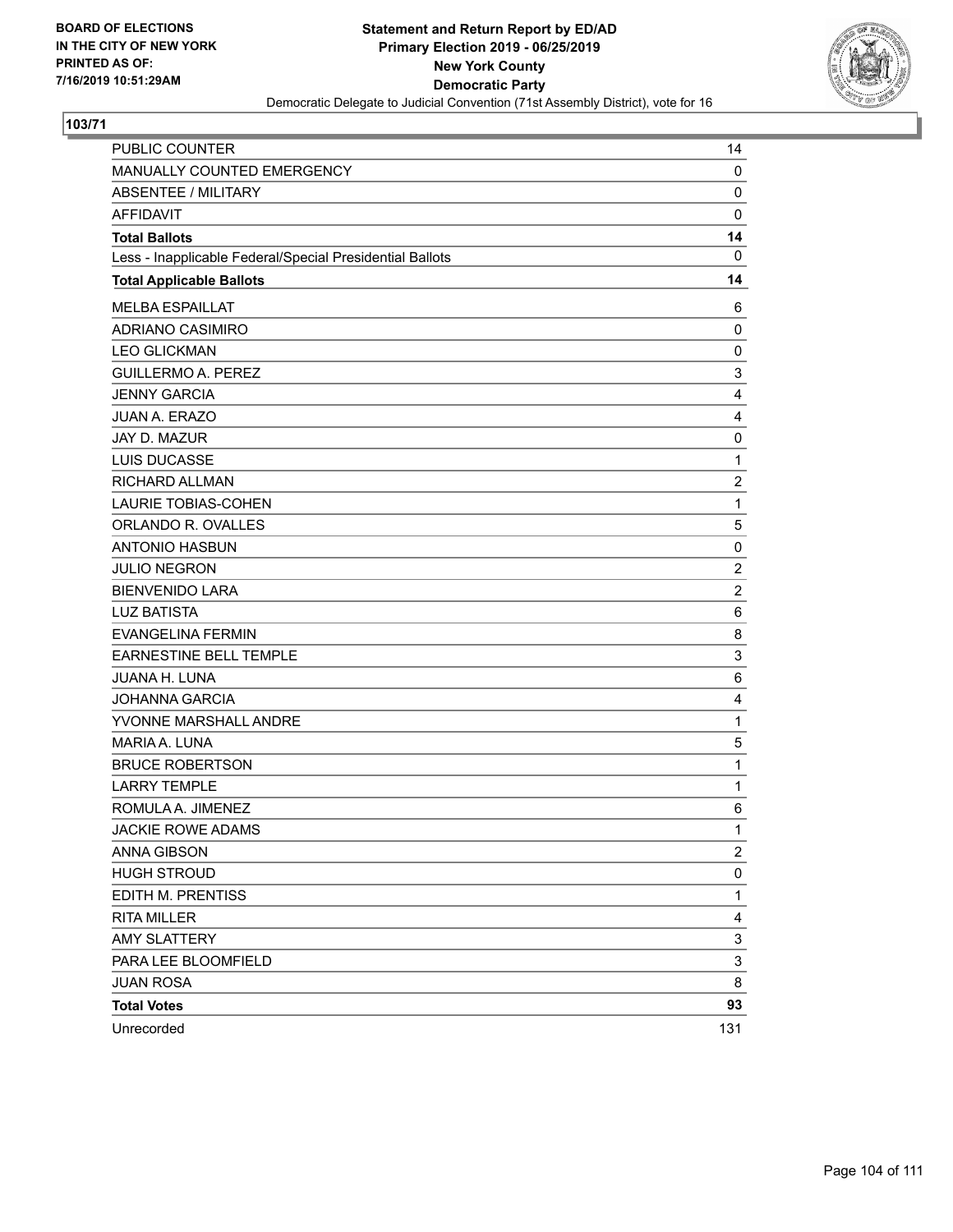BOARD OF ELECTIONS
IN THE CITY OF NEW YORK
PRINTED AS OF:
7/16/2019 10:51:29AM

**Statement and Return Report by ED/AD**
**Primary Election 2019 - 06/25/2019**
**New York County**
**Democratic Party**
Democratic Delegate to Judicial Convention (71st Assembly District), vote for 16

## 103/71

| | |
|---|---|
| PUBLIC COUNTER | 14 |
| MANUALLY COUNTED EMERGENCY | 0 |
| ABSENTEE / MILITARY | 0 |
| AFFIDAVIT | 0 |
| **Total Ballots** | **14** |
| Less - Inapplicable Federal/Special Presidential Ballots | 0 |
| **Total Applicable Ballots** | **14** |
| MELBA ESPAILLAT | 6 |
| ADRIANO CASIMIRO | 0 |
| LEO GLICKMAN | 0 |
| GUILLERMO A. PEREZ | 3 |
| JENNY GARCIA | 4 |
| JUAN A. ERAZO | 4 |
| JAY D. MAZUR | 0 |
| LUIS DUCASSE | 1 |
| RICHARD ALLMAN | 2 |
| LAURIE TOBIAS-COHEN | 1 |
| ORLANDO R. OVALLES | 5 |
| ANTONIO HASBUN | 0 |
| JULIO NEGRON | 2 |
| BIENVENIDO LARA | 2 |
| LUZ BATISTA | 6 |
| EVANGELINA FERMIN | 8 |
| EARNESTINE BELL TEMPLE | 3 |
| JUANA H. LUNA | 6 |
| JOHANNA GARCIA | 4 |
| YVONNE MARSHALL ANDRE | 1 |
| MARIA A. LUNA | 5 |
| BRUCE ROBERTSON | 1 |
| LARRY TEMPLE | 1 |
| ROMULA A. JIMENEZ | 6 |
| JACKIE ROWE ADAMS | 1 |
| ANNA GIBSON | 2 |
| HUGH STROUD | 0 |
| EDITH M. PRENTISS | 1 |
| RITA MILLER | 4 |
| AMY SLATTERY | 3 |
| PARA LEE BLOOMFIELD | 3 |
| JUAN ROSA | 8 |
| **Total Votes** | **93** |
| Unrecorded | 131 |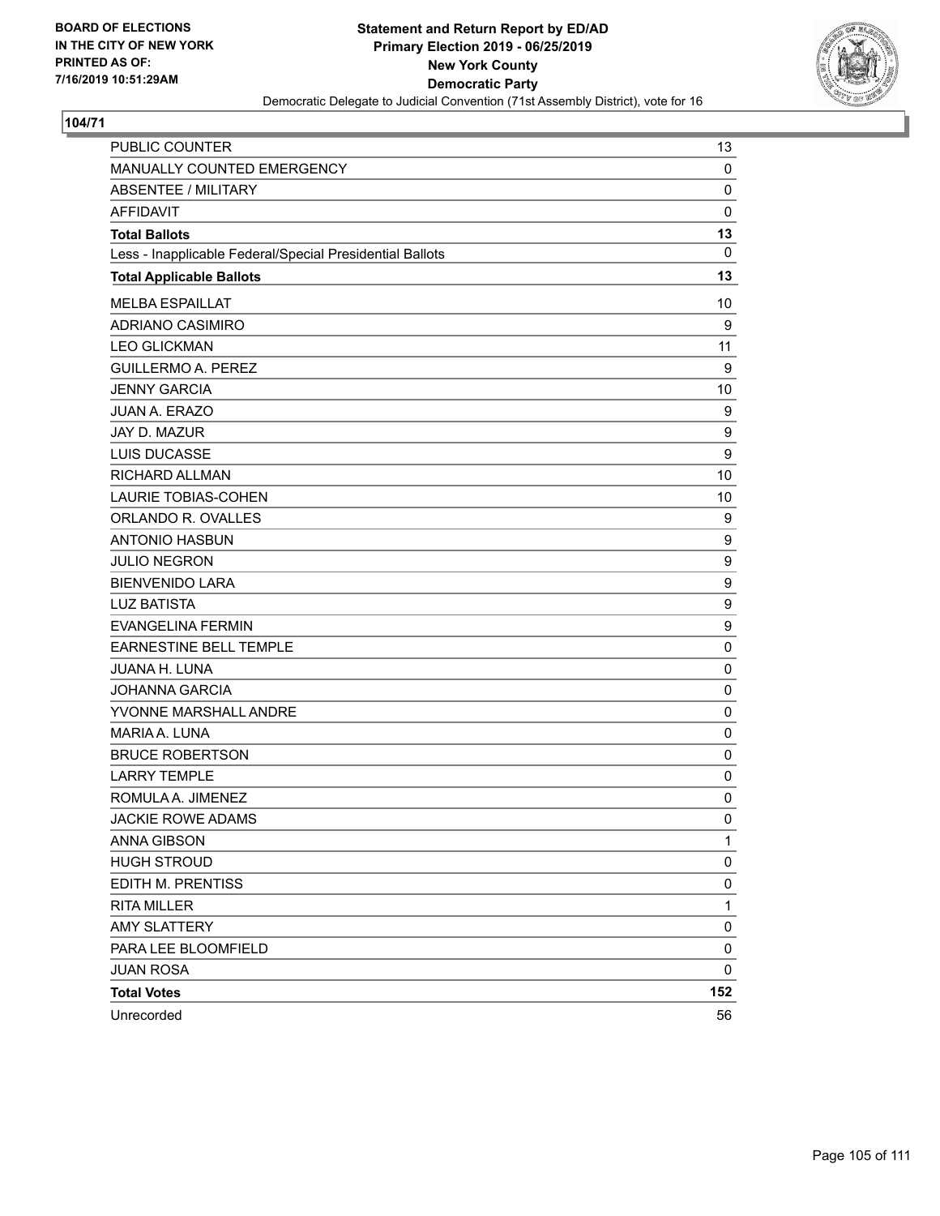BOARD OF ELECTIONS
IN THE CITY OF NEW YORK
PRINTED AS OF:
7/16/2019 10:51:29AM

**Statement and Return Report by ED/AD**
**Primary Election 2019 - 06/25/2019**
**New York County**
**Democratic Party**
Democratic Delegate to Judicial Convention (71st Assembly District), vote for 16

## 104/71

| | |
|---|---|
| PUBLIC COUNTER | 13 |
| MANUALLY COUNTED EMERGENCY | 0 |
| ABSENTEE / MILITARY | 0 |
| AFFIDAVIT | 0 |
| **Total Ballots** | **13** |
| Less - Inapplicable Federal/Special Presidential Ballots | 0 |
| **Total Applicable Ballots** | **13** |
| MELBA ESPAILLAT | 10 |
| ADRIANO CASIMIRO | 9 |
| LEO GLICKMAN | 11 |
| GUILLERMO A. PEREZ | 9 |
| JENNY GARCIA | 10 |
| JUAN A. ERAZO | 9 |
| JAY D. MAZUR | 9 |
| LUIS DUCASSE | 9 |
| RICHARD ALLMAN | 10 |
| LAURIE TOBIAS-COHEN | 10 |
| ORLANDO R. OVALLES | 9 |
| ANTONIO HASBUN | 9 |
| JULIO NEGRON | 9 |
| BIENVENIDO LARA | 9 |
| LUZ BATISTA | 9 |
| EVANGELINA FERMIN | 9 |
| EARNESTINE BELL TEMPLE | 0 |
| JUANA H. LUNA | 0 |
| JOHANNA GARCIA | 0 |
| YVONNE MARSHALL ANDRE | 0 |
| MARIA A. LUNA | 0 |
| BRUCE ROBERTSON | 0 |
| LARRY TEMPLE | 0 |
| ROMULA A. JIMENEZ | 0 |
| JACKIE ROWE ADAMS | 0 |
| ANNA GIBSON | 1 |
| HUGH STROUD | 0 |
| EDITH M. PRENTISS | 0 |
| RITA MILLER | 1 |
| AMY SLATTERY | 0 |
| PARA LEE BLOOMFIELD | 0 |
| JUAN ROSA | 0 |
| **Total Votes** | **152** |
| Unrecorded | 56 |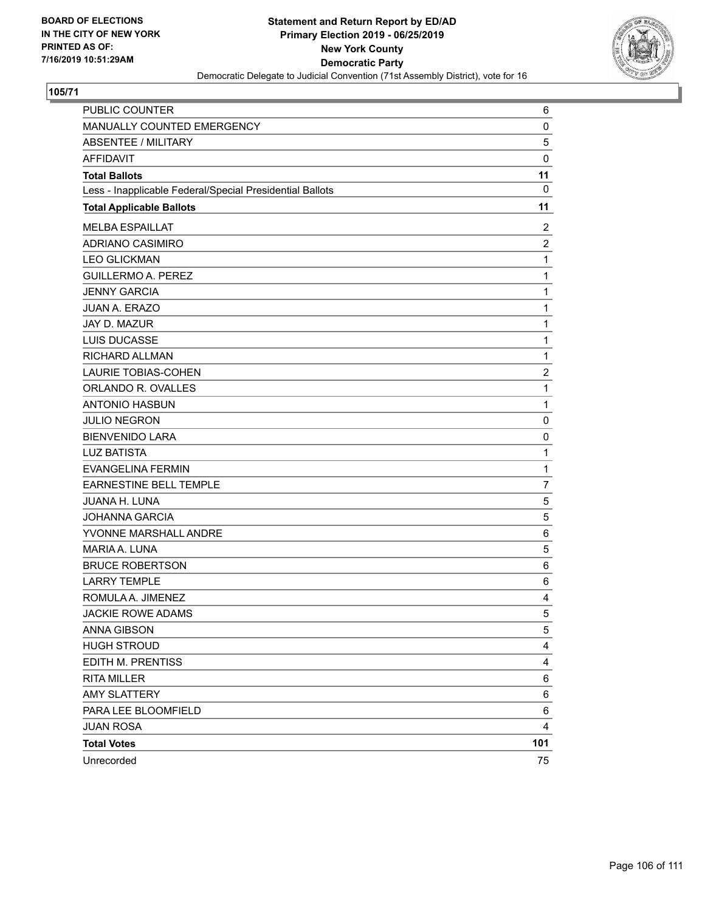BOARD OF ELECTIONS
IN THE CITY OF NEW YORK
PRINTED AS OF:
7/16/2019 10:51:29AM

**Statement and Return Report by ED/AD**
**Primary Election 2019 - 06/25/2019**
**New York County**
**Democratic Party**
Democratic Delegate to Judicial Convention (71st Assembly District), vote for 16

## 105/71

| | |
|---|---|
| PUBLIC COUNTER | 6 |
| MANUALLY COUNTED EMERGENCY | 0 |
| ABSENTEE / MILITARY | 5 |
| AFFIDAVIT | 0 |
| **Total Ballots** | **11** |
| Less - Inapplicable Federal/Special Presidential Ballots | 0 |
| **Total Applicable Ballots** | **11** |
| MELBA ESPAILLAT | 2 |
| ADRIANO CASIMIRO | 2 |
| LEO GLICKMAN | 1 |
| GUILLERMO A. PEREZ | 1 |
| JENNY GARCIA | 1 |
| JUAN A. ERAZO | 1 |
| JAY D. MAZUR | 1 |
| LUIS DUCASSE | 1 |
| RICHARD ALLMAN | 1 |
| LAURIE TOBIAS-COHEN | 2 |
| ORLANDO R. OVALLES | 1 |
| ANTONIO HASBUN | 1 |
| JULIO NEGRON | 0 |
| BIENVENIDO LARA | 0 |
| LUZ BATISTA | 1 |
| EVANGELINA FERMIN | 1 |
| EARNESTINE BELL TEMPLE | 7 |
| JUANA H. LUNA | 5 |
| JOHANNA GARCIA | 5 |
| YVONNE MARSHALL ANDRE | 6 |
| MARIA A. LUNA | 5 |
| BRUCE ROBERTSON | 6 |
| LARRY TEMPLE | 6 |
| ROMULA A. JIMENEZ | 4 |
| JACKIE ROWE ADAMS | 5 |
| ANNA GIBSON | 5 |
| HUGH STROUD | 4 |
| EDITH M. PRENTISS | 4 |
| RITA MILLER | 6 |
| AMY SLATTERY | 6 |
| PARA LEE BLOOMFIELD | 6 |
| JUAN ROSA | 4 |
| **Total Votes** | **101** |
| Unrecorded | 75 |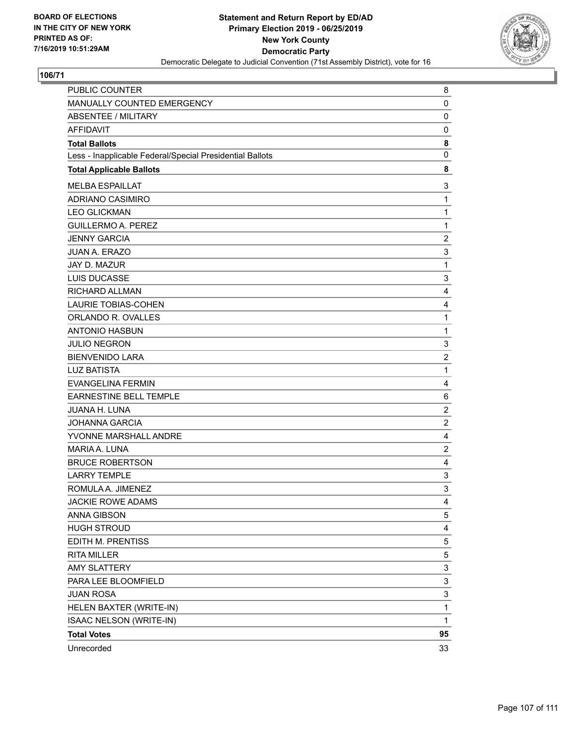BOARD OF ELECTIONS
IN THE CITY OF NEW YORK
PRINTED AS OF:
7/16/2019 10:51:29AM

**Statement and Return Report by ED/AD**
**Primary Election 2019 - 06/25/2019**
**New York County**
**Democratic Party**
Democratic Delegate to Judicial Convention (71st Assembly District), vote for 16

## 106/71

| | |
|---|---|
| PUBLIC COUNTER | 8 |
| MANUALLY COUNTED EMERGENCY | 0 |
| ABSENTEE / MILITARY | 0 |
| AFFIDAVIT | 0 |
| **Total Ballots** | **8** |
| Less - Inapplicable Federal/Special Presidential Ballots | 0 |
| **Total Applicable Ballots** | **8** |
| MELBA ESPAILLAT | 3 |
| ADRIANO CASIMIRO | 1 |
| LEO GLICKMAN | 1 |
| GUILLERMO A. PEREZ | 1 |
| JENNY GARCIA | 2 |
| JUAN A. ERAZO | 3 |
| JAY D. MAZUR | 1 |
| LUIS DUCASSE | 3 |
| RICHARD ALLMAN | 4 |
| LAURIE TOBIAS-COHEN | 4 |
| ORLANDO R. OVALLES | 1 |
| ANTONIO HASBUN | 1 |
| JULIO NEGRON | 3 |
| BIENVENIDO LARA | 2 |
| LUZ BATISTA | 1 |
| EVANGELINA FERMIN | 4 |
| EARNESTINE BELL TEMPLE | 6 |
| JUANA H. LUNA | 2 |
| JOHANNA GARCIA | 2 |
| YVONNE MARSHALL ANDRE | 4 |
| MARIA A. LUNA | 2 |
| BRUCE ROBERTSON | 4 |
| LARRY TEMPLE | 3 |
| ROMULA A. JIMENEZ | 3 |
| JACKIE ROWE ADAMS | 4 |
| ANNA GIBSON | 5 |
| HUGH STROUD | 4 |
| EDITH M. PRENTISS | 5 |
| RITA MILLER | 5 |
| AMY SLATTERY | 3 |
| PARA LEE BLOOMFIELD | 3 |
| JUAN ROSA | 3 |
| HELEN BAXTER (WRITE-IN) | 1 |
| ISAAC NELSON (WRITE-IN) | 1 |
| **Total Votes** | **95** |
| Unrecorded | 33 |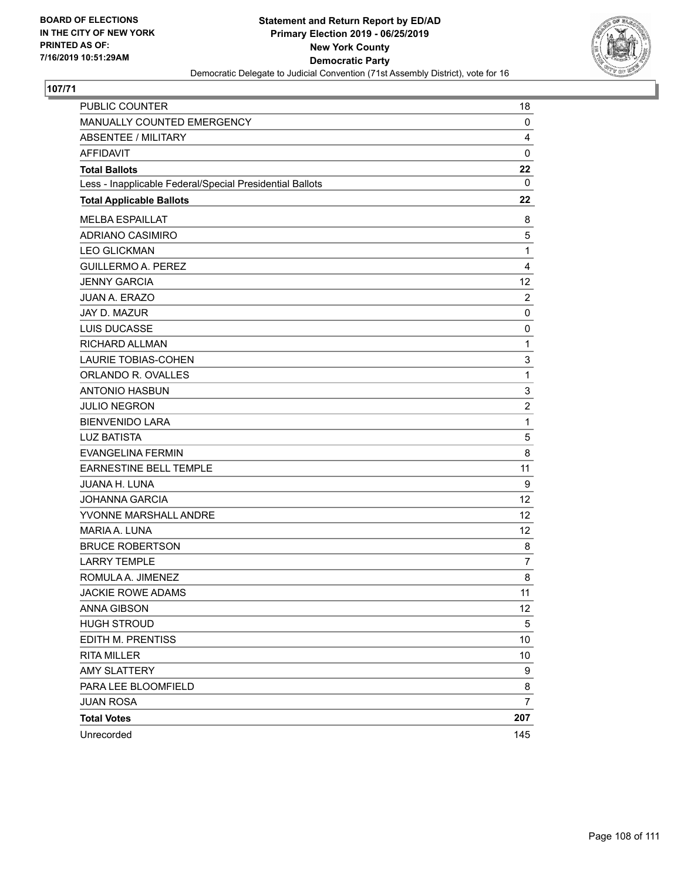BOARD OF ELECTIONS
IN THE CITY OF NEW YORK
PRINTED AS OF:
7/16/2019 10:51:29AM

**Statement and Return Report by ED/AD**
**Primary Election 2019 - 06/25/2019**
**New York County**
**Democratic Party**
Democratic Delegate to Judicial Convention (71st Assembly District), vote for 16

## 107/71

| | |
|---|---|
| PUBLIC COUNTER | 18 |
| MANUALLY COUNTED EMERGENCY | 0 |
| ABSENTEE / MILITARY | 4 |
| AFFIDAVIT | 0 |
| **Total Ballots** | **22** |
| Less - Inapplicable Federal/Special Presidential Ballots | 0 |
| **Total Applicable Ballots** | **22** |
| MELBA ESPAILLAT | 8 |
| ADRIANO CASIMIRO | 5 |
| LEO GLICKMAN | 1 |
| GUILLERMO A. PEREZ | 4 |
| JENNY GARCIA | 12 |
| JUAN A. ERAZO | 2 |
| JAY D. MAZUR | 0 |
| LUIS DUCASSE | 0 |
| RICHARD ALLMAN | 1 |
| LAURIE TOBIAS-COHEN | 3 |
| ORLANDO R. OVALLES | 1 |
| ANTONIO HASBUN | 3 |
| JULIO NEGRON | 2 |
| BIENVENIDO LARA | 1 |
| LUZ BATISTA | 5 |
| EVANGELINA FERMIN | 8 |
| EARNESTINE BELL TEMPLE | 11 |
| JUANA H. LUNA | 9 |
| JOHANNA GARCIA | 12 |
| YVONNE MARSHALL ANDRE | 12 |
| MARIA A. LUNA | 12 |
| BRUCE ROBERTSON | 8 |
| LARRY TEMPLE | 7 |
| ROMULA A. JIMENEZ | 8 |
| JACKIE ROWE ADAMS | 11 |
| ANNA GIBSON | 12 |
| HUGH STROUD | 5 |
| EDITH M. PRENTISS | 10 |
| RITA MILLER | 10 |
| AMY SLATTERY | 9 |
| PARA LEE BLOOMFIELD | 8 |
| JUAN ROSA | 7 |
| **Total Votes** | **207** |
| Unrecorded | 145 |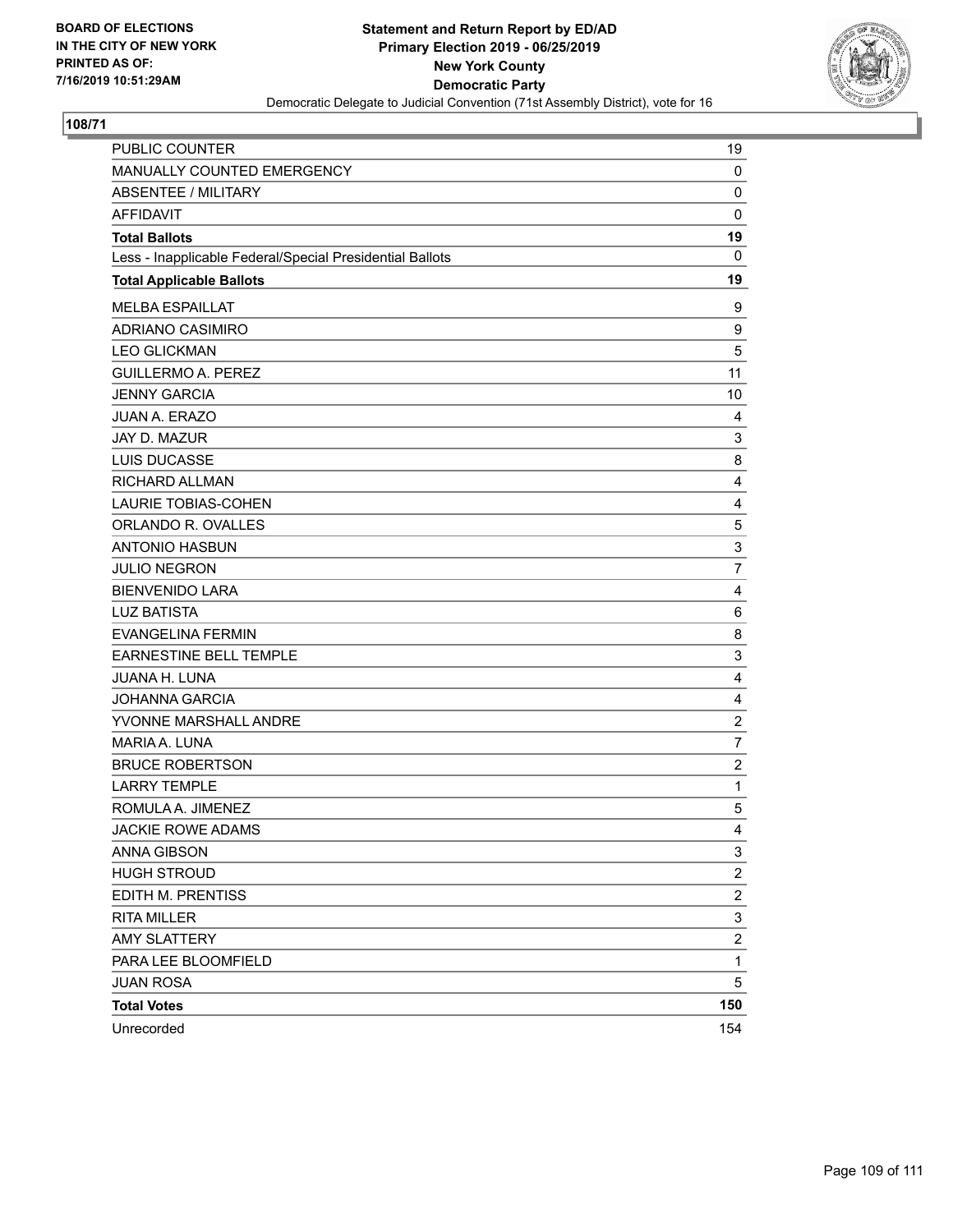BOARD OF ELECTIONS
IN THE CITY OF NEW YORK
PRINTED AS OF:
7/16/2019 10:51:29AM

**Statement and Return Report by ED/AD**
**Primary Election 2019 - 06/25/2019**
**New York County**
**Democratic Party**
Democratic Delegate to Judicial Convention (71st Assembly District), vote for 16

## 108/71

| | |
|---|---|
| PUBLIC COUNTER | 19 |
| MANUALLY COUNTED EMERGENCY | 0 |
| ABSENTEE / MILITARY | 0 |
| AFFIDAVIT | 0 |
| **Total Ballots** | **19** |
| Less - Inapplicable Federal/Special Presidential Ballots | 0 |
| **Total Applicable Ballots** | **19** |
| MELBA ESPAILLAT | 9 |
| ADRIANO CASIMIRO | 9 |
| LEO GLICKMAN | 5 |
| GUILLERMO A. PEREZ | 11 |
| JENNY GARCIA | 10 |
| JUAN A. ERAZO | 4 |
| JAY D. MAZUR | 3 |
| LUIS DUCASSE | 8 |
| RICHARD ALLMAN | 4 |
| LAURIE TOBIAS-COHEN | 4 |
| ORLANDO R. OVALLES | 5 |
| ANTONIO HASBUN | 3 |
| JULIO NEGRON | 7 |
| BIENVENIDO LARA | 4 |
| LUZ BATISTA | 6 |
| EVANGELINA FERMIN | 8 |
| EARNESTINE BELL TEMPLE | 3 |
| JUANA H. LUNA | 4 |
| JOHANNA GARCIA | 4 |
| YVONNE MARSHALL ANDRE | 2 |
| MARIA A. LUNA | 7 |
| BRUCE ROBERTSON | 2 |
| LARRY TEMPLE | 1 |
| ROMULA A. JIMENEZ | 5 |
| JACKIE ROWE ADAMS | 4 |
| ANNA GIBSON | 3 |
| HUGH STROUD | 2 |
| EDITH M. PRENTISS | 2 |
| RITA MILLER | 3 |
| AMY SLATTERY | 2 |
| PARA LEE BLOOMFIELD | 1 |
| JUAN ROSA | 5 |
| **Total Votes** | **150** |
| Unrecorded | 154 |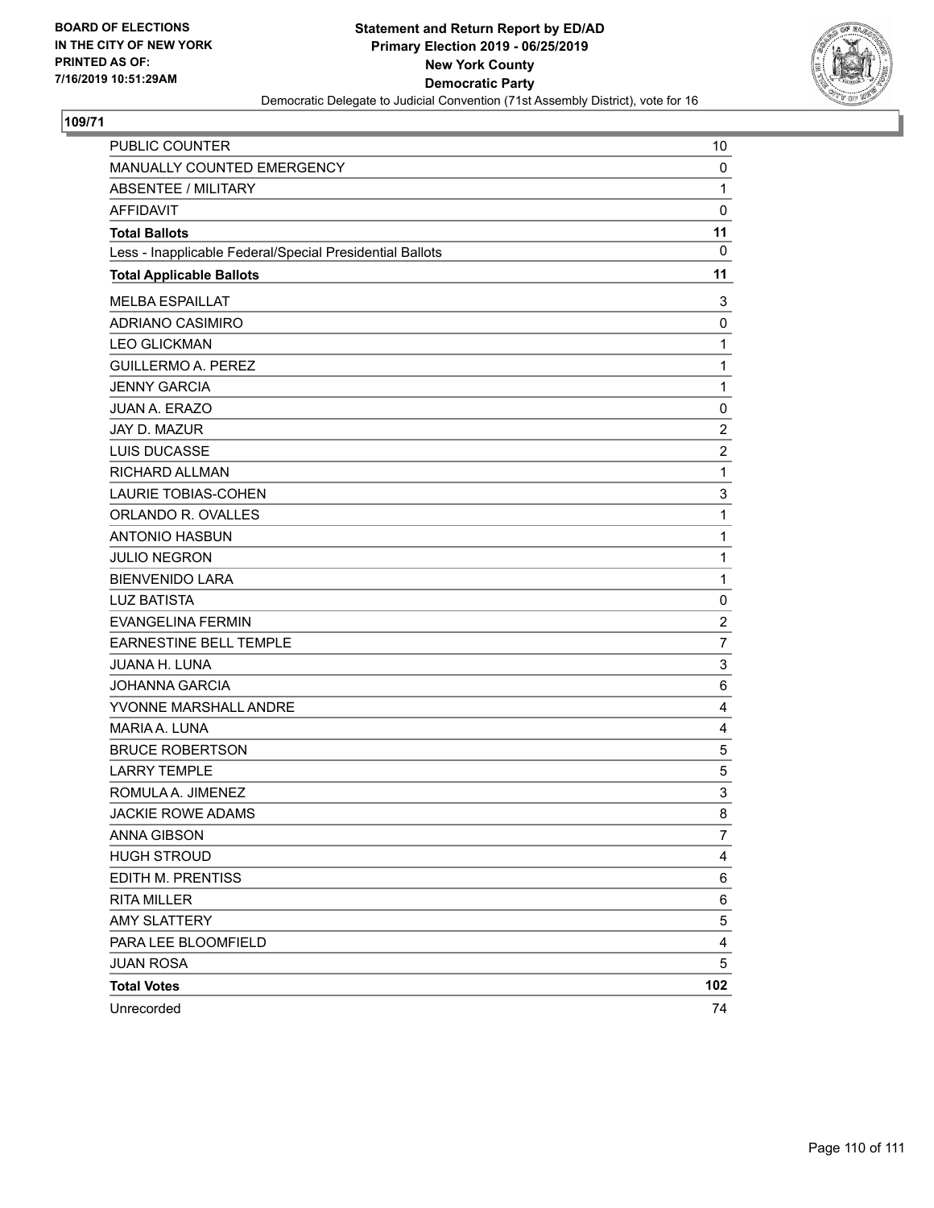**BOARD OF ELECTIONS IN THE CITY OF NEW YORK PRINTED AS OF: 7/16/2019 10:51:29AM**

**Statement and Return Report by ED/AD**
**Primary Election 2019 - 06/25/2019**
**New York County**
**Democratic Party**
Democratic Delegate to Judicial Convention (71st Assembly District), vote for 16

## 109/71

| | |
|---|---|
| PUBLIC COUNTER | 10 |
| MANUALLY COUNTED EMERGENCY | 0 |
| ABSENTEE / MILITARY | 1 |
| AFFIDAVIT | 0 |
| **Total Ballots** | **11** |
| Less - Inapplicable Federal/Special Presidential Ballots | 0 |
| **Total Applicable Ballots** | **11** |
| MELBA ESPAILLAT | 3 |
| ADRIANO CASIMIRO | 0 |
| LEO GLICKMAN | 1 |
| GUILLERMO A. PEREZ | 1 |
| JENNY GARCIA | 1 |
| JUAN A. ERAZO | 0 |
| JAY D. MAZUR | 2 |
| LUIS DUCASSE | 2 |
| RICHARD ALLMAN | 1 |
| LAURIE TOBIAS-COHEN | 3 |
| ORLANDO R. OVALLES | 1 |
| ANTONIO HASBUN | 1 |
| JULIO NEGRON | 1 |
| BIENVENIDO LARA | 1 |
| LUZ BATISTA | 0 |
| EVANGELINA FERMIN | 2 |
| EARNESTINE BELL TEMPLE | 7 |
| JUANA H. LUNA | 3 |
| JOHANNA GARCIA | 6 |
| YVONNE MARSHALL ANDRE | 4 |
| MARIA A. LUNA | 4 |
| BRUCE ROBERTSON | 5 |
| LARRY TEMPLE | 5 |
| ROMULA A. JIMENEZ | 3 |
| JACKIE ROWE ADAMS | 8 |
| ANNA GIBSON | 7 |
| HUGH STROUD | 4 |
| EDITH M. PRENTISS | 6 |
| RITA MILLER | 6 |
| AMY SLATTERY | 5 |
| PARA LEE BLOOMFIELD | 4 |
| JUAN ROSA | 5 |
| **Total Votes** | **102** |
| Unrecorded | 74 |